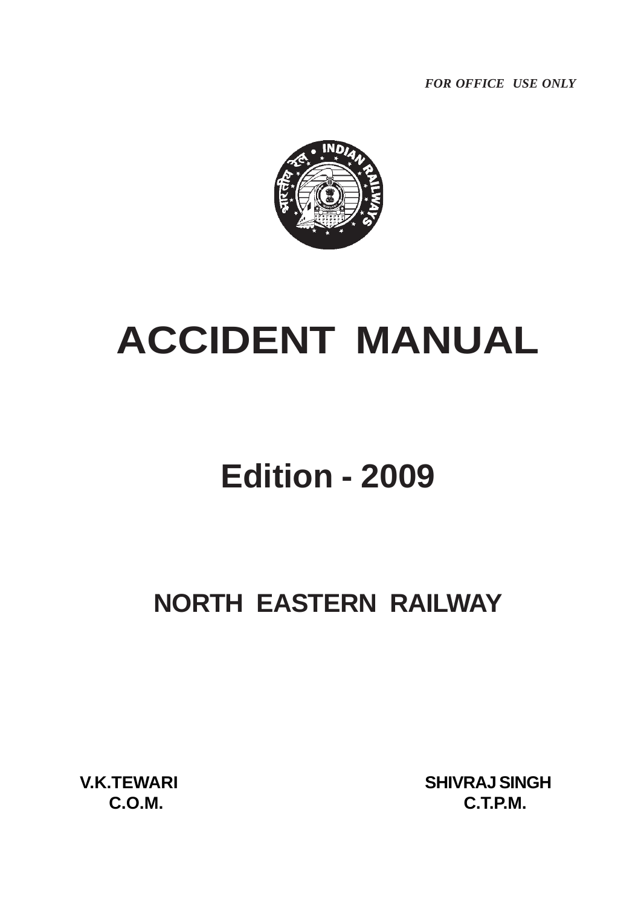*FOR OFFICE USE ONLY*

# ACCIDENT MANUAL

## Edition - 2009

## NORTH EASTERN RAILWAY

**V.K.TEWARI**
**C.O.M.**

**SHIVRAJ SINGH**
**C.T.P.M.**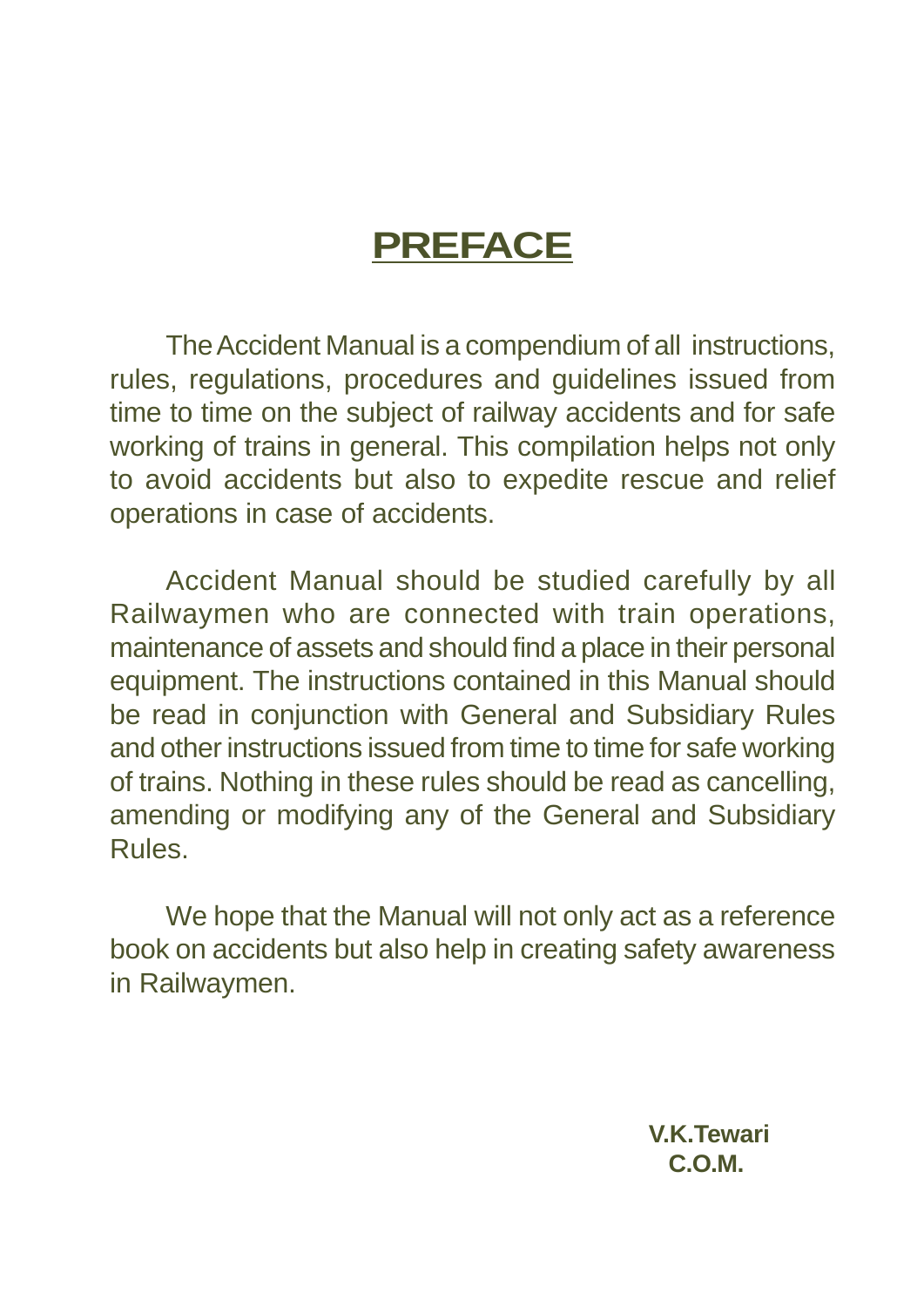# PREFACE

The Accident Manual is a compendium of all instructions, rules, regulations, procedures and guidelines issued from time to time on the subject of railway accidents and for safe working of trains in general. This compilation helps not only to avoid accidents but also to expedite rescue and relief operations in case of accidents.

Accident Manual should be studied carefully by all Railwaymen who are connected with train operations, maintenance of assets and should find a place in their personal equipment. The instructions contained in this Manual should be read in conjunction with General and Subsidiary Rules and other instructions issued from time to time for safe working of trains. Nothing in these rules should be read as cancelling, amending or modifying any of the General and Subsidiary Rules.

We hope that the Manual will not only act as a reference book on accidents but also help in creating safety awareness in Railwaymen.

**V.K.Tewari**
**C.O.M.**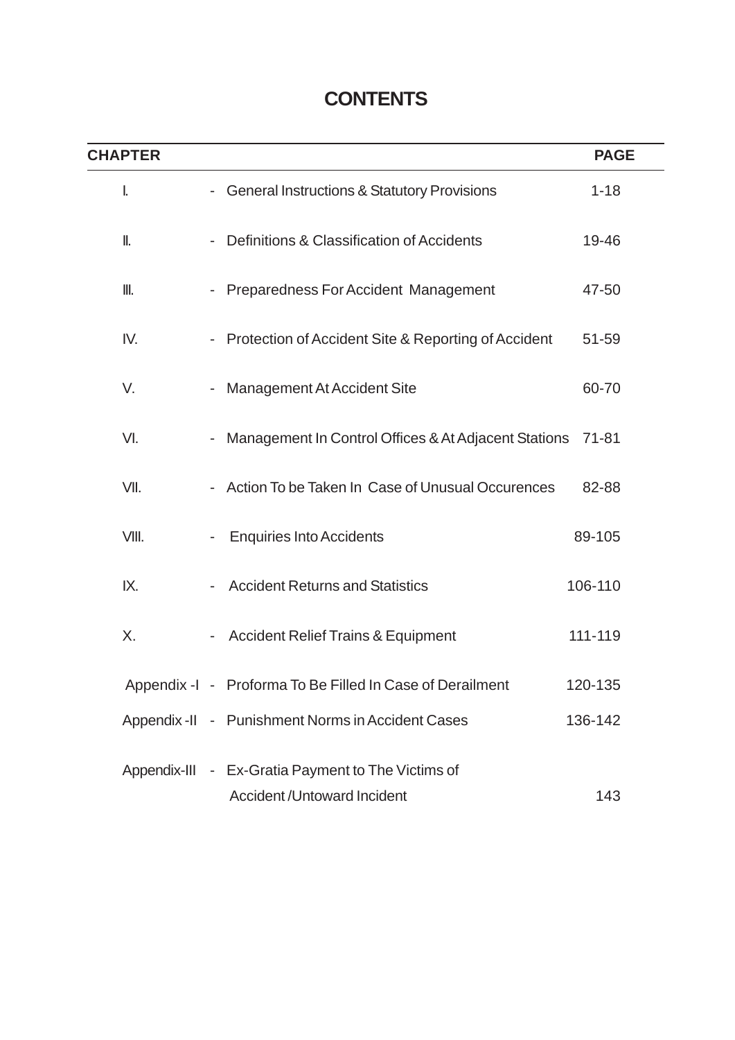# CONTENTS

| CHAPTER | | | PAGE |
|---|---|---|---|
| I. | - | General Instructions & Statutory Provisions | 1-18 |
| II. | - | Definitions & Classification of Accidents | 19-46 |
| III. | - | Preparedness For Accident Management | 47-50 |
| IV. | - | Protection of Accident Site & Reporting of Accident | 51-59 |
| V. | - | Management At Accident Site | 60-70 |
| VI. | - | Management In Control Offices & At Adjacent Stations | 71-81 |
| VII. | - | Action To be Taken In Case of Unusual Occurences | 82-88 |
| VIII. | - | Enquiries Into Accidents | 89-105 |
| IX. | - | Accident Returns and Statistics | 106-110 |
| X. | - | Accident Relief Trains & Equipment | 111-119 |
| Appendix -I | - | Proforma To Be Filled In Case of Derailment | 120-135 |
| Appendix -II | - | Punishment Norms in Accident Cases | 136-142 |
| Appendix-III | - | Ex-Gratia Payment to The Victims of Accident /Untoward Incident | 143 |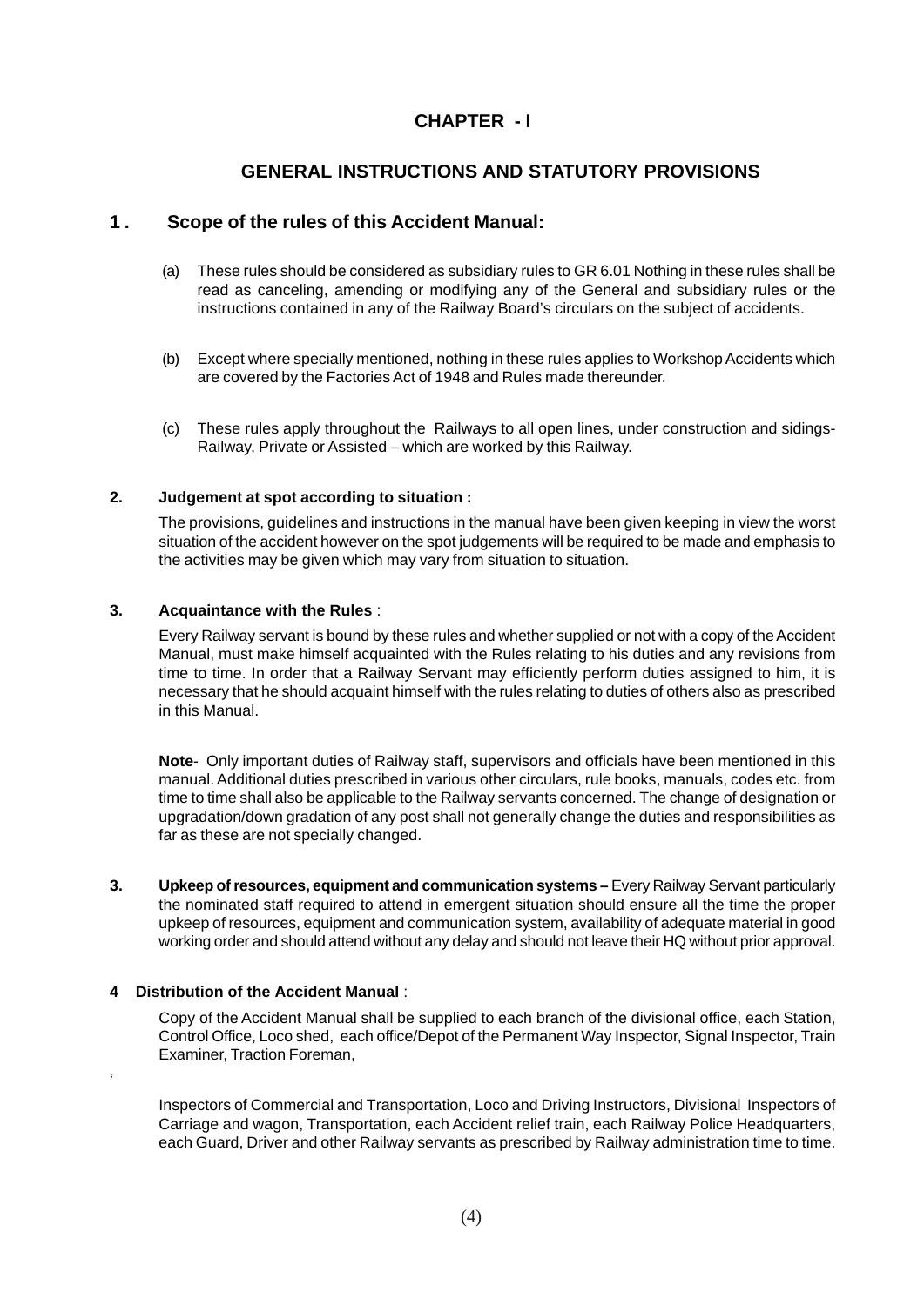# CHAPTER - I

## GENERAL INSTRUCTIONS AND STATUTORY PROVISIONS

### 1 . Scope of the rules of this Accident Manual:

(a) These rules should be considered as subsidiary rules to GR 6.01 Nothing in these rules shall be read as canceling, amending or modifying any of the General and subsidiary rules or the instructions contained in any of the Railway Board's circulars on the subject of accidents.

(b) Except where specially mentioned, nothing in these rules applies to Workshop Accidents which are covered by the Factories Act of 1948 and Rules made thereunder.

(c) These rules apply throughout the Railways to all open lines, under construction and sidings- Railway, Private or Assisted – which are worked by this Railway.

**2. Judgement at spot according to situation :**

The provisions, guidelines and instructions in the manual have been given keeping in view the worst situation of the accident however on the spot judgements will be required to be made and emphasis to the activities may be given which may vary from situation to situation.

**3. Acquaintance with the Rules** :

Every Railway servant is bound by these rules and whether supplied or not with a copy of the Accident Manual, must make himself acquainted with the Rules relating to his duties and any revisions from time to time. In order that a Railway Servant may efficiently perform duties assigned to him, it is necessary that he should acquaint himself with the rules relating to duties of others also as prescribed in this Manual.

**Note**- Only important duties of Railway staff, supervisors and officials have been mentioned in this manual. Additional duties prescribed in various other circulars, rule books, manuals, codes etc. from time to time shall also be applicable to the Railway servants concerned. The change of designation or upgradation/down gradation of any post shall not generally change the duties and responsibilities as far as these are not specially changed.

**3. Upkeep of resources, equipment and communication systems –** Every Railway Servant particularly the nominated staff required to attend in emergent situation should ensure all the time the proper upkeep of resources, equipment and communication system, availability of adequate material in good working order and should attend without any delay and should not leave their HQ without prior approval.

**4 Distribution of the Accident Manual** :

Copy of the Accident Manual shall be supplied to each branch of the divisional office, each Station, Control Office, Loco shed, each office/Depot of the Permanent Way Inspector, Signal Inspector, Train Examiner, Traction Foreman,

Inspectors of Commercial and Transportation, Loco and Driving Instructors, Divisional Inspectors of Carriage and wagon, Transportation, each Accident relief train, each Railway Police Headquarters, each Guard, Driver and other Railway servants as prescribed by Railway administration time to time.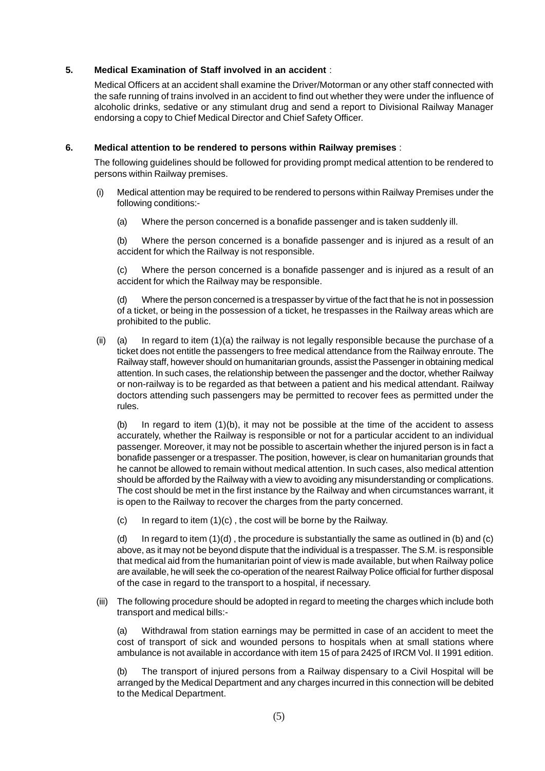**5. Medical Examination of Staff involved in an accident** :

Medical Officers at an accident shall examine the Driver/Motorman or any other staff connected with the safe running of trains involved in an accident to find out whether they were under the influence of alcoholic drinks, sedative or any stimulant drug and send a report to Divisional Railway Manager endorsing a copy to Chief Medical Director and Chief Safety Officer.

**6. Medical attention to be rendered to persons within Railway premises** :

The following guidelines should be followed for providing prompt medical attention to be rendered to persons within Railway premises.

(i) Medical attention may be required to be rendered to persons within Railway Premises under the following conditions:-

(a) Where the person concerned is a bonafide passenger and is taken suddenly ill.

(b) Where the person concerned is a bonafide passenger and is injured as a result of an accident for which the Railway is not responsible.

(c) Where the person concerned is a bonafide passenger and is injured as a result of an accident for which the Railway may be responsible.

(d) Where the person concerned is a trespasser by virtue of the fact that he is not in possession of a ticket, or being in the possession of a ticket, he trespasses in the Railway areas which are prohibited to the public.

(ii) (a) In regard to item (1)(a) the railway is not legally responsible because the purchase of a ticket does not entitle the passengers to free medical attendance from the Railway enroute. The Railway staff, however should on humanitarian grounds, assist the Passenger in obtaining medical attention. In such cases, the relationship between the passenger and the doctor, whether Railway or non-railway is to be regarded as that between a patient and his medical attendant. Railway doctors attending such passengers may be permitted to recover fees as permitted under the rules.

(b) In regard to item (1)(b), it may not be possible at the time of the accident to assess accurately, whether the Railway is responsible or not for a particular accident to an individual passenger. Moreover, it may not be possible to ascertain whether the injured person is in fact a bonafide passenger or a trespasser. The position, however, is clear on humanitarian grounds that he cannot be allowed to remain without medical attention. In such cases, also medical attention should be afforded by the Railway with a view to avoiding any misunderstanding or complications. The cost should be met in the first instance by the Railway and when circumstances warrant, it is open to the Railway to recover the charges from the party concerned.

(c) In regard to item (1)(c) , the cost will be borne by the Railway.

(d) In regard to item (1)(d) , the procedure is substantially the same as outlined in (b) and (c) above, as it may not be beyond dispute that the individual is a trespasser. The S.M. is responsible that medical aid from the humanitarian point of view is made available, but when Railway police are available, he will seek the co-operation of the nearest Railway Police official for further disposal of the case in regard to the transport to a hospital, if necessary.

(iii) The following procedure should be adopted in regard to meeting the charges which include both transport and medical bills:-

(a) Withdrawal from station earnings may be permitted in case of an accident to meet the cost of transport of sick and wounded persons to hospitals when at small stations where ambulance is not available in accordance with item 15 of para 2425 of IRCM Vol. II 1991 edition.

(b) The transport of injured persons from a Railway dispensary to a Civil Hospital will be arranged by the Medical Department and any charges incurred in this connection will be debited to the Medical Department.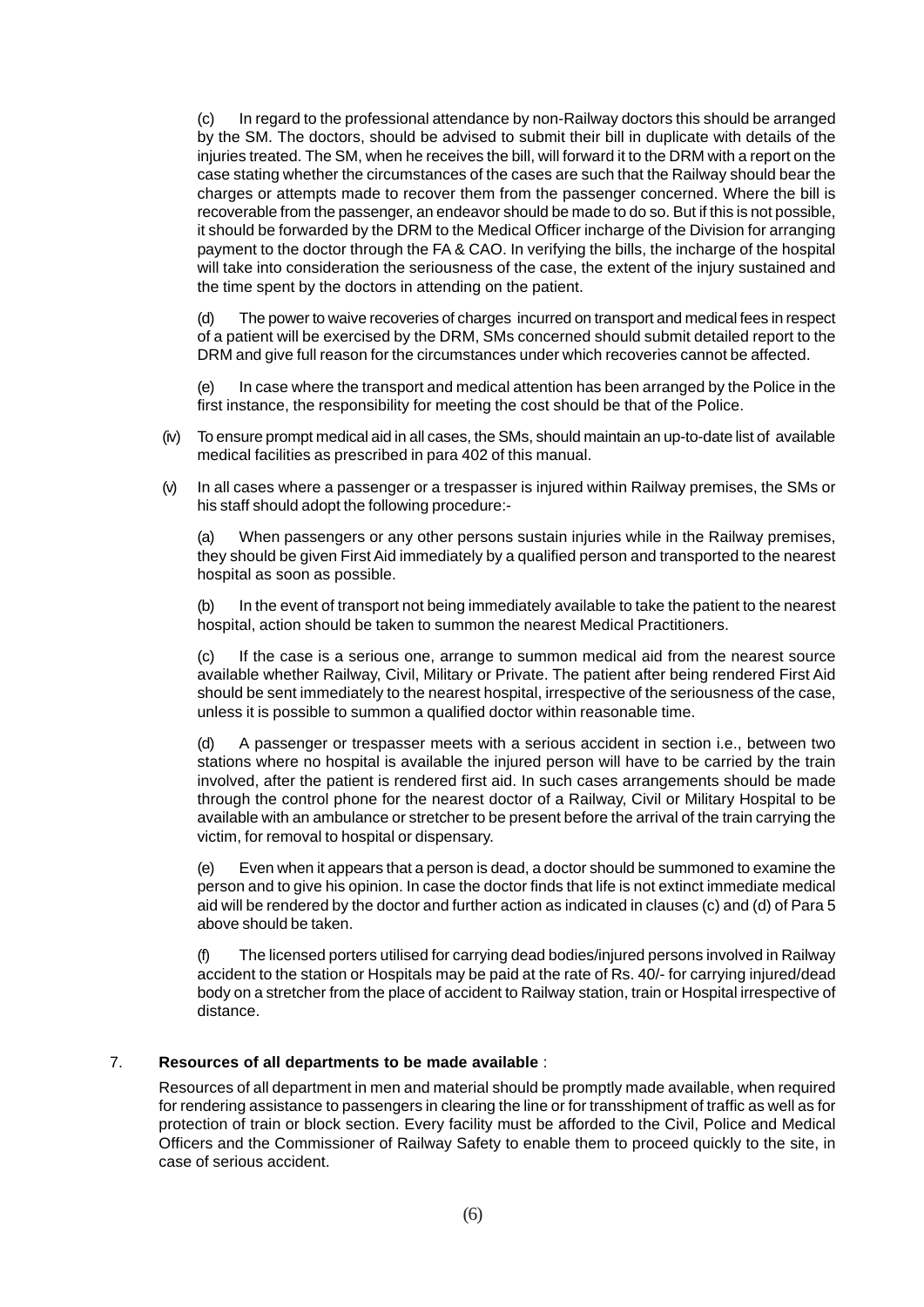(c) In regard to the professional attendance by non-Railway doctors this should be arranged by the SM. The doctors, should be advised to submit their bill in duplicate with details of the injuries treated. The SM, when he receives the bill, will forward it to the DRM with a report on the case stating whether the circumstances of the cases are such that the Railway should bear the charges or attempts made to recover them from the passenger concerned. Where the bill is recoverable from the passenger, an endeavor should be made to do so. But if this is not possible, it should be forwarded by the DRM to the Medical Officer incharge of the Division for arranging payment to the doctor through the FA & CAO. In verifying the bills, the incharge of the hospital will take into consideration the seriousness of the case, the extent of the injury sustained and the time spent by the doctors in attending on the patient.

(d) The power to waive recoveries of charges incurred on transport and medical fees in respect of a patient will be exercised by the DRM, SMs concerned should submit detailed report to the DRM and give full reason for the circumstances under which recoveries cannot be affected.

(e) In case where the transport and medical attention has been arranged by the Police in the first instance, the responsibility for meeting the cost should be that of the Police.

(iv) To ensure prompt medical aid in all cases, the SMs, should maintain an up-to-date list of available medical facilities as prescribed in para 402 of this manual.

(v) In all cases where a passenger or a trespasser is injured within Railway premises, the SMs or his staff should adopt the following procedure:-

(a) When passengers or any other persons sustain injuries while in the Railway premises, they should be given First Aid immediately by a qualified person and transported to the nearest hospital as soon as possible.

(b) In the event of transport not being immediately available to take the patient to the nearest hospital, action should be taken to summon the nearest Medical Practitioners.

(c) If the case is a serious one, arrange to summon medical aid from the nearest source available whether Railway, Civil, Military or Private. The patient after being rendered First Aid should be sent immediately to the nearest hospital, irrespective of the seriousness of the case, unless it is possible to summon a qualified doctor within reasonable time.

(d) A passenger or trespasser meets with a serious accident in section i.e., between two stations where no hospital is available the injured person will have to be carried by the train involved, after the patient is rendered first aid. In such cases arrangements should be made through the control phone for the nearest doctor of a Railway, Civil or Military Hospital to be available with an ambulance or stretcher to be present before the arrival of the train carrying the victim, for removal to hospital or dispensary.

(e) Even when it appears that a person is dead, a doctor should be summoned to examine the person and to give his opinion. In case the doctor finds that life is not extinct immediate medical aid will be rendered by the doctor and further action as indicated in clauses (c) and (d) of Para 5 above should be taken.

(f) The licensed porters utilised for carrying dead bodies/injured persons involved in Railway accident to the station or Hospitals may be paid at the rate of Rs. 40/- for carrying injured/dead body on a stretcher from the place of accident to Railway station, train or Hospital irrespective of distance.

7. **Resources of all departments to be made available** :

Resources of all department in men and material should be promptly made available, when required for rendering assistance to passengers in clearing the line or for transshipment of traffic as well as for protection of train or block section. Every facility must be afforded to the Civil, Police and Medical Officers and the Commissioner of Railway Safety to enable them to proceed quickly to the site, in case of serious accident.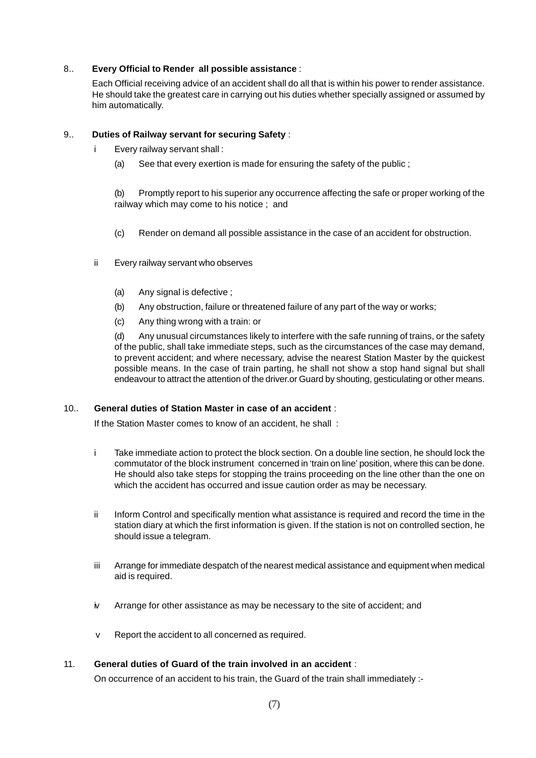8.. **Every Official to Render all possible assistance** :

Each Official receiving advice of an accident shall do all that is within his power to render assistance. He should take the greatest care in carrying out his duties whether specially assigned or assumed by him automatically.

9.. **Duties of Railway servant for securing Safety** :

i Every railway servant shall :

(a) See that every exertion is made for ensuring the safety of the public ;

(b) Promptly report to his superior any occurrence affecting the safe or proper working of the railway which may come to his notice ; and

(c) Render on demand all possible assistance in the case of an accident for obstruction.

ii Every railway servant who observes

(a) Any signal is defective ;

(b) Any obstruction, failure or threatened failure of any part of the way or works;

(c) Any thing wrong with a train: or

(d) Any unusual circumstances likely to interfere with the safe running of trains, or the safety of the public, shall take immediate steps, such as the circumstances of the case may demand, to prevent accident; and where necessary, advise the nearest Station Master by the quickest possible means. In the case of train parting, he shall not show a stop hand signal but shall endeavour to attract the attention of the driver.or Guard by shouting, gesticulating or other means.

10.. **General duties of Station Master in case of an accident** :

If the Station Master comes to know of an accident, he shall :

i Take immediate action to protect the block section. On a double line section, he should lock the commutator of the block instrument concerned in 'train on line' position, where this can be done. He should also take steps for stopping the trains proceeding on the line other than the one on which the accident has occurred and issue caution order as may be necessary.

ii Inform Control and specifically mention what assistance is required and record the time in the station diary at which the first information is given. If the station is not on controlled section, he should issue a telegram.

iii Arrange for immediate despatch of the nearest medical assistance and equipment when medical aid is required.

iv Arrange for other assistance as may be necessary to the site of accident; and

v Report the accident to all concerned as required.

11. **General duties of Guard of the train involved in an accident** :

On occurrence of an accident to his train, the Guard of the train shall immediately :-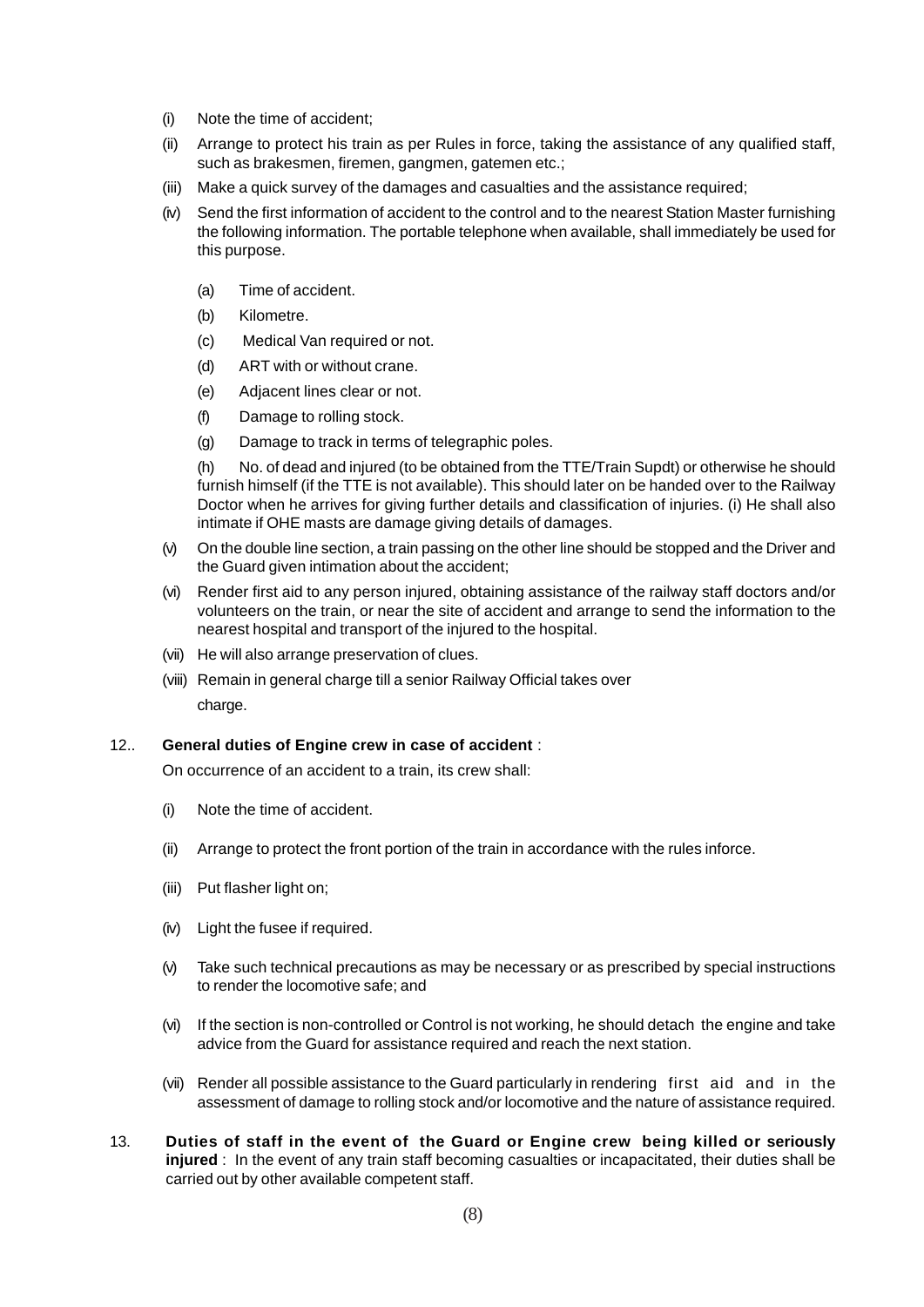(i) Note the time of accident;

(ii) Arrange to protect his train as per Rules in force, taking the assistance of any qualified staff, such as brakesmen, firemen, gangmen, gatemen etc.;

(iii) Make a quick survey of the damages and casualties and the assistance required;

(iv) Send the first information of accident to the control and to the nearest Station Master furnishing the following information. The portable telephone when available, shall immediately be used for this purpose.

(a) Time of accident.

(b) Kilometre.

(c) Medical Van required or not.

(d) ART with or without crane.

(e) Adjacent lines clear or not.

(f) Damage to rolling stock.

(g) Damage to track in terms of telegraphic poles.

(h) No. of dead and injured (to be obtained from the TTE/Train Supdt) or otherwise he should furnish himself (if the TTE is not available). This should later on be handed over to the Railway Doctor when he arrives for giving further details and classification of injuries. (i) He shall also intimate if OHE masts are damage giving details of damages.

(v) On the double line section, a train passing on the other line should be stopped and the Driver and the Guard given intimation about the accident;

(vi) Render first aid to any person injured, obtaining assistance of the railway staff doctors and/or volunteers on the train, or near the site of accident and arrange to send the information to the nearest hospital and transport of the injured to the hospital.

(vii) He will also arrange preservation of clues.

(viii) Remain in general charge till a senior Railway Official takes over charge.

12.. **General duties of Engine crew in case of accident** :

On occurrence of an accident to a train, its crew shall:

(i) Note the time of accident.

(ii) Arrange to protect the front portion of the train in accordance with the rules inforce.

(iii) Put flasher light on;

(iv) Light the fusee if required.

(v) Take such technical precautions as may be necessary or as prescribed by special instructions to render the locomotive safe; and

(vi) If the section is non-controlled or Control is not working, he should detach the engine and take advice from the Guard for assistance required and reach the next station.

(vii) Render all possible assistance to the Guard particularly in rendering first aid and in the assessment of damage to rolling stock and/or locomotive and the nature of assistance required.

13. **Duties of staff in the event of the Guard or Engine crew being killed or seriously injured** : In the event of any train staff becoming casualties or incapacitated, their duties shall be carried out by other available competent staff.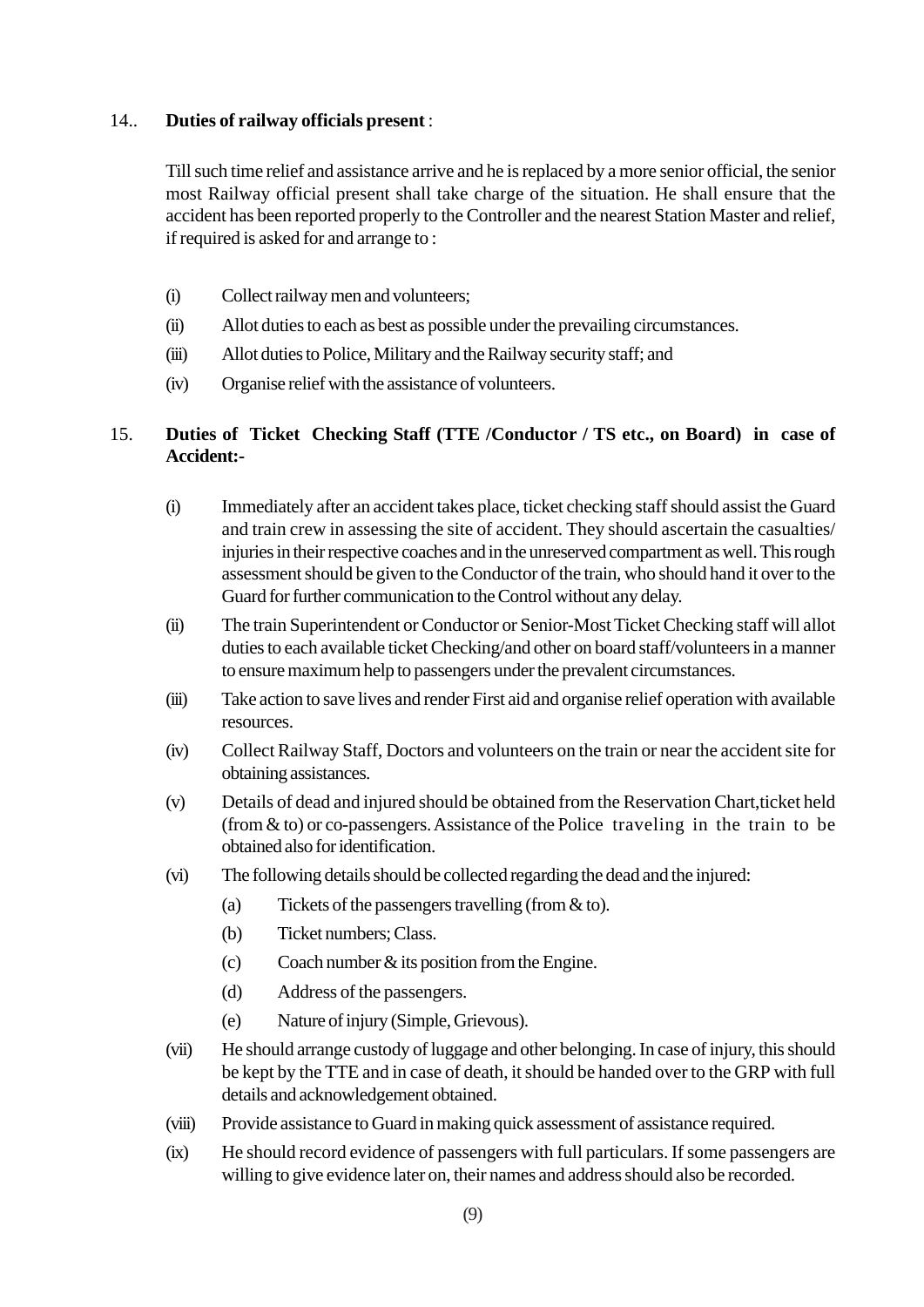14.. **Duties of railway officials present** :

Till such time relief and assistance arrive and he is replaced by a more senior official, the senior most Railway official present shall take charge of the situation. He shall ensure that the accident has been reported properly to the Controller and the nearest Station Master and relief, if required is asked for and arrange to :

(i) Collect railway men and volunteers;

(ii) Allot duties to each as best as possible under the prevailing circumstances.

(iii) Allot duties to Police, Military and the Railway security staff; and

(iv) Organise relief with the assistance of volunteers.

15. **Duties of Ticket Checking Staff (TTE /Conductor / TS etc., on Board) in case of Accident:-**

(i) Immediately after an accident takes place, ticket checking staff should assist the Guard and train crew in assessing the site of accident. They should ascertain the casualties/ injuries in their respective coaches and in the unreserved compartment as well. This rough assessment should be given to the Conductor of the train, who should hand it over to the Guard for further communication to the Control without any delay.

(ii) The train Superintendent or Conductor or Senior-Most Ticket Checking staff will allot duties to each available ticket Checking/and other on board staff/volunteers in a manner to ensure maximum help to passengers under the prevalent circumstances.

(iii) Take action to save lives and render First aid and organise relief operation with available resources.

(iv) Collect Railway Staff, Doctors and volunteers on the train or near the accident site for obtaining assistances.

(v) Details of dead and injured should be obtained from the Reservation Chart,ticket held (from & to) or co-passengers. Assistance of the Police traveling in the train to be obtained also for identification.

(vi) The following details should be collected regarding the dead and the injured:

  (a) Tickets of the passengers travelling (from & to).

  (b) Ticket numbers; Class.

  (c) Coach number & its position from the Engine.

  (d) Address of the passengers.

  (e) Nature of injury (Simple, Grievous).

(vii) He should arrange custody of luggage and other belonging. In case of injury, this should be kept by the TTE and in case of death, it should be handed over to the GRP with full details and acknowledgement obtained.

(viii) Provide assistance to Guard in making quick assessment of assistance required.

(ix) He should record evidence of passengers with full particulars. If some passengers are willing to give evidence later on, their names and address should also be recorded.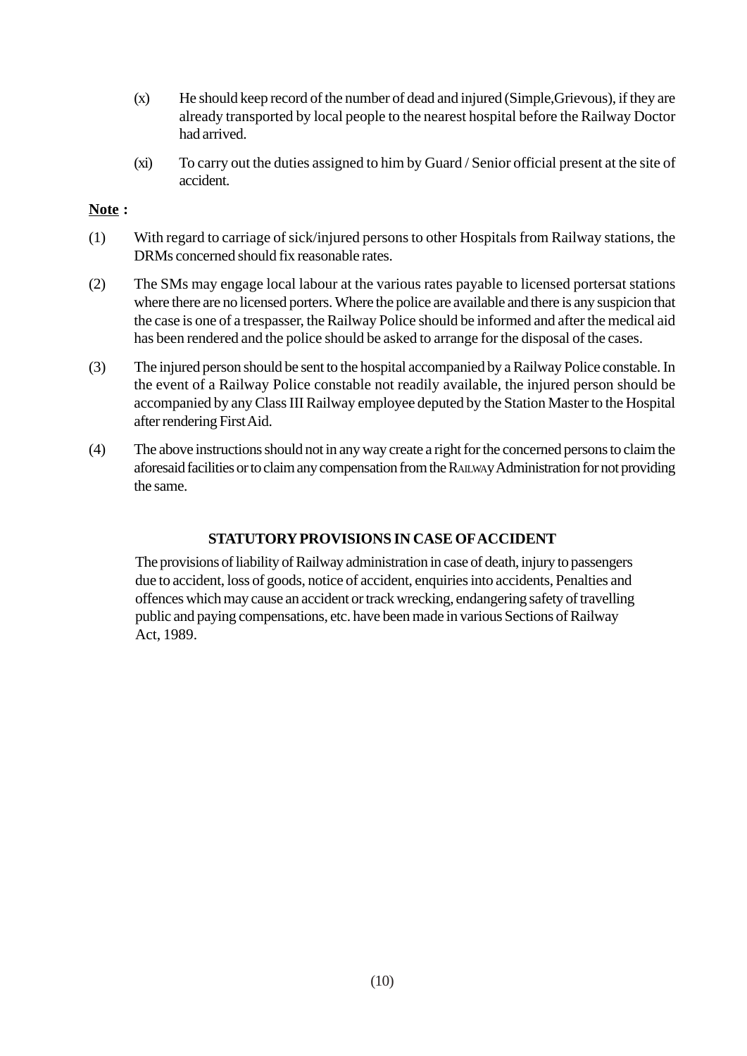(x) He should keep record of the number of dead and injured (Simple,Grievous), if they are already transported by local people to the nearest hospital before the Railway Doctor had arrived.

(xi) To carry out the duties assigned to him by Guard / Senior official present at the site of accident.

**<u>Note</u> :**

(1) With regard to carriage of sick/injured persons to other Hospitals from Railway stations, the DRMs concerned should fix reasonable rates.

(2) The SMs may engage local labour at the various rates payable to licensed portersat stations where there are no licensed porters. Where the police are available and there is any suspicion that the case is one of a trespasser, the Railway Police should be informed and after the medical aid has been rendered and the police should be asked to arrange for the disposal of the cases.

(3) The injured person should be sent to the hospital accompanied by a Railway Police constable. In the event of a Railway Police constable not readily available, the injured person should be accompanied by any Class III Railway employee deputed by the Station Master to the Hospital after rendering First Aid.

(4) The above instructions should not in any way create a right for the concerned persons to claim the aforesaid facilities or to claim any compensation from the RAILWAY Administration for not providing the same.

**STATUTORY PROVISIONS IN CASE OF ACCIDENT**

The provisions of liability of Railway administration in case of death, injury to passengers due to accident, loss of goods, notice of accident, enquiries into accidents, Penalties and offences which may cause an accident or track wrecking, endangering safety of travelling public and paying compensations, etc. have been made in various Sections of Railway Act, 1989.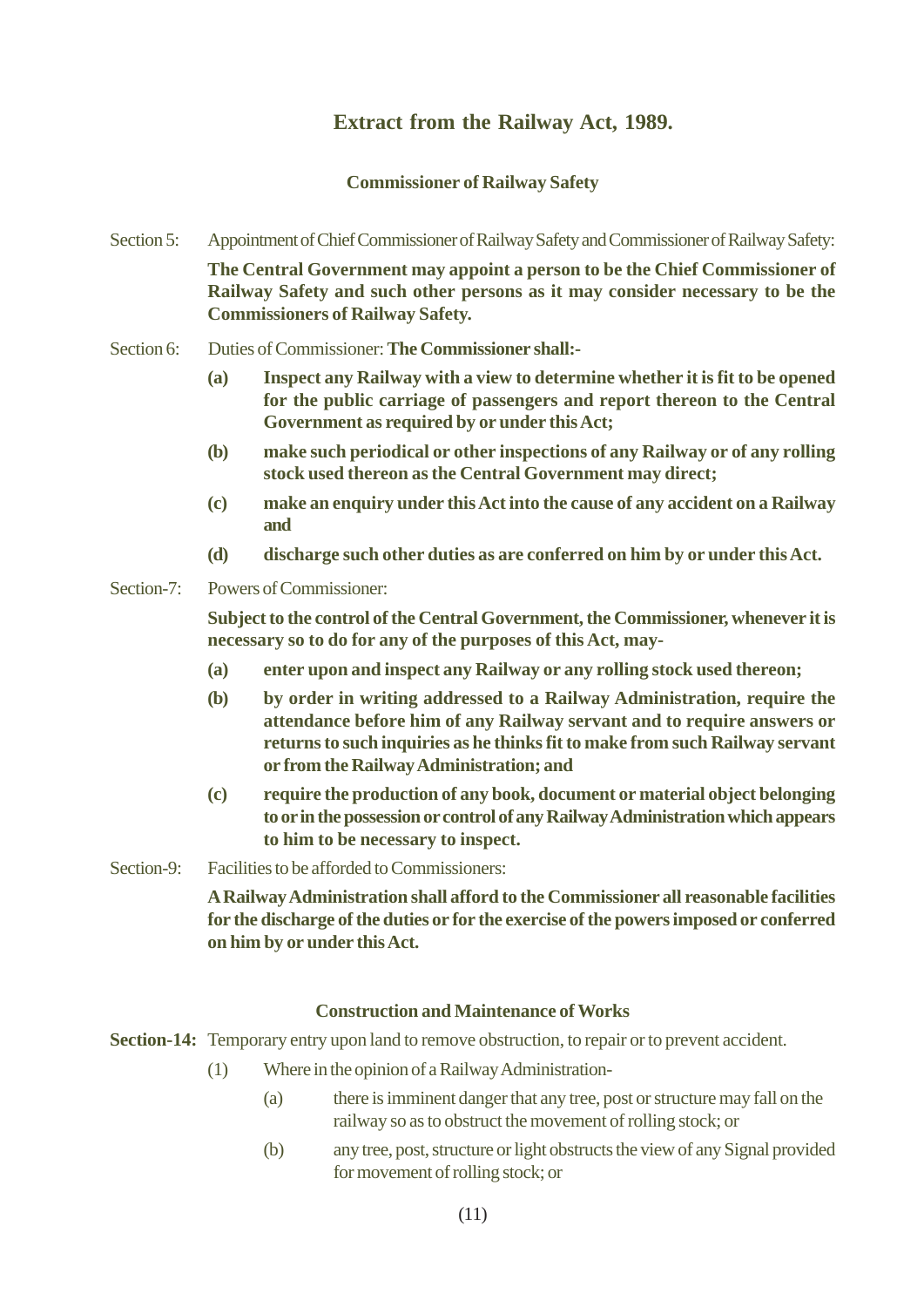# Extract from the Railway Act, 1989.

## Commissioner of Railway Safety

Section 5: Appointment of Chief Commissioner of Railway Safety and Commissioner of Railway Safety:

**The Central Government may appoint a person to be the Chief Commissioner of Railway Safety and such other persons as it may consider necessary to be the Commissioners of Railway Safety.**

Section 6: Duties of Commissioner: **The Commissioner shall:-**

**(a) Inspect any Railway with a view to determine whether it is fit to be opened for the public carriage of passengers and report thereon to the Central Government as required by or under this Act;**

**(b) make such periodical or other inspections of any Railway or of any rolling stock used thereon as the Central Government may direct;**

**(c) make an enquiry under this Act into the cause of any accident on a Railway and**

**(d) discharge such other duties as are conferred on him by or under this Act.**

Section-7: Powers of Commissioner:

**Subject to the control of the Central Government, the Commissioner, whenever it is necessary so to do for any of the purposes of this Act, may-**

**(a) enter upon and inspect any Railway or any rolling stock used thereon;**

**(b) by order in writing addressed to a Railway Administration, require the attendance before him of any Railway servant and to require answers or returns to such inquiries as he thinks fit to make from such Railway servant or from the Railway Administration; and**

**(c) require the production of any book, document or material object belonging to or in the possession or control of any Railway Administration which appears to him to be necessary to inspect.**

Section-9: Facilities to be afforded to Commissioners:

**A Railway Administration shall afford to the Commissioner all reasonable facilities for the discharge of the duties or for the exercise of the powers imposed or conferred on him by or under this Act.**

## Construction and Maintenance of Works

**Section-14:** Temporary entry upon land to remove obstruction, to repair or to prevent accident.

(1) Where in the opinion of a Railway Administration-

(a) there is imminent danger that any tree, post or structure may fall on the railway so as to obstruct the movement of rolling stock; or

(b) any tree, post, structure or light obstructs the view of any Signal provided for movement of rolling stock; or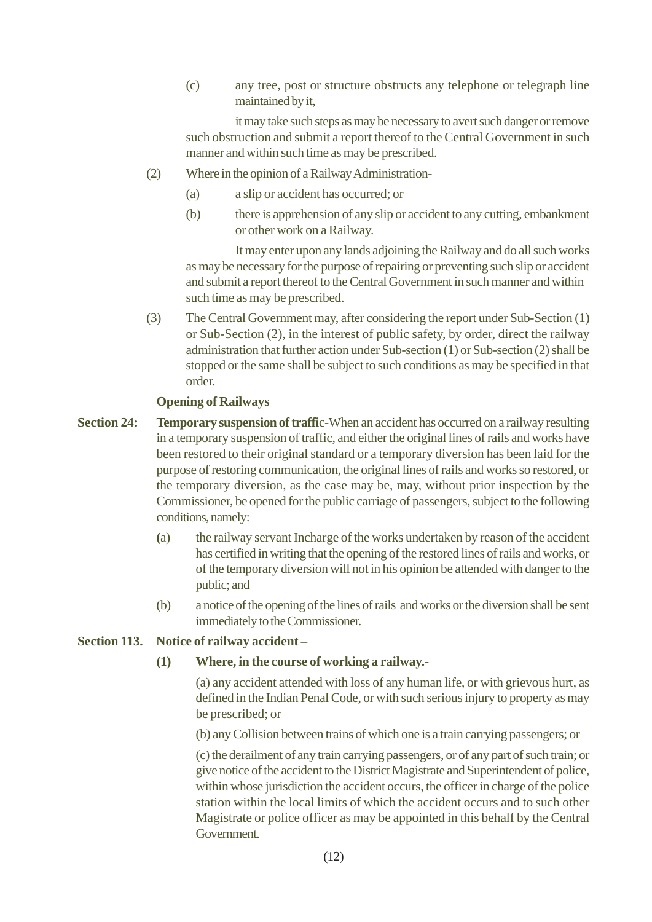(c) any tree, post or structure obstructs any telephone or telegraph line maintained by it,

it may take such steps as may be necessary to avert such danger or remove such obstruction and submit a report thereof to the Central Government in such manner and within such time as may be prescribed.

(2) Where in the opinion of a Railway Administration-

(a) a slip or accident has occurred; or

(b) there is apprehension of any slip or accident to any cutting, embankment or other work on a Railway.

It may enter upon any lands adjoining the Railway and do all such works as may be necessary for the purpose of repairing or preventing such slip or accident and submit a report thereof to the Central Government in such manner and within such time as may be prescribed.

(3) The Central Government may, after considering the report under Sub-Section (1) or Sub-Section (2), in the interest of public safety, by order, direct the railway administration that further action under Sub-section (1) or Sub-section (2) shall be stopped or the same shall be subject to such conditions as may be specified in that order.

**Opening of Railways**

**Section 24:** **Temporary suspension of traffi**c-When an accident has occurred on a railway resulting in a temporary suspension of traffic, and either the original lines of rails and works have been restored to their original standard or a temporary diversion has been laid for the purpose of restoring communication, the original lines of rails and works so restored, or the temporary diversion, as the case may be, may, without prior inspection by the Commissioner, be opened for the public carriage of passengers, subject to the following conditions, namely:

(a) the railway servant Incharge of the works undertaken by reason of the accident has certified in writing that the opening of the restored lines of rails and works, or of the temporary diversion will not in his opinion be attended with danger to the public; and

(b) a notice of the opening of the lines of rails and works or the diversion shall be sent immediately to the Commissioner.

**Section 113.** **Notice of railway accident –**

**(1) Where, in the course of working a railway.-**

(a) any accident attended with loss of any human life, or with grievous hurt, as defined in the Indian Penal Code, or with such serious injury to property as may be prescribed; or

(b) any Collision between trains of which one is a train carrying passengers; or

(c) the derailment of any train carrying passengers, or of any part of such train; or give notice of the accident to the District Magistrate and Superintendent of police, within whose jurisdiction the accident occurs, the officer in charge of the police station within the local limits of which the accident occurs and to such other Magistrate or police officer as may be appointed in this behalf by the Central Government.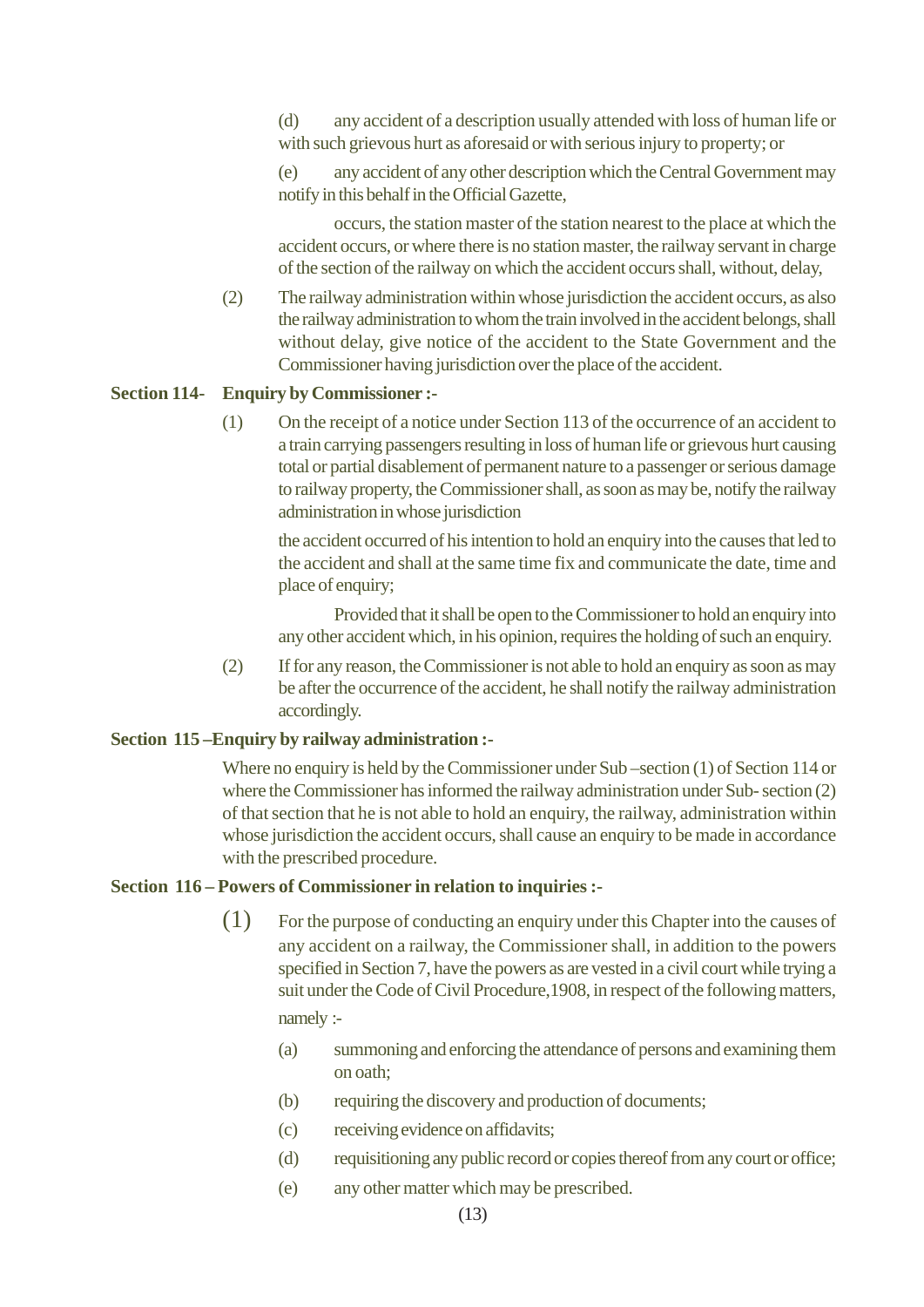(d) any accident of a description usually attended with loss of human life or with such grievous hurt as aforesaid or with serious injury to property; or

(e) any accident of any other description which the Central Government may notify in this behalf in the Official Gazette,

occurs, the station master of the station nearest to the place at which the accident occurs, or where there is no station master, the railway servant in charge of the section of the railway on which the accident occurs shall, without, delay,

(2) The railway administration within whose jurisdiction the accident occurs, as also the railway administration to whom the train involved in the accident belongs, shall without delay, give notice of the accident to the State Government and the Commissioner having jurisdiction over the place of the accident.

**Section 114- Enquiry by Commissioner :-**

(1) On the receipt of a notice under Section 113 of the occurrence of an accident to a train carrying passengers resulting in loss of human life or grievous hurt causing total or partial disablement of permanent nature to a passenger or serious damage to railway property, the Commissioner shall, as soon as may be, notify the railway administration in whose jurisdiction

the accident occurred of his intention to hold an enquiry into the causes that led to the accident and shall at the same time fix and communicate the date, time and place of enquiry;

Provided that it shall be open to the Commissioner to hold an enquiry into any other accident which, in his opinion, requires the holding of such an enquiry.

(2) If for any reason, the Commissioner is not able to hold an enquiry as soon as may be after the occurrence of the accident, he shall notify the railway administration accordingly.

**Section 115 –Enquiry by railway administration :-**

Where no enquiry is held by the Commissioner under Sub –section (1) of Section 114 or where the Commissioner has informed the railway administration under Sub- section (2) of that section that he is not able to hold an enquiry, the railway, administration within whose jurisdiction the accident occurs, shall cause an enquiry to be made in accordance with the prescribed procedure.

**Section 116 – Powers of Commissioner in relation to inquiries :-**

(1) For the purpose of conducting an enquiry under this Chapter into the causes of any accident on a railway, the Commissioner shall, in addition to the powers specified in Section 7, have the powers as are vested in a civil court while trying a suit under the Code of Civil Procedure,1908, in respect of the following matters, namely :-

(a) summoning and enforcing the attendance of persons and examining them on oath;

(b) requiring the discovery and production of documents;

(c) receiving evidence on affidavits;

(d) requisitioning any public record or copies thereof from any court or office;

(e) any other matter which may be prescribed.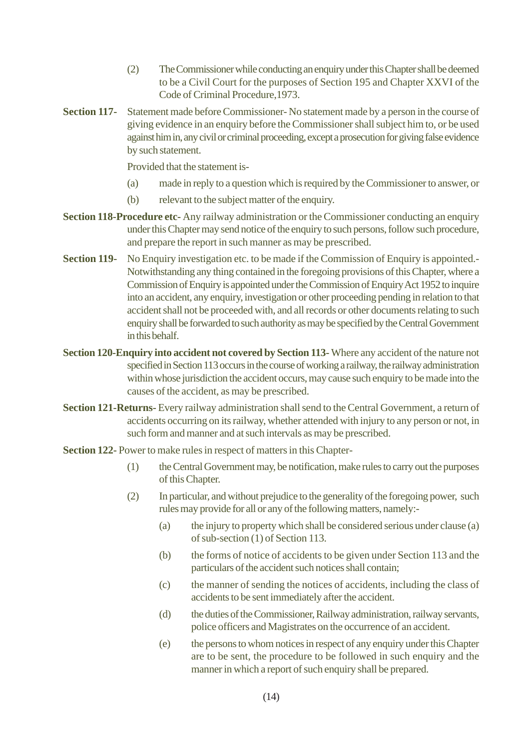(2) The Commissioner while conducting an enquiry under this Chapter shall be deemed to be a Civil Court for the purposes of Section 195 and Chapter XXVI of the Code of Criminal Procedure,1973.

**Section 117-** Statement made before Commissioner- No statement made by a person in the course of giving evidence in an enquiry before the Commissioner shall subject him to, or be used against him in, any civil or criminal proceeding, except a prosecution for giving false evidence by such statement.

Provided that the statement is-

(a) made in reply to a question which is required by the Commissioner to answer, or

(b) relevant to the subject matter of the enquiry.

**Section 118-Procedure etc-** Any railway administration or the Commissioner conducting an enquiry under this Chapter may send notice of the enquiry to such persons, follow such procedure, and prepare the report in such manner as may be prescribed.

**Section 119-** No Enquiry investigation etc. to be made if the Commission of Enquiry is appointed.- Notwithstanding any thing contained in the foregoing provisions of this Chapter, where a Commission of Enquiry is appointed under the Commission of Enquiry Act 1952 to inquire into an accident, any enquiry, investigation or other proceeding pending in relation to that accident shall not be proceeded with, and all records or other documents relating to such enquiry shall be forwarded to such authority as may be specified by the Central Government in this behalf.

**Section 120-Enquiry into accident not covered by Section 113-** Where any accident of the nature not specified in Section 113 occurs in the course of working a railway, the railway administration within whose jurisdiction the accident occurs, may cause such enquiry to be made into the causes of the accident, as may be prescribed.

**Section 121-Returns-** Every railway administration shall send to the Central Government, a return of accidents occurring on its railway, whether attended with injury to any person or not, in such form and manner and at such intervals as may be prescribed.

**Section 122-** Power to make rules in respect of matters in this Chapter-

(1) the Central Government may, be notification, make rules to carry out the purposes of this Chapter.

(2) In particular, and without prejudice to the generality of the foregoing power, such rules may provide for all or any of the following matters, namely:-

(a) the injury to property which shall be considered serious under clause (a) of sub-section (1) of Section 113.

(b) the forms of notice of accidents to be given under Section 113 and the particulars of the accident such notices shall contain;

(c) the manner of sending the notices of accidents, including the class of accidents to be sent immediately after the accident.

(d) the duties of the Commissioner, Railway administration, railway servants, police officers and Magistrates on the occurrence of an accident.

(e) the persons to whom notices in respect of any enquiry under this Chapter are to be sent, the procedure to be followed in such enquiry and the manner in which a report of such enquiry shall be prepared.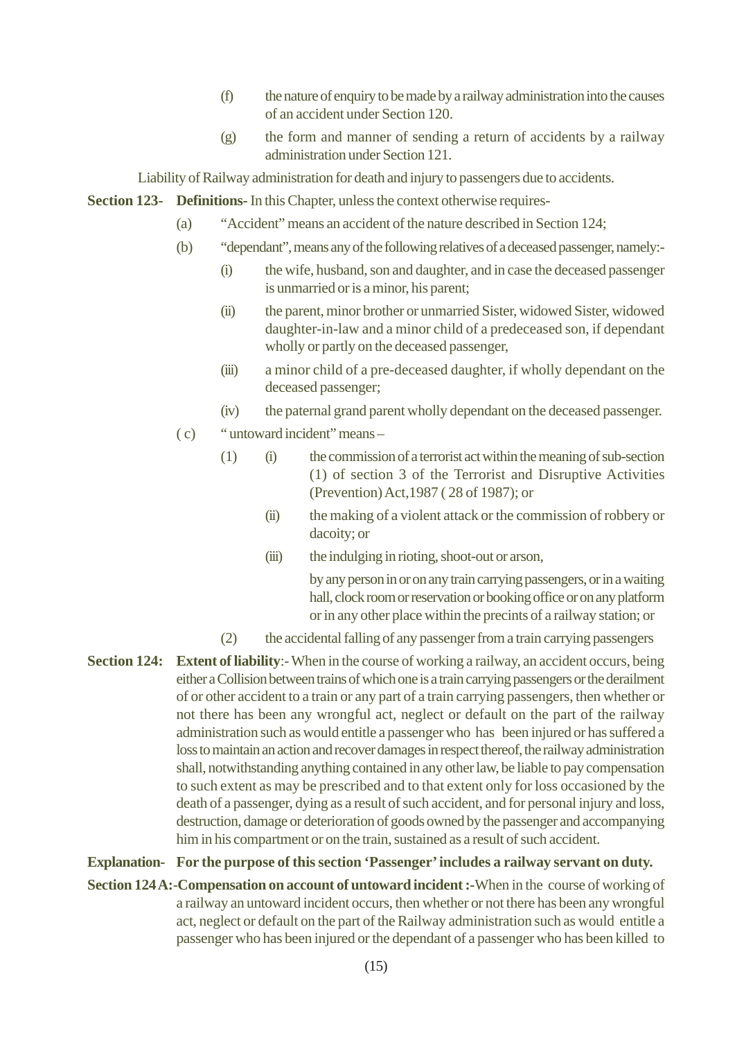(f) the nature of enquiry to be made by a railway administration into the causes of an accident under Section 120.

(g) the form and manner of sending a return of accidents by a railway administration under Section 121.

Liability of Railway administration for death and injury to passengers due to accidents.

**Section 123- Definitions-** In this Chapter, unless the context otherwise requires-

(a) "Accident" means an accident of the nature described in Section 124;

(b) "dependant", means any of the following relatives of a deceased passenger, namely:-

(i) the wife, husband, son and daughter, and in case the deceased passenger is unmarried or is a minor, his parent;

(ii) the parent, minor brother or unmarried Sister, widowed Sister, widowed daughter-in-law and a minor child of a predeceased son, if dependant wholly or partly on the deceased passenger,

(iii) a minor child of a pre-deceased daughter, if wholly dependant on the deceased passenger;

(iv) the paternal grand parent wholly dependant on the deceased passenger.

( c) " untoward incident" means –

(1) (i) the commission of a terrorist act within the meaning of sub-section (1) of section 3 of the Terrorist and Disruptive Activities (Prevention) Act,1987 ( 28 of 1987); or

(ii) the making of a violent attack or the commission of robbery or dacoity; or

(iii) the indulging in rioting, shoot-out or arson,

by any person in or on any train carrying passengers, or in a waiting hall, clock room or reservation or booking office or on any platform or in any other place within the precints of a railway station; or

(2) the accidental falling of any passenger from a train carrying passengers

**Section 124: Extent of liability**:- When in the course of working a railway, an accident occurs, being either a Collision between trains of which one is a train carrying passengers or the derailment of or other accident to a train or any part of a train carrying passengers, then whether or not there has been any wrongful act, neglect or default on the part of the railway administration such as would entitle a passenger who has been injured or has suffered a loss to maintain an action and recover damages in respect thereof, the railway administration shall, notwithstanding anything contained in any other law, be liable to pay compensation to such extent as may be prescribed and to that extent only for loss occasioned by the death of a passenger, dying as a result of such accident, and for personal injury and loss, destruction, damage or deterioration of goods owned by the passenger and accompanying him in his compartment or on the train, sustained as a result of such accident.

**Explanation- For the purpose of this section 'Passenger' includes a railway servant on duty.**

**Section 124 A:-Compensation on account of untoward incident :-**When in the course of working of a railway an untoward incident occurs, then whether or not there has been any wrongful act, neglect or default on the part of the Railway administration such as would entitle a passenger who has been injured or the dependant of a passenger who has been killed to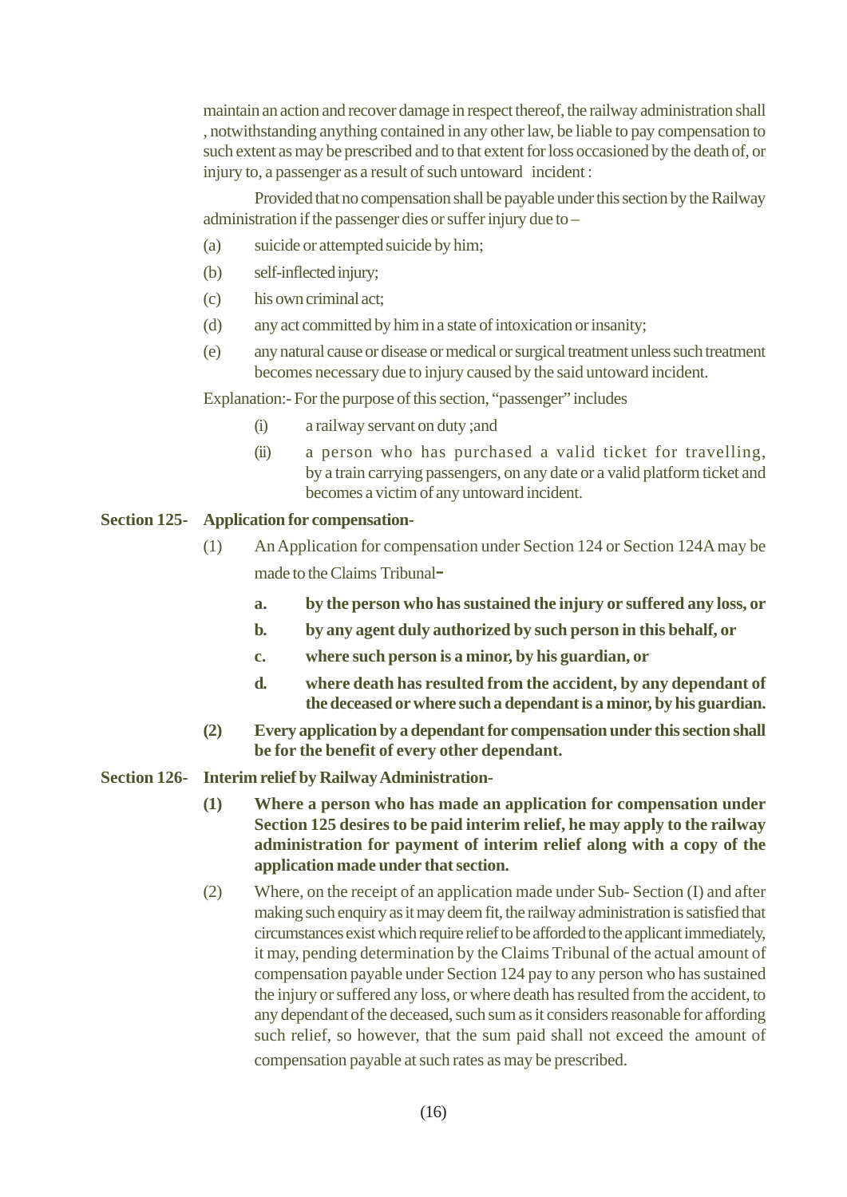maintain an action and recover damage in respect thereof, the railway administration shall , notwithstanding anything contained in any other law, be liable to pay compensation to such extent as may be prescribed and to that extent for loss occasioned by the death of, or injury to, a passenger as a result of such untoward incident :

Provided that no compensation shall be payable under this section by the Railway administration if the passenger dies or suffer injury due to –

(a) suicide or attempted suicide by him;

(b) self-inflected injury;

(c) his own criminal act;

(d) any act committed by him in a state of intoxication or insanity;

(e) any natural cause or disease or medical or surgical treatment unless such treatment becomes necessary due to injury caused by the said untoward incident.

Explanation:- For the purpose of this section, "passenger" includes

(i) a railway servant on duty ;and

(ii) a person who has purchased a valid ticket for travelling, by a train carrying passengers, on any date or a valid platform ticket and becomes a victim of any untoward incident.

**Section 125- Application for compensation-**

(1) An Application for compensation under Section 124 or Section 124A may be made to the Claims Tribunal-

**a. by the person who has sustained the injury or suffered any loss, or**

**b. by any agent duly authorized by such person in this behalf, or**

**c. where such person is a minor, by his guardian, or**

**d. where death has resulted from the accident, by any dependant of the deceased or where such a dependant is a minor, by his guardian.**

**(2) Every application by a dependant for compensation under this section shall be for the benefit of every other dependant.**

**Section 126- Interim relief by Railway Administration-**

**(1) Where a person who has made an application for compensation under Section 125 desires to be paid interim relief, he may apply to the railway administration for payment of interim relief along with a copy of the application made under that section.**

(2) Where, on the receipt of an application made under Sub- Section (I) and after making such enquiry as it may deem fit, the railway administration is satisfied that circumstances exist which require relief to be afforded to the applicant immediately, it may, pending determination by the Claims Tribunal of the actual amount of compensation payable under Section 124 pay to any person who has sustained the injury or suffered any loss, or where death has resulted from the accident, to any dependant of the deceased, such sum as it considers reasonable for affording such relief, so however, that the sum paid shall not exceed the amount of compensation payable at such rates as may be prescribed.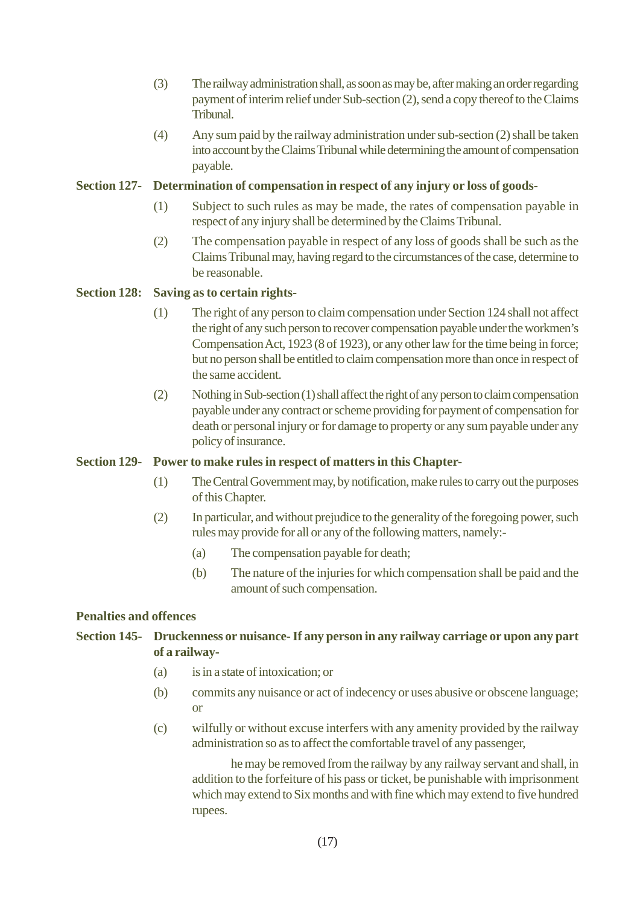(3) The railway administration shall, as soon as may be, after making an order regarding payment of interim relief under Sub-section (2), send a copy thereof to the Claims Tribunal.

(4) Any sum paid by the railway administration under sub-section (2) shall be taken into account by the Claims Tribunal while determining the amount of compensation payable.

**Section 127- Determination of compensation in respect of any injury or loss of goods-**

(1) Subject to such rules as may be made, the rates of compensation payable in respect of any injury shall be determined by the Claims Tribunal.

(2) The compensation payable in respect of any loss of goods shall be such as the Claims Tribunal may, having regard to the circumstances of the case, determine to be reasonable.

**Section 128: Saving as to certain rights-**

(1) The right of any person to claim compensation under Section 124 shall not affect the right of any such person to recover compensation payable under the workmen's Compensation Act, 1923 (8 of 1923), or any other law for the time being in force; but no person shall be entitled to claim compensation more than once in respect of the same accident.

(2) Nothing in Sub-section (1) shall affect the right of any person to claim compensation payable under any contract or scheme providing for payment of compensation for death or personal injury or for damage to property or any sum payable under any policy of insurance.

**Section 129- Power to make rules in respect of matters in this Chapter-**

(1) The Central Government may, by notification, make rules to carry out the purposes of this Chapter.

(2) In particular, and without prejudice to the generality of the foregoing power, such rules may provide for all or any of the following matters, namely:-

- (a) The compensation payable for death;
- (b) The nature of the injuries for which compensation shall be paid and the amount of such compensation.

**Penalties and offences**

**Section 145- Druckenness or nuisance- If any person in any railway carriage or upon any part of a railway-**

(a) is in a state of intoxication; or

(b) commits any nuisance or act of indecency or uses abusive or obscene language; or

(c) wilfully or without excuse interfers with any amenity provided by the railway administration so as to affect the comfortable travel of any passenger,

he may be removed from the railway by any railway servant and shall, in addition to the forfeiture of his pass or ticket, be punishable with imprisonment which may extend to Six months and with fine which may extend to five hundred rupees.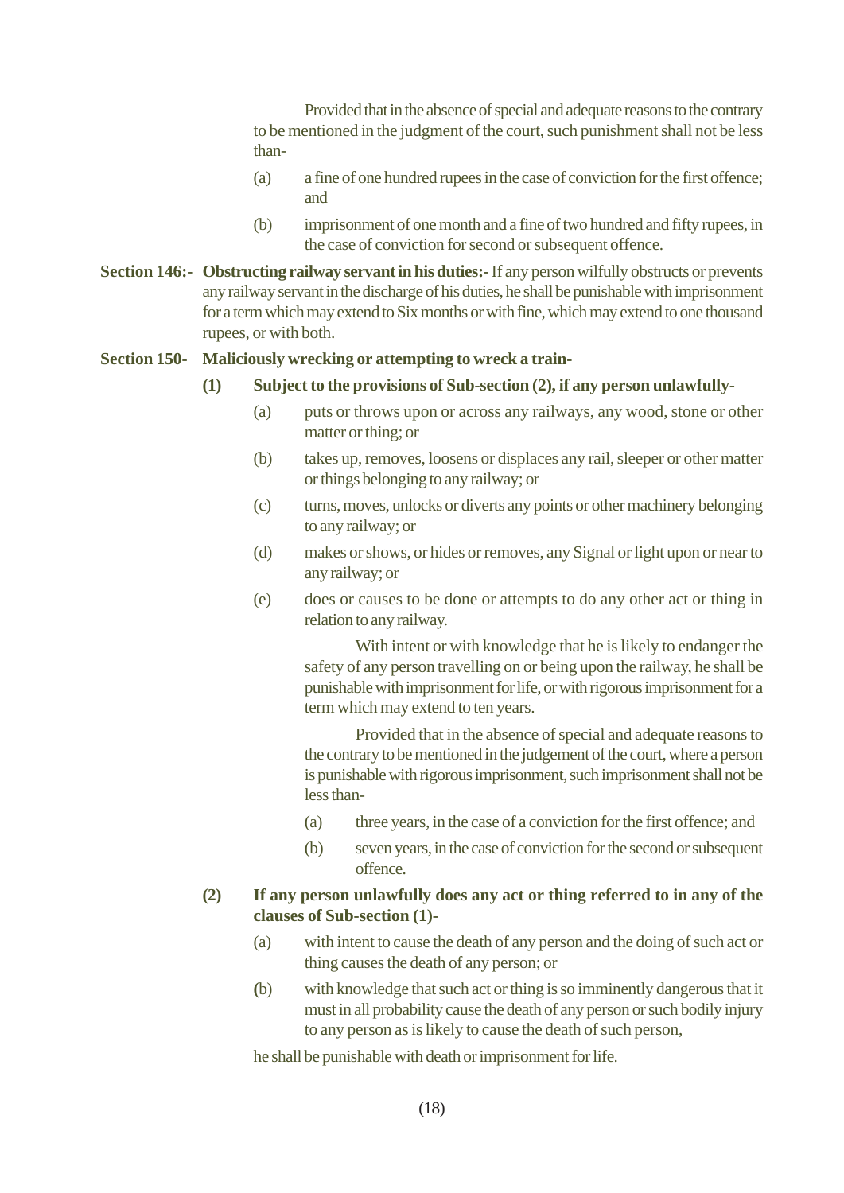Provided that in the absence of special and adequate reasons to the contrary to be mentioned in the judgment of the court, such punishment shall not be less than-

(a) a fine of one hundred rupees in the case of conviction for the first offence; and

(b) imprisonment of one month and a fine of two hundred and fifty rupees, in the case of conviction for second or subsequent offence.

**Section 146:- Obstructing railway servant in his duties:-** If any person wilfully obstructs or prevents any railway servant in the discharge of his duties, he shall be punishable with imprisonment for a term which may extend to Six months or with fine, which may extend to one thousand rupees, or with both.

**Section 150- Maliciously wrecking or attempting to wreck a train-**

**(1) Subject to the provisions of Sub-section (2), if any person unlawfully-**

(a) puts or throws upon or across any railways, any wood, stone or other matter or thing; or

(b) takes up, removes, loosens or displaces any rail, sleeper or other matter or things belonging to any railway; or

(c) turns, moves, unlocks or diverts any points or other machinery belonging to any railway; or

(d) makes or shows, or hides or removes, any Signal or light upon or near to any railway; or

(e) does or causes to be done or attempts to do any other act or thing in relation to any railway.

With intent or with knowledge that he is likely to endanger the safety of any person travelling on or being upon the railway, he shall be punishable with imprisonment for life, or with rigorous imprisonment for a term which may extend to ten years.

Provided that in the absence of special and adequate reasons to the contrary to be mentioned in the judgement of the court, where a person is punishable with rigorous imprisonment, such imprisonment shall not be less than-

(a) three years, in the case of a conviction for the first offence; and

(b) seven years, in the case of conviction for the second or subsequent offence.

**(2) If any person unlawfully does any act or thing referred to in any of the clauses of Sub-section (1)-**

(a) with intent to cause the death of any person and the doing of such act or thing causes the death of any person; or

(b) with knowledge that such act or thing is so imminently dangerous that it must in all probability cause the death of any person or such bodily injury to any person as is likely to cause the death of such person,

he shall be punishable with death or imprisonment for life.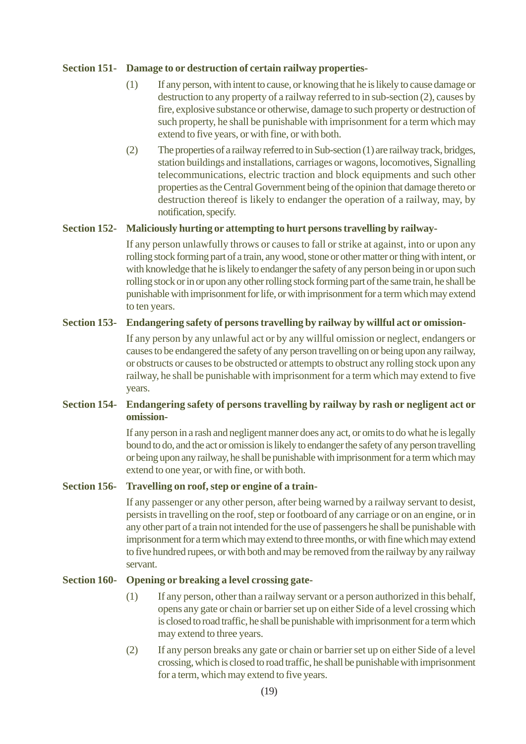**Section 151- Damage to or destruction of certain railway properties-**

(1) If any person, with intent to cause, or knowing that he is likely to cause damage or destruction to any property of a railway referred to in sub-section (2), causes by fire, explosive substance or otherwise, damage to such property or destruction of such property, he shall be punishable with imprisonment for a term which may extend to five years, or with fine, or with both.

(2) The properties of a railway referred to in Sub-section (1) are railway track, bridges, station buildings and installations, carriages or wagons, locomotives, Signalling telecommunications, electric traction and block equipments and such other properties as the Central Government being of the opinion that damage thereto or destruction thereof is likely to endanger the operation of a railway, may, by notification, specify.

**Section 152- Maliciously hurting or attempting to hurt persons travelling by railway-**

If any person unlawfully throws or causes to fall or strike at against, into or upon any rolling stock forming part of a train, any wood, stone or other matter or thing with intent, or with knowledge that he is likely to endanger the safety of any person being in or upon such rolling stock or in or upon any other rolling stock forming part of the same train, he shall be punishable with imprisonment for life, or with imprisonment for a term which may extend to ten years.

**Section 153- Endangering safety of persons travelling by railway by willful act or omission-**

If any person by any unlawful act or by any willful omission or neglect, endangers or causes to be endangered the safety of any person travelling on or being upon any railway, or obstructs or causes to be obstructed or attempts to obstruct any rolling stock upon any railway, he shall be punishable with imprisonment for a term which may extend to five years.

**Section 154- Endangering safety of persons travelling by railway by rash or negligent act or omission-**

If any person in a rash and negligent manner does any act, or omits to do what he is legally bound to do, and the act or omission is likely to endanger the safety of any person travelling or being upon any railway, he shall be punishable with imprisonment for a term which may extend to one year, or with fine, or with both.

**Section 156- Travelling on roof, step or engine of a train-**

If any passenger or any other person, after being warned by a railway servant to desist, persists in travelling on the roof, step or footboard of any carriage or on an engine, or in any other part of a train not intended for the use of passengers he shall be punishable with imprisonment for a term which may extend to three months, or with fine which may extend to five hundred rupees, or with both and may be removed from the railway by any railway servant.

**Section 160- Opening or breaking a level crossing gate-**

(1) If any person, other than a railway servant or a person authorized in this behalf, opens any gate or chain or barrier set up on either Side of a level crossing which is closed to road traffic, he shall be punishable with imprisonment for a term which may extend to three years.

(2) If any person breaks any gate or chain or barrier set up on either Side of a level crossing, which is closed to road traffic, he shall be punishable with imprisonment for a term, which may extend to five years.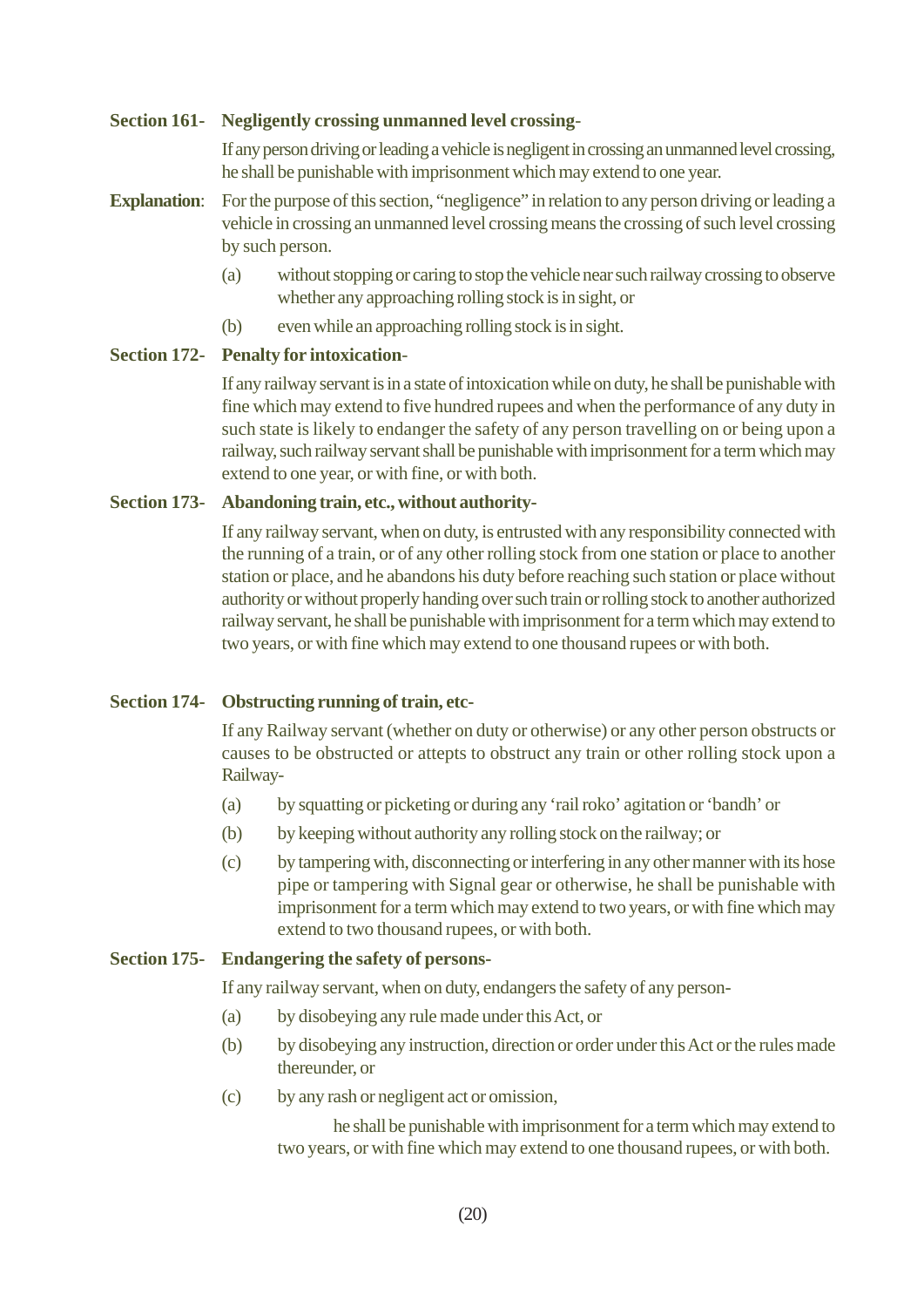**Section 161- Negligently crossing unmanned level crossing-**

If any person driving or leading a vehicle is negligent in crossing an unmanned level crossing, he shall be punishable with imprisonment which may extend to one year.

**Explanation**: For the purpose of this section, "negligence" in relation to any person driving or leading a vehicle in crossing an unmanned level crossing means the crossing of such level crossing by such person.

(a) without stopping or caring to stop the vehicle near such railway crossing to observe whether any approaching rolling stock is in sight, or

(b) even while an approaching rolling stock is in sight.

**Section 172- Penalty for intoxication-**

If any railway servant is in a state of intoxication while on duty, he shall be punishable with fine which may extend to five hundred rupees and when the performance of any duty in such state is likely to endanger the safety of any person travelling on or being upon a railway, such railway servant shall be punishable with imprisonment for a term which may extend to one year, or with fine, or with both.

**Section 173- Abandoning train, etc., without authority-**

If any railway servant, when on duty, is entrusted with any responsibility connected with the running of a train, or of any other rolling stock from one station or place to another station or place, and he abandons his duty before reaching such station or place without authority or without properly handing over such train or rolling stock to another authorized railway servant, he shall be punishable with imprisonment for a term which may extend to two years, or with fine which may extend to one thousand rupees or with both.

**Section 174- Obstructing running of train, etc-**

If any Railway servant (whether on duty or otherwise) or any other person obstructs or causes to be obstructed or attepts to obstruct any train or other rolling stock upon a Railway-

(a) by squatting or picketing or during any 'rail roko' agitation or 'bandh' or

(b) by keeping without authority any rolling stock on the railway; or

(c) by tampering with, disconnecting or interfering in any other manner with its hose pipe or tampering with Signal gear or otherwise, he shall be punishable with imprisonment for a term which may extend to two years, or with fine which may extend to two thousand rupees, or with both.

**Section 175- Endangering the safety of persons-**

If any railway servant, when on duty, endangers the safety of any person-

(a) by disobeying any rule made under this Act, or

(b) by disobeying any instruction, direction or order under this Act or the rules made thereunder, or

(c) by any rash or negligent act or omission,

he shall be punishable with imprisonment for a term which may extend to two years, or with fine which may extend to one thousand rupees, or with both.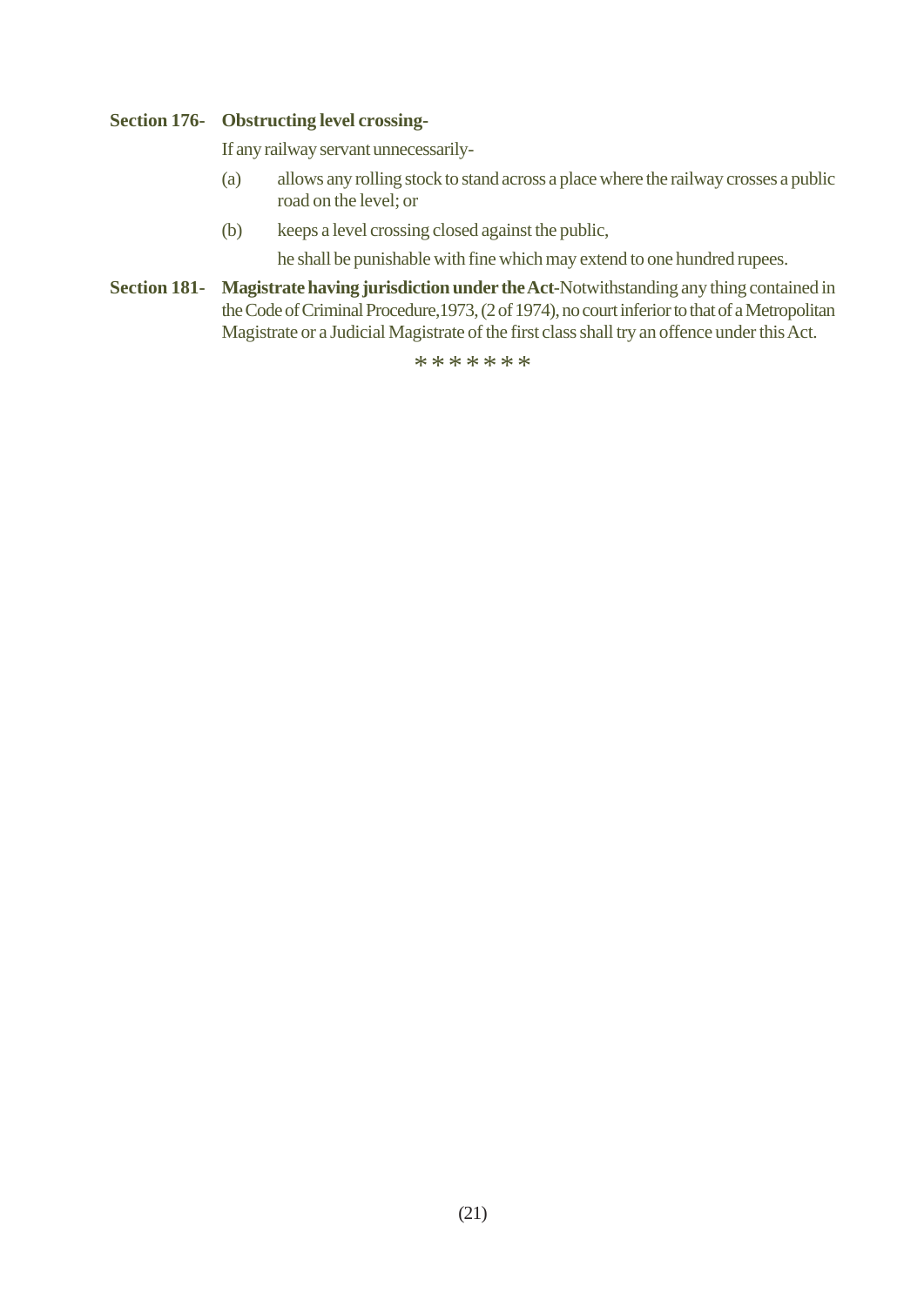**Section 176- Obstructing level crossing-**

If any railway servant unnecessarily-

(a) allows any rolling stock to stand across a place where the railway crosses a public road on the level; or

(b) keeps a level crossing closed against the public,

he shall be punishable with fine which may extend to one hundred rupees.

**Section 181- Magistrate having jurisdiction under the Act**-Notwithstanding any thing contained in the Code of Criminal Procedure,1973, (2 of 1974), no court inferior to that of a Metropolitan Magistrate or a Judicial Magistrate of the first class shall try an offence under this Act.

\* \* \* \* \* \* \*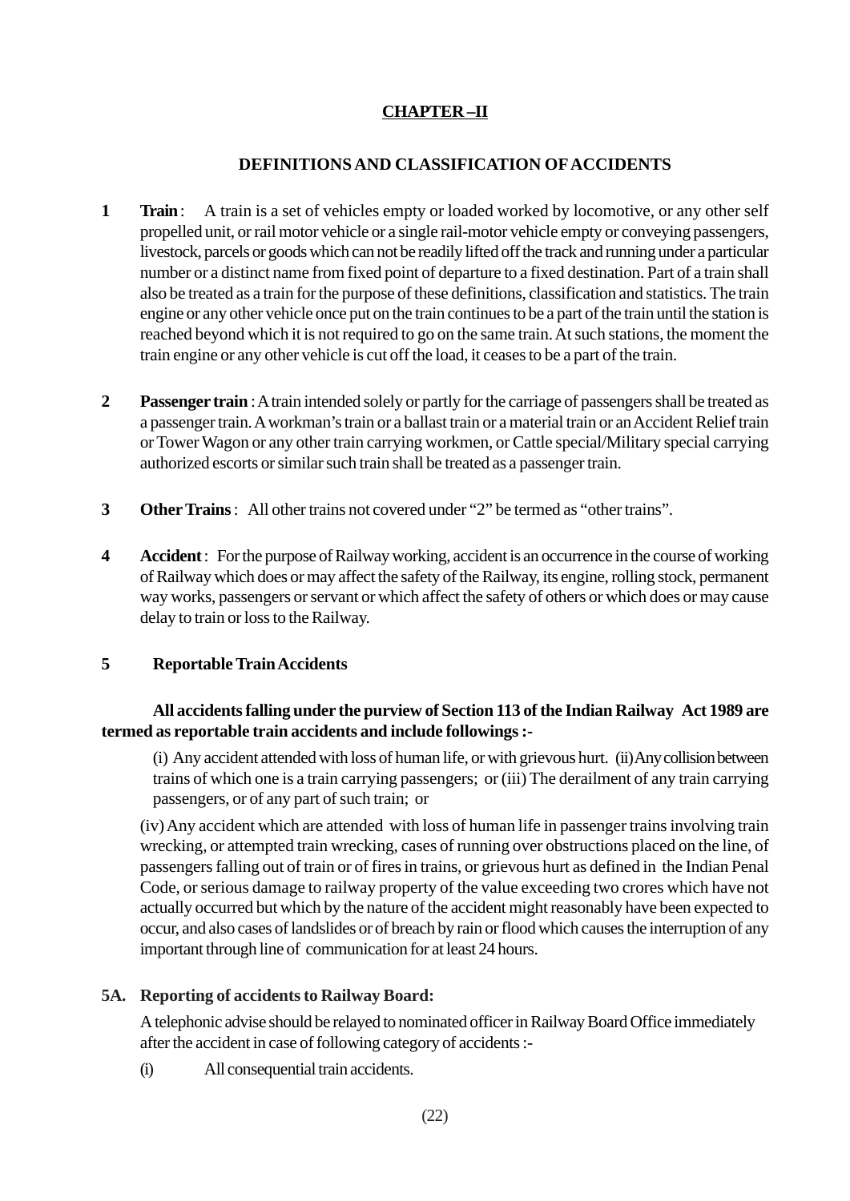## CHAPTER –II

## DEFINITIONS AND CLASSIFICATION OF ACCIDENTS

**1** **Train** : A train is a set of vehicles empty or loaded worked by locomotive, or any other self propelled unit, or rail motor vehicle or a single rail-motor vehicle empty or conveying passengers, livestock, parcels or goods which can not be readily lifted off the track and running under a particular number or a distinct name from fixed point of departure to a fixed destination. Part of a train shall also be treated as a train for the purpose of these definitions, classification and statistics. The train engine or any other vehicle once put on the train continues to be a part of the train until the station is reached beyond which it is not required to go on the same train. At such stations, the moment the train engine or any other vehicle is cut off the load, it ceases to be a part of the train.

**2** **Passenger train** : A train intended solely or partly for the carriage of passengers shall be treated as a passenger train. A workman's train or a ballast train or a material train or an Accident Relief train or Tower Wagon or any other train carrying workmen, or Cattle special/Military special carrying authorized escorts or similar such train shall be treated as a passenger train.

**3** **Other Trains** : All other trains not covered under "2" be termed as "other trains".

**4** **Accident** : For the purpose of Railway working, accident is an occurrence in the course of working of Railway which does or may affect the safety of the Railway, its engine, rolling stock, permanent way works, passengers or servant or which affect the safety of others or which does or may cause delay to train or loss to the Railway.

**5** **Reportable Train Accidents**

**All accidents falling under the purview of Section 113 of the Indian Railway Act 1989 are termed as reportable train accidents and include followings :-**

(i) Any accident attended with loss of human life, or with grievous hurt. (ii) Any collision between trains of which one is a train carrying passengers; or (iii) The derailment of any train carrying passengers, or of any part of such train; or

(iv) Any accident which are attended with loss of human life in passenger trains involving train wrecking, or attempted train wrecking, cases of running over obstructions placed on the line, of passengers falling out of train or of fires in trains, or grievous hurt as defined in the Indian Penal Code, or serious damage to railway property of the value exceeding two crores which have not actually occurred but which by the nature of the accident might reasonably have been expected to occur, and also cases of landslides or of breach by rain or flood which causes the interruption of any important through line of communication for at least 24 hours.

**5A. Reporting of accidents to Railway Board:**

A telephonic advise should be relayed to nominated officer in Railway Board Office immediately after the accident in case of following category of accidents :-

(i) All consequential train accidents.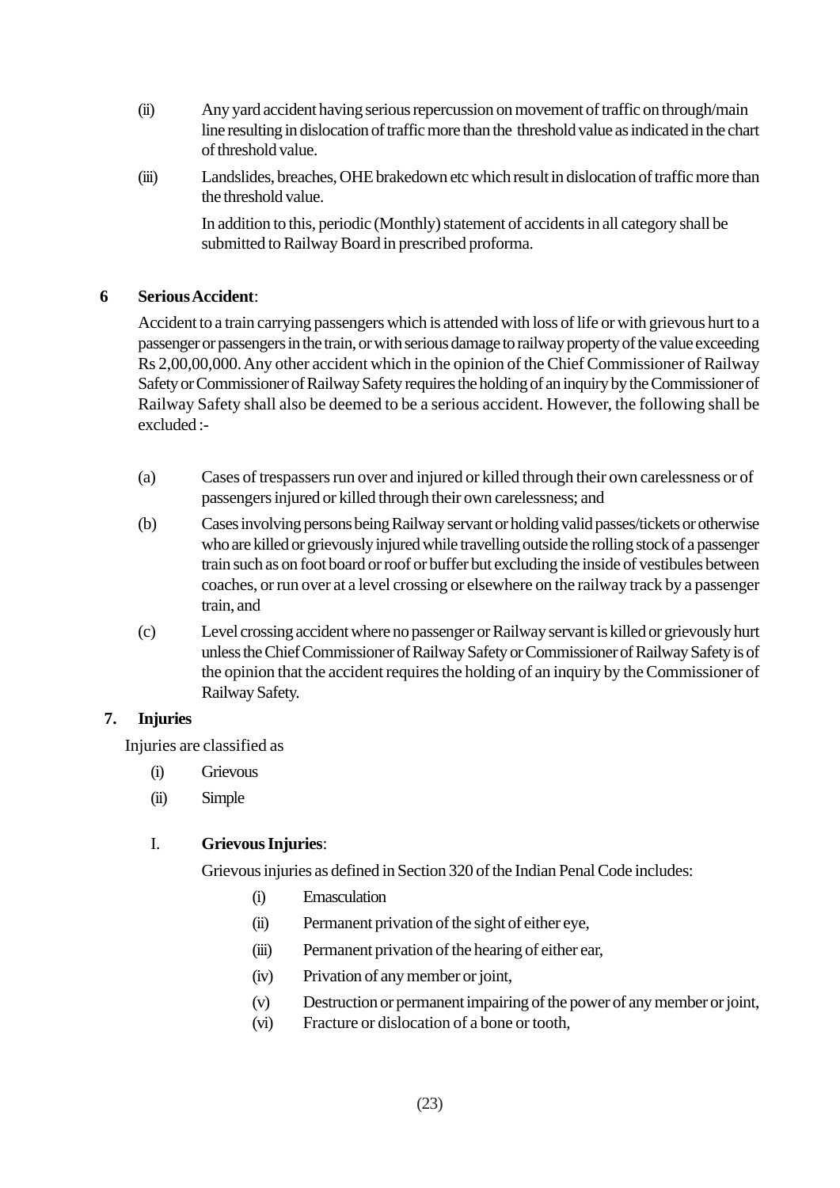(ii) Any yard accident having serious repercussion on movement of traffic on through/main line resulting in dislocation of traffic more than the threshold value as indicated in the chart of threshold value.

(iii) Landslides, breaches, OHE brakedown etc which result in dislocation of traffic more than the threshold value.

In addition to this, periodic (Monthly) statement of accidents in all category shall be submitted to Railway Board in prescribed proforma.

**6 Serious Accident**:

Accident to a train carrying passengers which is attended with loss of life or with grievous hurt to a passenger or passengers in the train, or with serious damage to railway property of the value exceeding Rs 2,00,00,000. Any other accident which in the opinion of the Chief Commissioner of Railway Safety or Commissioner of Railway Safety requires the holding of an inquiry by the Commissioner of Railway Safety shall also be deemed to be a serious accident. However, the following shall be excluded :-

(a) Cases of trespassers run over and injured or killed through their own carelessness or of passengers injured or killed through their own carelessness; and

(b) Cases involving persons being Railway servant or holding valid passes/tickets or otherwise who are killed or grievously injured while travelling outside the rolling stock of a passenger train such as on foot board or roof or buffer but excluding the inside of vestibules between coaches, or run over at a level crossing or elsewhere on the railway track by a passenger train, and

(c) Level crossing accident where no passenger or Railway servant is killed or grievously hurt unless the Chief Commissioner of Railway Safety or Commissioner of Railway Safety is of the opinion that the accident requires the holding of an inquiry by the Commissioner of Railway Safety.

**7. Injuries**

Injuries are classified as

(i) Grievous

(ii) Simple

I. **Grievous Injuries**:

Grievous injuries as defined in Section 320 of the Indian Penal Code includes:

(i) Emasculation

(ii) Permanent privation of the sight of either eye,

(iii) Permanent privation of the hearing of either ear,

(iv) Privation of any member or joint,

(v) Destruction or permanent impairing of the power of any member or joint,

(vi) Fracture or dislocation of a bone or tooth,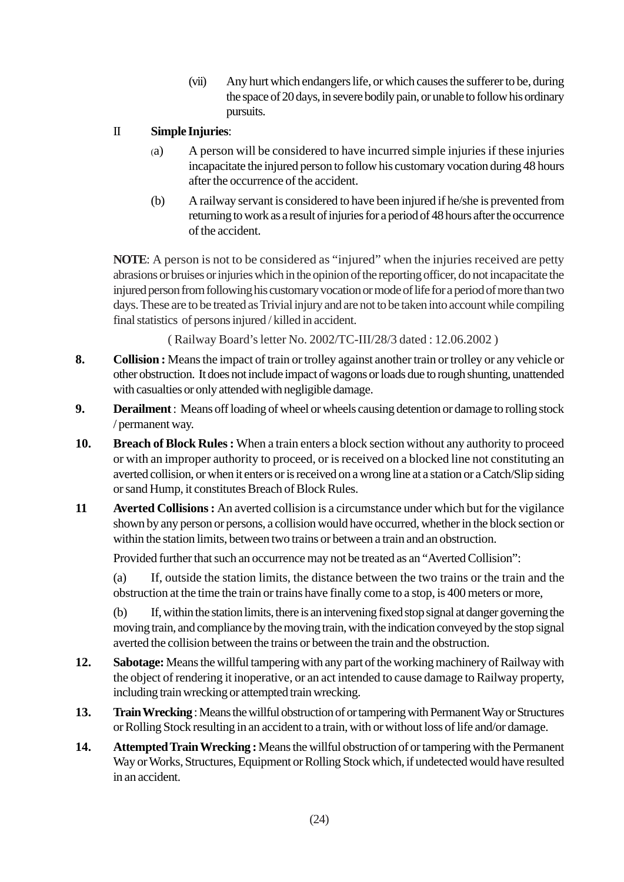(vii) Any hurt which endangers life, or which causes the sufferer to be, during the space of 20 days, in severe bodily pain, or unable to follow his ordinary pursuits.

II **Simple Injuries**:

(a) A person will be considered to have incurred simple injuries if these injuries incapacitate the injured person to follow his customary vocation during 48 hours after the occurrence of the accident.

(b) A railway servant is considered to have been injured if he/she is prevented from returning to work as a result of injuries for a period of 48 hours after the occurrence of the accident.

**NOTE**: A person is not to be considered as "injured" when the injuries received are petty abrasions or bruises or injuries which in the opinion of the reporting officer, do not incapacitate the injured person from following his customary vocation or mode of life for a period of more than two days. These are to be treated as Trivial injury and are not to be taken into account while compiling final statistics of persons injured / killed in accident.

( Railway Board's letter No. 2002/TC-III/28/3 dated : 12.06.2002 )

**8.** **Collision :** Means the impact of train or trolley against another train or trolley or any vehicle or other obstruction. It does not include impact of wagons or loads due to rough shunting, unattended with casualties or only attended with negligible damage.

**9.** **Derailment** : Means off loading of wheel or wheels causing detention or damage to rolling stock / permanent way.

**10.** **Breach of Block Rules :** When a train enters a block section without any authority to proceed or with an improper authority to proceed, or is received on a blocked line not constituting an averted collision, or when it enters or is received on a wrong line at a station or a Catch/Slip siding or sand Hump, it constitutes Breach of Block Rules.

**11** **Averted Collisions :** An averted collision is a circumstance under which but for the vigilance shown by any person or persons, a collision would have occurred, whether in the block section or within the station limits, between two trains or between a train and an obstruction.

Provided further that such an occurrence may not be treated as an "Averted Collision":

(a) If, outside the station limits, the distance between the two trains or the train and the obstruction at the time the train or trains have finally come to a stop, is 400 meters or more,

(b) If, within the station limits, there is an intervening fixed stop signal at danger governing the moving train, and compliance by the moving train, with the indication conveyed by the stop signal averted the collision between the trains or between the train and the obstruction.

**12.** **Sabotage:** Means the willful tampering with any part of the working machinery of Railway with the object of rendering it inoperative, or an act intended to cause damage to Railway property, including train wrecking or attempted train wrecking.

**13.** **Train Wrecking** : Means the willful obstruction of or tampering with Permanent Way or Structures or Rolling Stock resulting in an accident to a train, with or without loss of life and/or damage.

**14.** **Attempted Train Wrecking :** Means the willful obstruction of or tampering with the Permanent Way or Works, Structures, Equipment or Rolling Stock which, if undetected would have resulted in an accident.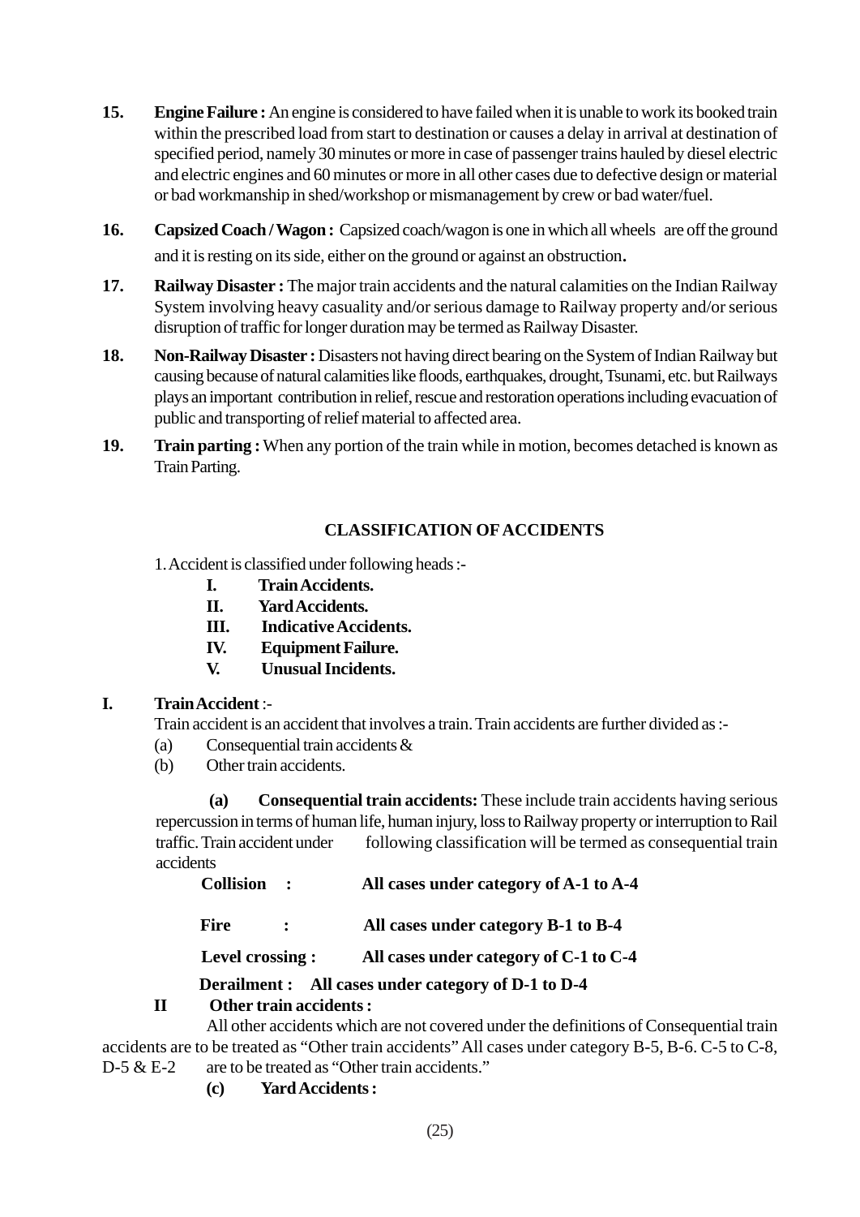15. **Engine Failure :** An engine is considered to have failed when it is unable to work its booked train within the prescribed load from start to destination or causes a delay in arrival at destination of specified period, namely 30 minutes or more in case of passenger trains hauled by diesel electric and electric engines and 60 minutes or more in all other cases due to defective design or material or bad workmanship in shed/workshop or mismanagement by crew or bad water/fuel.

16. **Capsized Coach / Wagon :** Capsized coach/wagon is one in which all wheels are off the ground and it is resting on its side, either on the ground or against an obstruction**.**

17. **Railway Disaster :** The major train accidents and the natural calamities on the Indian Railway System involving heavy casuality and/or serious damage to Railway property and/or serious disruption of traffic for longer duration may be termed as Railway Disaster.

18. **Non-Railway Disaster :** Disasters not having direct bearing on the System of Indian Railway but causing because of natural calamities like floods, earthquakes, drought, Tsunami, etc. but Railways plays an important contribution in relief, rescue and restoration operations including evacuation of public and transporting of relief material to affected area.

19. **Train parting :** When any portion of the train while in motion, becomes detached is known as Train Parting.

## CLASSIFICATION OF ACCIDENTS

1. Accident is classified under following heads :-

- **I. Train Accidents.**
- **II. Yard Accidents.**
- **III. Indicative Accidents.**
- **IV. Equipment Failure.**
- **V. Unusual Incidents.**

**I. Train Accident** :-

Train accident is an accident that involves a train. Train accidents are further divided as :-

(a) Consequential train accidents &

(b) Other train accidents.

**(a) Consequential train accidents:** These include train accidents having serious repercussion in terms of human life, human injury, loss to Railway property or interruption to Rail traffic. Train accident under following classification will be termed as consequential train accidents

**Collision : All cases under category of A-1 to A-4**

**Fire : All cases under category B-1 to B-4**

**Level crossing : All cases under category of C-1 to C-4**

**Derailment : All cases under category of D-1 to D-4**

**II Other train accidents :**

All other accidents which are not covered under the definitions of Consequential train accidents are to be treated as "Other train accidents" All cases under category B-5, B-6. C-5 to C-8, D-5 & E-2 are to be treated as "Other train accidents."

**(c) Yard Accidents :**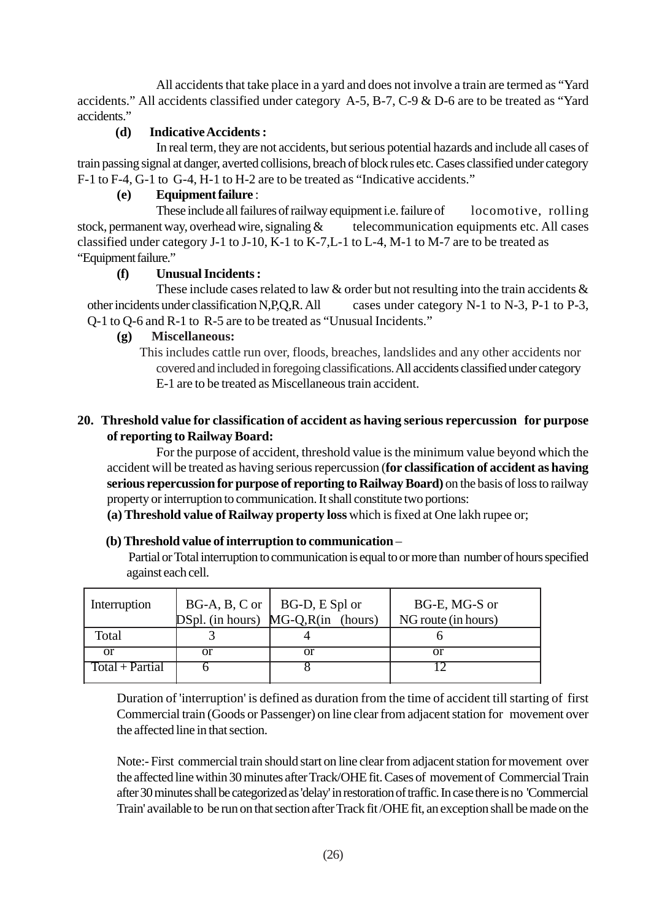All accidents that take place in a yard and does not involve a train are termed as "Yard accidents." All accidents classified under category A-5, B-7, C-9 & D-6 are to be treated as "Yard accidents."

**(d) Indicative Accidents :**

In real term, they are not accidents, but serious potential hazards and include all cases of train passing signal at danger, averted collisions, breach of block rules etc. Cases classified under category F-1 to F-4, G-1 to G-4, H-1 to H-2 are to be treated as "Indicative accidents."

**(e) Equipment failure** :

These include all failures of railway equipment i.e. failure of locomotive, rolling stock, permanent way, overhead wire, signaling & telecommunication equipments etc. All cases classified under category J-1 to J-10, K-1 to K-7,L-1 to L-4, M-1 to M-7 are to be treated as "Equipment failure."

**(f) Unusual Incidents :**

These include cases related to law & order but not resulting into the train accidents & other incidents under classification N,P,Q,R. All cases under category N-1 to N-3, P-1 to P-3, Q-1 to Q-6 and R-1 to R-5 are to be treated as "Unusual Incidents."

**(g) Miscellaneous:**

This includes cattle run over, floods, breaches, landslides and any other accidents nor covered and included in foregoing classifications. All accidents classified under category E-1 are to be treated as Miscellaneous train accident.

**20. Threshold value for classification of accident as having serious repercussion for purpose of reporting to Railway Board:**

For the purpose of accident, threshold value is the minimum value beyond which the accident will be treated as having serious repercussion (**for classification of accident as having serious repercussion for purpose of reporting to Railway Board)** on the basis of loss to railway property or interruption to communication. It shall constitute two portions:

**(a) Threshold value of Railway property loss** which is fixed at One lakh rupee or;

**(b) Threshold value of interruption to communication** –

Partial or Total interruption to communication is equal to or more than number of hours specified against each cell.

| Interruption | BG-A, B, C or DSpl. (in hours) | BG-D, E Spl or MG-Q,R(in (hours) | BG-E, MG-S or NG route (in hours) |
|---|---|---|---|
| Total | 3 | 4 | 6 |
| or | or | or | or |
| Total + Partial | 6 | 8 | 12 |

Duration of 'interruption' is defined as duration from the time of accident till starting of first Commercial train (Goods or Passenger) on line clear from adjacent station for movement over the affected line in that section.

Note:- First commercial train should start on line clear from adjacent station for movement over the affected line within 30 minutes after Track/OHE fit. Cases of movement of Commercial Train after 30 minutes shall be categorized as 'delay' in restoration of traffic. In case there is no 'Commercial Train' available to be run on that section after Track fit /OHE fit, an exception shall be made on the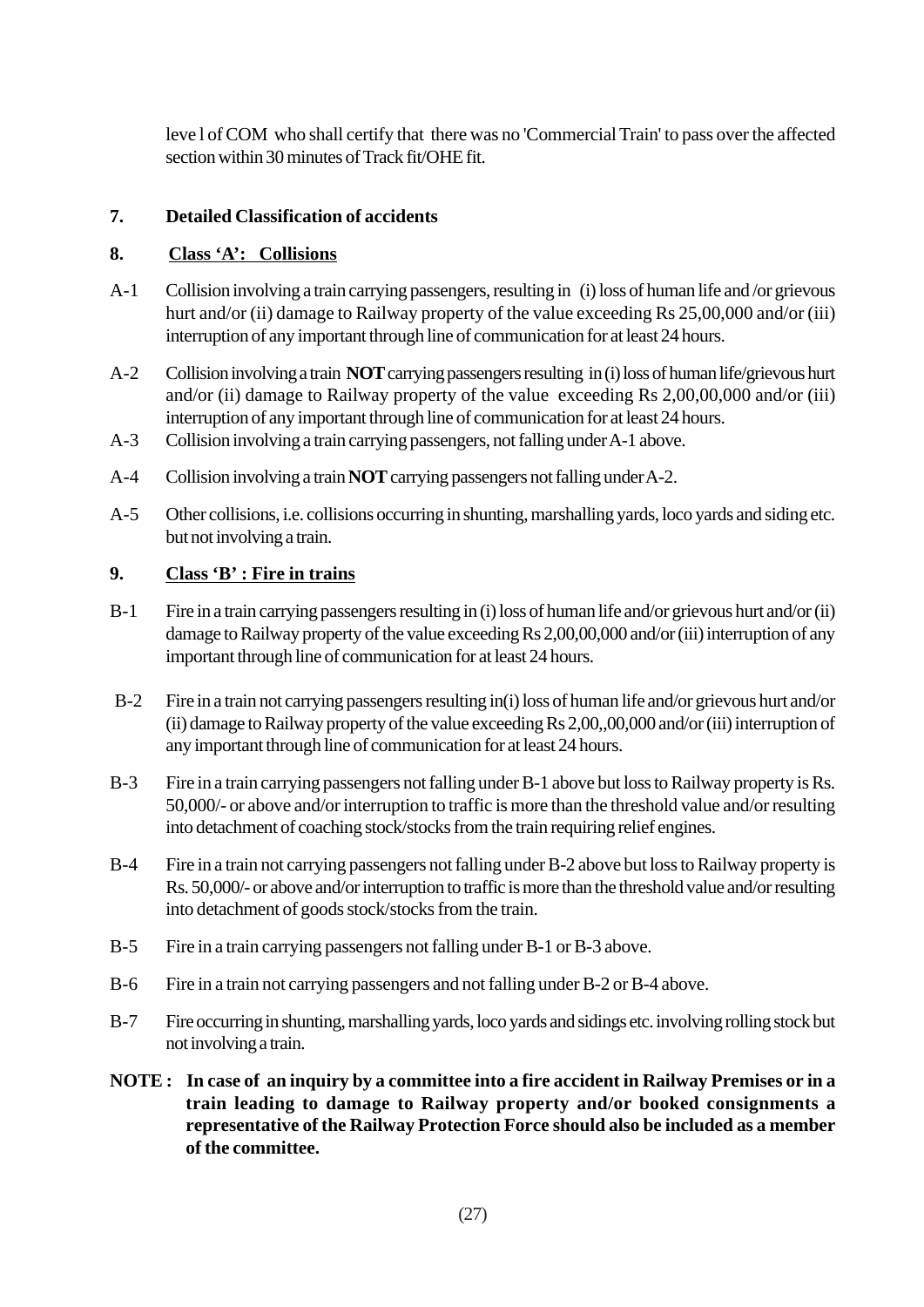leve l of COM who shall certify that there was no 'Commercial Train' to pass over the affected section within 30 minutes of Track fit/OHE fit.

**7. Detailed Classification of accidents**

**8. <u>Class 'A': Collisions</u>**

A-1 Collision involving a train carrying passengers, resulting in (i) loss of human life and /or grievous hurt and/or (ii) damage to Railway property of the value exceeding Rs 25,00,000 and/or (iii) interruption of any important through line of communication for at least 24 hours.

A-2 Collision involving a train **NOT** carrying passengers resulting in (i) loss of human life/grievous hurt and/or (ii) damage to Railway property of the value exceeding Rs 2,00,00,000 and/or (iii) interruption of any important through line of communication for at least 24 hours.

A-3 Collision involving a train carrying passengers, not falling under A-1 above.

A-4 Collision involving a train **NOT** carrying passengers not falling under A-2.

A-5 Other collisions, i.e. collisions occurring in shunting, marshalling yards, loco yards and siding etc. but not involving a train.

**9. <u>Class 'B' : Fire in trains</u>**

B-1 Fire in a train carrying passengers resulting in (i) loss of human life and/or grievous hurt and/or (ii) damage to Railway property of the value exceeding Rs 2,00,00,000 and/or (iii) interruption of any important through line of communication for at least 24 hours.

B-2 Fire in a train not carrying passengers resulting in(i) loss of human life and/or grievous hurt and/or (ii) damage to Railway property of the value exceeding Rs 2,00,,00,000 and/or (iii) interruption of any important through line of communication for at least 24 hours.

B-3 Fire in a train carrying passengers not falling under B-1 above but loss to Railway property is Rs. 50,000/- or above and/or interruption to traffic is more than the threshold value and/or resulting into detachment of coaching stock/stocks from the train requiring relief engines.

B-4 Fire in a train not carrying passengers not falling under B-2 above but loss to Railway property is Rs. 50,000/- or above and/or interruption to traffic is more than the threshold value and/or resulting into detachment of goods stock/stocks from the train.

B-5 Fire in a train carrying passengers not falling under B-1 or B-3 above.

B-6 Fire in a train not carrying passengers and not falling under B-2 or B-4 above.

B-7 Fire occurring in shunting, marshalling yards, loco yards and sidings etc. involving rolling stock but not involving a train.

**NOTE : In case of an inquiry by a committee into a fire accident in Railway Premises or in a train leading to damage to Railway property and/or booked consignments a representative of the Railway Protection Force should also be included as a member of the committee.**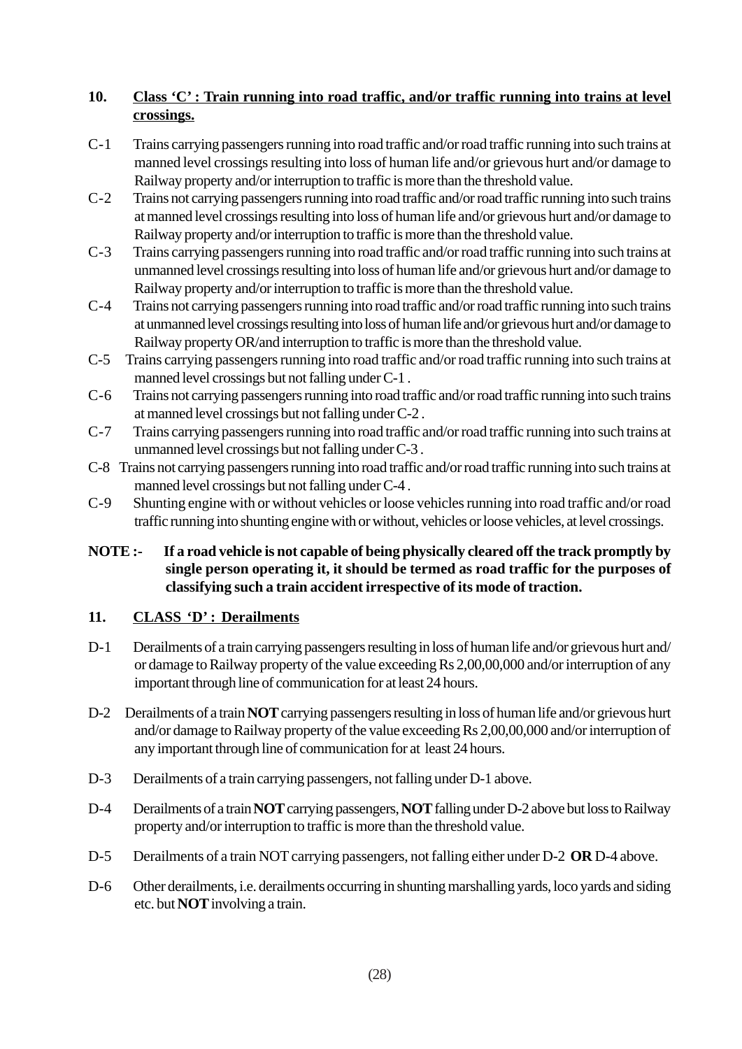## 10. Class 'C' : Train running into road traffic, and/or traffic running into trains at level crossings.

C-1 Trains carrying passengers running into road traffic and/or road traffic running into such trains at manned level crossings resulting into loss of human life and/or grievous hurt and/or damage to Railway property and/or interruption to traffic is more than the threshold value.

C-2 Trains not carrying passengers running into road traffic and/or road traffic running into such trains at manned level crossings resulting into loss of human life and/or grievous hurt and/or damage to Railway property and/or interruption to traffic is more than the threshold value.

C-3 Trains carrying passengers running into road traffic and/or road traffic running into such trains at unmanned level crossings resulting into loss of human life and/or grievous hurt and/or damage to Railway property and/or interruption to traffic is more than the threshold value.

C-4 Trains not carrying passengers running into road traffic and/or road traffic running into such trains at unmanned level crossings resulting into loss of human life and/or grievous hurt and/or damage to Railway property OR/and interruption to traffic is more than the threshold value.

C-5 Trains carrying passengers running into road traffic and/or road traffic running into such trains at manned level crossings but not falling under C-1 .

C-6 Trains not carrying passengers running into road traffic and/or road traffic running into such trains at manned level crossings but not falling under C-2 .

C-7 Trains carrying passengers running into road traffic and/or road traffic running into such trains at unmanned level crossings but not falling under C-3 .

C-8 Trains not carrying passengers running into road traffic and/or road traffic running into such trains at manned level crossings but not falling under C-4 .

C-9 Shunting engine with or without vehicles or loose vehicles running into road traffic and/or road traffic running into shunting engine with or without, vehicles or loose vehicles, at level crossings.

**NOTE :- If a road vehicle is not capable of being physically cleared off the track promptly by single person operating it, it should be termed as road traffic for the purposes of classifying such a train accident irrespective of its mode of traction.**

## 11. CLASS 'D' : Derailments

D-1 Derailments of a train carrying passengers resulting in loss of human life and/or grievous hurt and/or damage to Railway property of the value exceeding Rs 2,00,00,000 and/or interruption of any important through line of communication for at least 24 hours.

D-2 Derailments of a train **NOT** carrying passengers resulting in loss of human life and/or grievous hurt and/or damage to Railway property of the value exceeding Rs 2,00,00,000 and/or interruption of any important through line of communication for at least 24 hours.

D-3 Derailments of a train carrying passengers, not falling under D-1 above.

D-4 Derailments of a train **NOT** carrying passengers, **NOT** falling under D-2 above but loss to Railway property and/or interruption to traffic is more than the threshold value.

D-5 Derailments of a train NOT carrying passengers, not falling either under D-2 **OR** D-4 above.

D-6 Other derailments, i.e. derailments occurring in shunting marshalling yards, loco yards and siding etc. but **NOT** involving a train.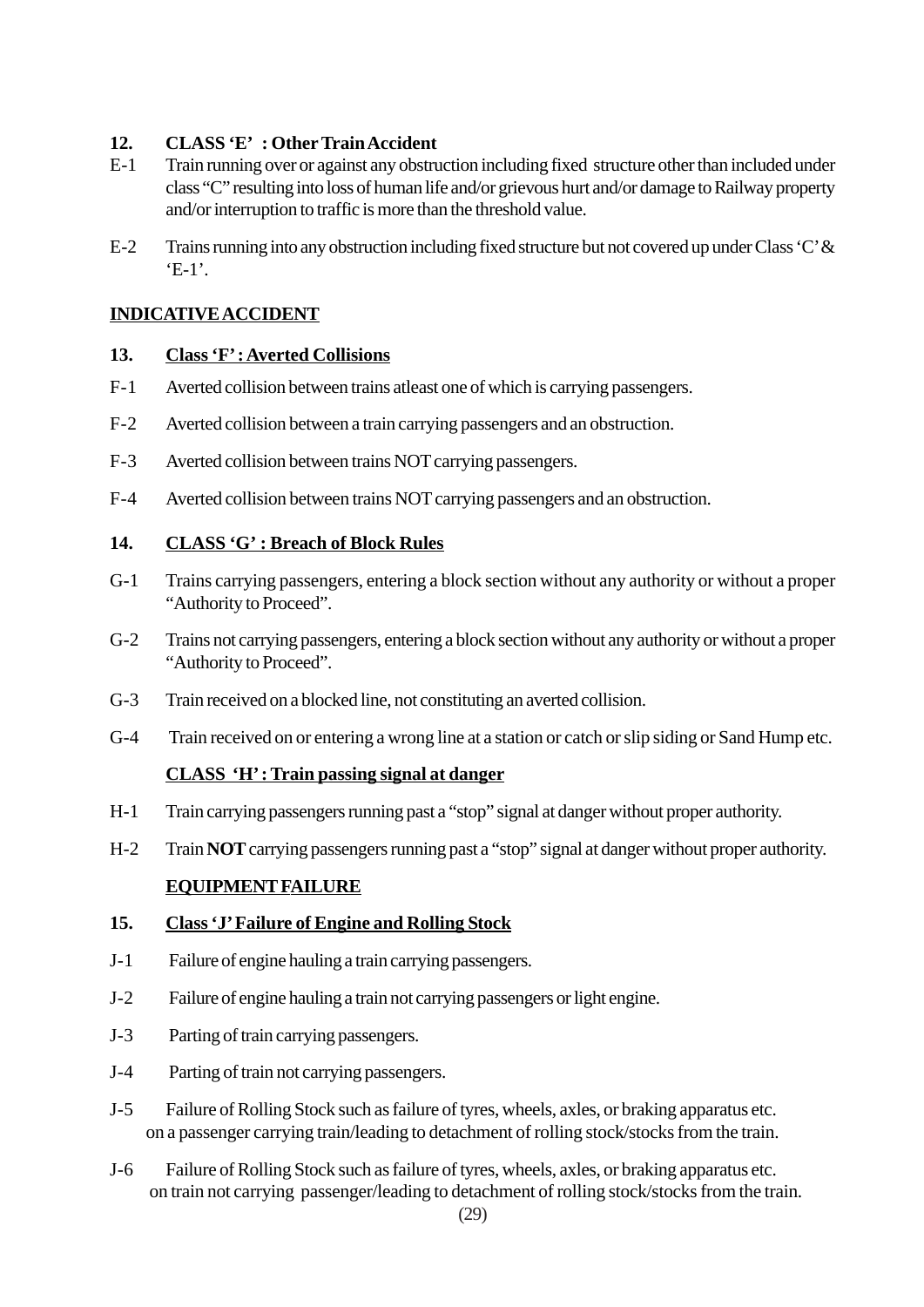**12. CLASS 'E' : Other Train Accident**

E-1 Train running over or against any obstruction including fixed structure other than included under class "C" resulting into loss of human life and/or grievous hurt and/or damage to Railway property and/or interruption to traffic is more than the threshold value.

E-2 Trains running into any obstruction including fixed structure but not covered up under Class 'C' & 'E-1'.

**INDICATIVE ACCIDENT**

**13. Class 'F' : Averted Collisions**

F-1 Averted collision between trains atleast one of which is carrying passengers.

F-2 Averted collision between a train carrying passengers and an obstruction.

F-3 Averted collision between trains NOT carrying passengers.

F-4 Averted collision between trains NOT carrying passengers and an obstruction.

**14. CLASS 'G' : Breach of Block Rules**

G-1 Trains carrying passengers, entering a block section without any authority or without a proper "Authority to Proceed".

G-2 Trains not carrying passengers, entering a block section without any authority or without a proper "Authority to Proceed".

G-3 Train received on a blocked line, not constituting an averted collision.

G-4 Train received on or entering a wrong line at a station or catch or slip siding or Sand Hump etc.

**CLASS 'H' : Train passing signal at danger**

H-1 Train carrying passengers running past a "stop" signal at danger without proper authority.

H-2 Train **NOT** carrying passengers running past a "stop" signal at danger without proper authority.

**EQUIPMENT FAILURE**

**15. Class 'J' Failure of Engine and Rolling Stock**

J-1 Failure of engine hauling a train carrying passengers.

J-2 Failure of engine hauling a train not carrying passengers or light engine.

J-3 Parting of train carrying passengers.

J-4 Parting of train not carrying passengers.

J-5 Failure of Rolling Stock such as failure of tyres, wheels, axles, or braking apparatus etc. on a passenger carrying train/leading to detachment of rolling stock/stocks from the train.

J-6 Failure of Rolling Stock such as failure of tyres, wheels, axles, or braking apparatus etc. on train not carrying passenger/leading to detachment of rolling stock/stocks from the train.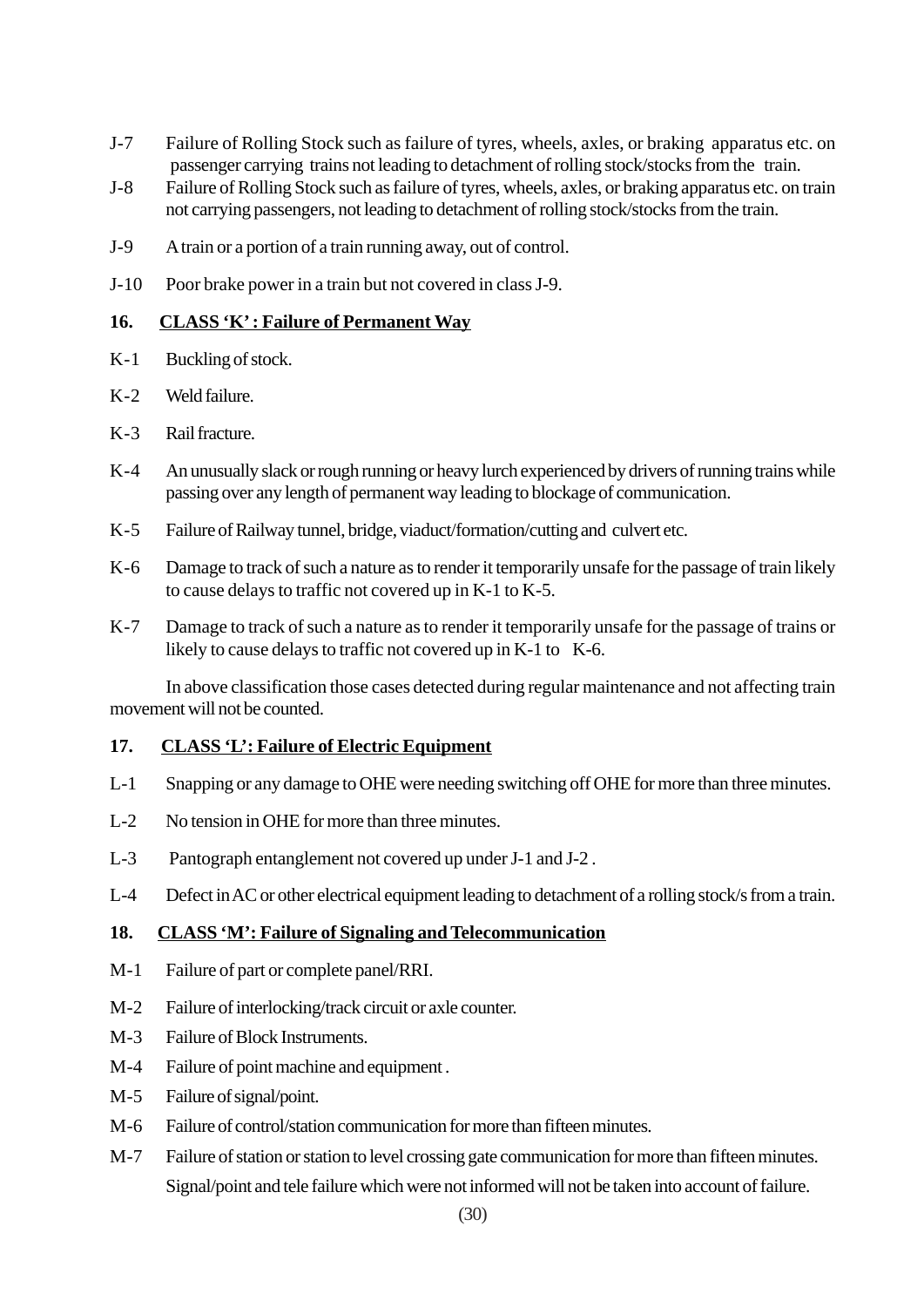J-7 Failure of Rolling Stock such as failure of tyres, wheels, axles, or braking apparatus etc. on passenger carrying trains not leading to detachment of rolling stock/stocks from the train.

J-8 Failure of Rolling Stock such as failure of tyres, wheels, axles, or braking apparatus etc. on train not carrying passengers, not leading to detachment of rolling stock/stocks from the train.

J-9 A train or a portion of a train running away, out of control.

J-10 Poor brake power in a train but not covered in class J-9.

**16. <u>CLASS 'K' : Failure of Permanent Way</u>**

K-1 Buckling of stock.

K-2 Weld failure.

K-3 Rail fracture.

K-4 An unusually slack or rough running or heavy lurch experienced by drivers of running trains while passing over any length of permanent way leading to blockage of communication.

K-5 Failure of Railway tunnel, bridge, viaduct/formation/cutting and culvert etc.

K-6 Damage to track of such a nature as to render it temporarily unsafe for the passage of train likely to cause delays to traffic not covered up in K-1 to K-5.

K-7 Damage to track of such a nature as to render it temporarily unsafe for the passage of trains or likely to cause delays to traffic not covered up in K-1 to K-6.

In above classification those cases detected during regular maintenance and not affecting train movement will not be counted.

**17. <u>CLASS 'L': Failure of Electric Equipment</u>**

L-1 Snapping or any damage to OHE were needing switching off OHE for more than three minutes.

L-2 No tension in OHE for more than three minutes.

L-3 Pantograph entanglement not covered up under J-1 and J-2 .

L-4 Defect in AC or other electrical equipment leading to detachment of a rolling stock/s from a train.

**18. <u>CLASS 'M': Failure of Signaling and Telecommunication</u>**

M-1 Failure of part or complete panel/RRI.

M-2 Failure of interlocking/track circuit or axle counter.

M-3 Failure of Block Instruments.

M-4 Failure of point machine and equipment .

M-5 Failure of signal/point.

M-6 Failure of control/station communication for more than fifteen minutes.

M-7 Failure of station or station to level crossing gate communication for more than fifteen minutes.

Signal/point and tele failure which were not informed will not be taken into account of failure.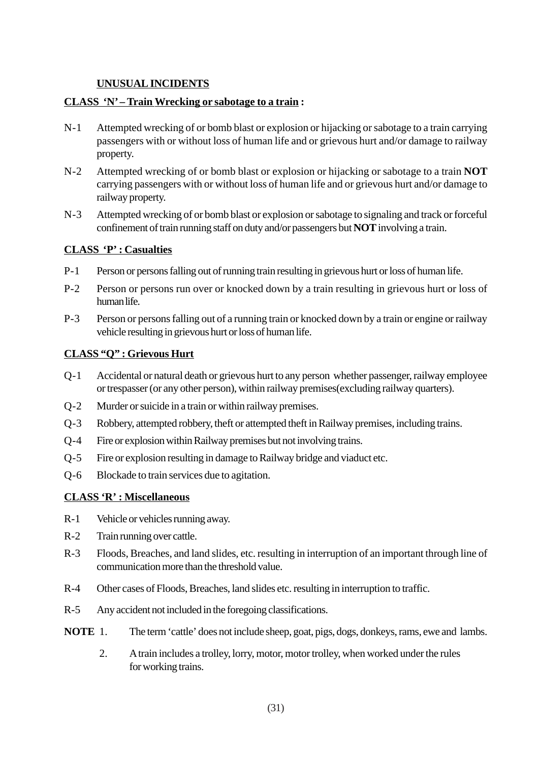## UNUSUAL INCIDENTS

### CLASS 'N' – Train Wrecking or sabotage to a train :

N-1 Attempted wrecking of or bomb blast or explosion or hijacking or sabotage to a train carrying passengers with or without loss of human life and or grievous hurt and/or damage to railway property.

N-2 Attempted wrecking of or bomb blast or explosion or hijacking or sabotage to a train **NOT** carrying passengers with or without loss of human life and or grievous hurt and/or damage to railway property.

N-3 Attempted wrecking of or bomb blast or explosion or sabotage to signaling and track or forceful confinement of train running staff on duty and/or passengers but **NOT** involving a train.

### CLASS 'P' : Casualties

P-1 Person or persons falling out of running train resulting in grievous hurt or loss of human life.

P-2 Person or persons run over or knocked down by a train resulting in grievous hurt or loss of human life.

P-3 Person or persons falling out of a running train or knocked down by a train or engine or railway vehicle resulting in grievous hurt or loss of human life.

### CLASS "Q" : Grievous Hurt

Q-1 Accidental or natural death or grievous hurt to any person whether passenger, railway employee or trespasser (or any other person), within railway premises(excluding railway quarters).

Q-2 Murder or suicide in a train or within railway premises.

Q-3 Robbery, attempted robbery, theft or attempted theft in Railway premises, including trains.

Q-4 Fire or explosion within Railway premises but not involving trains.

Q-5 Fire or explosion resulting in damage to Railway bridge and viaduct etc.

Q-6 Blockade to train services due to agitation.

### CLASS 'R' : Miscellaneous

R-1 Vehicle or vehicles running away.

R-2 Train running over cattle.

R-3 Floods, Breaches, and land slides, etc. resulting in interruption of an important through line of communication more than the threshold value.

R-4 Other cases of Floods, Breaches, land slides etc. resulting in interruption to traffic.

R-5 Any accident not included in the foregoing classifications.

**NOTE** 1. The term 'cattle' does not include sheep, goat, pigs, dogs, donkeys, rams, ewe and lambs.

2. A train includes a trolley, lorry, motor, motor trolley, when worked under the rules for working trains.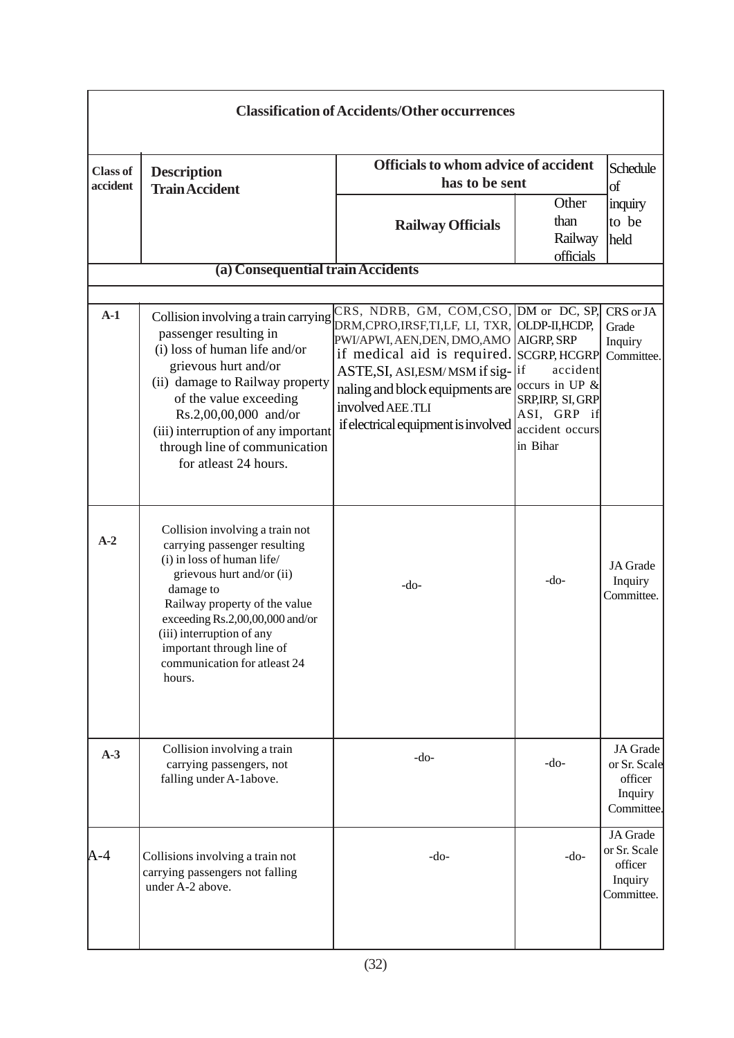| Classification of Accidents/Other occurrences | | | | |
|---|---|---|---|---|
| **Class of accident** | **Description Train Accident** | **Officials to whom advice of accident has to be sent** | | **Schedule of inquiry to be held** |
| | | **Railway Officials** | Other than Railway officials | |
| | **(a) Consequential train Accidents** | | | |
| **A-1** | Collision involving a train carrying passenger resulting in (i) loss of human life and/or grievous hurt and/or (ii) damage to Railway property of the value exceeding Rs.2,00,00,000 and/or (iii) interruption of any important through line of communication for atleast 24 hours. | CRS, NDRB, GM, COM,CSO, DRM,CPRO,IRSF,TI,LF, LI, TXR, PWI/APWI, AEN,DEN, DMO,AMO if medical aid is required. ASTE,SI, ASI,ESM/ MSM if signaling and block equipments are involved AEE.TLI if electrical equipment is involved | DM or DC, SP, OLDP-II,HCDP, AIGRP, SRP SCGRP, HCGRP if accident occurs in UP & SRP,IRP, SI, GRP ASI, GRP if accident occurs in Bihar | CRS or JA Grade Inquiry Committee. |
| **A-2** | Collision involving a train not carrying passenger resulting (i) in loss of human life/ grievous hurt and/or (ii) damage to Railway property of the value exceeding Rs.2,00,00,000 and/or (iii) interruption of any important through line of communication for atleast 24 hours. | -do- | -do- | JA Grade Inquiry Committee. |
| **A-3** | Collision involving a train carrying passengers, not falling under A-1above. | -do- | -do- | JA Grade or Sr. Scale officer Inquiry Committee. |
| A-4 | Collisions involving a train not carrying passengers not falling under A-2 above. | -do- | -do- | JA Grade or Sr. Scale officer Inquiry Committee. |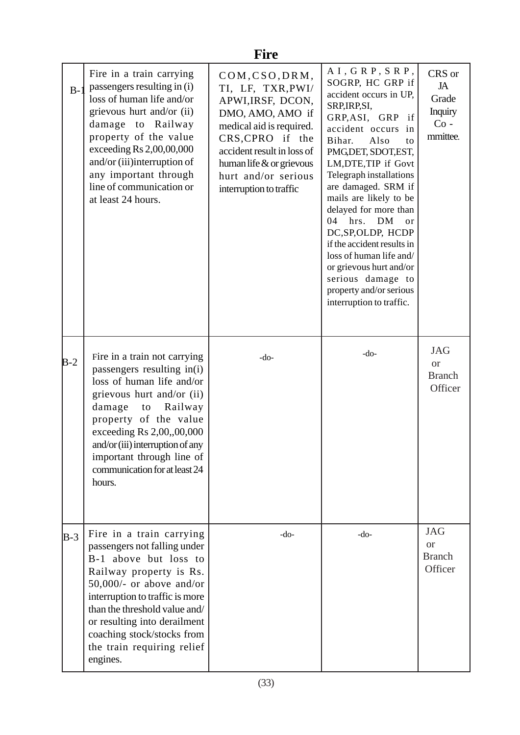## Fire

| | | | | |
|---|---|---|---|---|
| B-1 | Fire in a train carrying passengers resulting in (i) loss of human life and/or grievous hurt and/or (ii) damage to Railway property of the value exceeding Rs 2,00,00,000 and/or (iii)interruption of any important through line of communication or at least 24 hours. | COM,CSO,DRM, TI, LF, TXR,PWI/ APWI,IRSF, DCON, DMO, AMO, AMO if medical aid is required. CRS,CPRO if the accident result in loss of human life & or grievous hurt and/or serious interruption to traffic | AI, GRP, SRP, SOGRP, HC GRP if accident occurs in UP, SRP,IRP,SI, GRP,ASI, GRP if accident occurs in Bihar. Also to PMG,DET, SDOT,EST, LM,DTE,TIP if Govt Telegraph installations are damaged. SRM if mails are likely to be delayed for more than 04 hrs. DM or DC,SP,OLDP, HCDP if the accident results in loss of human life and/ or grievous hurt and/or serious damage to property and/or serious interruption to traffic. | CRS or JA Grade Inquiry Co - mmittee. |
| B-2 | Fire in a train not carrying passengers resulting in(i) loss of human life and/or grievous hurt and/or (ii) damage to Railway property of the value exceeding Rs 2,00,,00,000 and/or (iii) interruption of any important through line of communication for at least 24 hours. | -do- | -do- | JAG or Branch Officer |
| B-3 | Fire in a train carrying passengers not falling under B-1 above but loss to Railway property is Rs. 50,000/- or above and/or interruption to traffic is more than the threshold value and/ or resulting into derailment coaching stock/stocks from the train requiring relief engines. | -do- | -do- | JAG or Branch Officer |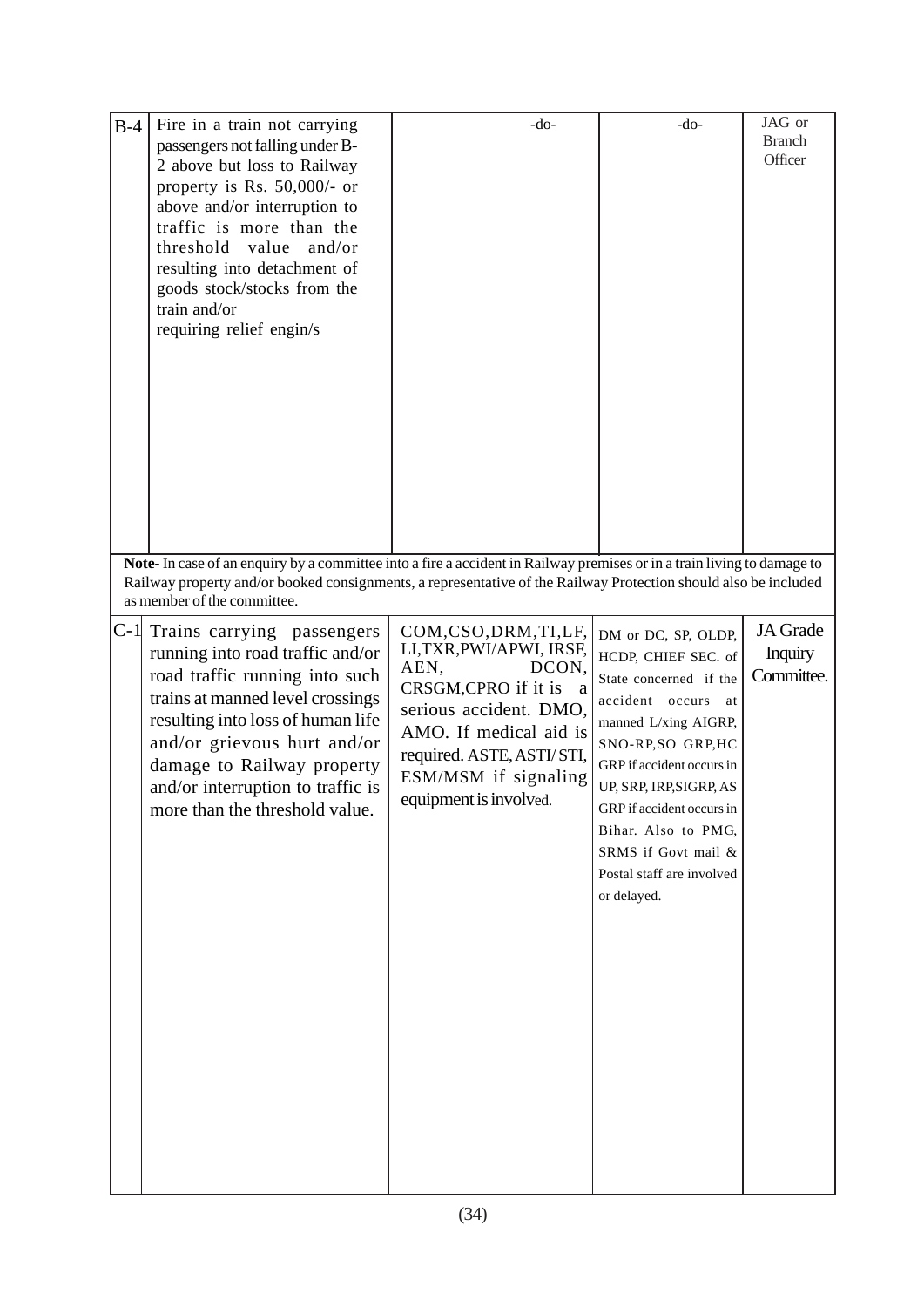| | | | | |
|---|---|---|---|---|
| B-4 | Fire in a train not carrying passengers not falling under B-2 above but loss to Railway property is Rs. 50,000/- or above and/or interruption to traffic is more than the threshold value and/or resulting into detachment of goods stock/stocks from the train and/or requiring relief engin/s | -do- | -do- | JAG or Branch Officer |
| | **Note-** In case of an enquiry by a committee into a fire a accident in Railway premises or in a train living to damage to Railway property and/or booked consignments, a representative of the Railway Protection should also be included as member of the committee. | | | |
| C-1 | Trains carrying passengers running into road traffic and/or road traffic running into such trains at manned level crossings resulting into loss of human life and/or grievous hurt and/or damage to Railway property and/or interruption to traffic is more than the threshold value. | COM,CSO,DRM,TI,LF, LI,TXR,PWI/APWI, IRSF, AEN, DCON, CRSGM,CPRO if it is a serious accident. DMO, AMO. If medical aid is required. ASTE, ASTI/ STI, ESM/MSM if signaling equipment is involved. | DM or DC, SP, OLDP, HCDP, CHIEF SEC. of State concerned if the accident occurs at manned L/xing AIGRP, SNO-RP,SO GRP,HC GRP if accident occurs in UP, SRP, IRP,SIGRP, AS GRP if accident occurs in Bihar. Also to PMG, SRMS if Govt mail & Postal staff are involved or delayed. | JA Grade Inquiry Committee. |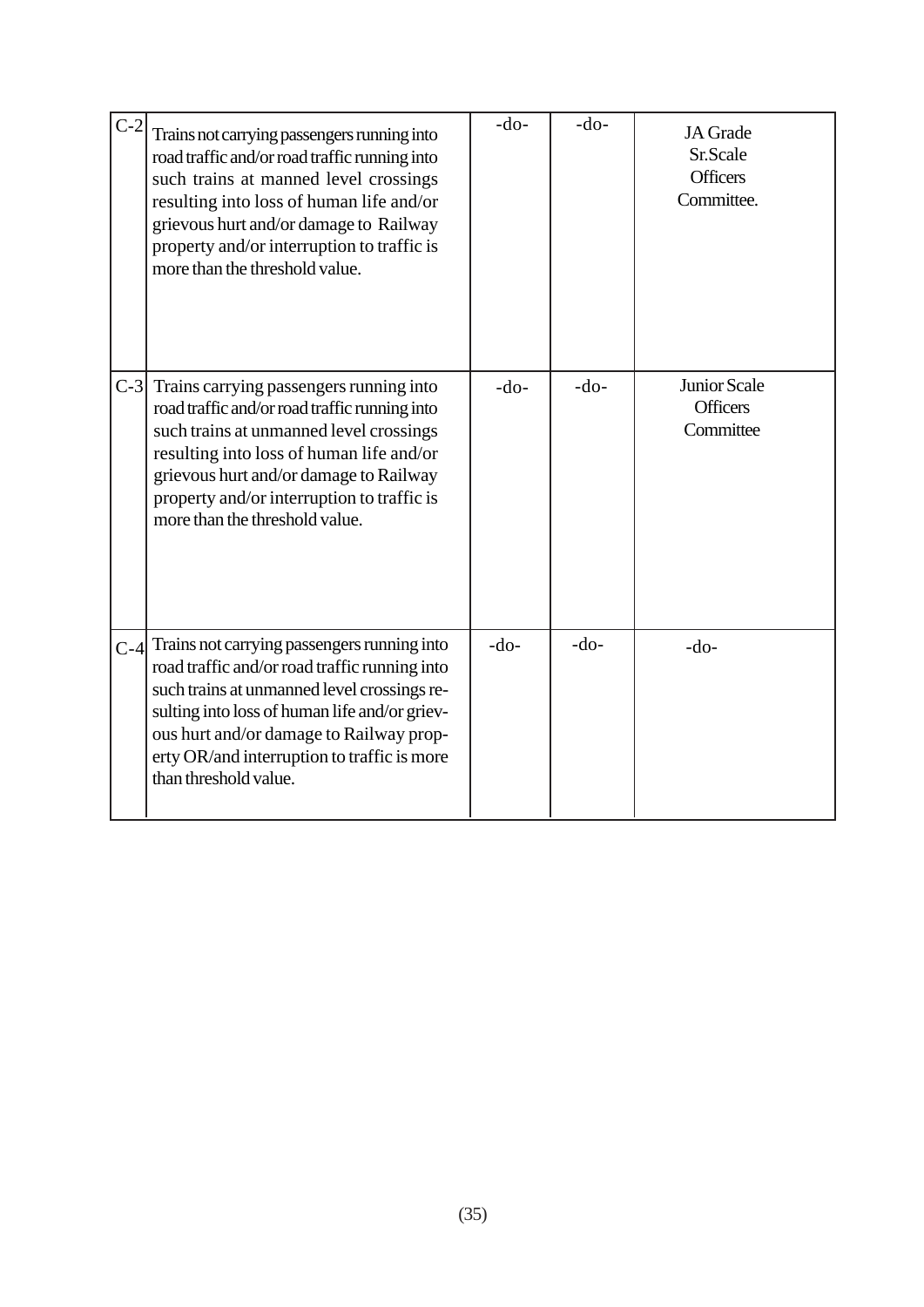| | | | | |
|---|---|---|---|---|
| C-2 | Trains not carrying passengers running into road traffic and/or road traffic running into such trains at manned level crossings resulting into loss of human life and/or grievous hurt and/or damage to Railway property and/or interruption to traffic is more than the threshold value. | -do- | -do- | JA Grade Sr.Scale Officers Committee. |
| C-3 | Trains carrying passengers running into road traffic and/or road traffic running into such trains at unmanned level crossings resulting into loss of human life and/or grievous hurt and/or damage to Railway property and/or interruption to traffic is more than the threshold value. | -do- | -do- | Junior Scale Officers Committee |
| C-4 | Trains not carrying passengers running into road traffic and/or road traffic running into such trains at unmanned level crossings resulting into loss of human life and/or grievous hurt and/or damage to Railway property OR/and interruption to traffic is more than threshold value. | -do- | -do- | -do- |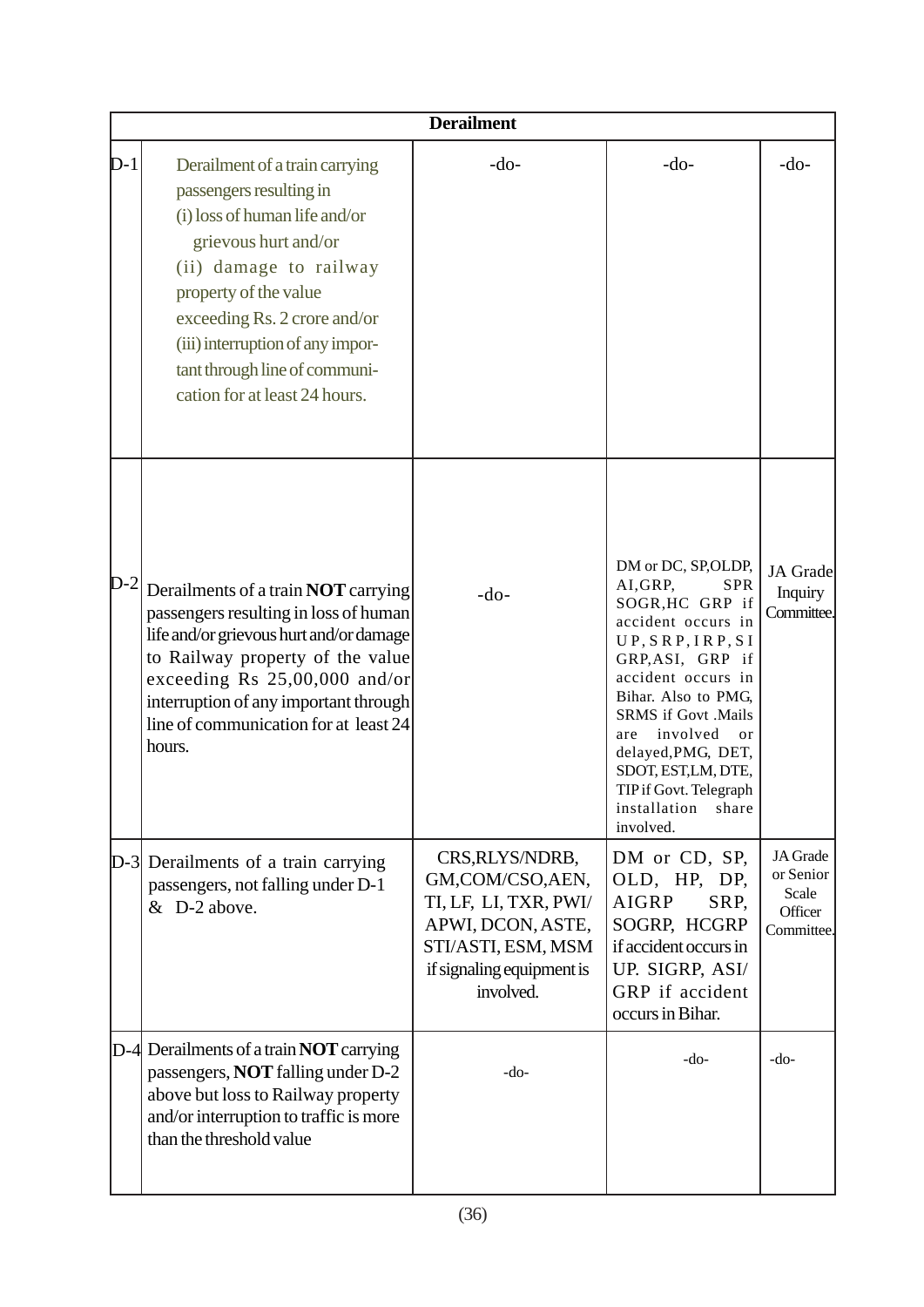| Derailment | | | | |
|---|---|---|---|---|
| D-1 | Derailment of a train carrying passengers resulting in (i) loss of human life and/or grievous hurt and/or (ii) damage to railway property of the value exceeding Rs. 2 crore and/or (iii) interruption of any important through line of communication for at least 24 hours. | -do- | -do- | -do- |
| D-2 | Derailments of a train **NOT** carrying passengers resulting in loss of human life and/or grievous hurt and/or damage to Railway property of the value exceeding Rs 25,00,000 and/or interruption of any important through line of communication for at least 24 hours. | -do- | DM or DC, SP,OLDP, AI,GRP, SPR SOGR,HC GRP if accident occurs in UP, SRP, IRP, SI GRP,ASI, GRP if accident occurs in Bihar. Also to PMG, SRMS if Govt .Mails are involved or delayed,PMG, DET, SDOT, EST,LM, DTE, TIP if Govt. Telegraph installation share involved. | JA Grade Inquiry Committee. |
| D-3 | Derailments of a train carrying passengers, not falling under D-1 & D-2 above. | CRS,RLYS/NDRB, GM,COM/CSO,AEN, TI, LF, LI, TXR, PWI/ APWI, DCON, ASTE, STI/ASTI, ESM, MSM if signaling equipment is involved. | DM or CD, SP, OLD, HP, DP, AIGRP SRP, SOGRP, HCGRP if accident occurs in UP. SIGRP, ASI/ GRP if accident occurs in Bihar. | JA Grade or Senior Scale Officer Committee. |
| D-4 | Derailments of a train **NOT** carrying passengers, **NOT** falling under D-2 above but loss to Railway property and/or interruption to traffic is more than the threshold value | -do- | -do- | -do- |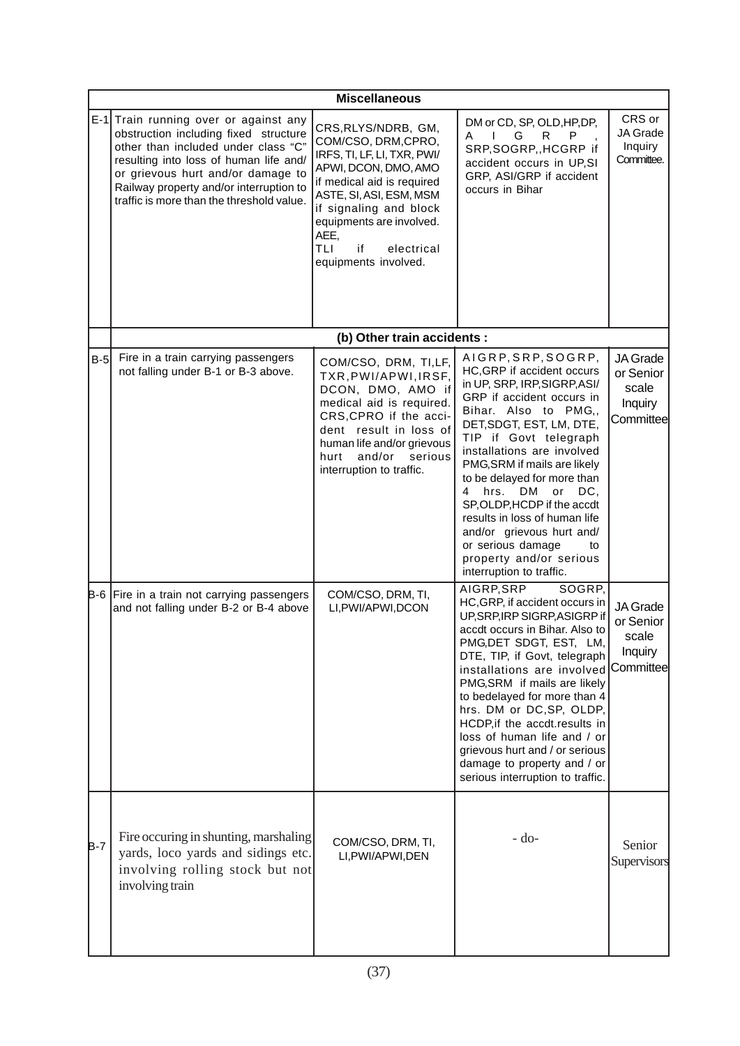| | **Miscellaneous** | | | |
|---|---|---|---|---|
| E-1 | Train running over or against any obstruction including fixed structure other than included under class "C" resulting into loss of human life and/ or grievous hurt and/or damage to Railway property and/or interruption to traffic is more than the threshold value. | CRS,RLYS/NDRB, GM, COM/CSO, DRM,CPRO, IRFS, TI, LF, LI, TXR, PWI/ APWI, DCON, DMO, AMO if medical aid is required ASTE, SI, ASI, ESM, MSM if signaling and block equipments are involved. AEE, TLI if electrical equipments involved. | DM or CD, SP, OLD,HP,DP, A I G R P , SRP,SOGRP,,HCGRP if accident occurs in UP,SI GRP, ASI/GRP if accident occurs in Bihar | CRS or JA Grade Inquiry Committee. |
| | **(b) Other train accidents :** | | | |
| B-5 | Fire in a train carrying passengers not falling under B-1 or B-3 above. | COM/CSO, DRM, TI,LF, TXR,PWI/APWI,IRSF, DCON, DMO, AMO if medical aid is required. CRS,CPRO if the accident result in loss of human life and/or grievous hurt and/or serious interruption to traffic. | AIGRP,SRP,SOGRP, HC,GRP if accident occurs in UP, SRP, IRP,SIGRP,ASI/ GRP if accident occurs in Bihar. Also to PMG,, DET,SDGT, EST, LM, DTE, TIP if Govt telegraph installations are involved PMG,SRM if mails are likely to be delayed for more than 4 hrs. DM or DC, SP,OLDP,HCDP if the accdt results in loss of human life and/or grievous hurt and/ or serious damage to property and/or serious interruption to traffic. | JA Grade or Senior scale Inquiry Committee |
| B-6 | Fire in a train not carrying passengers and not falling under B-2 or B-4 above | COM/CSO, DRM, TI, LI,PWI/APWI,DCON | AIGRP,SRP SOGRP, HC,GRP, if accident occurs in UP,SRP,IRP SIGRP,ASIGRP if accdt occurs in Bihar. Also to PMG,DET SDGT, EST, LM, DTE, TIP, if Govt, telegraph installations are involved PMG,SRM if mails are likely to bedelayed for more than 4 hrs. DM or DC,SP, OLDP, HCDP,if the accdt.results in loss of human life and / or grievous hurt and / or serious damage to property and / or serious interruption to traffic. | JA Grade or Senior scale Inquiry Committee |
| B-7 | Fire occuring in shunting, marshaling yards, loco yards and sidings etc. involving rolling stock but not involving train | COM/CSO, DRM, TI, LI,PWI/APWI,DEN | - do- | Senior Supervisors |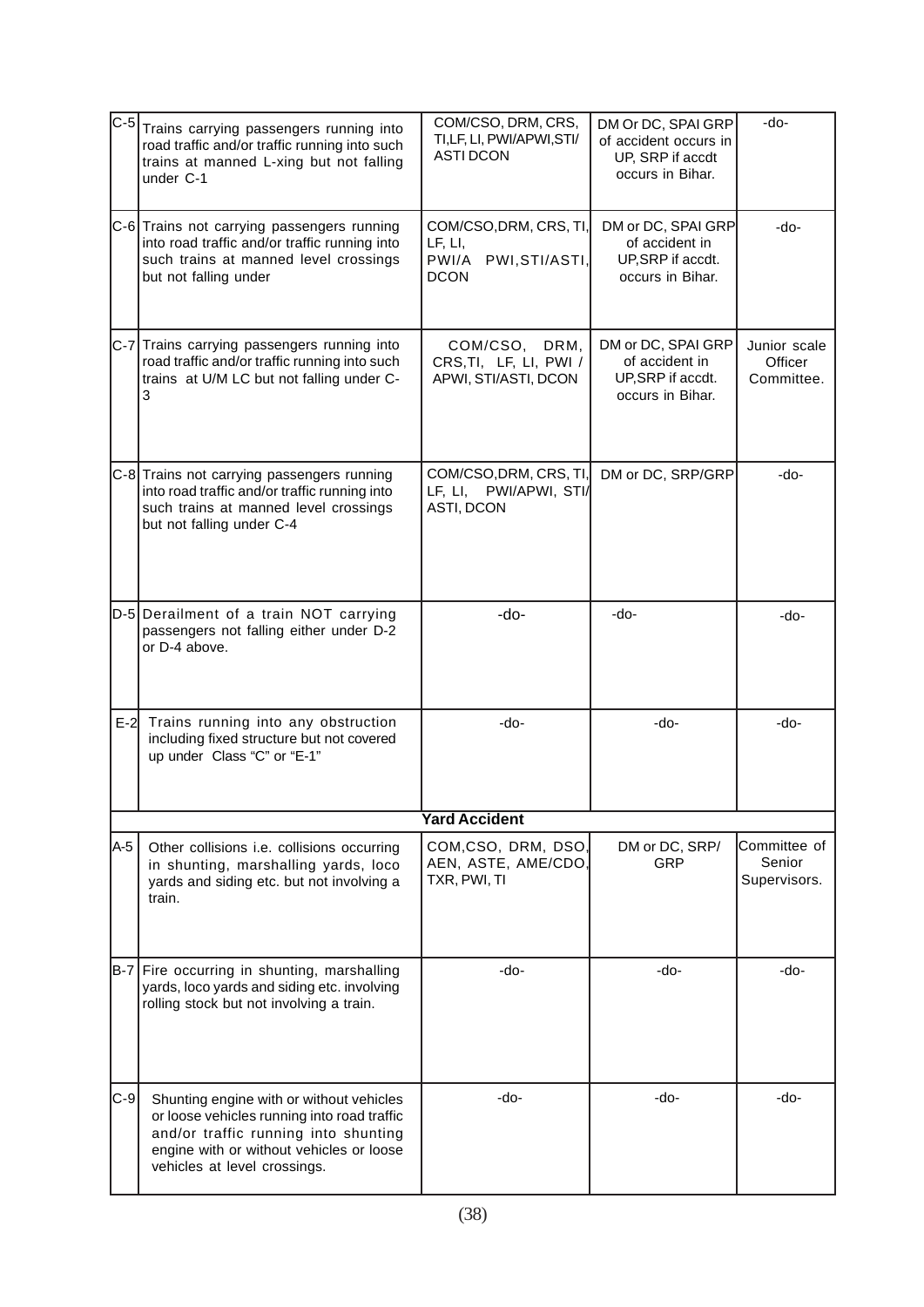| C-5 | Trains carrying passengers running into road traffic and/or traffic running into such trains at manned L-xing but not falling under C-1 | COM/CSO, DRM, CRS, TI,LF, LI, PWI/APWI,STI/ ASTI DCON | DM Or DC, SPAI GRP of accident occurs in UP, SRP if accdt occurs in Bihar. | -do- |
|---|---|---|---|---|
| C-6 | Trains not carrying passengers running into road traffic and/or traffic running into such trains at manned level crossings but not falling under | COM/CSO,DRM, CRS, TI, LF, LI, PWI/A PWI,STI/ASTI, DCON | DM or DC, SPAI GRP of accident in UP,SRP if accdt. occurs in Bihar. | -do- |
| C-7 | Trains carrying passengers running into road traffic and/or traffic running into such trains at U/M LC but not falling under C-3 | COM/CSO, DRM, CRS,TI, LF, LI, PWI / APWI, STI/ASTI, DCON | DM or DC, SPAI GRP of accident in UP,SRP if accdt. occurs in Bihar. | Junior scale Officer Committee. |
| C-8 | Trains not carrying passengers running into road traffic and/or traffic running into such trains at manned level crossings but not falling under C-4 | COM/CSO,DRM, CRS, TI, LF, LI, PWI/APWI, STI/ ASTI, DCON | DM or DC, SRP/GRP | -do- |
| D-5 | Derailment of a train NOT carrying passengers not falling either under D-2 or D-4 above. | -do- | -do- | -do- |
| E-2 | Trains running into any obstruction including fixed structure but not covered up under Class "C" or "E-1" | -do- | -do- | -do- |
| | **Yard Accident** | | | |
| A-5 | Other collisions i.e. collisions occurring in shunting, marshalling yards, loco yards and siding etc. but not involving a train. | COM,CSO, DRM, DSO, AEN, ASTE, AME/CDO, TXR, PWI, TI | DM or DC, SRP/ GRP | Committee of Senior Supervisors. |
| B-7 | Fire occurring in shunting, marshalling yards, loco yards and siding etc. involving rolling stock but not involving a train. | -do- | -do- | -do- |
| C-9 | Shunting engine with or without vehicles or loose vehicles running into road traffic and/or traffic running into shunting engine with or without vehicles or loose vehicles at level crossings. | -do- | -do- | -do- |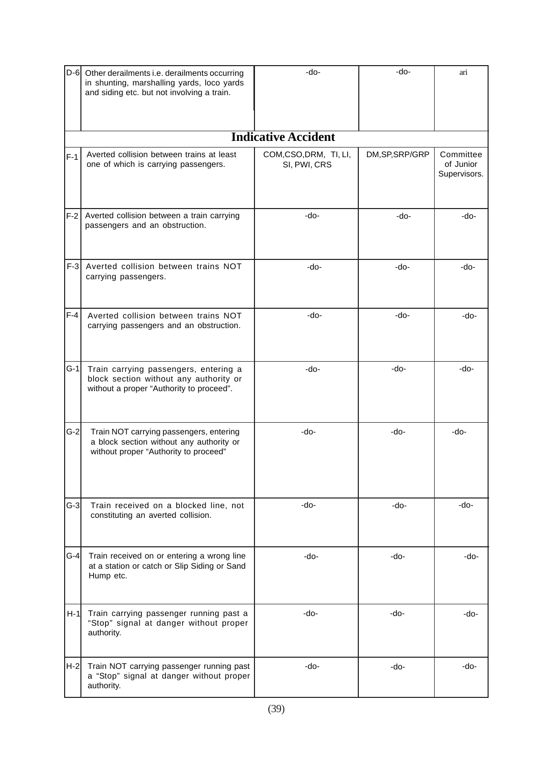| | | | | |
|---|---|---|---|---|
| D-6 | Other derailments i.e. derailments occurring in shunting, marshalling yards, loco yards and siding etc. but not involving a train. | -do- | -do- | ari |
| | **Indicative Accident** | | | |
| F-1 | Averted collision between trains at least one of which is carrying passengers. | COM,CSO,DRM, TI, LI, SI, PWI, CRS | DM,SP,SRP/GRP | Committee of Junior Supervisors. |
| F-2 | Averted collision between a train carrying passengers and an obstruction. | -do- | -do- | -do- |
| F-3 | Averted collision between trains NOT carrying passengers. | -do- | -do- | -do- |
| F-4 | Averted collision between trains NOT carrying passengers and an obstruction. | -do- | -do- | -do- |
| G-1 | Train carrying passengers, entering a block section without any authority or without a proper "Authority to proceed". | -do- | -do- | -do- |
| G-2 | Train NOT carrying passengers, entering a block section without any authority or without proper "Authority to proceed" | -do- | -do- | -do- |
| G-3 | Train received on a blocked line, not constituting an averted collision. | -do- | -do- | -do- |
| G-4 | Train received on or entering a wrong line at a station or catch or Slip Siding or Sand Hump etc. | -do- | -do- | -do- |
| H-1 | Train carrying passenger running past a "Stop" signal at danger without proper authority. | -do- | -do- | -do- |
| H-2 | Train NOT carrying passenger running past a "Stop" signal at danger without proper authority. | -do- | -do- | -do- |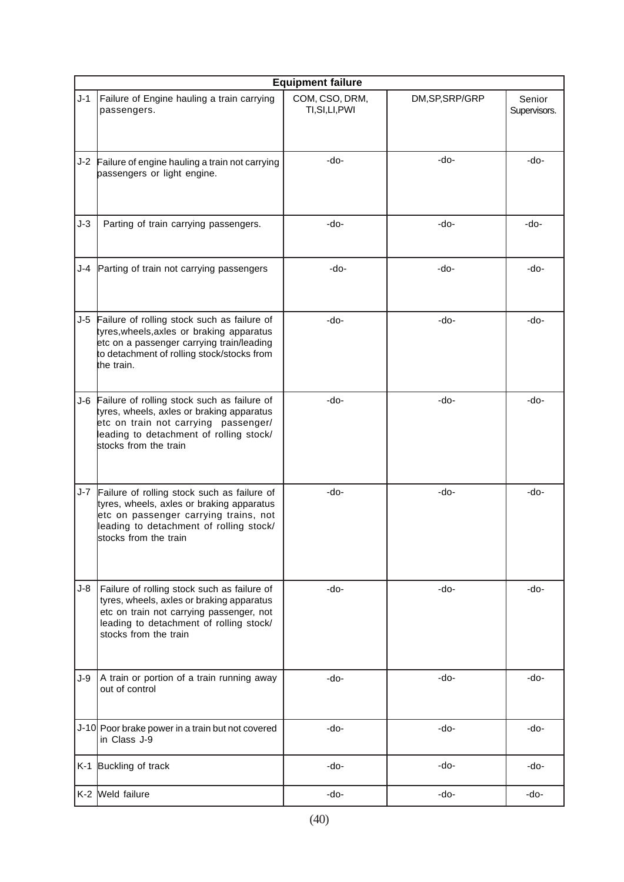| Equipment failure | | | | |
|---|---|---|---|---|
| J-1 | Failure of Engine hauling a train carrying passengers. | COM, CSO, DRM, TI,SI,LI,PWI | DM,SP,SRP/GRP | Senior Supervisors. |
| J-2 | Failure of engine hauling a train not carrying passengers or light engine. | -do- | -do- | -do- |
| J-3 | Parting of train carrying passengers. | -do- | -do- | -do- |
| J-4 | Parting of train not carrying passengers | -do- | -do- | -do- |
| J-5 | Failure of rolling stock such as failure of tyres,wheels,axles or braking apparatus etc on a passenger carrying train/leading to detachment of rolling stock/stocks from the train. | -do- | -do- | -do- |
| J-6 | Failure of rolling stock such as failure of tyres, wheels, axles or braking apparatus etc on train not carrying passenger/ leading to detachment of rolling stock/ stocks from the train | -do- | -do- | -do- |
| J-7 | Failure of rolling stock such as failure of tyres, wheels, axles or braking apparatus etc on passenger carrying trains, not leading to detachment of rolling stock/ stocks from the train | -do- | -do- | -do- |
| J-8 | Failure of rolling stock such as failure of tyres, wheels, axles or braking apparatus etc on train not carrying passenger, not leading to detachment of rolling stock/ stocks from the train | -do- | -do- | -do- |
| J-9 | A train or portion of a train running away out of control | -do- | -do- | -do- |
| J-10 | Poor brake power in a train but not covered in Class J-9 | -do- | -do- | -do- |
| K-1 | Buckling of track | -do- | -do- | -do- |
| K-2 | Weld failure | -do- | -do- | -do- |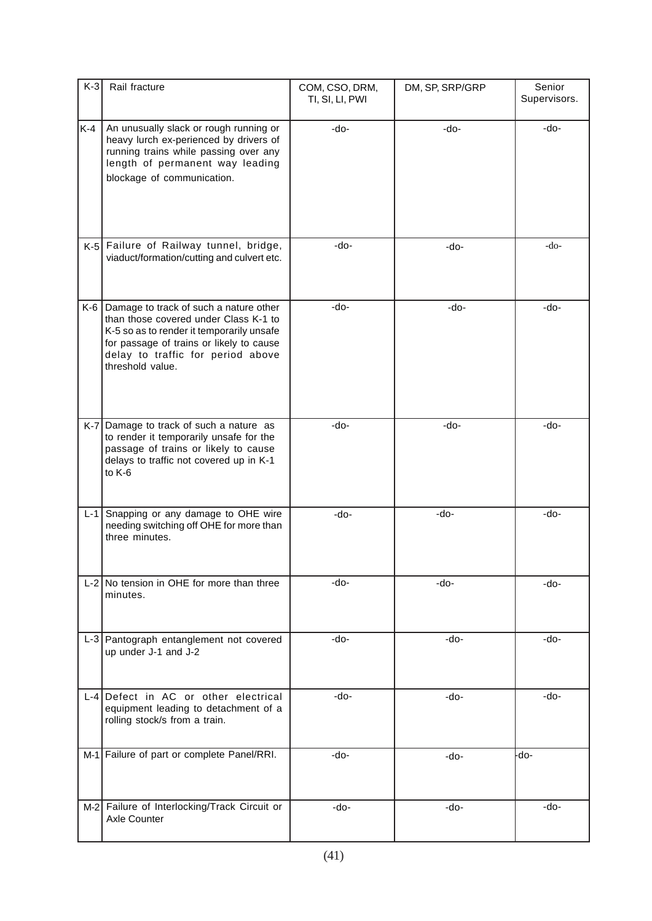| | | | | |
|---|---|---|---|---|
| K-3 | Rail fracture | COM, CSO, DRM, TI, SI, LI, PWI | DM, SP, SRP/GRP | Senior Supervisors. |
| K-4 | An unusually slack or rough running or heavy lurch ex-perienced by drivers of running trains while passing over any length of permanent way leading blockage of communication. | -do- | -do- | -do- |
| K-5 | Failure of Railway tunnel, bridge, viaduct/formation/cutting and culvert etc. | -do- | -do- | -do- |
| K-6 | Damage to track of such a nature other than those covered under Class K-1 to K-5 so as to render it temporarily unsafe for passage of trains or likely to cause delay to traffic for period above threshold value. | -do- | -do- | -do- |
| K-7 | Damage to track of such a nature as to render it temporarily unsafe for the passage of trains or likely to cause delays to traffic not covered up in K-1 to K-6 | -do- | -do- | -do- |
| L-1 | Snapping or any damage to OHE wire needing switching off OHE for more than three minutes. | -do- | -do- | -do- |
| L-2 | No tension in OHE for more than three minutes. | -do- | -do- | -do- |
| L-3 | Pantograph entanglement not covered up under J-1 and J-2 | -do- | -do- | -do- |
| L-4 | Defect in AC or other electrical equipment leading to detachment of a rolling stock/s from a train. | -do- | -do- | -do- |
| M-1 | Failure of part or complete Panel/RRI. | -do- | -do- | -do- |
| M-2 | Failure of Interlocking/Track Circuit or Axle Counter | -do- | -do- | -do- |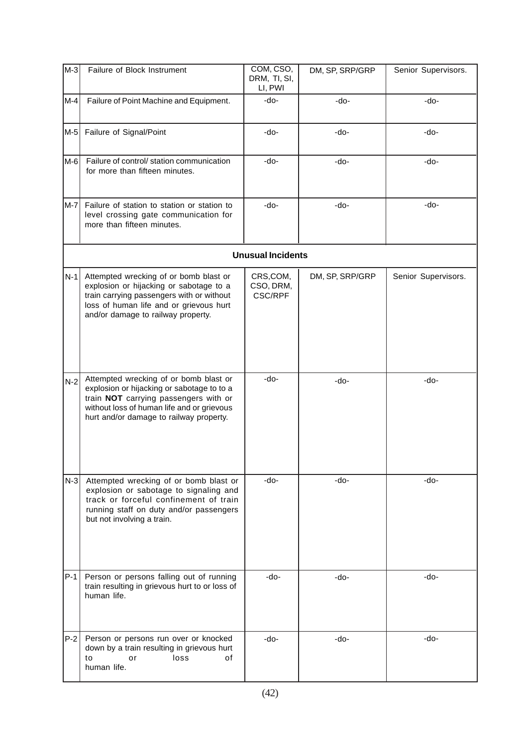| | | | | |
|---|---|---|---|---|
| M-3 | Failure of Block Instrument | COM, CSO, DRM, TI, SI, LI, PWI | DM, SP, SRP/GRP | Senior Supervisors. |
| M-4 | Failure of Point Machine and Equipment. | -do- | -do- | -do- |
| M-5 | Failure of Signal/Point | -do- | -do- | -do- |
| M-6 | Failure of control/ station communication for more than fifteen minutes. | -do- | -do- | -do- |
| M-7 | Failure of station to station or station to level crossing gate communication for more than fifteen minutes. | -do- | -do- | -do- |
| | **Unusual Incidents** | | | |
| N-1 | Attempted wrecking of or bomb blast or explosion or hijacking or sabotage to a train carrying passengers with or without loss of human life and or grievous hurt and/or damage to railway property. | CRS,COM, CSO, DRM, CSC/RPF | DM, SP, SRP/GRP | Senior Supervisors. |
| N-2 | Attempted wrecking of or bomb blast or explosion or hijacking or sabotage to to a train **NOT** carrying passengers with or without loss of human life and or grievous hurt and/or damage to railway property. | -do- | -do- | -do- |
| N-3 | Attempted wrecking of or bomb blast or explosion or sabotage to signaling and track or forceful confinement of train running staff on duty and/or passengers but not involving a train. | -do- | -do- | -do- |
| P-1 | Person or persons falling out of running train resulting in grievous hurt to or loss of human life. | -do- | -do- | -do- |
| P-2 | Person or persons run over or knocked down by a train resulting in grievous hurt to or loss of human life. | -do- | -do- | -do- |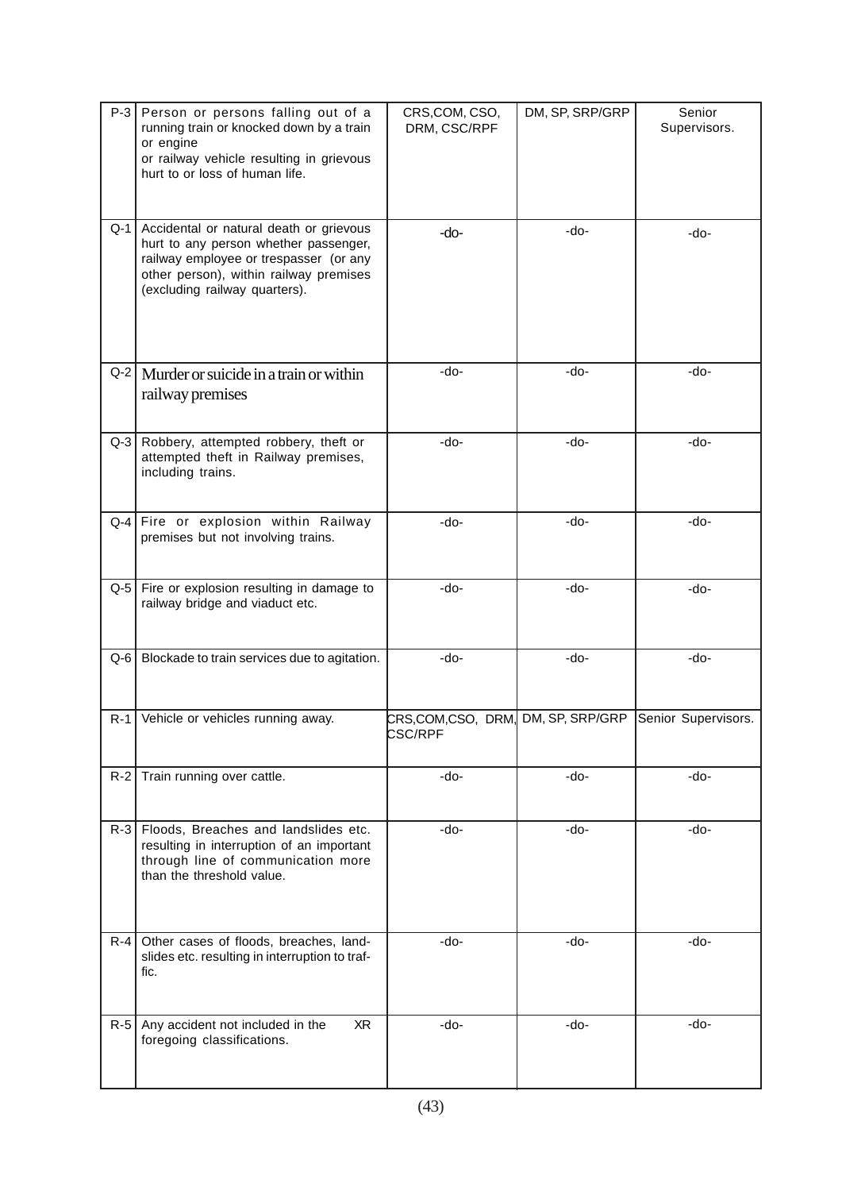| | | | | |
|---|---|---|---|---|
| P-3 | Person or persons falling out of a running train or knocked down by a train or engine or railway vehicle resulting in grievous hurt to or loss of human life. | CRS,COM, CSO, DRM, CSC/RPF | DM, SP, SRP/GRP | Senior Supervisors. |
| Q-1 | Accidental or natural death or grievous hurt to any person whether passenger, railway employee or trespasser (or any other person), within railway premises (excluding railway quarters). | -do- | -do- | -do- |
| Q-2 | Murder or suicide in a train or within railway premises | -do- | -do- | -do- |
| Q-3 | Robbery, attempted robbery, theft or attempted theft in Railway premises, including trains. | -do- | -do- | -do- |
| Q-4 | Fire or explosion within Railway premises but not involving trains. | -do- | -do- | -do- |
| Q-5 | Fire or explosion resulting in damage to railway bridge and viaduct etc. | -do- | -do- | -do- |
| Q-6 | Blockade to train services due to agitation. | -do- | -do- | -do- |
| R-1 | Vehicle or vehicles running away. | CRS,COM,CSO, DRM, CSC/RPF | DM, SP, SRP/GRP | Senior Supervisors. |
| R-2 | Train running over cattle. | -do- | -do- | -do- |
| R-3 | Floods, Breaches and landslides etc. resulting in interruption of an important through line of communication more than the threshold value. | -do- | -do- | -do- |
| R-4 | Other cases of floods, breaches, land-slides etc. resulting in interruption to traffic. | -do- | -do- | -do- |
| R-5 | Any accident not included in the XR foregoing classifications. | -do- | -do- | -do- |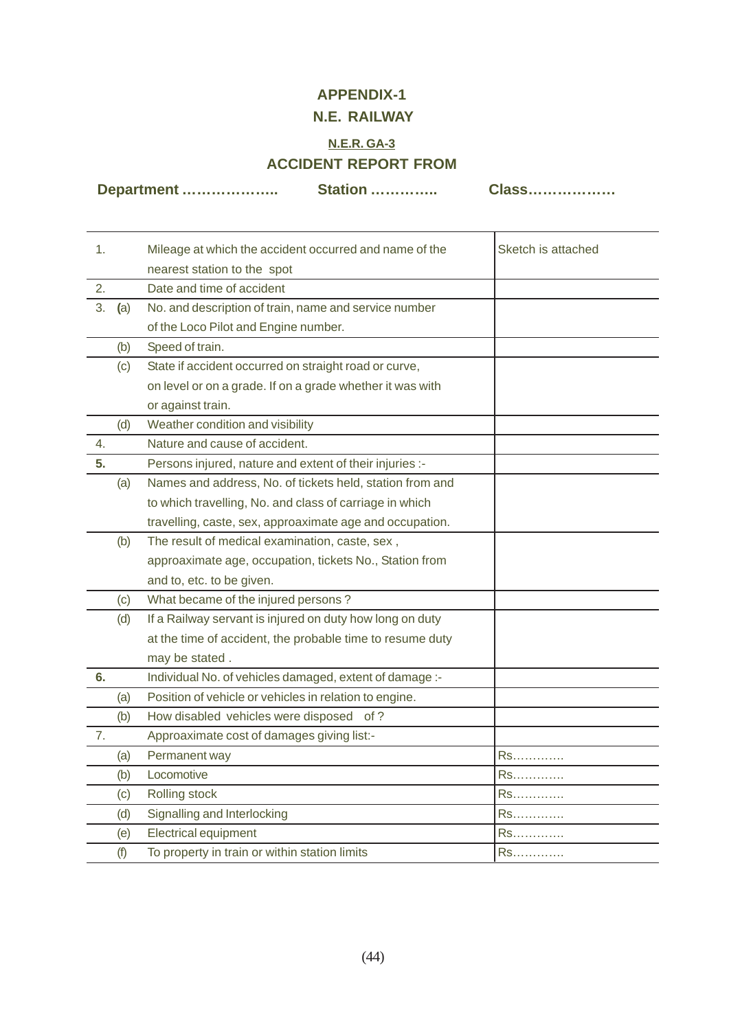# APPENDIX-1

## N.E. RAILWAY

**N.E.R. GA-3**

## ACCIDENT REPORT FROM

**Department ………………..** **Station …………..** **Class………………**

| | | | |
|---|---|---|---|
| 1. | | Mileage at which the accident occurred and name of the nearest station to the spot | Sketch is attached |
| 2. | | Date and time of accident | |
| 3. | (a) | No. and description of train, name and service number of the Loco Pilot and Engine number. | |
| | (b) | Speed of train. | |
| | (c) | State if accident occurred on straight road or curve, on level or on a grade. If on a grade whether it was with or against train. | |
| | (d) | Weather condition and visibility | |
| 4. | | Nature and cause of accident. | |
| **5.** | | Persons injured, nature and extent of their injuries :- | |
| | (a) | Names and address, No. of tickets held, station from and to which travelling, No. and class of carriage in which travelling, caste, sex, approaximate age and occupation. | |
| | (b) | The result of medical examination, caste, sex , approaximate age, occupation, tickets No., Station from and to, etc. to be given. | |
| | (c) | What became of the injured persons ? | |
| | (d) | If a Railway servant is injured on duty how long on duty at the time of accident, the probable time to resume duty may be stated . | |
| **6.** | | Individual No. of vehicles damaged, extent of damage :- | |
| | (a) | Position of vehicle or vehicles in relation to engine. | |
| | (b) | How disabled vehicles were disposed of ? | |
| 7. | | Approaximate cost of damages giving list:- | |
| | (a) | Permanent way | Rs…………. |
| | (b) | Locomotive | Rs…………. |
| | (c) | Rolling stock | Rs…………. |
| | (d) | Signalling and Interlocking | Rs…………. |
| | (e) | Electrical equipment | Rs…………. |
| | (f) | To property in train or within station limits | Rs…………. |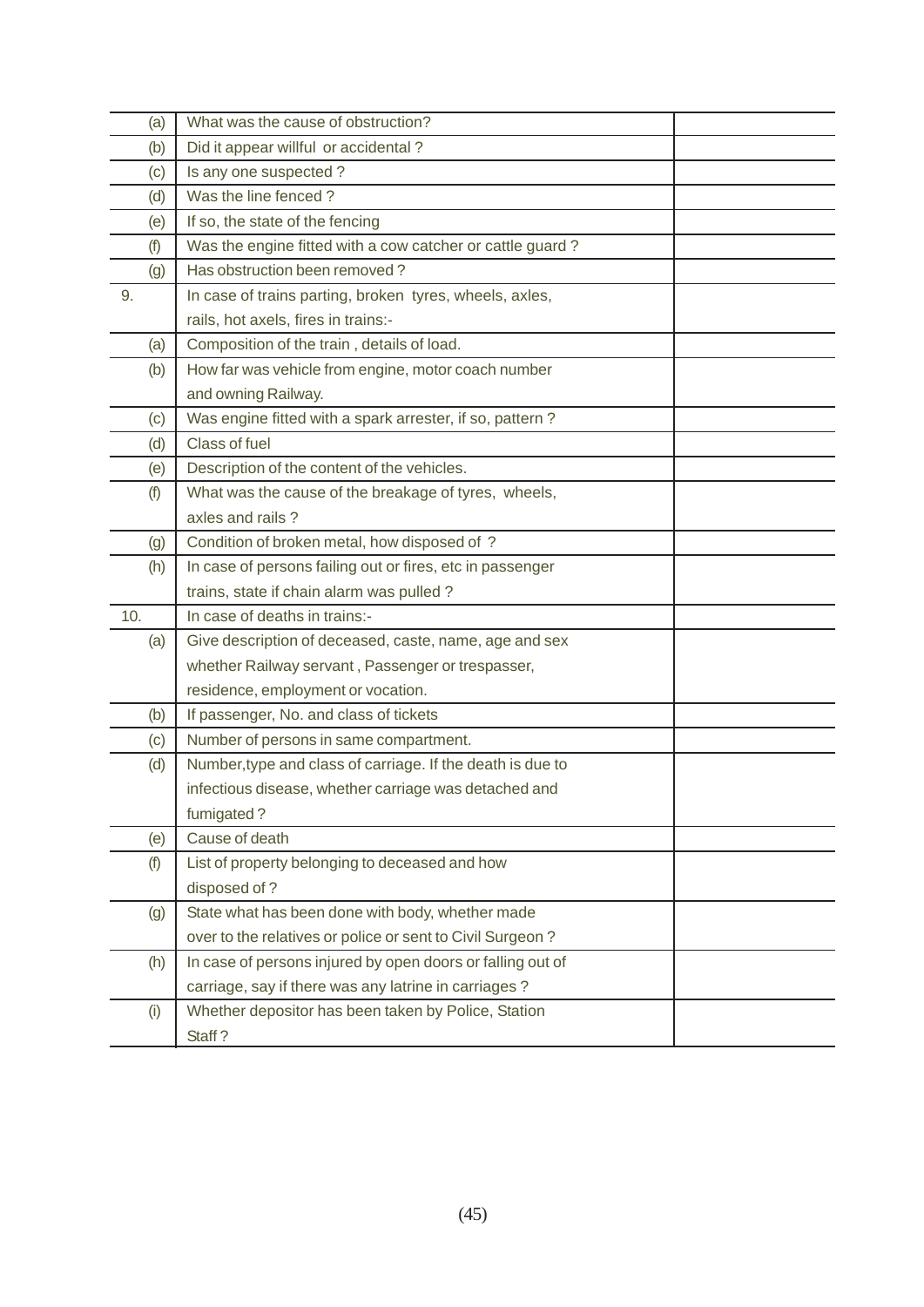| | | |
|---|---|---|
| (a) | What was the cause of obstruction? | |
| (b) | Did it appear willful or accidental ? | |
| (c) | Is any one suspected ? | |
| (d) | Was the line fenced ? | |
| (e) | If so, the state of the fencing | |
| (f) | Was the engine fitted with a cow catcher or cattle guard ? | |
| (g) | Has obstruction been removed ? | |
| 9. | In case of trains parting, broken tyres, wheels, axles, rails, hot axels, fires in trains:- | |
| (a) | Composition of the train , details of load. | |
| (b) | How far was vehicle from engine, motor coach number and owning Railway. | |
| (c) | Was engine fitted with a spark arrester, if so, pattern ? | |
| (d) | Class of fuel | |
| (e) | Description of the content of the vehicles. | |
| (f) | What was the cause of the breakage of tyres, wheels, axles and rails ? | |
| (g) | Condition of broken metal, how disposed of ? | |
| (h) | In case of persons failing out or fires, etc in passenger trains, state if chain alarm was pulled ? | |
| 10. | In case of deaths in trains:- | |
| (a) | Give description of deceased, caste, name, age and sex whether Railway servant , Passenger or trespasser, residence, employment or vocation. | |
| (b) | If passenger, No. and class of tickets | |
| (c) | Number of persons in same compartment. | |
| (d) | Number,type and class of carriage. If the death is due to infectious disease, whether carriage was detached and fumigated ? | |
| (e) | Cause of death | |
| (f) | List of property belonging to deceased and how disposed of ? | |
| (g) | State what has been done with body, whether made over to the relatives or police or sent to Civil Surgeon ? | |
| (h) | In case of persons injured by open doors or falling out of carriage, say if there was any latrine in carriages ? | |
| (i) | Whether depositor has been taken by Police, Station Staff ? | |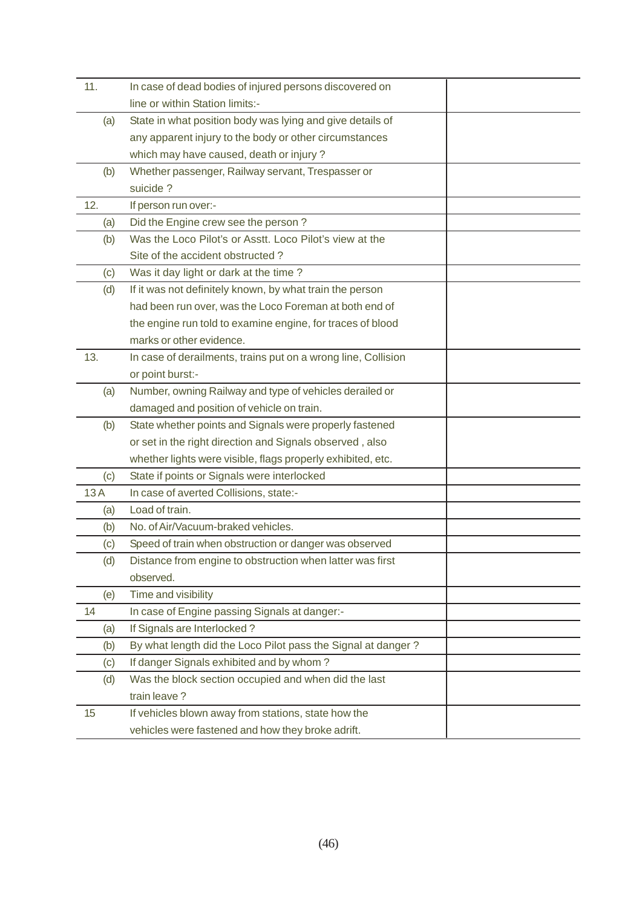| | | |
|---|---|---|
| 11. | In case of dead bodies of injured persons discovered on line or within Station limits:- | |
| (a) | State in what position body was lying and give details of any apparent injury to the body or other circumstances which may have caused, death or injury ? | |
| (b) | Whether passenger, Railway servant, Trespasser or suicide ? | |
| 12. | If person run over:- | |
| (a) | Did the Engine crew see the person ? | |
| (b) | Was the Loco Pilot's or Asstt. Loco Pilot's view at the Site of the accident obstructed ? | |
| (c) | Was it day light or dark at the time ? | |
| (d) | If it was not definitely known, by what train the person had been run over, was the Loco Foreman at both end of the engine run told to examine engine, for traces of blood marks or other evidence. | |
| 13. | In case of derailments, trains put on a wrong line, Collision or point burst:- | |
| (a) | Number, owning Railway and type of vehicles derailed or damaged and position of vehicle on train. | |
| (b) | State whether points and Signals were properly fastened or set in the right direction and Signals observed , also whether lights were visible, flags properly exhibited, etc. | |
| (c) | State if points or Signals were interlocked | |
| 13 A | In case of averted Collisions, state:- | |
| (a) | Load of train. | |
| (b) | No. of Air/Vacuum-braked vehicles. | |
| (c) | Speed of train when obstruction or danger was observed | |
| (d) | Distance from engine to obstruction when latter was first observed. | |
| (e) | Time and visibility | |
| 14 | In case of Engine passing Signals at danger:- | |
| (a) | If Signals are Interlocked ? | |
| (b) | By what length did the Loco Pilot pass the Signal at danger ? | |
| (c) | If danger Signals exhibited and by whom ? | |
| (d) | Was the block section occupied and when did the last train leave ? | |
| 15 | If vehicles blown away from stations, state how the vehicles were fastened and how they broke adrift. | |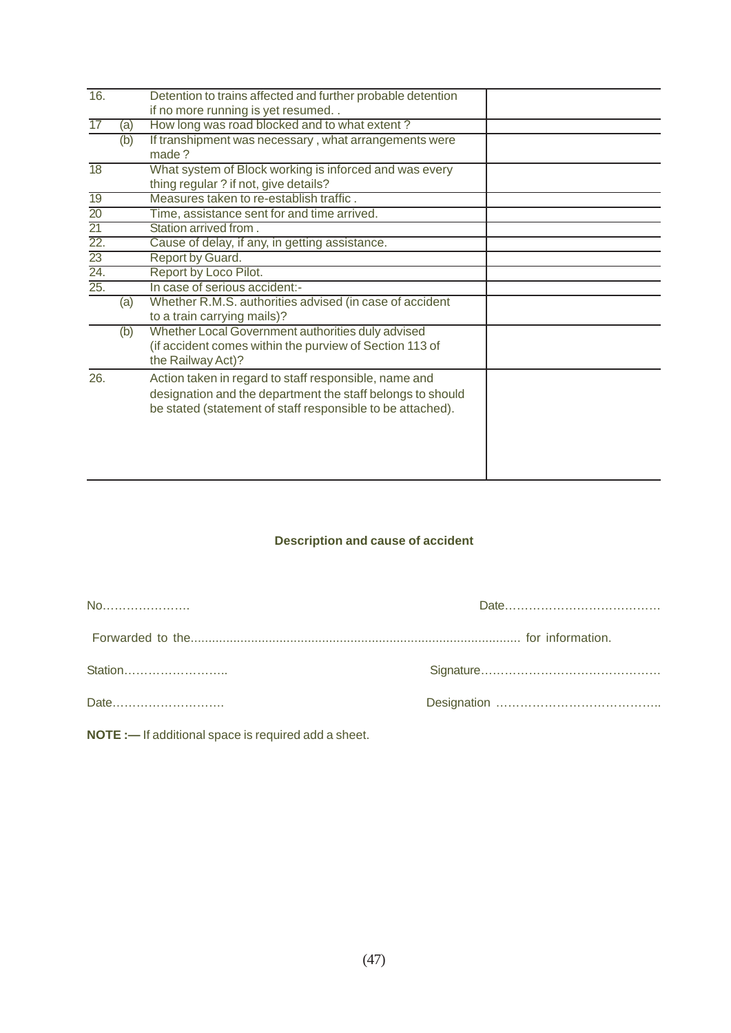| | | | |
|---|---|---|---|
| 16. | | Detention to trains affected and further probable detention if no more running is yet resumed. . | |
| 17 | (a) | How long was road blocked and to what extent ? | |
| | (b) | If transhipment was necessary , what arrangements were made ? | |
| 18 | | What system of Block working is inforced and was every thing regular ? if not, give details? | |
| 19 | | Measures taken to re-establish traffic . | |
| 20 | | Time, assistance sent for and time arrived. | |
| 21 | | Station arrived from . | |
| 22. | | Cause of delay, if any, in getting assistance. | |
| 23 | | Report by Guard. | |
| 24. | | Report by Loco Pilot. | |
| 25. | | In case of serious accident:- | |
| | (a) | Whether R.M.S. authorities advised (in case of accident to a train carrying mails)? | |
| | (b) | Whether Local Government authorities duly advised (if accident comes within the purview of Section 113 of the Railway Act)? | |
| 26. | | Action taken in regard to staff responsible, name and designation and the department the staff belongs to should be stated (statement of staff responsible to be attached). | |

**Description and cause of accident**

No…………………. Date…………………………………

Forwarded to the.......................................................................................... for information.

Station…………………….. Signature………………………………………

Date………………………. Designation …………………………………..

**NOTE :—** If additional space is required add a sheet.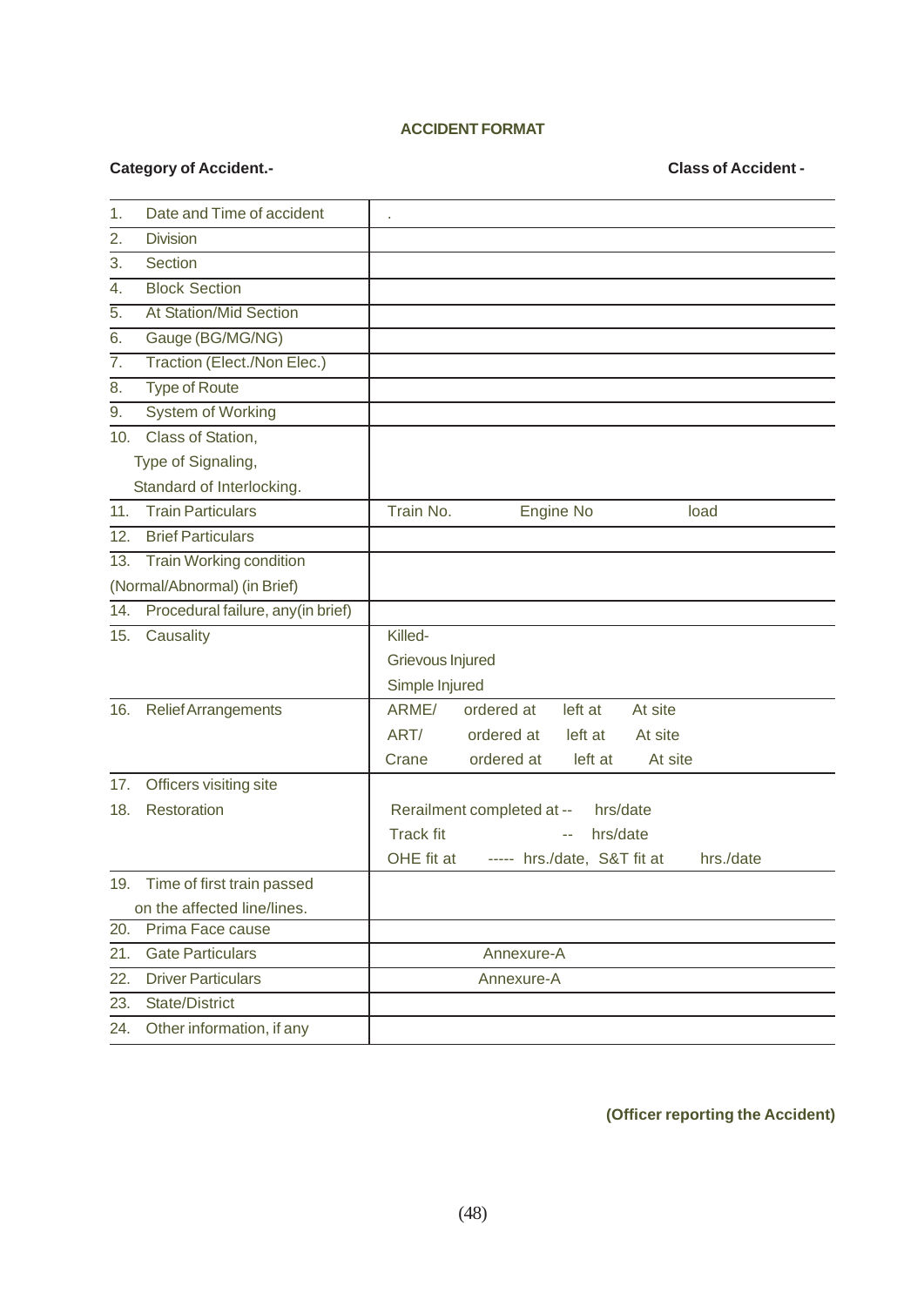### ACCIDENT FORMAT

**Category of Accident.-** **Class of Accident -**

| | |
|---|---|
| 1. Date and Time of accident | . |
| 2. Division | |
| 3. Section | |
| 4. Block Section | |
| 5. At Station/Mid Section | |
| 6. Gauge (BG/MG/NG) | |
| 7. Traction (Elect./Non Elec.) | |
| 8. Type of Route | |
| 9. System of Working | |
| 10. Class of Station, Type of Signaling, Standard of Interlocking. | |
| 11. Train Particulars | Train No. Engine No load |
| 12. Brief Particulars | |
| 13. Train Working condition (Normal/Abnormal) (in Brief) | |
| 14. Procedural failure, any(in brief) | |
| 15. Causality | Killed-<br>Grievous Injured<br>Simple Injured |
| 16. Relief Arrangements | ARME/ ordered at left at At site<br>ART/ ordered at left at At site<br>Crane ordered at left at At site |
| 17. Officers visiting site | |
| 18. Restoration | Rerailment completed at -- hrs/date<br>Track fit -- hrs/date<br>OHE fit at ----- hrs./date, S&T fit at hrs./date |
| 19. Time of first train passed on the affected line/lines. | |
| 20. Prima Face cause | |
| 21. Gate Particulars | Annexure-A |
| 22. Driver Particulars | Annexure-A |
| 23. State/District | |
| 24. Other information, if any | |

**(Officer reporting the Accident)**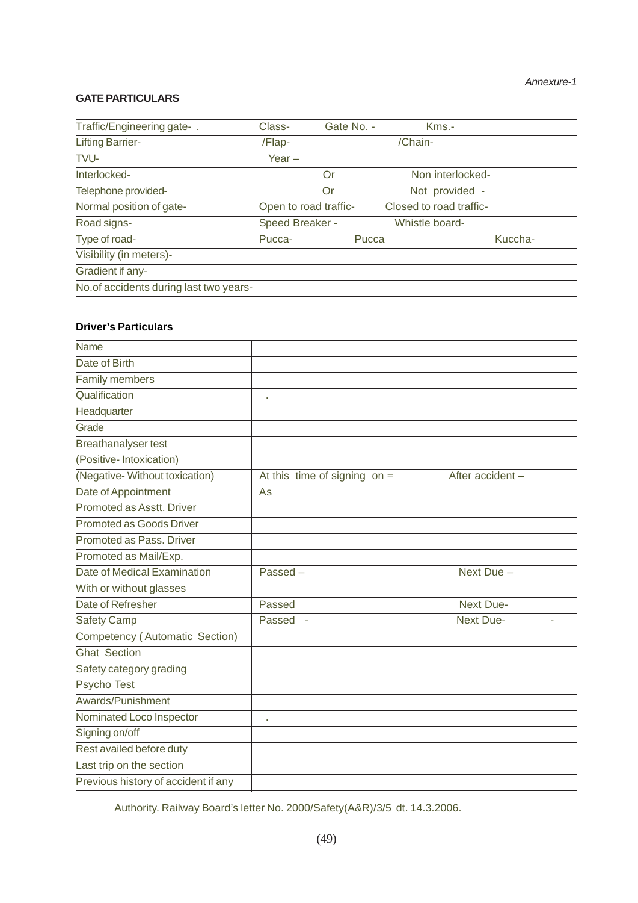*Annexure-1*

**GATE PARTICULARS**

| | | | |
|---|---|---|---|
| Traffic/Engineering gate- . | Class- | Gate No. - | Kms.- |
| Lifting Barrier- | /Flap- | | /Chain- |
| TVU- | Year – | | |
| Interlocked- | | Or | Non interlocked- |
| Telephone provided- | | Or | Not provided - |
| Normal position of gate- | Open to road traffic- | | Closed to road traffic- |
| Road signs- | Speed Breaker - | | Whistle board- |
| Type of road- | Pucca- | Pucca | Kuccha- |
| Visibility (in meters)- | | | |
| Gradient if any- | | | |
| No.of accidents during last two years- | | | |

**Driver's Particulars**

| | | |
|---|---|---|
| Name | | |
| Date of Birth | | |
| Family members | | |
| Qualification | . | |
| Headquarter | | |
| Grade | | |
| Breathanalyser test | | |
| (Positive- Intoxication) | | |
| (Negative- Without toxication) | At this time of signing on = | After accident – |
| Date of Appointment | As | |
| Promoted as Asstt. Driver | | |
| Promoted as Goods Driver | | |
| Promoted as Pass. Driver | | |
| Promoted as Mail/Exp. | | |
| Date of Medical Examination | Passed – | Next Due – |
| With or without glasses | | |
| Date of Refresher | Passed | Next Due- |
| Safety Camp | Passed - | Next Due- - |
| Competency ( Automatic Section) | | |
| Ghat Section | | |
| Safety category grading | | |
| Psycho Test | | |
| Awards/Punishment | | |
| Nominated Loco Inspector | . | |
| Signing on/off | | |
| Rest availed before duty | | |
| Last trip on the section | | |
| Previous history of accident if any | | |

Authority. Railway Board's letter No. 2000/Safety(A&R)/3/5 dt. 14.3.2006.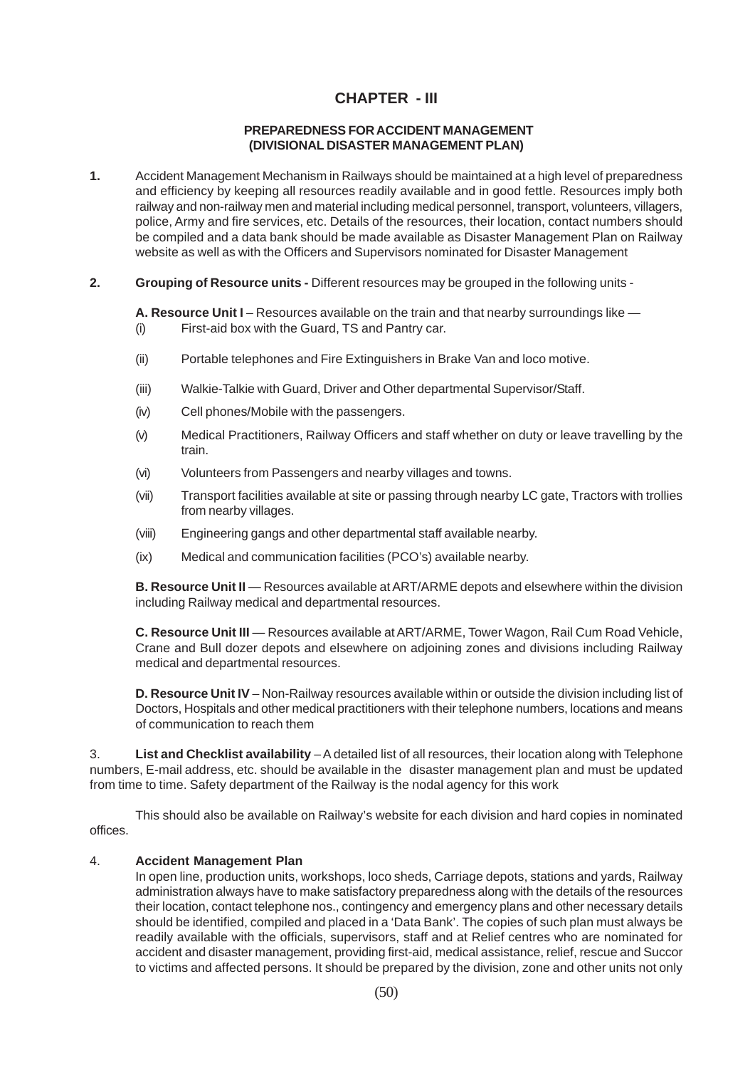# CHAPTER - III

## PREPAREDNESS FOR ACCIDENT MANAGEMENT (DIVISIONAL DISASTER MANAGEMENT PLAN)

**1.** Accident Management Mechanism in Railways should be maintained at a high level of preparedness and efficiency by keeping all resources readily available and in good fettle. Resources imply both railway and non-railway men and material including medical personnel, transport, volunteers, villagers, police, Army and fire services, etc. Details of the resources, their location, contact numbers should be compiled and a data bank should be made available as Disaster Management Plan on Railway website as well as with the Officers and Supervisors nominated for Disaster Management

**2. Grouping of Resource units -** Different resources may be grouped in the following units -

**A. Resource Unit I** – Resources available on the train and that nearby surroundings like —

- (i) First-aid box with the Guard, TS and Pantry car.
- (ii) Portable telephones and Fire Extinguishers in Brake Van and loco motive.
- (iii) Walkie-Talkie with Guard, Driver and Other departmental Supervisor/Staff.
- (iv) Cell phones/Mobile with the passengers.
- (v) Medical Practitioners, Railway Officers and staff whether on duty or leave travelling by the train.
- (vi) Volunteers from Passengers and nearby villages and towns.
- (vii) Transport facilities available at site or passing through nearby LC gate, Tractors with trollies from nearby villages.
- (viii) Engineering gangs and other departmental staff available nearby.
- (ix) Medical and communication facilities (PCO's) available nearby.

**B. Resource Unit II** — Resources available at ART/ARME depots and elsewhere within the division including Railway medical and departmental resources.

**C. Resource Unit III** — Resources available at ART/ARME, Tower Wagon, Rail Cum Road Vehicle, Crane and Bull dozer depots and elsewhere on adjoining zones and divisions including Railway medical and departmental resources.

**D. Resource Unit IV** – Non-Railway resources available within or outside the division including list of Doctors, Hospitals and other medical practitioners with their telephone numbers, locations and means of communication to reach them

3. **List and Checklist availability** – A detailed list of all resources, their location along with Telephone numbers, E-mail address, etc. should be available in the disaster management plan and must be updated from time to time. Safety department of the Railway is the nodal agency for this work

This should also be available on Railway's website for each division and hard copies in nominated offices.

4. **Accident Management Plan**

In open line, production units, workshops, loco sheds, Carriage depots, stations and yards, Railway administration always have to make satisfactory preparedness along with the details of the resources their location, contact telephone nos., contingency and emergency plans and other necessary details should be identified, compiled and placed in a 'Data Bank'. The copies of such plan must always be readily available with the officials, supervisors, staff and at Relief centres who are nominated for accident and disaster management, providing first-aid, medical assistance, relief, rescue and Succor to victims and affected persons. It should be prepared by the division, zone and other units not only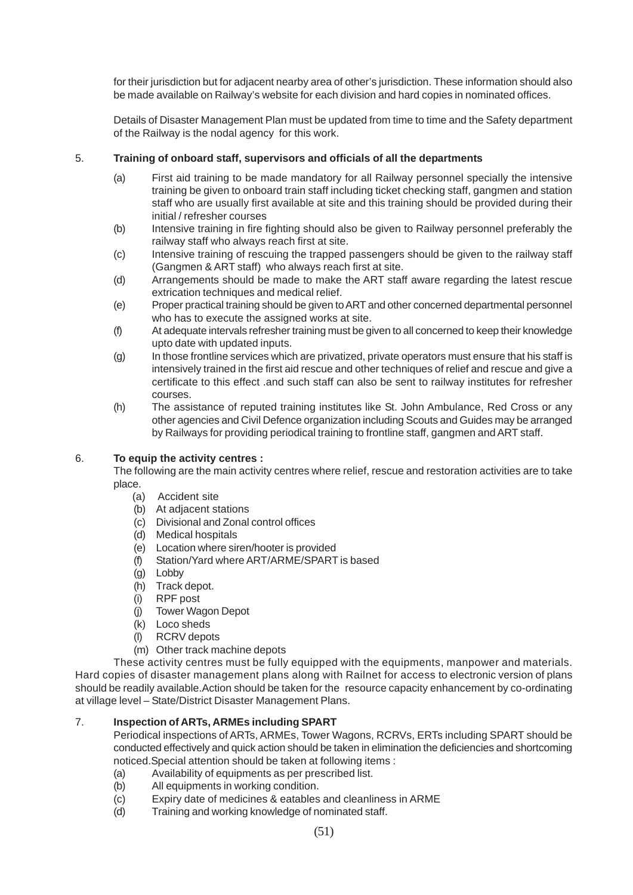for their jurisdiction but for adjacent nearby area of other's jurisdiction. These information should also be made available on Railway's website for each division and hard copies in nominated offices.

Details of Disaster Management Plan must be updated from time to time and the Safety department of the Railway is the nodal agency for this work.

5. **Training of onboard staff, supervisors and officials of all the departments**

(a) First aid training to be made mandatory for all Railway personnel specially the intensive training be given to onboard train staff including ticket checking staff, gangmen and station staff who are usually first available at site and this training should be provided during their initial / refresher courses

(b) Intensive training in fire fighting should also be given to Railway personnel preferably the railway staff who always reach first at site.

(c) Intensive training of rescuing the trapped passengers should be given to the railway staff (Gangmen & ART staff) who always reach first at site.

(d) Arrangements should be made to make the ART staff aware regarding the latest rescue extrication techniques and medical relief.

(e) Proper practical training should be given to ART and other concerned departmental personnel who has to execute the assigned works at site.

(f) At adequate intervals refresher training must be given to all concerned to keep their knowledge upto date with updated inputs.

(g) In those frontline services which are privatized, private operators must ensure that his staff is intensively trained in the first aid rescue and other techniques of relief and rescue and give a certificate to this effect .and such staff can also be sent to railway institutes for refresher courses.

(h) The assistance of reputed training institutes like St. John Ambulance, Red Cross or any other agencies and Civil Defence organization including Scouts and Guides may be arranged by Railways for providing periodical training to frontline staff, gangmen and ART staff.

6. **To equip the activity centres :**

The following are the main activity centres where relief, rescue and restoration activities are to take place.

(a) Accident site
(b) At adjacent stations
(c) Divisional and Zonal control offices
(d) Medical hospitals
(e) Location where siren/hooter is provided
(f) Station/Yard where ART/ARME/SPART is based
(g) Lobby
(h) Track depot.
(i) RPF post
(j) Tower Wagon Depot
(k) Loco sheds
(l) RCRV depots
(m) Other track machine depots

These activity centres must be fully equipped with the equipments, manpower and materials. Hard copies of disaster management plans along with Railnet for access to electronic version of plans should be readily available.Action should be taken for the resource capacity enhancement by co-ordinating at village level – State/District Disaster Management Plans.

7. **Inspection of ARTs, ARMEs including SPART**

Periodical inspections of ARTs, ARMEs, Tower Wagons, RCRVs, ERTs including SPART should be conducted effectively and quick action should be taken in elimination the deficiencies and shortcoming noticed.Special attention should be taken at following items :

(a) Availability of equipments as per prescribed list.
(b) All equipments in working condition.
(c) Expiry date of medicines & eatables and cleanliness in ARME
(d) Training and working knowledge of nominated staff.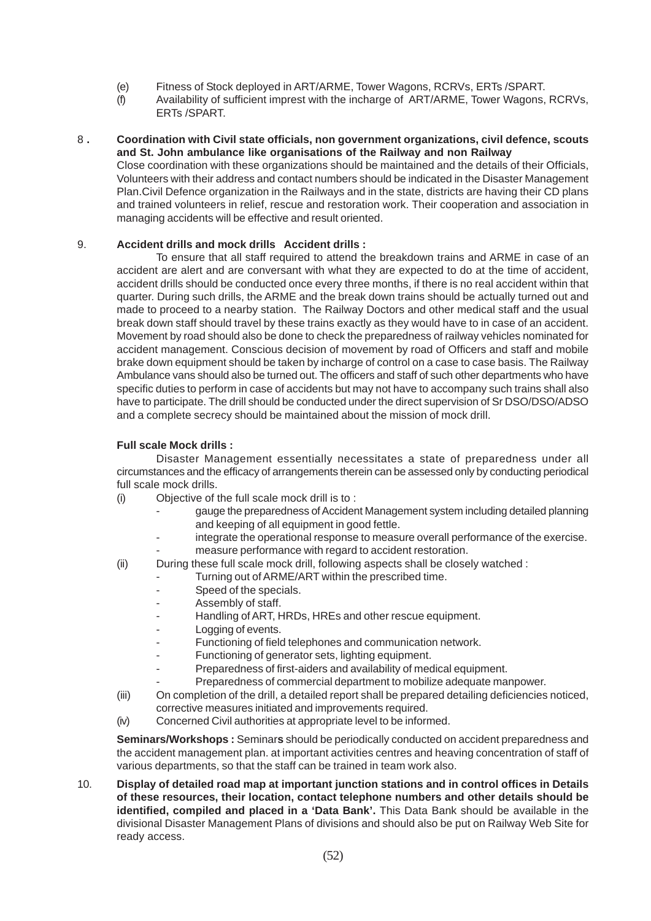(e) Fitness of Stock deployed in ART/ARME, Tower Wagons, RCRVs, ERTs /SPART.

(f) Availability of sufficient imprest with the incharge of ART/ARME, Tower Wagons, RCRVs, ERTs /SPART.

8 . **Coordination with Civil state officials, non government organizations, civil defence, scouts and St. John ambulance like organisations of the Railway and non Railway**

Close coordination with these organizations should be maintained and the details of their Officials, Volunteers with their address and contact numbers should be indicated in the Disaster Management Plan.Civil Defence organization in the Railways and in the state, districts are having their CD plans and trained volunteers in relief, rescue and restoration work. Their cooperation and association in managing accidents will be effective and result oriented.

9. **Accident drills and mock drills Accident drills :**

To ensure that all staff required to attend the breakdown trains and ARME in case of an accident are alert and are conversant with what they are expected to do at the time of accident, accident drills should be conducted once every three months, if there is no real accident within that quarter. During such drills, the ARME and the break down trains should be actually turned out and made to proceed to a nearby station. The Railway Doctors and other medical staff and the usual break down staff should travel by these trains exactly as they would have to in case of an accident. Movement by road should also be done to check the preparedness of railway vehicles nominated for accident management. Conscious decision of movement by road of Officers and staff and mobile brake down equipment should be taken by incharge of control on a case to case basis. The Railway Ambulance vans should also be turned out. The officers and staff of such other departments who have specific duties to perform in case of accidents but may not have to accompany such trains shall also have to participate. The drill should be conducted under the direct supervision of Sr DSO/DSO/ADSO and a complete secrecy should be maintained about the mission of mock drill.

**Full scale Mock drills :**

Disaster Management essentially necessitates a state of preparedness under all circumstances and the efficacy of arrangements therein can be assessed only by conducting periodical full scale mock drills.

(i) Objective of the full scale mock drill is to :
- gauge the preparedness of Accident Management system including detailed planning and keeping of all equipment in good fettle.
- integrate the operational response to measure overall performance of the exercise.
- measure performance with regard to accident restoration.

(ii) During these full scale mock drill, following aspects shall be closely watched :
- Turning out of ARME/ART within the prescribed time.
- Speed of the specials.
- Assembly of staff.
- Handling of ART, HRDs, HREs and other rescue equipment.
- Logging of events.
- Functioning of field telephones and communication network.
- Functioning of generator sets, lighting equipment.
- Preparedness of first-aiders and availability of medical equipment.
- Preparedness of commercial department to mobilize adequate manpower.

(iii) On completion of the drill, a detailed report shall be prepared detailing deficiencies noticed, corrective measures initiated and improvements required.

(iv) Concerned Civil authorities at appropriate level to be informed.

**Seminars/Workshops :** Seminar**s** should be periodically conducted on accident preparedness and the accident management plan. at important activities centres and heaving concentration of staff of various departments, so that the staff can be trained in team work also.

10. **Display of detailed road map at important junction stations and in control offices in Details of these resources, their location, contact telephone numbers and other details should be identified, compiled and placed in a 'Data Bank'.** This Data Bank should be available in the divisional Disaster Management Plans of divisions and should also be put on Railway Web Site for ready access.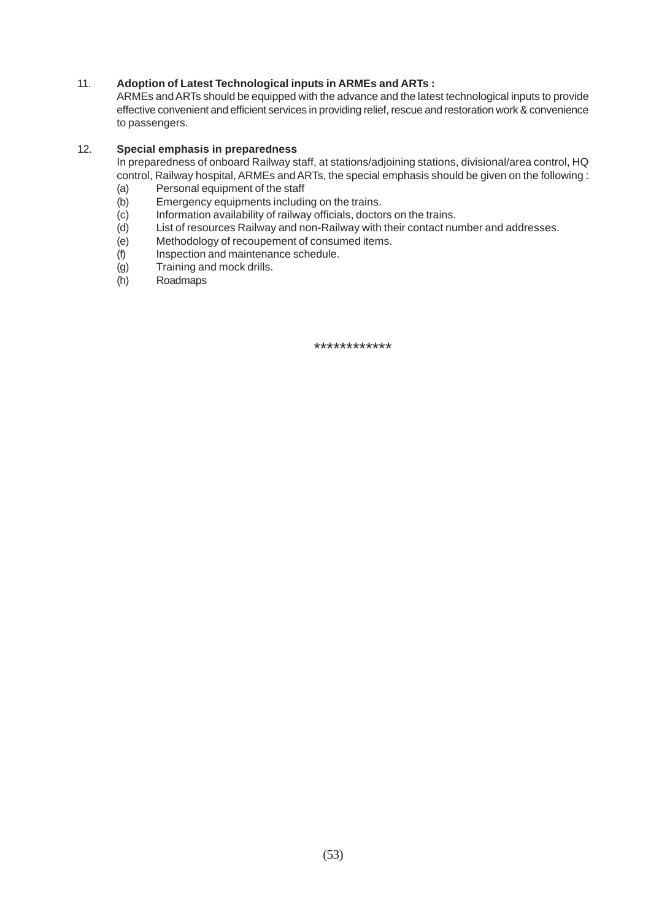11. **Adoption of Latest Technological inputs in ARMEs and ARTs :**

    ARMEs and ARTs should be equipped with the advance and the latest technological inputs to provide effective convenient and efficient services in providing relief, rescue and restoration work & convenience to passengers.

12. **Special emphasis in preparedness**

    In preparedness of onboard Railway staff, at stations/adjoining stations, divisional/area control, HQ control, Railway hospital, ARMEs and ARTs, the special emphasis should be given on the following :

    (a) Personal equipment of the staff

    (b) Emergency equipments including on the trains.

    (c) Information availability of railway officials, doctors on the trains.

    (d) List of resources Railway and non-Railway with their contact number and addresses.

    (e) Methodology of recoupement of consumed items.

    (f) Inspection and maintenance schedule.

    (g) Training and mock drills.

    (h) Roadmaps

************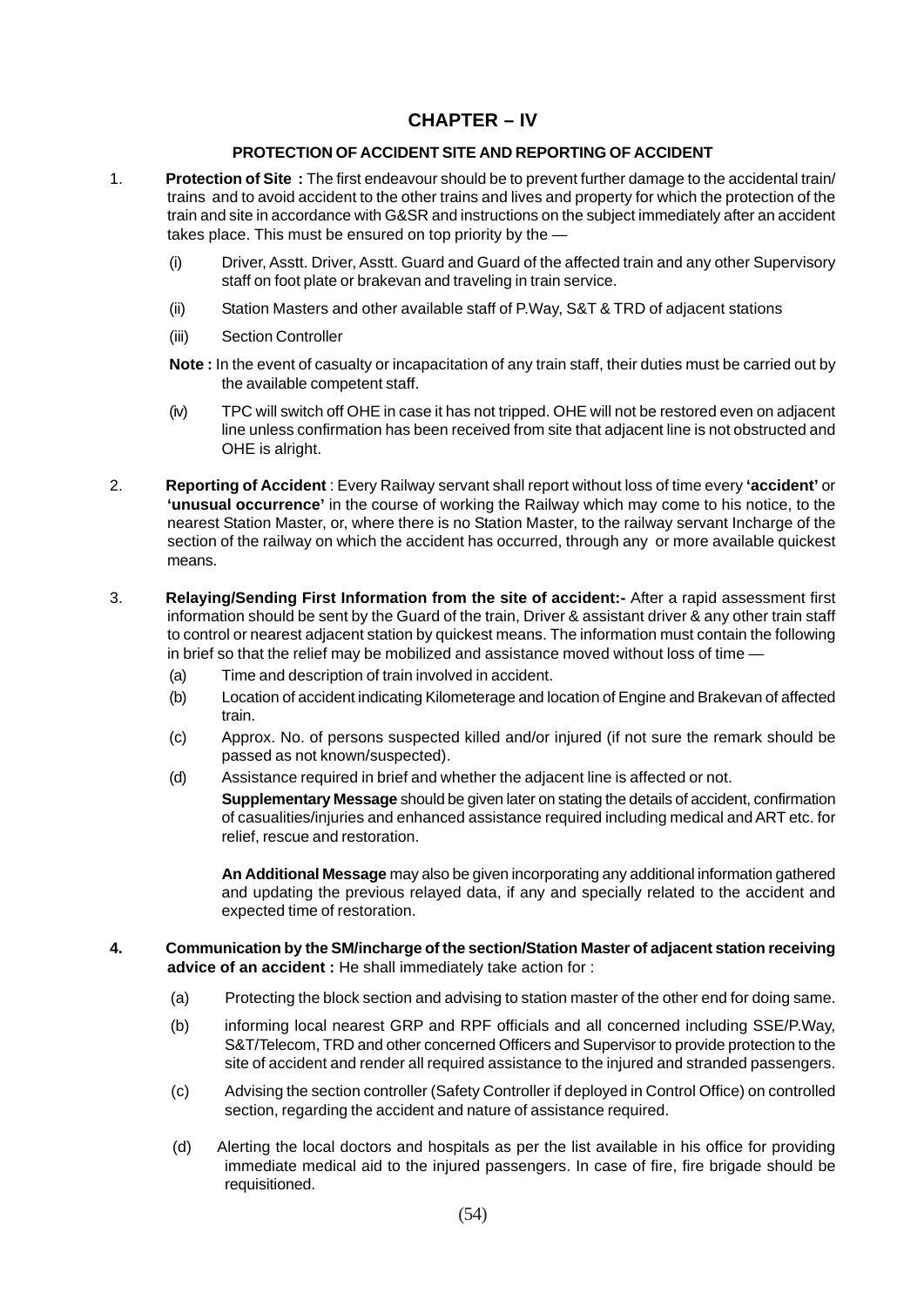# CHAPTER – IV

## PROTECTION OF ACCIDENT SITE AND REPORTING OF ACCIDENT

1. **Protection of Site :** The first endeavour should be to prevent further damage to the accidental train/ trains and to avoid accident to the other trains and lives and property for which the protection of the train and site in accordance with G&SR and instructions on the subject immediately after an accident takes place. This must be ensured on top priority by the —

   (i) Driver, Asstt. Driver, Asstt. Guard and Guard of the affected train and any other Supervisory staff on foot plate or brakevan and traveling in train service.

   (ii) Station Masters and other available staff of P.Way, S&T & TRD of adjacent stations

   (iii) Section Controller

   **Note :** In the event of casualty or incapacitation of any train staff, their duties must be carried out by the available competent staff.

   (iv) TPC will switch off OHE in case it has not tripped. OHE will not be restored even on adjacent line unless confirmation has been received from site that adjacent line is not obstructed and OHE is alright.

2. **Reporting of Accident** : Every Railway servant shall report without loss of time every **'accident'** or **'unusual occurrence'** in the course of working the Railway which may come to his notice, to the nearest Station Master, or, where there is no Station Master, to the railway servant Incharge of the section of the railway on which the accident has occurred, through any or more available quickest means.

3. **Relaying/Sending First Information from the site of accident:-** After a rapid assessment first information should be sent by the Guard of the train, Driver & assistant driver & any other train staff to control or nearest adjacent station by quickest means. The information must contain the following in brief so that the relief may be mobilized and assistance moved without loss of time —

   (a) Time and description of train involved in accident.

   (b) Location of accident indicating Kilometerage and location of Engine and Brakevan of affected train.

   (c) Approx. No. of persons suspected killed and/or injured (if not sure the remark should be passed as not known/suspected).

   (d) Assistance required in brief and whether the adjacent line is affected or not.

   **Supplementary Message** should be given later on stating the details of accident, confirmation of casualities/injuries and enhanced assistance required including medical and ART etc. for relief, rescue and restoration.

   **An Additional Message** may also be given incorporating any additional information gathered and updating the previous relayed data, if any and specially related to the accident and expected time of restoration.

4. **Communication by the SM/incharge of the section/Station Master of adjacent station receiving advice of an accident :** He shall immediately take action for :

   (a) Protecting the block section and advising to station master of the other end for doing same.

   (b) informing local nearest GRP and RPF officials and all concerned including SSE/P.Way, S&T/Telecom, TRD and other concerned Officers and Supervisor to provide protection to the site of accident and render all required assistance to the injured and stranded passengers.

   (c) Advising the section controller (Safety Controller if deployed in Control Office) on controlled section, regarding the accident and nature of assistance required.

   (d) Alerting the local doctors and hospitals as per the list available in his office for providing immediate medical aid to the injured passengers. In case of fire, fire brigade should be requisitioned.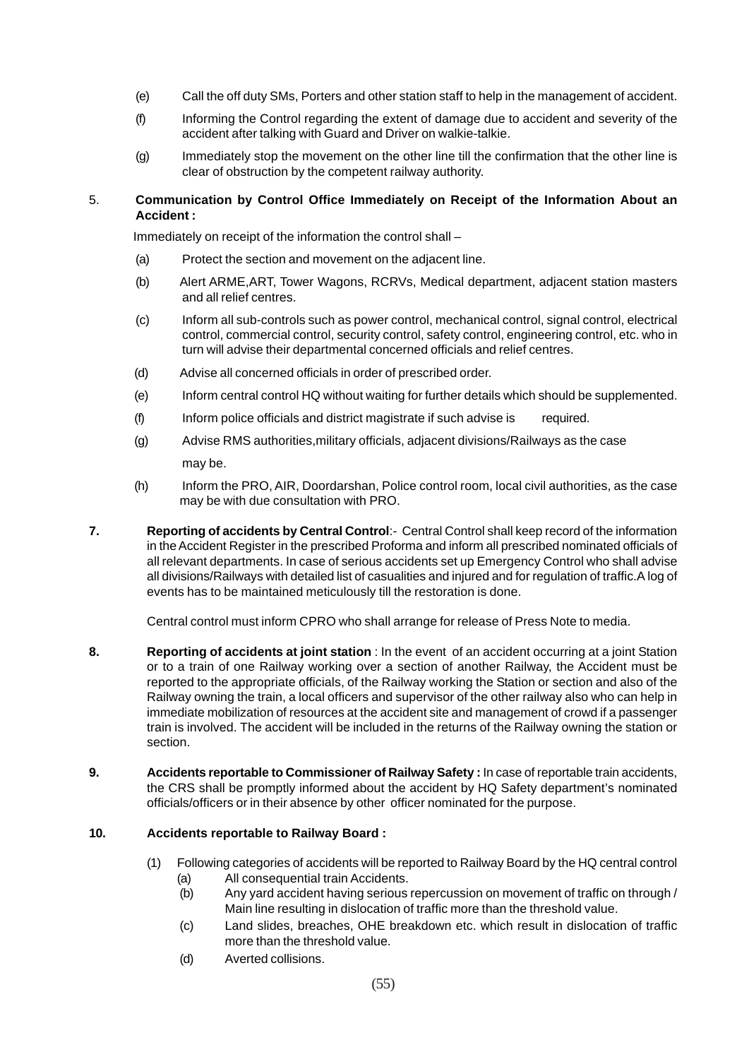(e) Call the off duty SMs, Porters and other station staff to help in the management of accident.

(f) Informing the Control regarding the extent of damage due to accident and severity of the accident after talking with Guard and Driver on walkie-talkie.

(g) Immediately stop the movement on the other line till the confirmation that the other line is clear of obstruction by the competent railway authority.

5. **Communication by Control Office Immediately on Receipt of the Information About an Accident :**

Immediately on receipt of the information the control shall –

(a) Protect the section and movement on the adjacent line.

(b) Alert ARME,ART, Tower Wagons, RCRVs, Medical department, adjacent station masters and all relief centres.

(c) Inform all sub-controls such as power control, mechanical control, signal control, electrical control, commercial control, security control, safety control, engineering control, etc. who in turn will advise their departmental concerned officials and relief centres.

(d) Advise all concerned officials in order of prescribed order.

(e) Inform central control HQ without waiting for further details which should be supplemented.

(f) Inform police officials and district magistrate if such advise is required.

(g) Advise RMS authorities,military officials, adjacent divisions/Railways as the case may be.

(h) Inform the PRO, AIR, Doordarshan, Police control room, local civil authorities, as the case may be with due consultation with PRO.

**7. Reporting of accidents by Central Control**:- Central Control shall keep record of the information in the Accident Register in the prescribed Proforma and inform all prescribed nominated officials of all relevant departments. In case of serious accidents set up Emergency Control who shall advise all divisions/Railways with detailed list of casualities and injured and for regulation of traffic.A log of events has to be maintained meticulously till the restoration is done.

Central control must inform CPRO who shall arrange for release of Press Note to media.

**8. Reporting of accidents at joint station** : In the event of an accident occurring at a joint Station or to a train of one Railway working over a section of another Railway, the Accident must be reported to the appropriate officials, of the Railway working the Station or section and also of the Railway owning the train, a local officers and supervisor of the other railway also who can help in immediate mobilization of resources at the accident site and management of crowd if a passenger train is involved. The accident will be included in the returns of the Railway owning the station or section.

**9. Accidents reportable to Commissioner of Railway Safety :** In case of reportable train accidents, the CRS shall be promptly informed about the accident by HQ Safety department's nominated officials/officers or in their absence by other officer nominated for the purpose.

**10. Accidents reportable to Railway Board :**

(1) Following categories of accidents will be reported to Railway Board by the HQ central control

(a) All consequential train Accidents.

(b) Any yard accident having serious repercussion on movement of traffic on through / Main line resulting in dislocation of traffic more than the threshold value.

(c) Land slides, breaches, OHE breakdown etc. which result in dislocation of traffic more than the threshold value.

(d) Averted collisions.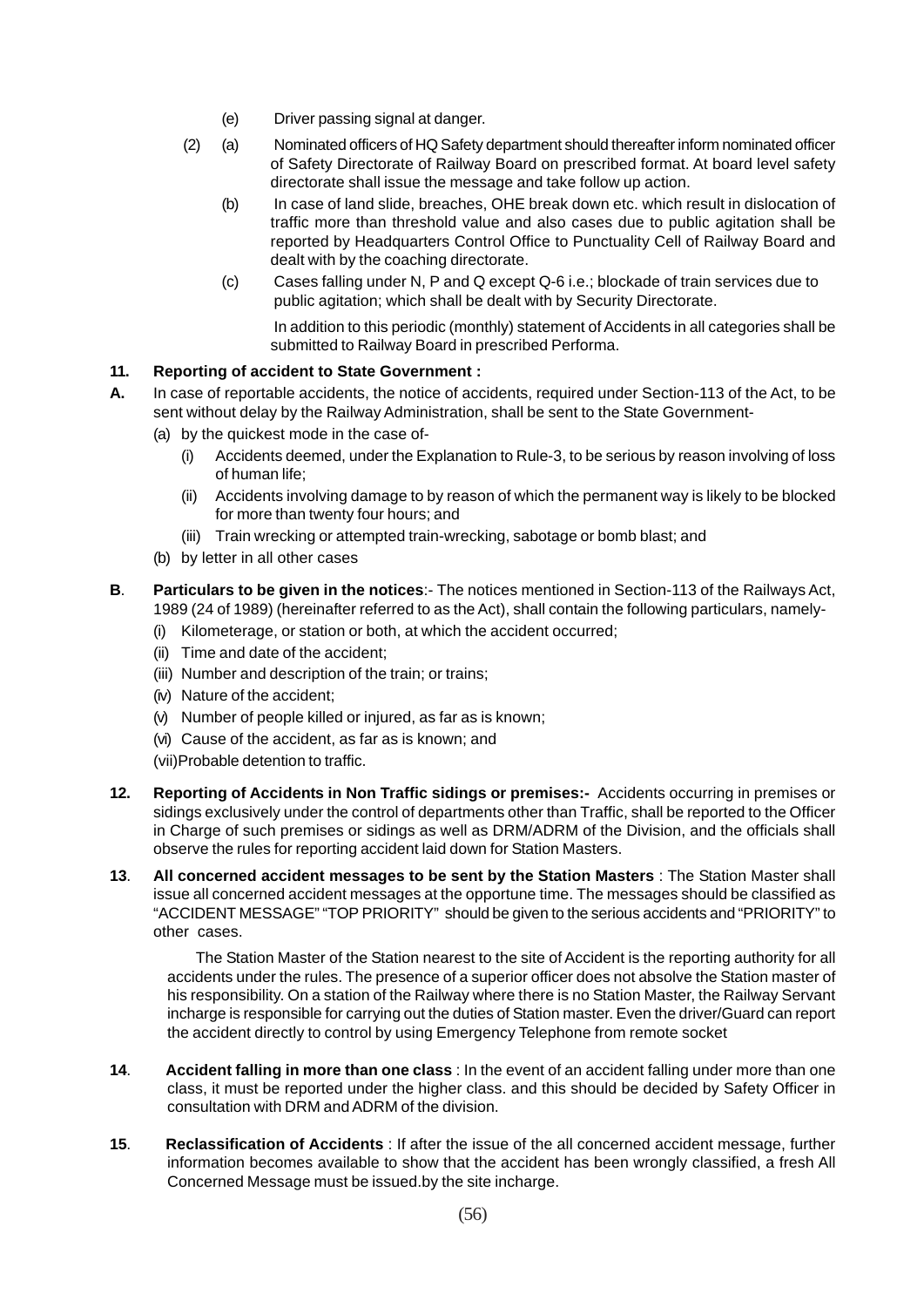(e) Driver passing signal at danger.

(2) (a) Nominated officers of HQ Safety department should thereafter inform nominated officer of Safety Directorate of Railway Board on prescribed format. At board level safety directorate shall issue the message and take follow up action.

(b) In case of land slide, breaches, OHE break down etc. which result in dislocation of traffic more than threshold value and also cases due to public agitation shall be reported by Headquarters Control Office to Punctuality Cell of Railway Board and dealt with by the coaching directorate.

(c) Cases falling under N, P and Q except Q-6 i.e.; blockade of train services due to public agitation; which shall be dealt with by Security Directorate.

In addition to this periodic (monthly) statement of Accidents in all categories shall be submitted to Railway Board in prescribed Performa.

**11. Reporting of accident to State Government :**

**A.** In case of reportable accidents, the notice of accidents, required under Section-113 of the Act, to be sent without delay by the Railway Administration, shall be sent to the State Government-

(a) by the quickest mode in the case of-

(i) Accidents deemed, under the Explanation to Rule-3, to be serious by reason involving of loss of human life;

(ii) Accidents involving damage to by reason of which the permanent way is likely to be blocked for more than twenty four hours; and

(iii) Train wrecking or attempted train-wrecking, sabotage or bomb blast; and

(b) by letter in all other cases

**B**. **Particulars to be given in the notices**:- The notices mentioned in Section-113 of the Railways Act, 1989 (24 of 1989) (hereinafter referred to as the Act), shall contain the following particulars, namely-

(i) Kilometerage, or station or both, at which the accident occurred;

(ii) Time and date of the accident;

(iii) Number and description of the train; or trains;

(iv) Nature of the accident;

(v) Number of people killed or injured, as far as is known;

(vi) Cause of the accident, as far as is known; and

(vii)Probable detention to traffic.

**12. Reporting of Accidents in Non Traffic sidings or premises:-** Accidents occurring in premises or sidings exclusively under the control of departments other than Traffic, shall be reported to the Officer in Charge of such premises or sidings as well as DRM/ADRM of the Division, and the officials shall observe the rules for reporting accident laid down for Station Masters.

**13**. **All concerned accident messages to be sent by the Station Masters** : The Station Master shall issue all concerned accident messages at the opportune time. The messages should be classified as "ACCIDENT MESSAGE" "TOP PRIORITY" should be given to the serious accidents and "PRIORITY" to other cases.

The Station Master of the Station nearest to the site of Accident is the reporting authority for all accidents under the rules. The presence of a superior officer does not absolve the Station master of his responsibility. On a station of the Railway where there is no Station Master, the Railway Servant incharge is responsible for carrying out the duties of Station master. Even the driver/Guard can report the accident directly to control by using Emergency Telephone from remote socket

**14**. **Accident falling in more than one class** : In the event of an accident falling under more than one class, it must be reported under the higher class. and this should be decided by Safety Officer in consultation with DRM and ADRM of the division.

**15**. **Reclassification of Accidents** : If after the issue of the all concerned accident message, further information becomes available to show that the accident has been wrongly classified, a fresh All Concerned Message must be issued.by the site incharge.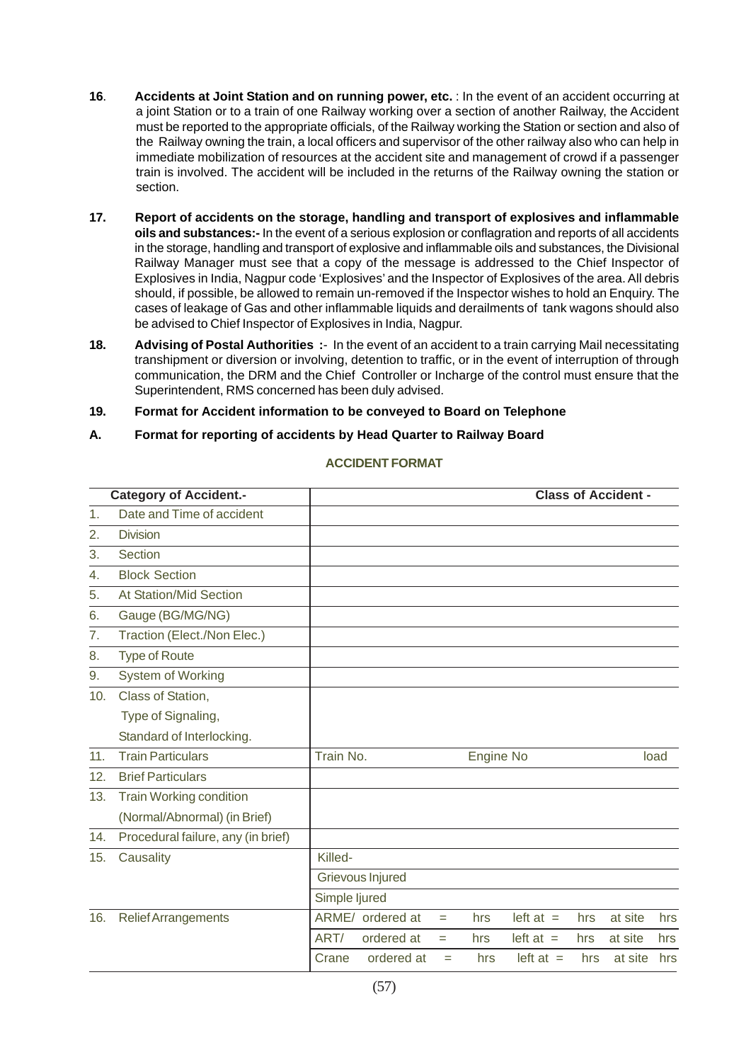**16**. **Accidents at Joint Station and on running power, etc.** : In the event of an accident occurring at a joint Station or to a train of one Railway working over a section of another Railway, the Accident must be reported to the appropriate officials, of the Railway working the Station or section and also of the Railway owning the train, a local officers and supervisor of the other railway also who can help in immediate mobilization of resources at the accident site and management of crowd if a passenger train is involved. The accident will be included in the returns of the Railway owning the station or section.

**17. Report of accidents on the storage, handling and transport of explosives and inflammable oils and substances:-** In the event of a serious explosion or conflagration and reports of all accidents in the storage, handling and transport of explosive and inflammable oils and substances, the Divisional Railway Manager must see that a copy of the message is addressed to the Chief Inspector of Explosives in India, Nagpur code 'Explosives' and the Inspector of Explosives of the area. All debris should, if possible, be allowed to remain un-removed if the Inspector wishes to hold an Enquiry. The cases of leakage of Gas and other inflammable liquids and derailments of tank wagons should also be advised to Chief Inspector of Explosives in India, Nagpur.

**18. Advising of Postal Authorities :**- In the event of an accident to a train carrying Mail necessitating transhipment or diversion or involving, detention to traffic, or in the event of interruption of through communication, the DRM and the Chief Controller or Incharge of the control must ensure that the Superintendent, RMS concerned has been duly advised.

**19. Format for Accident information to be conveyed to Board on Telephone**

**A. Format for reporting of accidents by Head Quarter to Railway Board**

**ACCIDENT FORMAT**

| | **Category of Accident.-** | **Class of Accident -** |
|---|---|---|
| 1. | Date and Time of accident | |
| 2. | Division | |
| 3. | Section | |
| 4. | Block Section | |
| 5. | At Station/Mid Section | |
| 6. | Gauge (BG/MG/NG) | |
| 7. | Traction (Elect./Non Elec.) | |
| 8. | Type of Route | |
| 9. | System of Working | |
| 10. | Class of Station, Type of Signaling, Standard of Interlocking. | |
| 11. | Train Particulars | Train No. Engine No load |
| 12. | Brief Particulars | |
| 13. | Train Working condition (Normal/Abnormal) (in Brief) | |
| 14. | Procedural failure, any (in brief) | |
| 15. | Causality | Killed- |
| | | Grievous Injured |
| | | Simple Ijured |
| 16. | Relief Arrangements | ARME/ ordered at = hrs left at = hrs at site hrs |
| | | ART/ ordered at = hrs left at = hrs at site hrs |
| | | Crane ordered at = hrs left at = hrs at site hrs |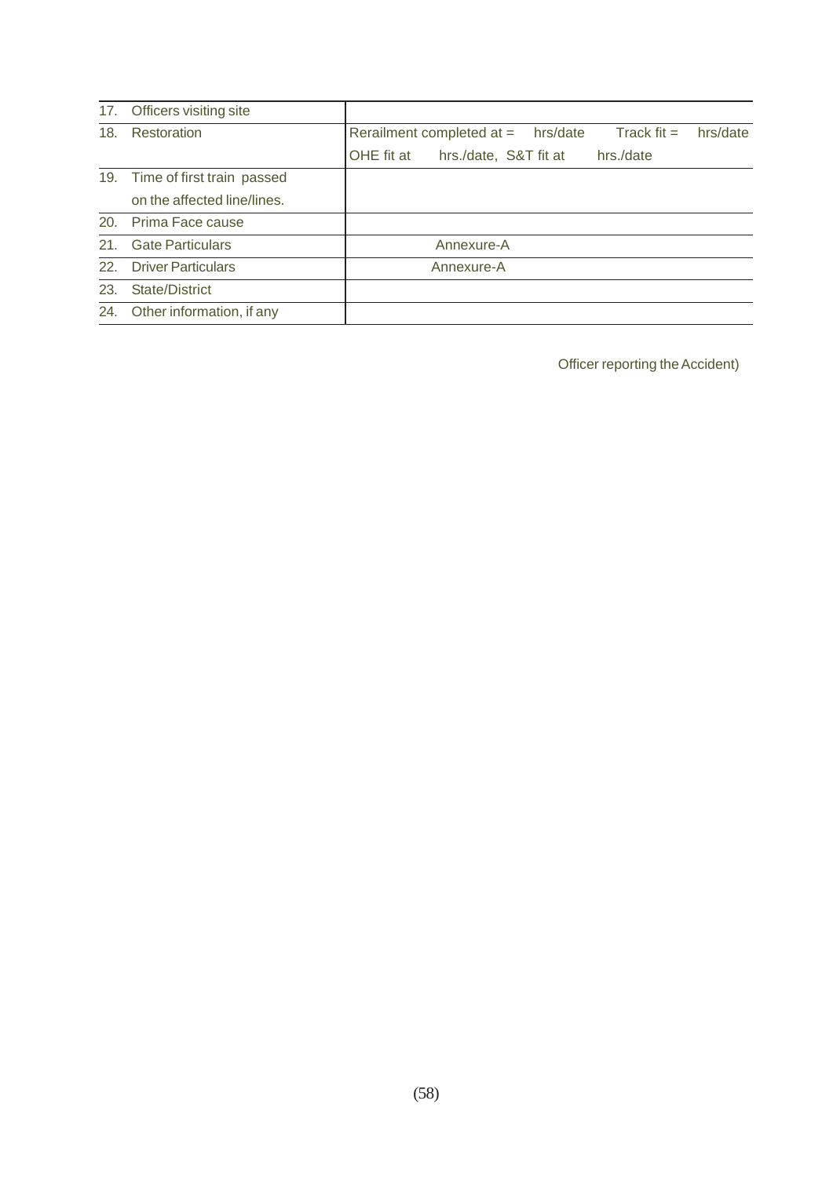| | | |
|---|---|---|
| 17. | Officers visiting site | |
| 18. | Restoration | Rerailment completed at = hrs/date Track fit = hrs/date<br>OHE fit at hrs./date, S&T fit at hrs./date |
| 19. | Time of first train passed on the affected line/lines. | |
| 20. | Prima Face cause | |
| 21. | Gate Particulars | Annexure-A |
| 22. | Driver Particulars | Annexure-A |
| 23. | State/District | |
| 24. | Other information, if any | |

Officer reporting the Accident)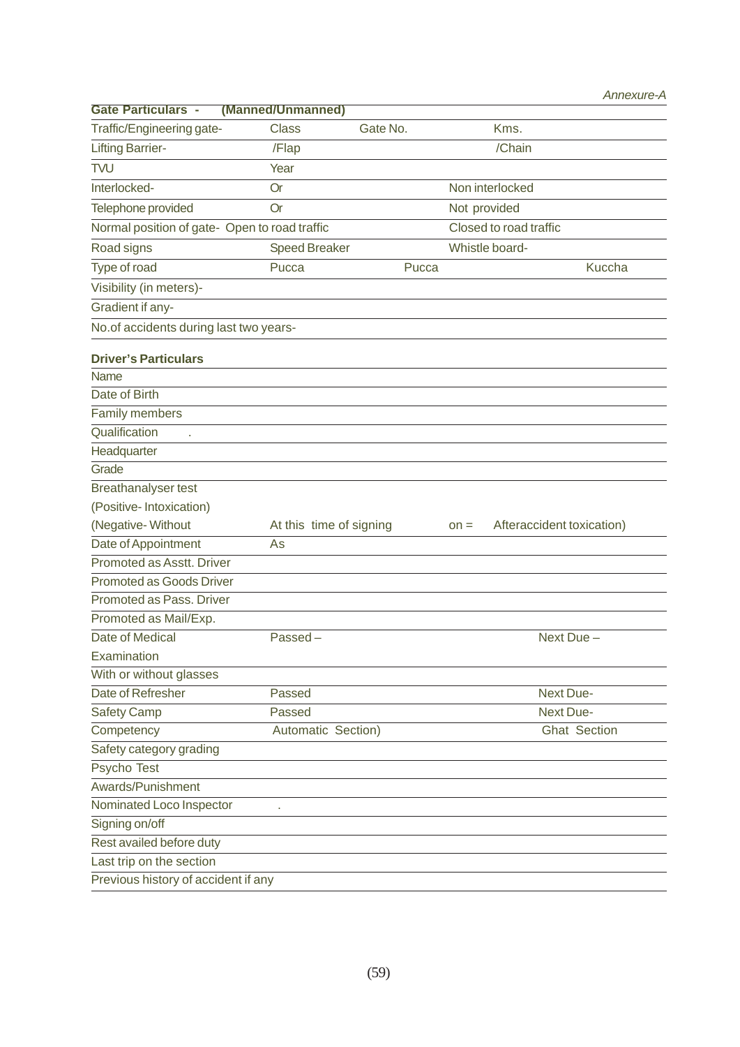*Annexure-A*

**Gate Particulars - (Manned/Unmanned)**

| | | | | |
|---|---|---|---|---|
| Traffic/Engineering gate- | Class | Gate No. | Kms. | |
| Lifting Barrier- | /Flap | | /Chain | |
| TVU | Year | | | |
| Interlocked- | Or | | Non interlocked | |
| Telephone provided | Or | | Not provided | |
| Normal position of gate- Open to road traffic | | | Closed to road traffic | |
| Road signs | Speed Breaker | | Whistle board- | |
| Type of road | Pucca | Pucca | | Kuccha |
| Visibility (in meters)- | | | | |
| Gradient if any- | | | | |
| No.of accidents during last two years- | | | | |

**Driver's Particulars**

| | | | |
|---|---|---|---|
| Name | | | |
| Date of Birth | | | |
| Family members | | | |
| Qualification . | | | |
| Headquarter | | | |
| Grade | | | |
| Breathanalyser test (Positive- Intoxication) (Negative- Without | At this time of signing | on = | Afteraccident toxication) |
| Date of Appointment | As | | |
| Promoted as Asstt. Driver | | | |
| Promoted as Goods Driver | | | |
| Promoted as Pass. Driver | | | |
| Promoted as Mail/Exp. | | | |
| Date of Medical Examination | Passed – | | Next Due – |
| With or without glasses | | | |
| Date of Refresher | Passed | | Next Due- |
| Safety Camp | Passed | | Next Due- |
| Competency | Automatic Section) | | Ghat Section |
| Safety category grading | | | |
| Psycho Test | | | |
| Awards/Punishment | | | |
| Nominated Loco Inspector | . | | |
| Signing on/off | | | |
| Rest availed before duty | | | |
| Last trip on the section | | | |
| Previous history of accident if any | | | |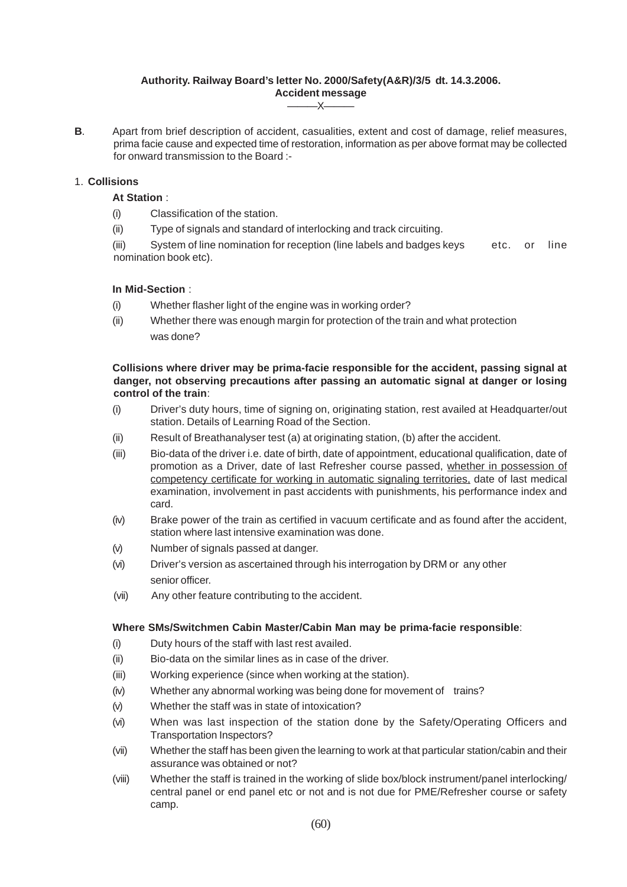**Authority. Railway Board's letter No. 2000/Safety(A&R)/3/5 dt. 14.3.2006.**
**Accident message**

———X———

**B**. Apart from brief description of accident, casualities, extent and cost of damage, relief measures, prima facie cause and expected time of restoration, information as per above format may be collected for onward transmission to the Board :-

1. **Collisions**

**At Station** :

(i) Classification of the station.

(ii) Type of signals and standard of interlocking and track circuiting.

(iii) System of line nomination for reception (line labels and badges keys etc. or line nomination book etc).

**In Mid-Section** :

(i) Whether flasher light of the engine was in working order?

(ii) Whether there was enough margin for protection of the train and what protection was done?

**Collisions where driver may be prima-facie responsible for the accident, passing signal at danger, not observing precautions after passing an automatic signal at danger or losing control of the train**:

(i) Driver's duty hours, time of signing on, originating station, rest availed at Headquarter/out station. Details of Learning Road of the Section.

(ii) Result of Breathanalyser test (a) at originating station, (b) after the accident.

(iii) Bio-data of the driver i.e. date of birth, date of appointment, educational qualification, date of promotion as a Driver, date of last Refresher course passed, <u>whether in possession of competency certificate for working in automatic signaling territories,</u> date of last medical examination, involvement in past accidents with punishments, his performance index and card.

(iv) Brake power of the train as certified in vacuum certificate and as found after the accident, station where last intensive examination was done.

(v) Number of signals passed at danger.

(vi) Driver's version as ascertained through his interrogation by DRM or any other senior officer.

(vii) Any other feature contributing to the accident.

**Where SMs/Switchmen Cabin Master/Cabin Man may be prima-facie responsible**:

(i) Duty hours of the staff with last rest availed.

(ii) Bio-data on the similar lines as in case of the driver.

(iii) Working experience (since when working at the station).

(iv) Whether any abnormal working was being done for movement of trains?

(v) Whether the staff was in state of intoxication?

(vi) When was last inspection of the station done by the Safety/Operating Officers and Transportation Inspectors?

(vii) Whether the staff has been given the learning to work at that particular station/cabin and their assurance was obtained or not?

(viii) Whether the staff is trained in the working of slide box/block instrument/panel interlocking/ central panel or end panel etc or not and is not due for PME/Refresher course or safety camp.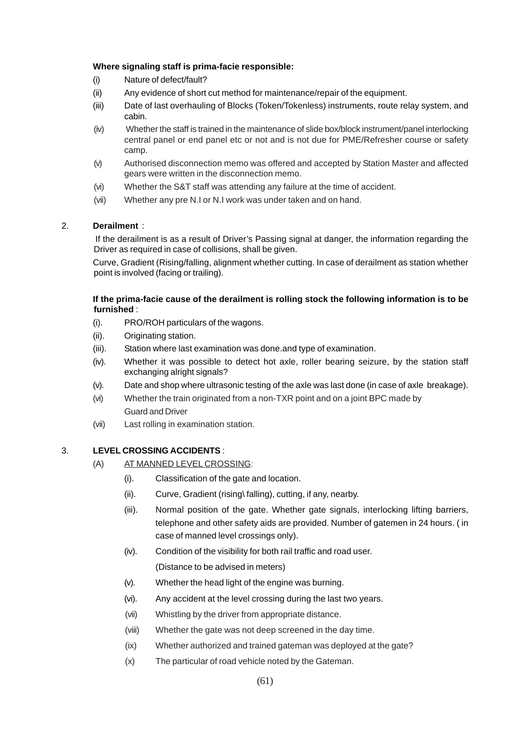**Where signaling staff is prima-facie responsible:**

(i) Nature of defect/fault?

(ii) Any evidence of short cut method for maintenance/repair of the equipment.

(iii) Date of last overhauling of Blocks (Token/Tokenless) instruments, route relay system, and cabin.

(iv) Whether the staff is trained in the maintenance of slide box/block instrument/panel interlocking central panel or end panel etc or not and is not due for PME/Refresher course or safety camp.

(v) Authorised disconnection memo was offered and accepted by Station Master and affected gears were written in the disconnection memo.

(vi) Whether the S&T staff was attending any failure at the time of accident.

(vii) Whether any pre N.I or N.I work was under taken and on hand.

2. **Derailment** :

If the derailment is as a result of Driver's Passing signal at danger, the information regarding the Driver as required in case of collisions, shall be given.

Curve, Gradient (Rising/falling, alignment whether cutting. In case of derailment as station whether point is involved (facing or trailing).

**If the prima-facie cause of the derailment is rolling stock the following information is to be furnished** :

(i). PRO/ROH particulars of the wagons.

(ii). Originating station.

(iii). Station where last examination was done.and type of examination.

(iv). Whether it was possible to detect hot axle, roller bearing seizure, by the station staff exchanging alright signals?

(v). Date and shop where ultrasonic testing of the axle was last done (in case of axle breakage).

(vi) Whether the train originated from a non-TXR point and on a joint BPC made by Guard and Driver

(vii) Last rolling in examination station.

3. **LEVEL CROSSING ACCIDENTS** :

(A) AT MANNED LEVEL CROSSING:

(i). Classification of the gate and location.

(ii). Curve, Gradient (rising\ falling), cutting, if any, nearby.

(iii). Normal position of the gate. Whether gate signals, interlocking lifting barriers, telephone and other safety aids are provided. Number of gatemen in 24 hours. ( in case of manned level crossings only).

(iv). Condition of the visibility for both rail traffic and road user. (Distance to be advised in meters)

(v). Whether the head light of the engine was burning.

(vi). Any accident at the level crossing during the last two years.

(vii) Whistling by the driver from appropriate distance.

(viii) Whether the gate was not deep screened in the day time.

(ix) Whether authorized and trained gateman was deployed at the gate?

(x) The particular of road vehicle noted by the Gateman.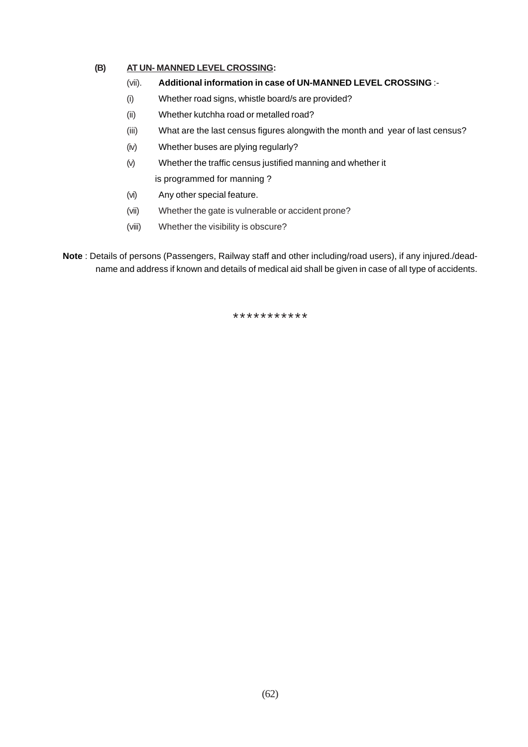**(B) <u>AT UN- MANNED LEVEL CROSSING</u>:**

(vii). **Additional information in case of UN-MANNED LEVEL CROSSING** :-

(i) Whether road signs, whistle board/s are provided?

(ii) Whether kutchha road or metalled road?

(iii) What are the last census figures alongwith the month and year of last census?

(iv) Whether buses are plying regularly?

(v) Whether the traffic census justified manning and whether it is programmed for manning ?

(vi) Any other special feature.

(vii) Whether the gate is vulnerable or accident prone?

(viii) Whether the visibility is obscure?

**Note** : Details of persons (Passengers, Railway staff and other including/road users), if any injured./dead-name and address if known and details of medical aid shall be given in case of all type of accidents.

***********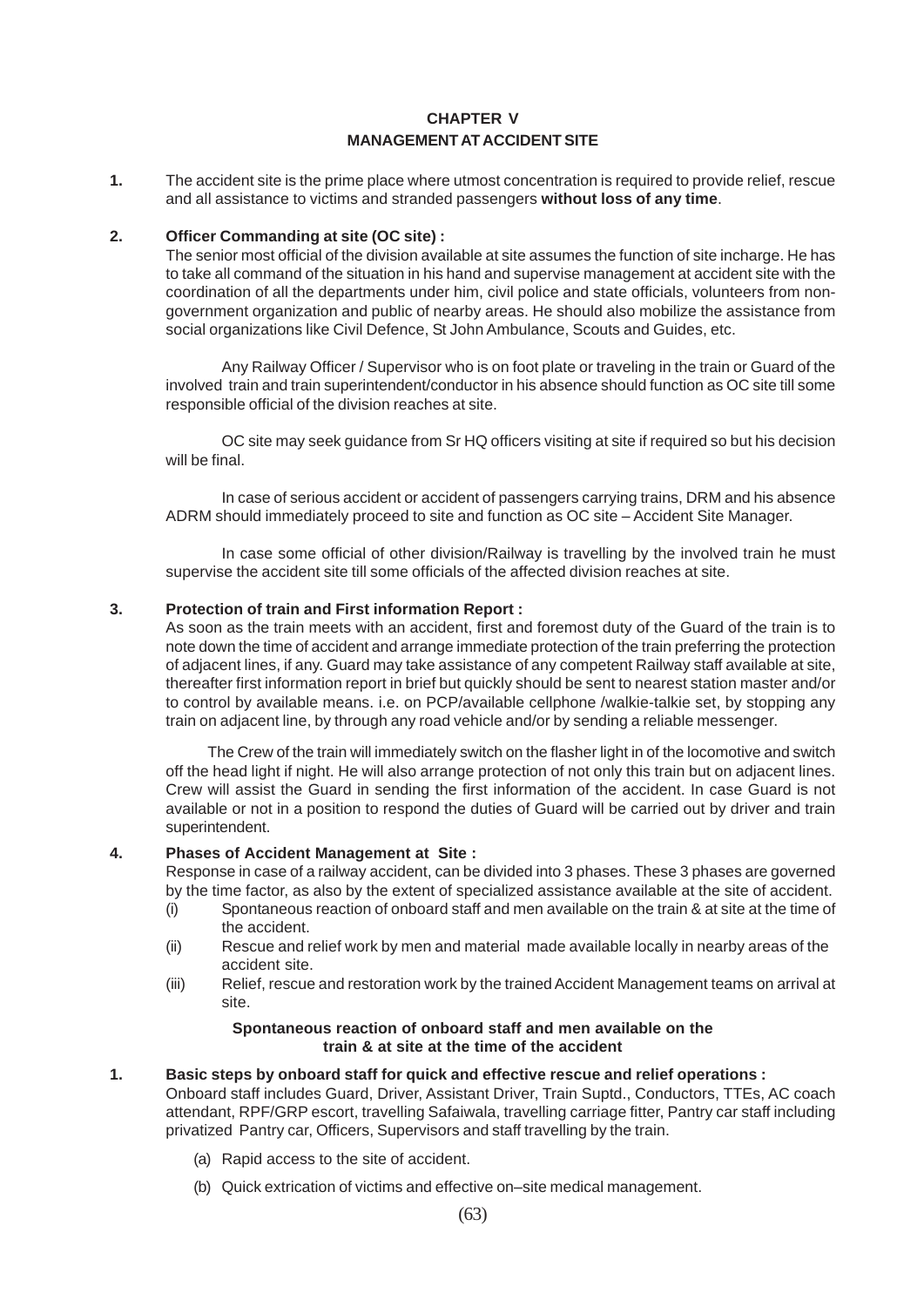# CHAPTER V
## MANAGEMENT AT ACCIDENT SITE

**1.** The accident site is the prime place where utmost concentration is required to provide relief, rescue and all assistance to victims and stranded passengers **without loss of any time**.

**2. Officer Commanding at site (OC site) :**

The senior most official of the division available at site assumes the function of site incharge. He has to take all command of the situation in his hand and supervise management at accident site with the coordination of all the departments under him, civil police and state officials, volunteers from non-government organization and public of nearby areas. He should also mobilize the assistance from social organizations like Civil Defence, St John Ambulance, Scouts and Guides, etc.

Any Railway Officer / Supervisor who is on foot plate or traveling in the train or Guard of the involved train and train superintendent/conductor in his absence should function as OC site till some responsible official of the division reaches at site.

OC site may seek guidance from Sr HQ officers visiting at site if required so but his decision will be final.

In case of serious accident or accident of passengers carrying trains, DRM and his absence ADRM should immediately proceed to site and function as OC site – Accident Site Manager.

In case some official of other division/Railway is travelling by the involved train he must supervise the accident site till some officials of the affected division reaches at site.

**3. Protection of train and First information Report :**

As soon as the train meets with an accident, first and foremost duty of the Guard of the train is to note down the time of accident and arrange immediate protection of the train preferring the protection of adjacent lines, if any. Guard may take assistance of any competent Railway staff available at site, thereafter first information report in brief but quickly should be sent to nearest station master and/or to control by available means. i.e. on PCP/available cellphone /walkie-talkie set, by stopping any train on adjacent line, by through any road vehicle and/or by sending a reliable messenger.

The Crew of the train will immediately switch on the flasher light in of the locomotive and switch off the head light if night. He will also arrange protection of not only this train but on adjacent lines. Crew will assist the Guard in sending the first information of the accident. In case Guard is not available or not in a position to respond the duties of Guard will be carried out by driver and train superintendent.

**4. Phases of Accident Management at Site :**

Response in case of a railway accident, can be divided into 3 phases. These 3 phases are governed by the time factor, as also by the extent of specialized assistance available at the site of accident.

- (i) Spontaneous reaction of onboard staff and men available on the train & at site at the time of the accident.
- (ii) Rescue and relief work by men and material made available locally in nearby areas of the accident site.
- (iii) Relief, rescue and restoration work by the trained Accident Management teams on arrival at site.

**Spontaneous reaction of onboard staff and men available on the train & at site at the time of the accident**

**1. Basic steps by onboard staff for quick and effective rescue and relief operations :**

Onboard staff includes Guard, Driver, Assistant Driver, Train Suptd., Conductors, TTEs, AC coach attendant, RPF/GRP escort, travelling Safaiwala, travelling carriage fitter, Pantry car staff including privatized Pantry car, Officers, Supervisors and staff travelling by the train.

- (a) Rapid access to the site of accident.
- (b) Quick extrication of victims and effective on–site medical management.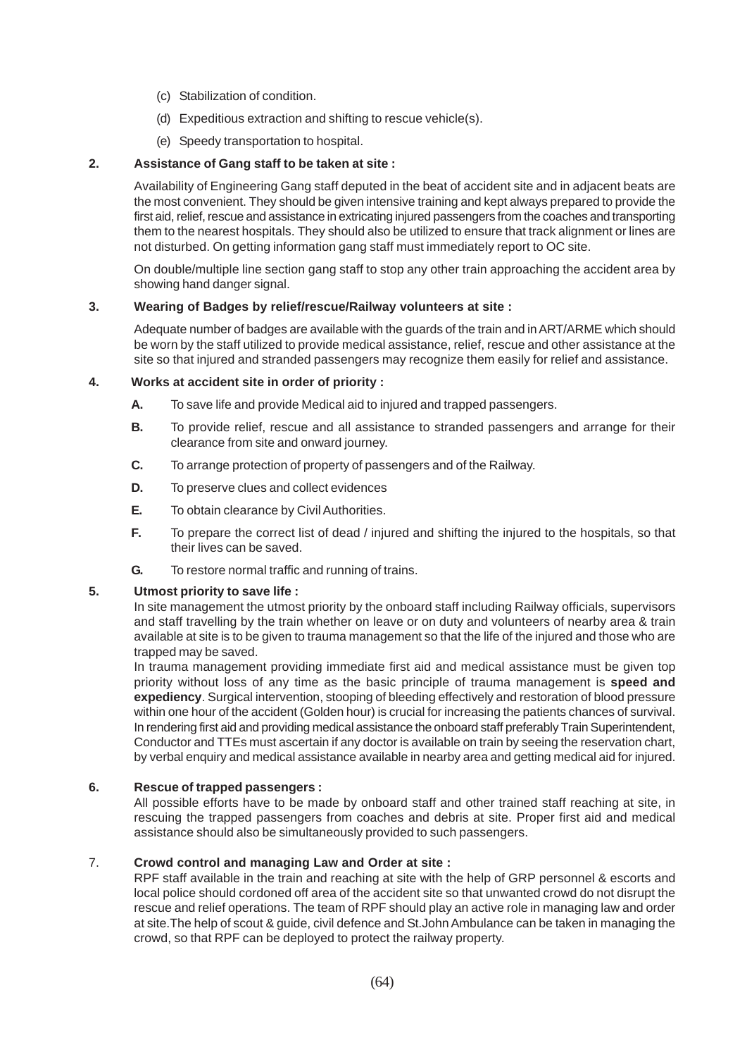(c) Stabilization of condition.

(d) Expeditious extraction and shifting to rescue vehicle(s).

(e) Speedy transportation to hospital.

**2. Assistance of Gang staff to be taken at site :**

Availability of Engineering Gang staff deputed in the beat of accident site and in adjacent beats are the most convenient. They should be given intensive training and kept always prepared to provide the first aid, relief, rescue and assistance in extricating injured passengers from the coaches and transporting them to the nearest hospitals. They should also be utilized to ensure that track alignment or lines are not disturbed. On getting information gang staff must immediately report to OC site.

On double/multiple line section gang staff to stop any other train approaching the accident area by showing hand danger signal.

**3. Wearing of Badges by relief/rescue/Railway volunteers at site :**

Adequate number of badges are available with the guards of the train and in ART/ARME which should be worn by the staff utilized to provide medical assistance, relief, rescue and other assistance at the site so that injured and stranded passengers may recognize them easily for relief and assistance.

**4. Works at accident site in order of priority :**

**A.** To save life and provide Medical aid to injured and trapped passengers.

**B.** To provide relief, rescue and all assistance to stranded passengers and arrange for their clearance from site and onward journey.

**C.** To arrange protection of property of passengers and of the Railway.

**D.** To preserve clues and collect evidences

**E.** To obtain clearance by Civil Authorities.

**F.** To prepare the correct list of dead / injured and shifting the injured to the hospitals, so that their lives can be saved.

**G.** To restore normal traffic and running of trains.

**5. Utmost priority to save life :**

In site management the utmost priority by the onboard staff including Railway officials, supervisors and staff travelling by the train whether on leave or on duty and volunteers of nearby area & train available at site is to be given to trauma management so that the life of the injured and those who are trapped may be saved.

In trauma management providing immediate first aid and medical assistance must be given top priority without loss of any time as the basic principle of trauma management is **speed and expediency**. Surgical intervention, stooping of bleeding effectively and restoration of blood pressure within one hour of the accident (Golden hour) is crucial for increasing the patients chances of survival. In rendering first aid and providing medical assistance the onboard staff preferably Train Superintendent, Conductor and TTEs must ascertain if any doctor is available on train by seeing the reservation chart, by verbal enquiry and medical assistance available in nearby area and getting medical aid for injured.

**6. Rescue of trapped passengers :**

All possible efforts have to be made by onboard staff and other trained staff reaching at site, in rescuing the trapped passengers from coaches and debris at site. Proper first aid and medical assistance should also be simultaneously provided to such passengers.

**7. Crowd control and managing Law and Order at site :**

RPF staff available in the train and reaching at site with the help of GRP personnel & escorts and local police should cordoned off area of the accident site so that unwanted crowd do not disrupt the rescue and relief operations. The team of RPF should play an active role in managing law and order at site.The help of scout & guide, civil defence and St.John Ambulance can be taken in managing the crowd, so that RPF can be deployed to protect the railway property.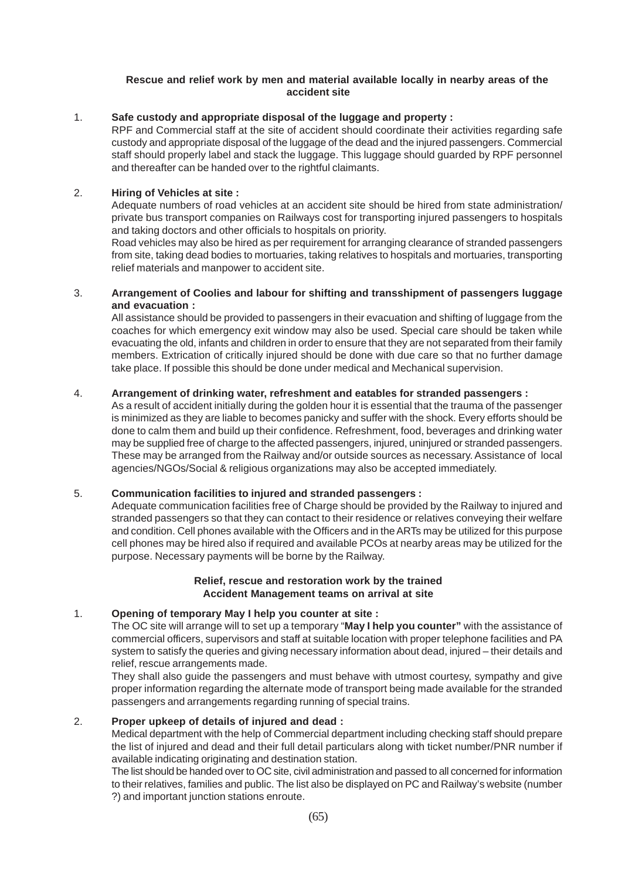### Rescue and relief work by men and material available locally in nearby areas of the accident site

1. **Safe custody and appropriate disposal of the luggage and property :**
   RPF and Commercial staff at the site of accident should coordinate their activities regarding safe custody and appropriate disposal of the luggage of the dead and the injured passengers. Commercial staff should properly label and stack the luggage. This luggage should guarded by RPF personnel and thereafter can be handed over to the rightful claimants.

2. **Hiring of Vehicles at site :**
   Adequate numbers of road vehicles at an accident site should be hired from state administration/ private bus transport companies on Railways cost for transporting injured passengers to hospitals and taking doctors and other officials to hospitals on priority.
   Road vehicles may also be hired as per requirement for arranging clearance of stranded passengers from site, taking dead bodies to mortuaries, taking relatives to hospitals and mortuaries, transporting relief materials and manpower to accident site.

3. **Arrangement of Coolies and labour for shifting and transshipment of passengers luggage and evacuation :**
   All assistance should be provided to passengers in their evacuation and shifting of luggage from the coaches for which emergency exit window may also be used. Special care should be taken while evacuating the old, infants and children in order to ensure that they are not separated from their family members. Extrication of critically injured should be done with due care so that no further damage take place. If possible this should be done under medical and Mechanical supervision.

4. **Arrangement of drinking water, refreshment and eatables for stranded passengers :**
   As a result of accident initially during the golden hour it is essential that the trauma of the passenger is minimized as they are liable to becomes panicky and suffer with the shock. Every efforts should be done to calm them and build up their confidence. Refreshment, food, beverages and drinking water may be supplied free of charge to the affected passengers, injured, uninjured or stranded passengers. These may be arranged from the Railway and/or outside sources as necessary. Assistance of local agencies/NGOs/Social & religious organizations may also be accepted immediately.

5. **Communication facilities to injured and stranded passengers :**
   Adequate communication facilities free of Charge should be provided by the Railway to injured and stranded passengers so that they can contact to their residence or relatives conveying their welfare and condition. Cell phones available with the Officers and in the ARTs may be utilized for this purpose cell phones may be hired also if required and available PCOs at nearby areas may be utilized for the purpose. Necessary payments will be borne by the Railway.

### Relief, rescue and restoration work by the trained Accident Management teams on arrival at site

1. **Opening of temporary May I help you counter at site :**
   The OC site will arrange will to set up a temporary "**May I help you counter"** with the assistance of commercial officers, supervisors and staff at suitable location with proper telephone facilities and PA system to satisfy the queries and giving necessary information about dead, injured – their details and relief, rescue arrangements made.
   They shall also guide the passengers and must behave with utmost courtesy, sympathy and give proper information regarding the alternate mode of transport being made available for the stranded passengers and arrangements regarding running of special trains.

2. **Proper upkeep of details of injured and dead :**
   Medical department with the help of Commercial department including checking staff should prepare the list of injured and dead and their full detail particulars along with ticket number/PNR number if available indicating originating and destination station.
   The list should be handed over to OC site, civil administration and passed to all concerned for information to their relatives, families and public. The list also be displayed on PC and Railway's website (number ?) and important junction stations enroute.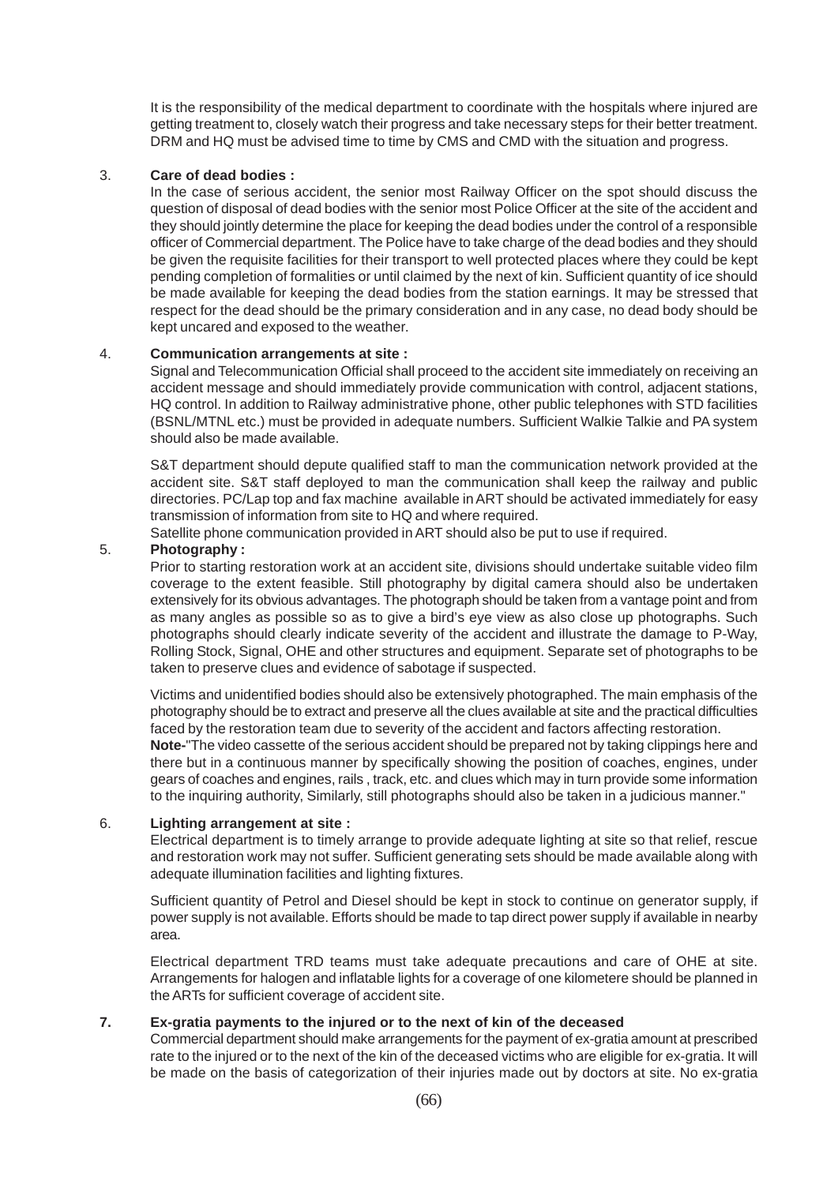It is the responsibility of the medical department to coordinate with the hospitals where injured are getting treatment to, closely watch their progress and take necessary steps for their better treatment. DRM and HQ must be advised time to time by CMS and CMD with the situation and progress.

3. **Care of dead bodies :**

In the case of serious accident, the senior most Railway Officer on the spot should discuss the question of disposal of dead bodies with the senior most Police Officer at the site of the accident and they should jointly determine the place for keeping the dead bodies under the control of a responsible officer of Commercial department. The Police have to take charge of the dead bodies and they should be given the requisite facilities for their transport to well protected places where they could be kept pending completion of formalities or until claimed by the next of kin. Sufficient quantity of ice should be made available for keeping the dead bodies from the station earnings. It may be stressed that respect for the dead should be the primary consideration and in any case, no dead body should be kept uncared and exposed to the weather.

4. **Communication arrangements at site :**

Signal and Telecommunication Official shall proceed to the accident site immediately on receiving an accident message and should immediately provide communication with control, adjacent stations, HQ control. In addition to Railway administrative phone, other public telephones with STD facilities (BSNL/MTNL etc.) must be provided in adequate numbers. Sufficient Walkie Talkie and PA system should also be made available.

S&T department should depute qualified staff to man the communication network provided at the accident site. S&T staff deployed to man the communication shall keep the railway and public directories. PC/Lap top and fax machine available in ART should be activated immediately for easy transmission of information from site to HQ and where required.

Satellite phone communication provided in ART should also be put to use if required.

5. **Photography :**

Prior to starting restoration work at an accident site, divisions should undertake suitable video film coverage to the extent feasible. Still photography by digital camera should also be undertaken extensively for its obvious advantages. The photograph should be taken from a vantage point and from as many angles as possible so as to give a bird's eye view as also close up photographs. Such photographs should clearly indicate severity of the accident and illustrate the damage to P-Way, Rolling Stock, Signal, OHE and other structures and equipment. Separate set of photographs to be taken to preserve clues and evidence of sabotage if suspected.

Victims and unidentified bodies should also be extensively photographed. The main emphasis of the photography should be to extract and preserve all the clues available at site and the practical difficulties faced by the restoration team due to severity of the accident and factors affecting restoration.

**Note-**"The video cassette of the serious accident should be prepared not by taking clippings here and there but in a continuous manner by specifically showing the position of coaches, engines, under gears of coaches and engines, rails , track, etc. and clues which may in turn provide some information to the inquiring authority, Similarly, still photographs should also be taken in a judicious manner."

6. **Lighting arrangement at site :**

Electrical department is to timely arrange to provide adequate lighting at site so that relief, rescue and restoration work may not suffer. Sufficient generating sets should be made available along with adequate illumination facilities and lighting fixtures.

Sufficient quantity of Petrol and Diesel should be kept in stock to continue on generator supply, if power supply is not available. Efforts should be made to tap direct power supply if available in nearby area.

Electrical department TRD teams must take adequate precautions and care of OHE at site. Arrangements for halogen and inflatable lights for a coverage of one kilometere should be planned in the ARTs for sufficient coverage of accident site.

7. **Ex-gratia payments to the injured or to the next of kin of the deceased**

Commercial department should make arrangements for the payment of ex-gratia amount at prescribed rate to the injured or to the next of the kin of the deceased victims who are eligible for ex-gratia. It will be made on the basis of categorization of their injuries made out by doctors at site. No ex-gratia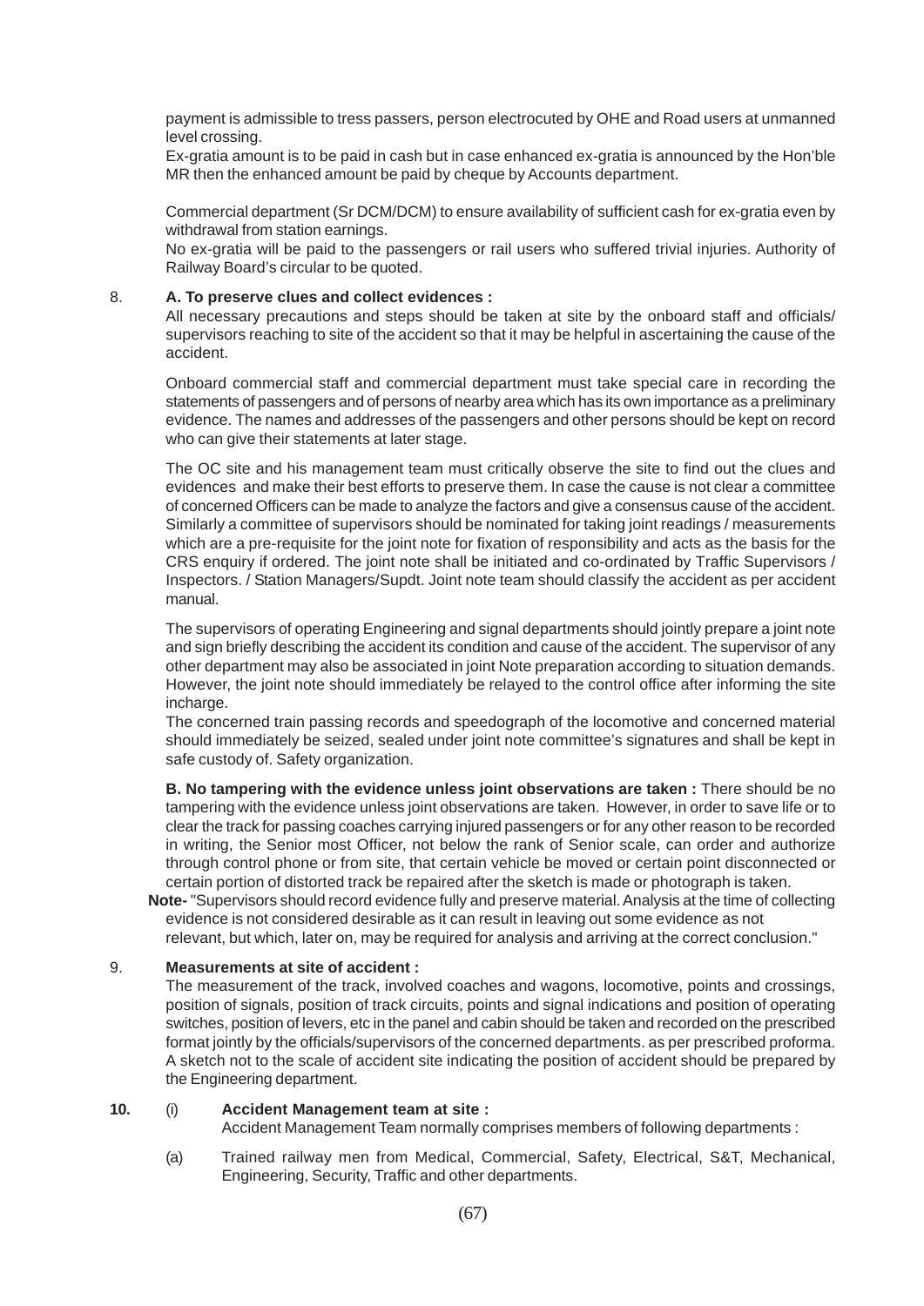payment is admissible to tress passers, person electrocuted by OHE and Road users at unmanned level crossing.

Ex-gratia amount is to be paid in cash but in case enhanced ex-gratia is announced by the Hon'ble MR then the enhanced amount be paid by cheque by Accounts department.

Commercial department (Sr DCM/DCM) to ensure availability of sufficient cash for ex-gratia even by withdrawal from station earnings.

No ex-gratia will be paid to the passengers or rail users who suffered trivial injuries. Authority of Railway Board's circular to be quoted.

8. **A. To preserve clues and collect evidences :**

All necessary precautions and steps should be taken at site by the onboard staff and officials/ supervisors reaching to site of the accident so that it may be helpful in ascertaining the cause of the accident.

Onboard commercial staff and commercial department must take special care in recording the statements of passengers and of persons of nearby area which has its own importance as a preliminary evidence. The names and addresses of the passengers and other persons should be kept on record who can give their statements at later stage.

The OC site and his management team must critically observe the site to find out the clues and evidences and make their best efforts to preserve them. In case the cause is not clear a committee of concerned Officers can be made to analyze the factors and give a consensus cause of the accident. Similarly a committee of supervisors should be nominated for taking joint readings / measurements which are a pre-requisite for the joint note for fixation of responsibility and acts as the basis for the CRS enquiry if ordered. The joint note shall be initiated and co-ordinated by Traffic Supervisors / Inspectors. / Station Managers/Supdt. Joint note team should classify the accident as per accident manual.

The supervisors of operating Engineering and signal departments should jointly prepare a joint note and sign briefly describing the accident its condition and cause of the accident. The supervisor of any other department may also be associated in joint Note preparation according to situation demands. However, the joint note should immediately be relayed to the control office after informing the site incharge.

The concerned train passing records and speedograph of the locomotive and concerned material should immediately be seized, sealed under joint note committee's signatures and shall be kept in safe custody of. Safety organization.

**B. No tampering with the evidence unless joint observations are taken :** There should be no tampering with the evidence unless joint observations are taken. However, in order to save life or to clear the track for passing coaches carrying injured passengers or for any other reason to be recorded in writing, the Senior most Officer, not below the rank of Senior scale, can order and authorize through control phone or from site, that certain vehicle be moved or certain point disconnected or certain portion of distorted track be repaired after the sketch is made or photograph is taken.

**Note-** "Supervisors should record evidence fully and preserve material. Analysis at the time of collecting evidence is not considered desirable as it can result in leaving out some evidence as not relevant, but which, later on, may be required for analysis and arriving at the correct conclusion."

9. **Measurements at site of accident :**

The measurement of the track, involved coaches and wagons, locomotive, points and crossings, position of signals, position of track circuits, points and signal indications and position of operating switches, position of levers, etc in the panel and cabin should be taken and recorded on the prescribed format jointly by the officials/supervisors of the concerned departments. as per prescribed proforma. A sketch not to the scale of accident site indicating the position of accident should be prepared by the Engineering department.

**10.** (i) **Accident Management team at site :**

Accident Management Team normally comprises members of following departments :

(a) Trained railway men from Medical, Commercial, Safety, Electrical, S&T, Mechanical, Engineering, Security, Traffic and other departments.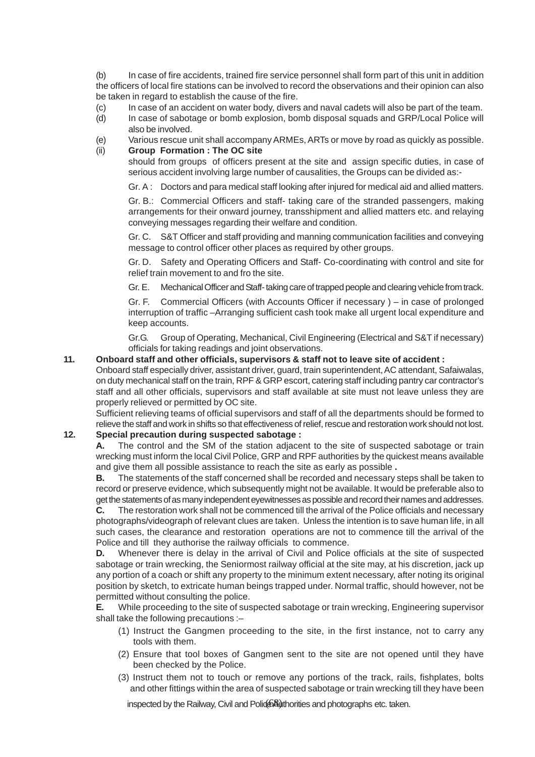(b) In case of fire accidents, trained fire service personnel shall form part of this unit in addition the officers of local fire stations can be involved to record the observations and their opinion can also be taken in regard to establish the cause of the fire.

(c) In case of an accident on water body, divers and naval cadets will also be part of the team.

(d) In case of sabotage or bomb explosion, bomb disposal squads and GRP/Local Police will also be involved.

(e) Various rescue unit shall accompany ARMEs, ARTs or move by road as quickly as possible.

(ii) **Group Formation : The OC site** should from groups of officers present at the site and assign specific duties, in case of serious accident involving large number of causalities, the Groups can be divided as:-

Gr. A : Doctors and para medical staff looking after injured for medical aid and allied matters.

Gr. B.: Commercial Officers and staff- taking care of the stranded passengers, making arrangements for their onward journey, transshipment and allied matters etc. and relaying conveying messages regarding their welfare and condition.

Gr. C. S&T Officer and staff providing and manning communication facilities and conveying message to control officer other places as required by other groups.

Gr. D. Safety and Operating Officers and Staff- Co-coordinating with control and site for relief train movement to and fro the site.

Gr. E. Mechanical Officer and Staff- taking care of trapped people and clearing vehicle from track.

Gr. F. Commercial Officers (with Accounts Officer if necessary ) – in case of prolonged interruption of traffic –Arranging sufficient cash took make all urgent local expenditure and keep accounts.

Gr.G. Group of Operating, Mechanical, Civil Engineering (Electrical and S&T if necessary) officials for taking readings and joint observations.

**11. Onboard staff and other officials, supervisors & staff not to leave site of accident :**

Onboard staff especially driver, assistant driver, guard, train superintendent, AC attendant, Safaiwalas, on duty mechanical staff on the train, RPF & GRP escort, catering staff including pantry car contractor's staff and all other officials, supervisors and staff available at site must not leave unless they are properly relieved or permitted by OC site.

Sufficient relieving teams of official supervisors and staff of all the departments should be formed to relieve the staff and work in shifts so that effectiveness of relief, rescue and restoration work should not lost.

**12. Special precaution during suspected sabotage :**

**A.** The control and the SM of the station adjacent to the site of suspected sabotage or train wrecking must inform the local Civil Police, GRP and RPF authorities by the quickest means available and give them all possible assistance to reach the site as early as possible **.**

**B.** The statements of the staff concerned shall be recorded and necessary steps shall be taken to record or preserve evidence, which subsequently might not be available. It would be preferable also to get the statements of as many independent eyewitnesses as possible and record their names and addresses.

**C.** The restoration work shall not be commenced till the arrival of the Police officials and necessary photographs/videograph of relevant clues are taken. Unless the intention is to save human life, in all such cases, the clearance and restoration operations are not to commence till the arrival of the Police and till they authorise the railway officials to commence.

**D.** Whenever there is delay in the arrival of Civil and Police officials at the site of suspected sabotage or train wrecking, the Seniormost railway official at the site may, at his discretion, jack up any portion of a coach or shift any property to the minimum extent necessary, after noting its original position by sketch, to extricate human beings trapped under. Normal traffic, should however, not be permitted without consulting the police.

**E.** While proceeding to the site of suspected sabotage or train wrecking, Engineering supervisor shall take the following precautions :–

(1) Instruct the Gangmen proceeding to the site, in the first instance, not to carry any tools with them.

(2) Ensure that tool boxes of Gangmen sent to the site are not opened until they have been checked by the Police.

(3) Instruct them not to touch or remove any portions of the track, rails, fishplates, bolts and other fittings within the area of suspected sabotage or train wrecking till they have been inspected by the Railway, Civil and Police Authorities and photographs etc. taken.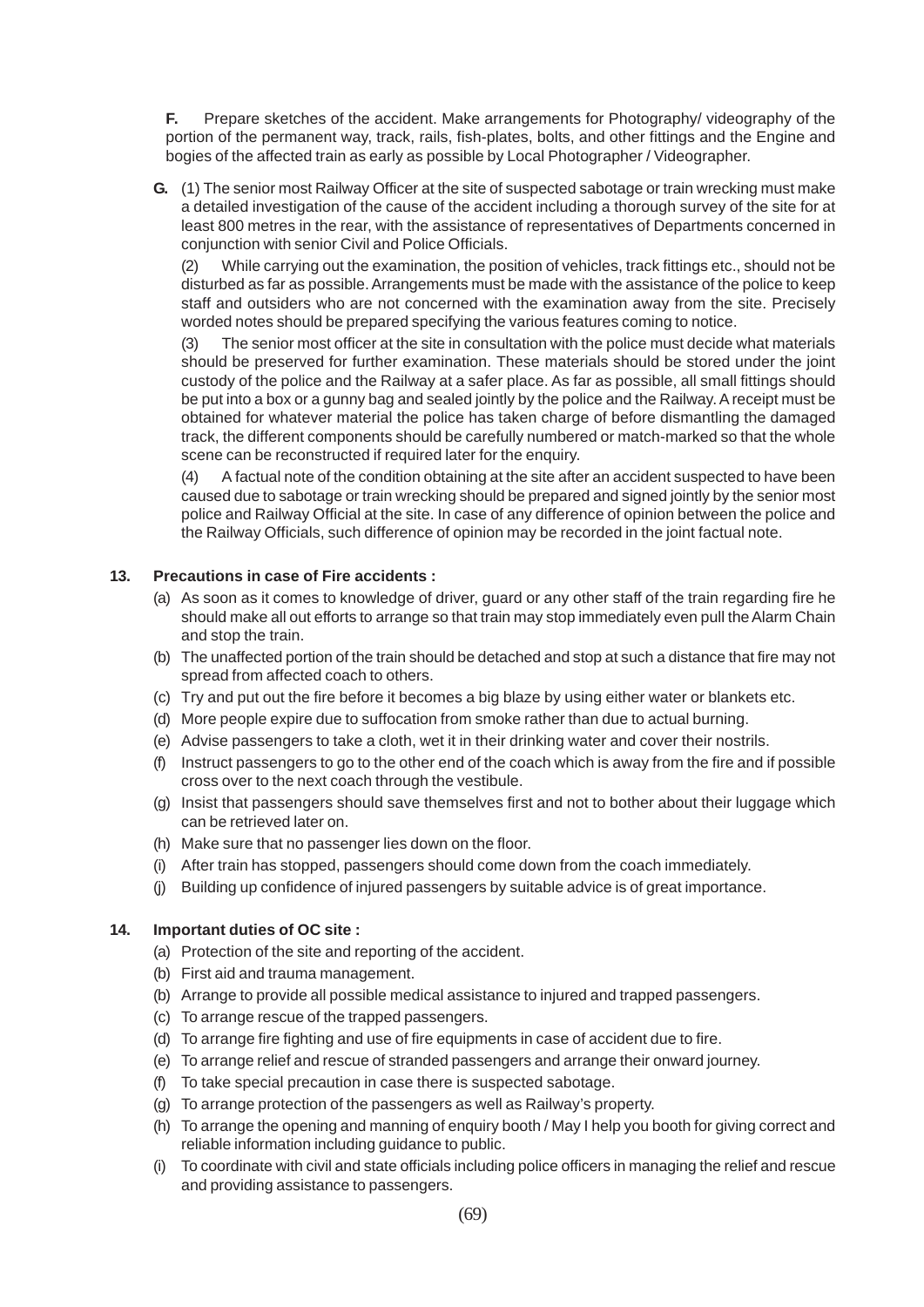**F.** Prepare sketches of the accident. Make arrangements for Photography/ videography of the portion of the permanent way, track, rails, fish-plates, bolts, and other fittings and the Engine and bogies of the affected train as early as possible by Local Photographer / Videographer.

**G.** (1) The senior most Railway Officer at the site of suspected sabotage or train wrecking must make a detailed investigation of the cause of the accident including a thorough survey of the site for at least 800 metres in the rear, with the assistance of representatives of Departments concerned in conjunction with senior Civil and Police Officials.

(2) While carrying out the examination, the position of vehicles, track fittings etc., should not be disturbed as far as possible. Arrangements must be made with the assistance of the police to keep staff and outsiders who are not concerned with the examination away from the site. Precisely worded notes should be prepared specifying the various features coming to notice.

(3) The senior most officer at the site in consultation with the police must decide what materials should be preserved for further examination. These materials should be stored under the joint custody of the police and the Railway at a safer place. As far as possible, all small fittings should be put into a box or a gunny bag and sealed jointly by the police and the Railway. A receipt must be obtained for whatever material the police has taken charge of before dismantling the damaged track, the different components should be carefully numbered or match-marked so that the whole scene can be reconstructed if required later for the enquiry.

(4) A factual note of the condition obtaining at the site after an accident suspected to have been caused due to sabotage or train wrecking should be prepared and signed jointly by the senior most police and Railway Official at the site. In case of any difference of opinion between the police and the Railway Officials, such difference of opinion may be recorded in the joint factual note.

**13. Precautions in case of Fire accidents :**

(a) As soon as it comes to knowledge of driver, guard or any other staff of the train regarding fire he should make all out efforts to arrange so that train may stop immediately even pull the Alarm Chain and stop the train.

(b) The unaffected portion of the train should be detached and stop at such a distance that fire may not spread from affected coach to others.

(c) Try and put out the fire before it becomes a big blaze by using either water or blankets etc.

(d) More people expire due to suffocation from smoke rather than due to actual burning.

(e) Advise passengers to take a cloth, wet it in their drinking water and cover their nostrils.

(f) Instruct passengers to go to the other end of the coach which is away from the fire and if possible cross over to the next coach through the vestibule.

(g) Insist that passengers should save themselves first and not to bother about their luggage which can be retrieved later on.

(h) Make sure that no passenger lies down on the floor.

(i) After train has stopped, passengers should come down from the coach immediately.

(j) Building up confidence of injured passengers by suitable advice is of great importance.

**14. Important duties of OC site :**

(a) Protection of the site and reporting of the accident.

(b) First aid and trauma management.

(b) Arrange to provide all possible medical assistance to injured and trapped passengers.

(c) To arrange rescue of the trapped passengers.

(d) To arrange fire fighting and use of fire equipments in case of accident due to fire.

(e) To arrange relief and rescue of stranded passengers and arrange their onward journey.

(f) To take special precaution in case there is suspected sabotage.

(g) To arrange protection of the passengers as well as Railway's property.

(h) To arrange the opening and manning of enquiry booth / May I help you booth for giving correct and reliable information including guidance to public.

(i) To coordinate with civil and state officials including police officers in managing the relief and rescue and providing assistance to passengers.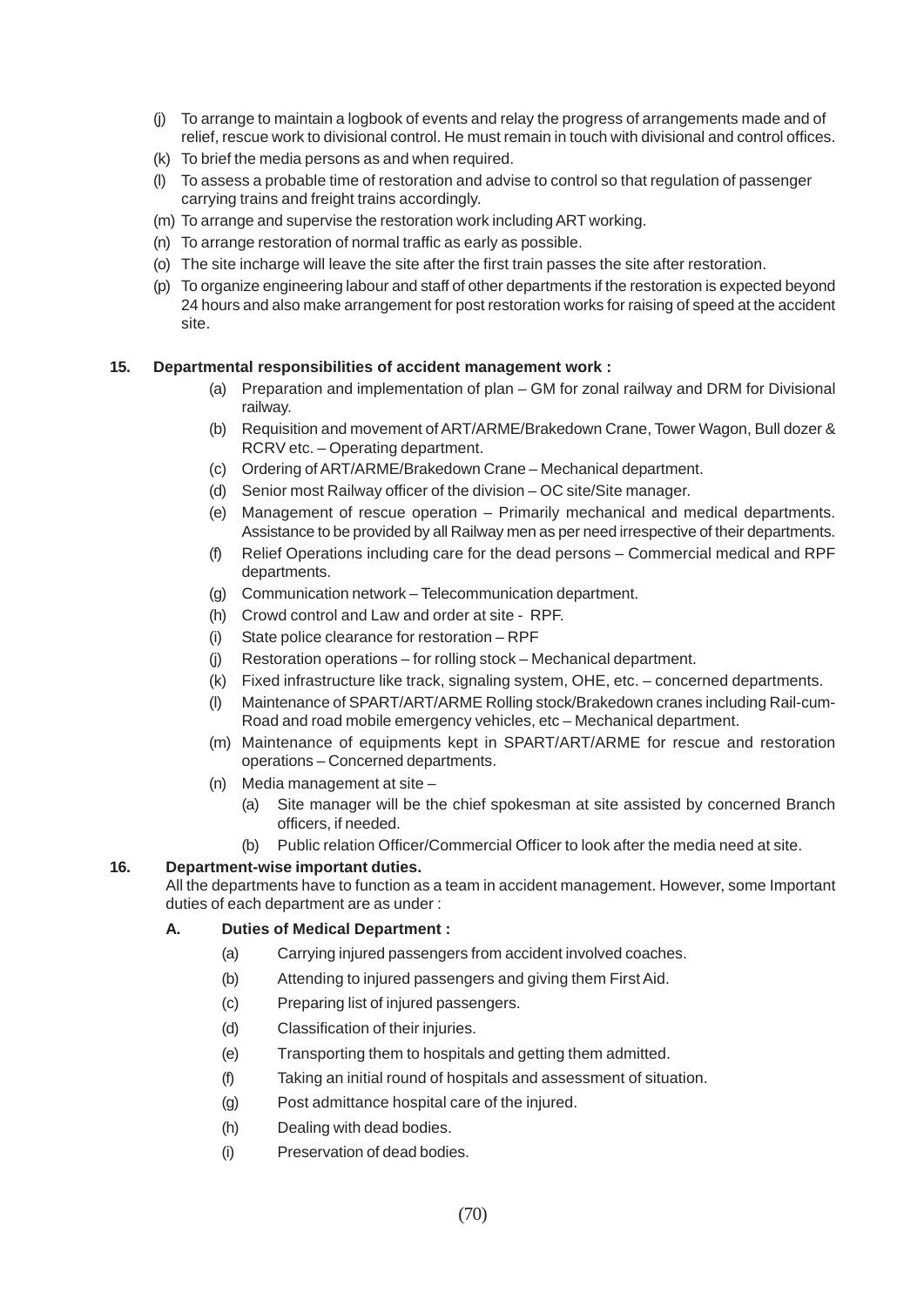(j) To arrange to maintain a logbook of events and relay the progress of arrangements made and of relief, rescue work to divisional control. He must remain in touch with divisional and control offices.

(k) To brief the media persons as and when required.

(l) To assess a probable time of restoration and advise to control so that regulation of passenger carrying trains and freight trains accordingly.

(m) To arrange and supervise the restoration work including ART working.

(n) To arrange restoration of normal traffic as early as possible.

(o) The site incharge will leave the site after the first train passes the site after restoration.

(p) To organize engineering labour and staff of other departments if the restoration is expected beyond 24 hours and also make arrangement for post restoration works for raising of speed at the accident site.

**15. Departmental responsibilities of accident management work :**

(a) Preparation and implementation of plan – GM for zonal railway and DRM for Divisional railway.

(b) Requisition and movement of ART/ARME/Brakedown Crane, Tower Wagon, Bull dozer & RCRV etc. – Operating department.

(c) Ordering of ART/ARME/Brakedown Crane – Mechanical department.

(d) Senior most Railway officer of the division – OC site/Site manager.

(e) Management of rescue operation – Primarily mechanical and medical departments. Assistance to be provided by all Railway men as per need irrespective of their departments.

(f) Relief Operations including care for the dead persons – Commercial medical and RPF departments.

(g) Communication network – Telecommunication department.

(h) Crowd control and Law and order at site - RPF.

(i) State police clearance for restoration – RPF

(j) Restoration operations – for rolling stock – Mechanical department.

(k) Fixed infrastructure like track, signaling system, OHE, etc. – concerned departments.

(l) Maintenance of SPART/ART/ARME Rolling stock/Brakedown cranes including Rail-cum-Road and road mobile emergency vehicles, etc – Mechanical department.

(m) Maintenance of equipments kept in SPART/ART/ARME for rescue and restoration operations – Concerned departments.

(n) Media management at site –

  (a) Site manager will be the chief spokesman at site assisted by concerned Branch officers, if needed.

  (b) Public relation Officer/Commercial Officer to look after the media need at site.

**16. Department-wise important duties.**

All the departments have to function as a team in accident management. However, some Important duties of each department are as under :

**A. Duties of Medical Department :**

(a) Carrying injured passengers from accident involved coaches.

(b) Attending to injured passengers and giving them First Aid.

(c) Preparing list of injured passengers.

(d) Classification of their injuries.

(e) Transporting them to hospitals and getting them admitted.

(f) Taking an initial round of hospitals and assessment of situation.

(g) Post admittance hospital care of the injured.

(h) Dealing with dead bodies.

(i) Preservation of dead bodies.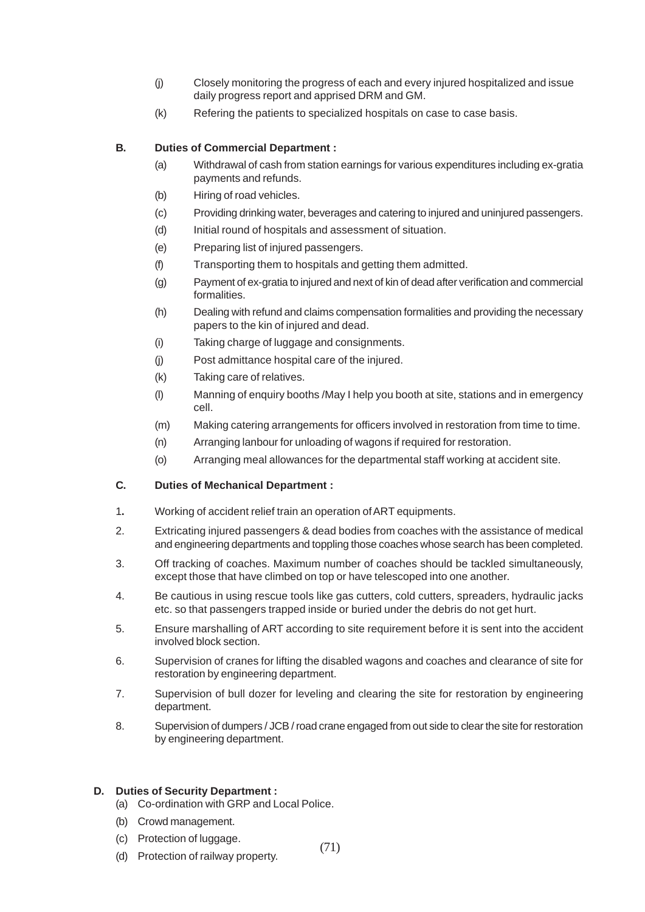(j) Closely monitoring the progress of each and every injured hospitalized and issue daily progress report and apprised DRM and GM.

(k) Refering the patients to specialized hospitals on case to case basis.

**B. Duties of Commercial Department :**

(a) Withdrawal of cash from station earnings for various expenditures including ex-gratia payments and refunds.

(b) Hiring of road vehicles.

(c) Providing drinking water, beverages and catering to injured and uninjured passengers.

(d) Initial round of hospitals and assessment of situation.

(e) Preparing list of injured passengers.

(f) Transporting them to hospitals and getting them admitted.

(g) Payment of ex-gratia to injured and next of kin of dead after verification and commercial formalities.

(h) Dealing with refund and claims compensation formalities and providing the necessary papers to the kin of injured and dead.

(i) Taking charge of luggage and consignments.

(j) Post admittance hospital care of the injured.

(k) Taking care of relatives.

(l) Manning of enquiry booths /May I help you booth at site, stations and in emergency cell.

(m) Making catering arrangements for officers involved in restoration from time to time.

(n) Arranging lanbour for unloading of wagons if required for restoration.

(o) Arranging meal allowances for the departmental staff working at accident site.

**C. Duties of Mechanical Department :**

1. Working of accident relief train an operation of ART equipments.
2. Extricating injured passengers & dead bodies from coaches with the assistance of medical and engineering departments and toppling those coaches whose search has been completed.
3. Off tracking of coaches. Maximum number of coaches should be tackled simultaneously, except those that have climbed on top or have telescoped into one another.
4. Be cautious in using rescue tools like gas cutters, cold cutters, spreaders, hydraulic jacks etc. so that passengers trapped inside or buried under the debris do not get hurt.
5. Ensure marshalling of ART according to site requirement before it is sent into the accident involved block section.
6. Supervision of cranes for lifting the disabled wagons and coaches and clearance of site for restoration by engineering department.
7. Supervision of bull dozer for leveling and clearing the site for restoration by engineering department.
8. Supervision of dumpers / JCB / road crane engaged from out side to clear the site for restoration by engineering department.

**D. Duties of Security Department :**

(a) Co-ordination with GRP and Local Police.

(b) Crowd management.

(c) Protection of luggage.

(d) Protection of railway property.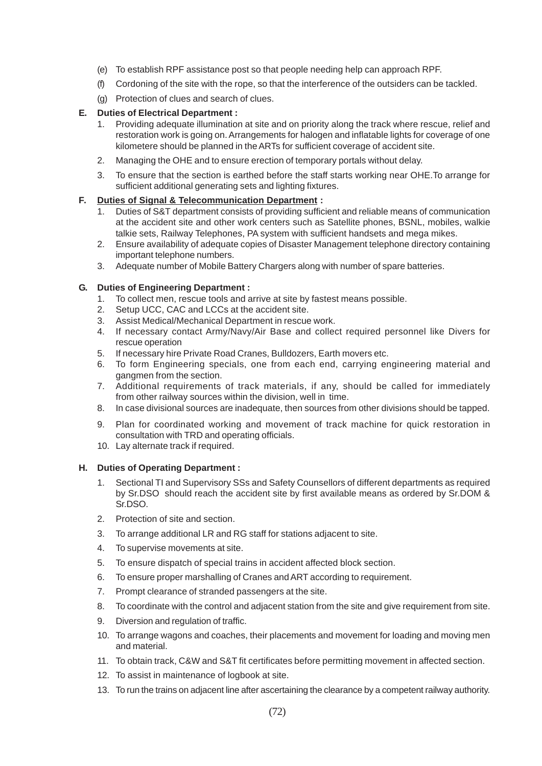(e) To establish RPF assistance post so that people needing help can approach RPF.

(f) Cordoning of the site with the rope, so that the interference of the outsiders can be tackled.

(g) Protection of clues and search of clues.

**E. Duties of Electrical Department :**

1. Providing adequate illumination at site and on priority along the track where rescue, relief and restoration work is going on. Arrangements for halogen and inflatable lights for coverage of one kilometere should be planned in the ARTs for sufficient coverage of accident site.
2. Managing the OHE and to ensure erection of temporary portals without delay.
3. To ensure that the section is earthed before the staff starts working near OHE.To arrange for sufficient additional generating sets and lighting fixtures.

**F. Duties of Signal & Telecommunication Department :**

1. Duties of S&T department consists of providing sufficient and reliable means of communication at the accident site and other work centers such as Satellite phones, BSNL, mobiles, walkie talkie sets, Railway Telephones, PA system with sufficient handsets and mega mikes.
2. Ensure availability of adequate copies of Disaster Management telephone directory containing important telephone numbers.
3. Adequate number of Mobile Battery Chargers along with number of spare batteries.

**G. Duties of Engineering Department :**

1. To collect men, rescue tools and arrive at site by fastest means possible.
2. Setup UCC, CAC and LCCs at the accident site.
3. Assist Medical/Mechanical Department in rescue work.
4. If necessary contact Army/Navy/Air Base and collect required personnel like Divers for rescue operation
5. If necessary hire Private Road Cranes, Bulldozers, Earth movers etc.
6. To form Engineering specials, one from each end, carrying engineering material and gangmen from the section.
7. Additional requirements of track materials, if any, should be called for immediately from other railway sources within the division, well in time.
8. In case divisional sources are inadequate, then sources from other divisions should be tapped.
9. Plan for coordinated working and movement of track machine for quick restoration in consultation with TRD and operating officials.
10. Lay alternate track if required.

**H. Duties of Operating Department :**

1. Sectional TI and Supervisory SSs and Safety Counsellors of different departments as required by Sr.DSO should reach the accident site by first available means as ordered by Sr.DOM & Sr.DSO.
2. Protection of site and section.
3. To arrange additional LR and RG staff for stations adjacent to site.
4. To supervise movements at site.
5. To ensure dispatch of special trains in accident affected block section.
6. To ensure proper marshalling of Cranes and ART according to requirement.
7. Prompt clearance of stranded passengers at the site.
8. To coordinate with the control and adjacent station from the site and give requirement from site.
9. Diversion and regulation of traffic.
10. To arrange wagons and coaches, their placements and movement for loading and moving men and material.
11. To obtain track, C&W and S&T fit certificates before permitting movement in affected section.
12. To assist in maintenance of logbook at site.
13. To run the trains on adjacent line after ascertaining the clearance by a competent railway authority.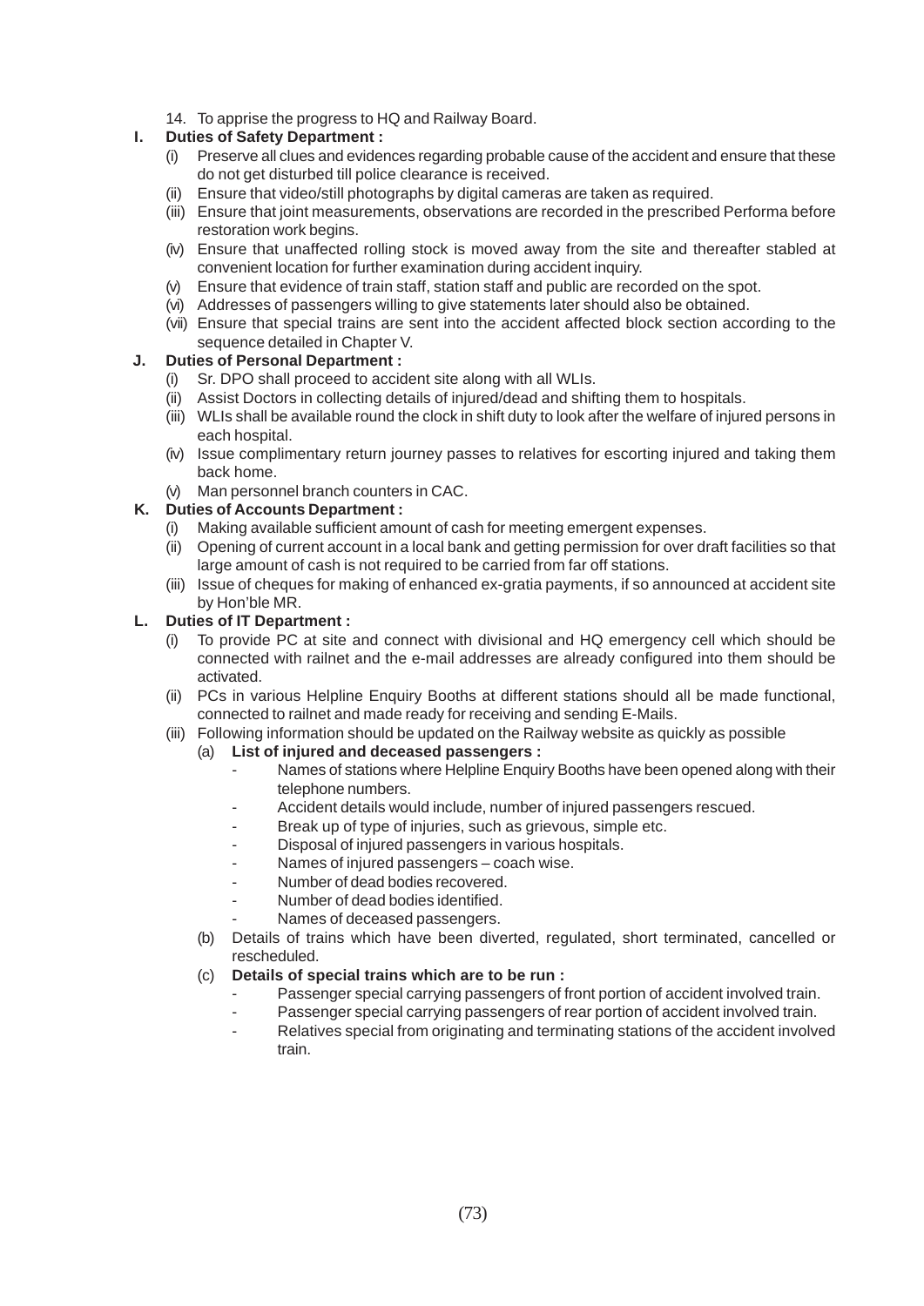14. To apprise the progress to HQ and Railway Board.

**I. Duties of Safety Department :**

(i) Preserve all clues and evidences regarding probable cause of the accident and ensure that these do not get disturbed till police clearance is received.

(ii) Ensure that video/still photographs by digital cameras are taken as required.

(iii) Ensure that joint measurements, observations are recorded in the prescribed Performa before restoration work begins.

(iv) Ensure that unaffected rolling stock is moved away from the site and thereafter stabled at convenient location for further examination during accident inquiry.

(v) Ensure that evidence of train staff, station staff and public are recorded on the spot.

(vi) Addresses of passengers willing to give statements later should also be obtained.

(vii) Ensure that special trains are sent into the accident affected block section according to the sequence detailed in Chapter V.

**J. Duties of Personal Department :**

(i) Sr. DPO shall proceed to accident site along with all WLIs.

(ii) Assist Doctors in collecting details of injured/dead and shifting them to hospitals.

(iii) WLIs shall be available round the clock in shift duty to look after the welfare of injured persons in each hospital.

(iv) Issue complimentary return journey passes to relatives for escorting injured and taking them back home.

(v) Man personnel branch counters in CAC.

**K. Duties of Accounts Department :**

(i) Making available sufficient amount of cash for meeting emergent expenses.

(ii) Opening of current account in a local bank and getting permission for over draft facilities so that large amount of cash is not required to be carried from far off stations.

(iii) Issue of cheques for making of enhanced ex-gratia payments, if so announced at accident site by Hon'ble MR.

**L. Duties of IT Department :**

(i) To provide PC at site and connect with divisional and HQ emergency cell which should be connected with railnet and the e-mail addresses are already configured into them should be activated.

(ii) PCs in various Helpline Enquiry Booths at different stations should all be made functional, connected to railnet and made ready for receiving and sending E-Mails.

(iii) Following information should be updated on the Railway website as quickly as possible

(a) **List of injured and deceased passengers :**

- Names of stations where Helpline Enquiry Booths have been opened along with their telephone numbers.
- Accident details would include, number of injured passengers rescued.
- Break up of type of injuries, such as grievous, simple etc.
- Disposal of injured passengers in various hospitals.
- Names of injured passengers – coach wise.
- Number of dead bodies recovered.
- Number of dead bodies identified.
- Names of deceased passengers.

(b) Details of trains which have been diverted, regulated, short terminated, cancelled or rescheduled.

(c) **Details of special trains which are to be run :**

- Passenger special carrying passengers of front portion of accident involved train.
- Passenger special carrying passengers of rear portion of accident involved train.
- Relatives special from originating and terminating stations of the accident involved train.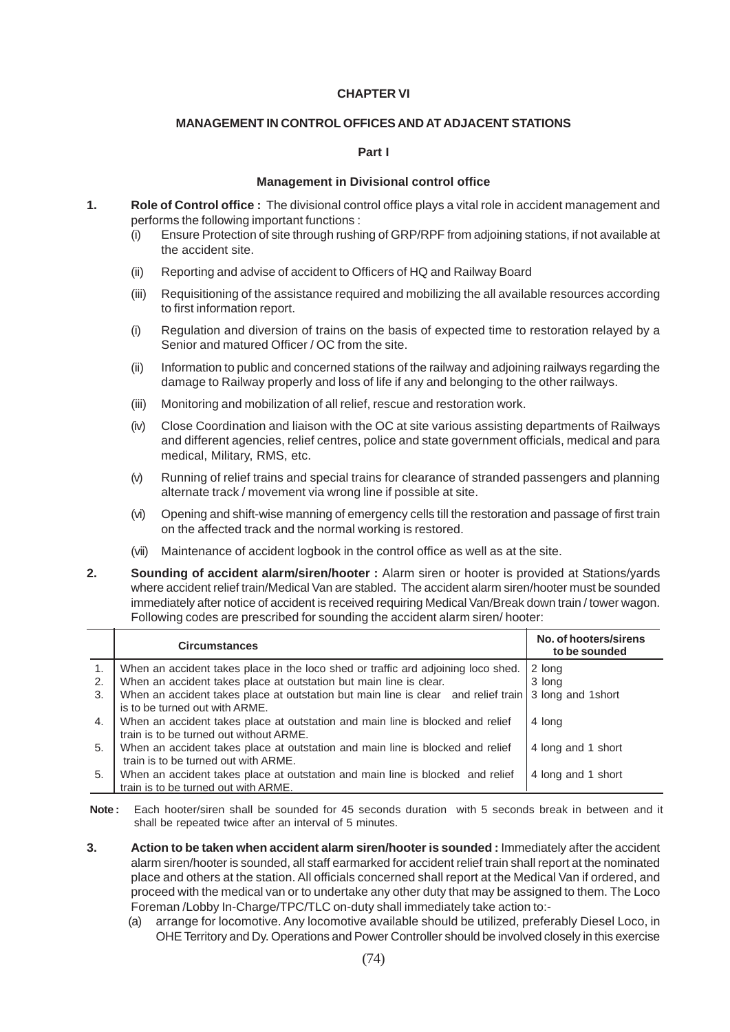**CHAPTER VI**

**MANAGEMENT IN CONTROL OFFICES AND AT ADJACENT STATIONS**

**Part I**

**Management in Divisional control office**

1. **Role of Control office :** The divisional control office plays a vital role in accident management and performs the following important functions :

   (i) Ensure Protection of site through rushing of GRP/RPF from adjoining stations, if not available at the accident site.

   (ii) Reporting and advise of accident to Officers of HQ and Railway Board

   (iii) Requisitioning of the assistance required and mobilizing the all available resources according to first information report.

   (i) Regulation and diversion of trains on the basis of expected time to restoration relayed by a Senior and matured Officer / OC from the site.

   (ii) Information to public and concerned stations of the railway and adjoining railways regarding the damage to Railway properly and loss of life if any and belonging to the other railways.

   (iii) Monitoring and mobilization of all relief, rescue and restoration work.

   (iv) Close Coordination and liaison with the OC at site various assisting departments of Railways and different agencies, relief centres, police and state government officials, medical and para medical, Military, RMS, etc.

   (v) Running of relief trains and special trains for clearance of stranded passengers and planning alternate track / movement via wrong line if possible at site.

   (vi) Opening and shift-wise manning of emergency cells till the restoration and passage of first train on the affected track and the normal working is restored.

   (vii) Maintenance of accident logbook in the control office as well as at the site.

2. **Sounding of accident alarm/siren/hooter :** Alarm siren or hooter is provided at Stations/yards where accident relief train/Medical Van are stabled. The accident alarm siren/hooter must be sounded immediately after notice of accident is received requiring Medical Van/Break down train / tower wagon. Following codes are prescribed for sounding the accident alarm siren/ hooter:

| | Circumstances | No. of hooters/sirens to be sounded |
|---|---|---|
| 1. | When an accident takes place in the loco shed or traffic ard adjoining loco shed. | 2 long |
| 2. | When an accident takes place at outstation but main line is clear. | 3 long |
| 3. | When an accident takes place at outstation but main line is clear and relief train is to be turned out with ARME. | 3 long and 1short |
| 4. | When an accident takes place at outstation and main line is blocked and relief train is to be turned out without ARME. | 4 long |
| 5. | When an accident takes place at outstation and main line is blocked and relief train is to be turned out with ARME. | 4 long and 1 short |
| 5. | When an accident takes place at outstation and main line is blocked and relief train is to be turned out with ARME. | 4 long and 1 short |

**Note :** Each hooter/siren shall be sounded for 45 seconds duration with 5 seconds break in between and it shall be repeated twice after an interval of 5 minutes.

3. **Action to be taken when accident alarm siren/hooter is sounded :** Immediately after the accident alarm siren/hooter is sounded, all staff earmarked for accident relief train shall report at the nominated place and others at the station. All officials concerned shall report at the Medical Van if ordered, and proceed with the medical van or to undertake any other duty that may be assigned to them. The Loco Foreman /Lobby In-Charge/TPC/TLC on-duty shall immediately take action to:-

   (a) arrange for locomotive. Any locomotive available should be utilized, preferably Diesel Loco, in OHE Territory and Dy. Operations and Power Controller should be involved closely in this exercise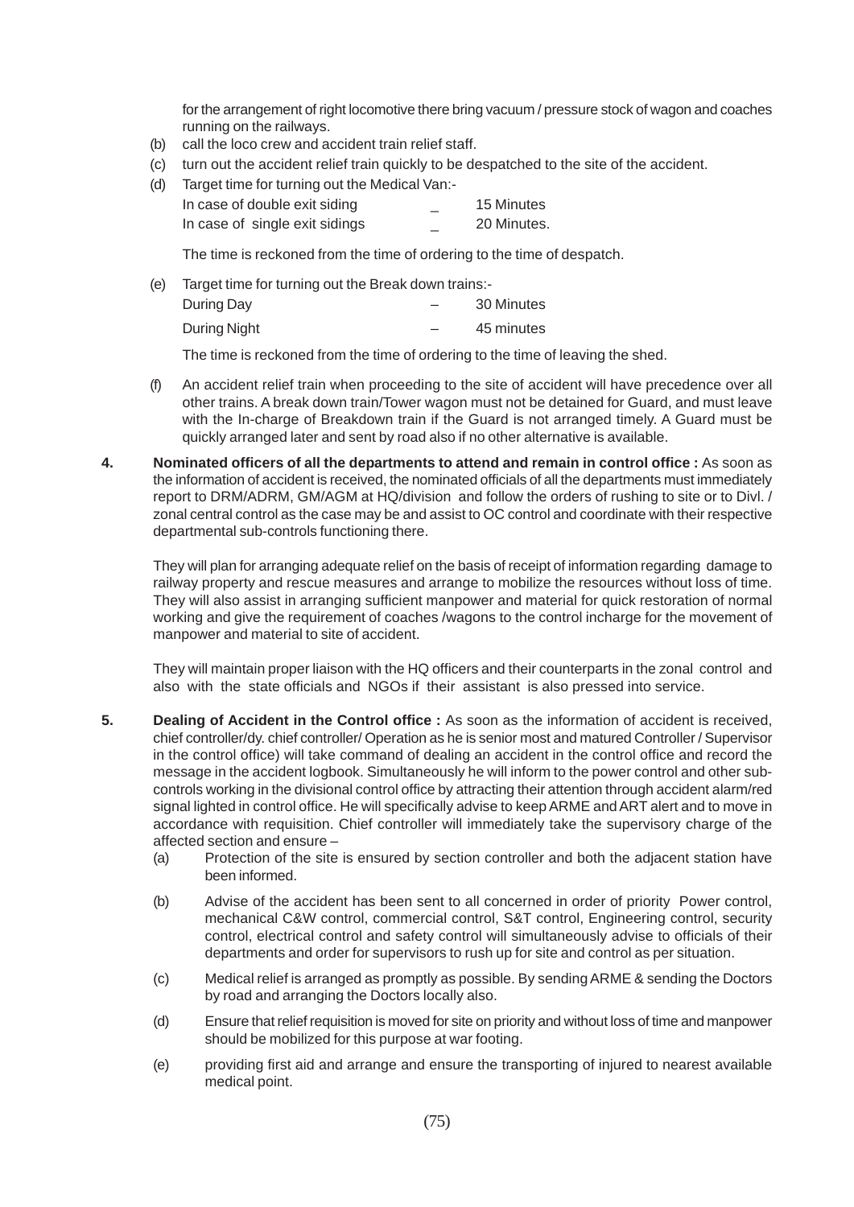for the arrangement of right locomotive there bring vacuum / pressure stock of wagon and coaches running on the railways.

(b) call the loco crew and accident train relief staff.

(c) turn out the accident relief train quickly to be despatched to the site of the accident.

(d) Target time for turning out the Medical Van:-

| | | |
|---|---|---|
| In case of double exit siding | _ | 15 Minutes |
| In case of single exit sidings | _ | 20 Minutes. |

The time is reckoned from the time of ordering to the time of despatch.

(e) Target time for turning out the Break down trains:-

| | | |
|---|---|---|
| During Day | – | 30 Minutes |
| During Night | – | 45 minutes |

The time is reckoned from the time of ordering to the time of leaving the shed.

(f) An accident relief train when proceeding to the site of accident will have precedence over all other trains. A break down train/Tower wagon must not be detained for Guard, and must leave with the In-charge of Breakdown train if the Guard is not arranged timely. A Guard must be quickly arranged later and sent by road also if no other alternative is available.

**4. Nominated officers of all the departments to attend and remain in control office :** As soon as the information of accident is received, the nominated officials of all the departments must immediately report to DRM/ADRM, GM/AGM at HQ/division and follow the orders of rushing to site or to Divl. / zonal central control as the case may be and assist to OC control and coordinate with their respective departmental sub-controls functioning there.

They will plan for arranging adequate relief on the basis of receipt of information regarding damage to railway property and rescue measures and arrange to mobilize the resources without loss of time. They will also assist in arranging sufficient manpower and material for quick restoration of normal working and give the requirement of coaches /wagons to the control incharge for the movement of manpower and material to site of accident.

They will maintain proper liaison with the HQ officers and their counterparts in the zonal control and also with the state officials and NGOs if their assistant is also pressed into service.

**5. Dealing of Accident in the Control office :** As soon as the information of accident is received, chief controller/dy. chief controller/ Operation as he is senior most and matured Controller / Supervisor in the control office) will take command of dealing an accident in the control office and record the message in the accident logbook. Simultaneously he will inform to the power control and other sub-controls working in the divisional control office by attracting their attention through accident alarm/red signal lighted in control office. He will specifically advise to keep ARME and ART alert and to move in accordance with requisition. Chief controller will immediately take the supervisory charge of the affected section and ensure –

(a) Protection of the site is ensured by section controller and both the adjacent station have been informed.

(b) Advise of the accident has been sent to all concerned in order of priority Power control, mechanical C&W control, commercial control, S&T control, Engineering control, security control, electrical control and safety control will simultaneously advise to officials of their departments and order for supervisors to rush up for site and control as per situation.

(c) Medical relief is arranged as promptly as possible. By sending ARME & sending the Doctors by road and arranging the Doctors locally also.

(d) Ensure that relief requisition is moved for site on priority and without loss of time and manpower should be mobilized for this purpose at war footing.

(e) providing first aid and arrange and ensure the transporting of injured to nearest available medical point.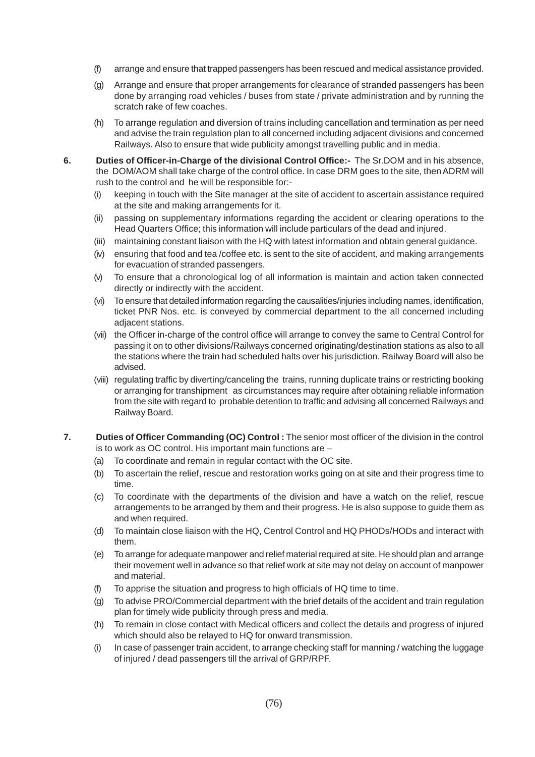(f) arrange and ensure that trapped passengers has been rescued and medical assistance provided.

(g) Arrange and ensure that proper arrangements for clearance of stranded passengers has been done by arranging road vehicles / buses from state / private administration and by running the scratch rake of few coaches.

(h) To arrange regulation and diversion of trains including cancellation and termination as per need and advise the train regulation plan to all concerned including adjacent divisions and concerned Railways. Also to ensure that wide publicity amongst travelling public and in media.

**6. Duties of Officer-in-Charge of the divisional Control Office:-** The Sr.DOM and in his absence, the DOM/AOM shall take charge of the control office. In case DRM goes to the site, then ADRM will rush to the control and he will be responsible for:-

(i) keeping in touch with the Site manager at the site of accident to ascertain assistance required at the site and making arrangements for it.

(ii) passing on supplementary informations regarding the accident or clearing operations to the Head Quarters Office; this information will include particulars of the dead and injured.

(iii) maintaining constant liaison with the HQ with latest information and obtain general guidance.

(iv) ensuring that food and tea /coffee etc. is sent to the site of accident, and making arrangements for evacuation of stranded passengers.

(v) To ensure that a chronological log of all information is maintain and action taken connected directly or indirectly with the accident.

(vi) To ensure that detailed information regarding the causalities/injuries including names, identification, ticket PNR Nos. etc. is conveyed by commercial department to the all concerned including adjacent stations.

(vii) the Officer in-charge of the control office will arrange to convey the same to Central Control for passing it on to other divisions/Railways concerned originating/destination stations as also to all the stations where the train had scheduled halts over his jurisdiction. Railway Board will also be advised.

(viii) regulating traffic by diverting/canceling the trains, running duplicate trains or restricting booking or arranging for transhipment as circumstances may require after obtaining reliable information from the site with regard to probable detention to traffic and advising all concerned Railways and Railway Board.

**7. Duties of Officer Commanding (OC) Control :** The senior most officer of the division in the control is to work as OC control. His important main functions are –

(a) To coordinate and remain in regular contact with the OC site.

(b) To ascertain the relief, rescue and restoration works going on at site and their progress time to time.

(c) To coordinate with the departments of the division and have a watch on the relief, rescue arrangements to be arranged by them and their progress. He is also suppose to guide them as and when required.

(d) To maintain close liaison with the HQ, Centrol Control and HQ PHODs/HODs and interact with them.

(e) To arrange for adequate manpower and relief material required at site. He should plan and arrange their movement well in advance so that relief work at site may not delay on account of manpower and material.

(f) To apprise the situation and progress to high officials of HQ time to time.

(g) To advise PRO/Commercial department with the brief details of the accident and train regulation plan for timely wide publicity through press and media.

(h) To remain in close contact with Medical officers and collect the details and progress of injured which should also be relayed to HQ for onward transmission.

(i) In case of passenger train accident, to arrange checking staff for manning / watching the luggage of injured / dead passengers till the arrival of GRP/RPF.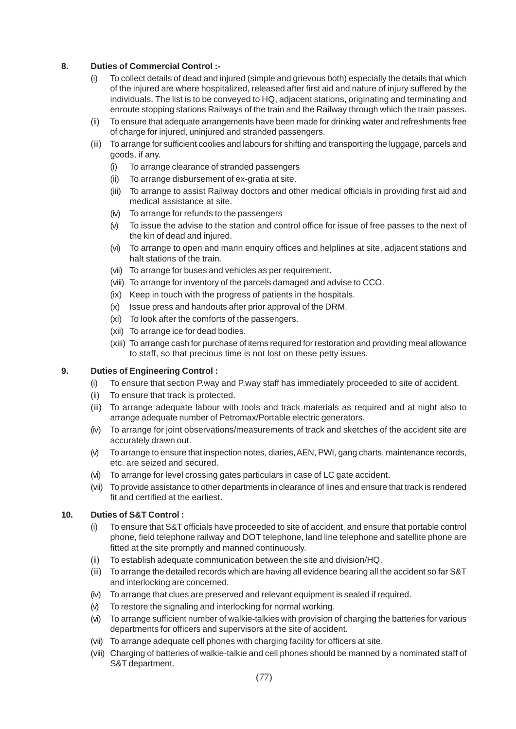**8. Duties of Commercial Control :-**

(i) To collect details of dead and injured (simple and grievous both) especially the details that which of the injured are where hospitalized, released after first aid and nature of injury suffered by the individuals. The list is to be conveyed to HQ, adjacent stations, originating and terminating and enroute stopping stations Railways of the train and the Railway through which the train passes.

(ii) To ensure that adequate arrangements have been made for drinking water and refreshments free of charge for injured, uninjured and stranded passengers.

(iii) To arrange for sufficient coolies and labours for shifting and transporting the luggage, parcels and goods, if any.

  (i) To arrange clearance of stranded passengers
  
  (ii) To arrange disbursement of ex-gratia at site.
  
  (iii) To arrange to assist Railway doctors and other medical officials in providing first aid and medical assistance at site.
  
  (iv) To arrange for refunds to the passengers
  
  (v) To issue the advise to the station and control office for issue of free passes to the next of the kin of dead and injured.
  
  (vi) To arrange to open and mann enquiry offices and helplines at site, adjacent stations and halt stations of the train.
  
  (vii) To arrange for buses and vehicles as per requirement.
  
  (viii) To arrange for inventory of the parcels damaged and advise to CCO.
  
  (ix) Keep in touch with the progress of patients in the hospitals.
  
  (x) Issue press and handouts after prior approval of the DRM.
  
  (xi) To look after the comforts of the passengers.
  
  (xii) To arrange ice for dead bodies.
  
  (xiii) To arrange cash for purchase of items required for restoration and providing meal allowance to staff, so that precious time is not lost on these petty issues.

**9. Duties of Engineering Control :**

(i) To ensure that section P.way and P.way staff has immediately proceeded to site of accident.

(ii) To ensure that track is protected.

(iii) To arrange adequate labour with tools and track materials as required and at night also to arrange adequate number of Petromax/Portable electric generators.

(iv) To arrange for joint observations/measurements of track and sketches of the accident site are accurately drawn out.

(v) To arrange to ensure that inspection notes, diaries, AEN, PWI, gang charts, maintenance records, etc. are seized and secured.

(vi) To arrange for level crossing gates particulars in case of LC gate accident.

(vii) To provide assistance to other departments in clearance of lines and ensure that track is rendered fit and certified at the earliest.

**10. Duties of S&T Control :**

(i) To ensure that S&T officials have proceeded to site of accident, and ensure that portable control phone, field telephone railway and DOT telephone, land line telephone and satellite phone are fitted at the site promptly and manned continuously.

(ii) To establish adequate communication between the site and division/HQ.

(iii) To arrange the detailed records which are having all evidence bearing all the accident so far S&T and interlocking are concerned.

(iv) To arrange that clues are preserved and relevant equipment is sealed if required.

(v) To restore the signaling and interlocking for normal working.

(vi) To arrange sufficient number of walkie-talkies with provision of charging the batteries for various departments for officers and supervisors at the site of accident.

(vii) To arrange adequate cell phones with charging facility for officers at site.

(viii) Charging of batteries of walkie-talkie and cell phones should be manned by a nominated staff of S&T department.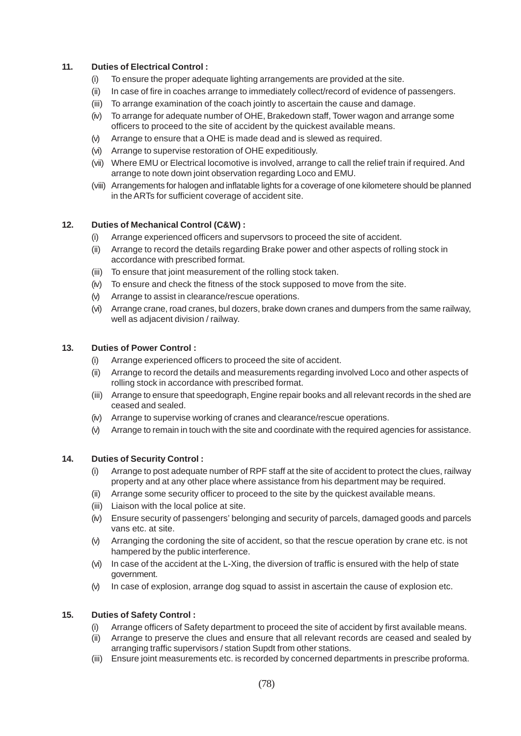**11. Duties of Electrical Control :**

- (i) To ensure the proper adequate lighting arrangements are provided at the site.
- (ii) In case of fire in coaches arrange to immediately collect/record of evidence of passengers.
- (iii) To arrange examination of the coach jointly to ascertain the cause and damage.
- (iv) To arrange for adequate number of OHE, Brakedown staff, Tower wagon and arrange some officers to proceed to the site of accident by the quickest available means.
- (v) Arrange to ensure that a OHE is made dead and is slewed as required.
- (vi) Arrange to supervise restoration of OHE expeditiously.
- (vii) Where EMU or Electrical locomotive is involved, arrange to call the relief train if required. And arrange to note down joint observation regarding Loco and EMU.
- (viii) Arrangements for halogen and inflatable lights for a coverage of one kilometere should be planned in the ARTs for sufficient coverage of accident site.

**12. Duties of Mechanical Control (C&W) :**

- (i) Arrange experienced officers and supervsors to proceed the site of accident.
- (ii) Arrange to record the details regarding Brake power and other aspects of rolling stock in accordance with prescribed format.
- (iii) To ensure that joint measurement of the rolling stock taken.
- (iv) To ensure and check the fitness of the stock supposed to move from the site.
- (v) Arrange to assist in clearance/rescue operations.
- (vi) Arrange crane, road cranes, bul dozers, brake down cranes and dumpers from the same railway, well as adjacent division / railway.

**13. Duties of Power Control :**

- (i) Arrange experienced officers to proceed the site of accident.
- (ii) Arrange to record the details and measurements regarding involved Loco and other aspects of rolling stock in accordance with prescribed format.
- (iii) Arrange to ensure that speedograph, Engine repair books and all relevant records in the shed are ceased and sealed.
- (iv) Arrange to supervise working of cranes and clearance/rescue operations.
- (v) Arrange to remain in touch with the site and coordinate with the required agencies for assistance.

**14. Duties of Security Control :**

- (i) Arrange to post adequate number of RPF staff at the site of accident to protect the clues, railway property and at any other place where assistance from his department may be required.
- (ii) Arrange some security officer to proceed to the site by the quickest available means.
- (iii) Liaison with the local police at site.
- (iv) Ensure security of passengers' belonging and security of parcels, damaged goods and parcels vans etc. at site.
- (v) Arranging the cordoning the site of accident, so that the rescue operation by crane etc. is not hampered by the public interference.
- (vi) In case of the accident at the L-Xing, the diversion of traffic is ensured with the help of state government.
- (v) In case of explosion, arrange dog squad to assist in ascertain the cause of explosion etc.

**15. Duties of Safety Control :**

- (i) Arrange officers of Safety department to proceed the site of accident by first available means.
- (ii) Arrange to preserve the clues and ensure that all relevant records are ceased and sealed by arranging traffic supervisors / station Supdt from other stations.
- (iii) Ensure joint measurements etc. is recorded by concerned departments in prescribe proforma.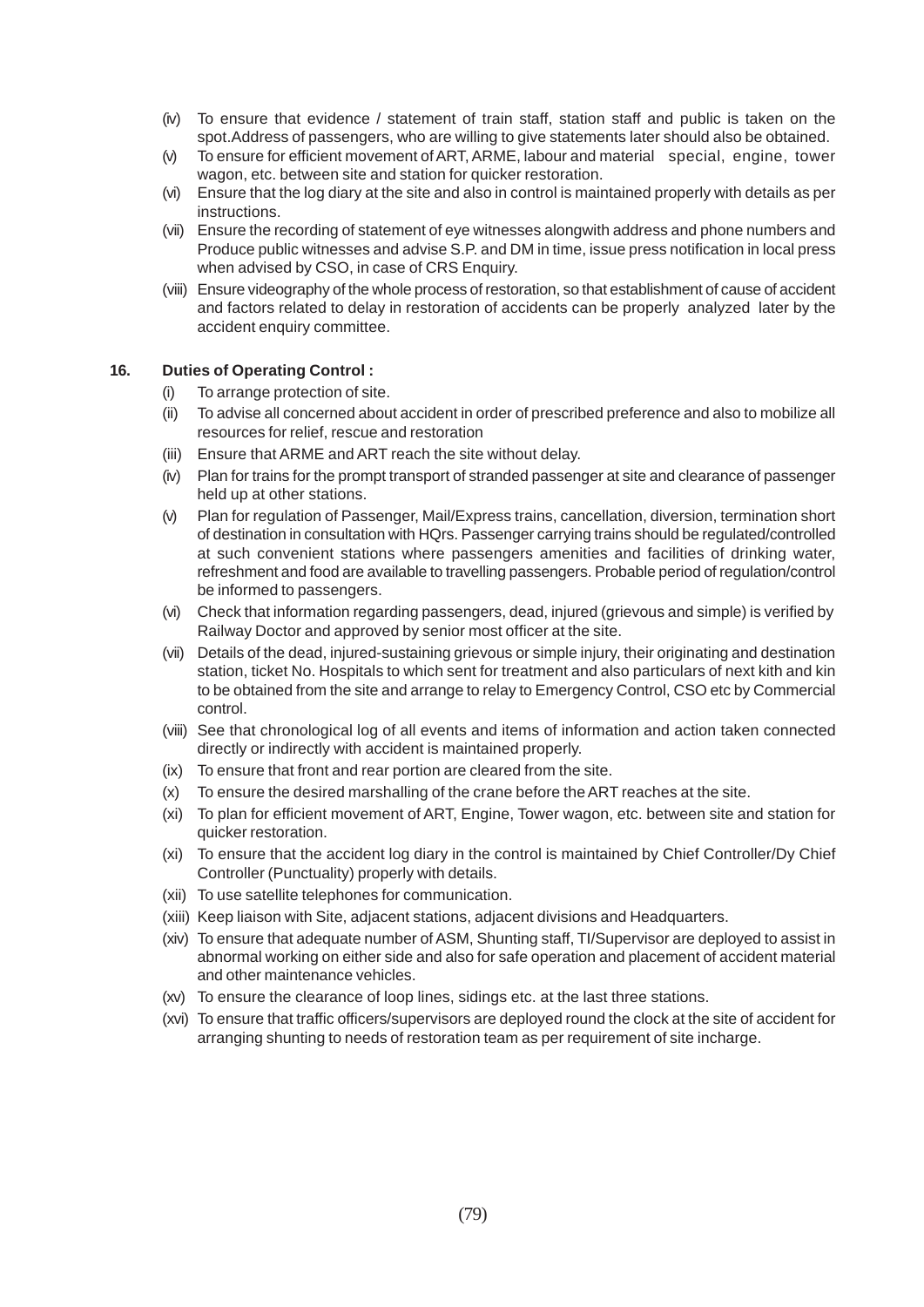(iv) To ensure that evidence / statement of train staff, station staff and public is taken on the spot.Address of passengers, who are willing to give statements later should also be obtained.

(v) To ensure for efficient movement of ART, ARME, labour and material special, engine, tower wagon, etc. between site and station for quicker restoration.

(vi) Ensure that the log diary at the site and also in control is maintained properly with details as per instructions.

(vii) Ensure the recording of statement of eye witnesses alongwith address and phone numbers and Produce public witnesses and advise S.P. and DM in time, issue press notification in local press when advised by CSO, in case of CRS Enquiry.

(viii) Ensure videography of the whole process of restoration, so that establishment of cause of accident and factors related to delay in restoration of accidents can be properly analyzed later by the accident enquiry committee.

**16. Duties of Operating Control :**

(i) To arrange protection of site.

(ii) To advise all concerned about accident in order of prescribed preference and also to mobilize all resources for relief, rescue and restoration

(iii) Ensure that ARME and ART reach the site without delay.

(iv) Plan for trains for the prompt transport of stranded passenger at site and clearance of passenger held up at other stations.

(v) Plan for regulation of Passenger, Mail/Express trains, cancellation, diversion, termination short of destination in consultation with HQrs. Passenger carrying trains should be regulated/controlled at such convenient stations where passengers amenities and facilities of drinking water, refreshment and food are available to travelling passengers. Probable period of regulation/control be informed to passengers.

(vi) Check that information regarding passengers, dead, injured (grievous and simple) is verified by Railway Doctor and approved by senior most officer at the site.

(vii) Details of the dead, injured-sustaining grievous or simple injury, their originating and destination station, ticket No. Hospitals to which sent for treatment and also particulars of next kith and kin to be obtained from the site and arrange to relay to Emergency Control, CSO etc by Commercial control.

(viii) See that chronological log of all events and items of information and action taken connected directly or indirectly with accident is maintained properly.

(ix) To ensure that front and rear portion are cleared from the site.

(x) To ensure the desired marshalling of the crane before the ART reaches at the site.

(xi) To plan for efficient movement of ART, Engine, Tower wagon, etc. between site and station for quicker restoration.

(xi) To ensure that the accident log diary in the control is maintained by Chief Controller/Dy Chief Controller (Punctuality) properly with details.

(xii) To use satellite telephones for communication.

(xiii) Keep liaison with Site, adjacent stations, adjacent divisions and Headquarters.

(xiv) To ensure that adequate number of ASM, Shunting staff, TI/Supervisor are deployed to assist in abnormal working on either side and also for safe operation and placement of accident material and other maintenance vehicles.

(xv) To ensure the clearance of loop lines, sidings etc. at the last three stations.

(xvi) To ensure that traffic officers/supervisors are deployed round the clock at the site of accident for arranging shunting to needs of restoration team as per requirement of site incharge.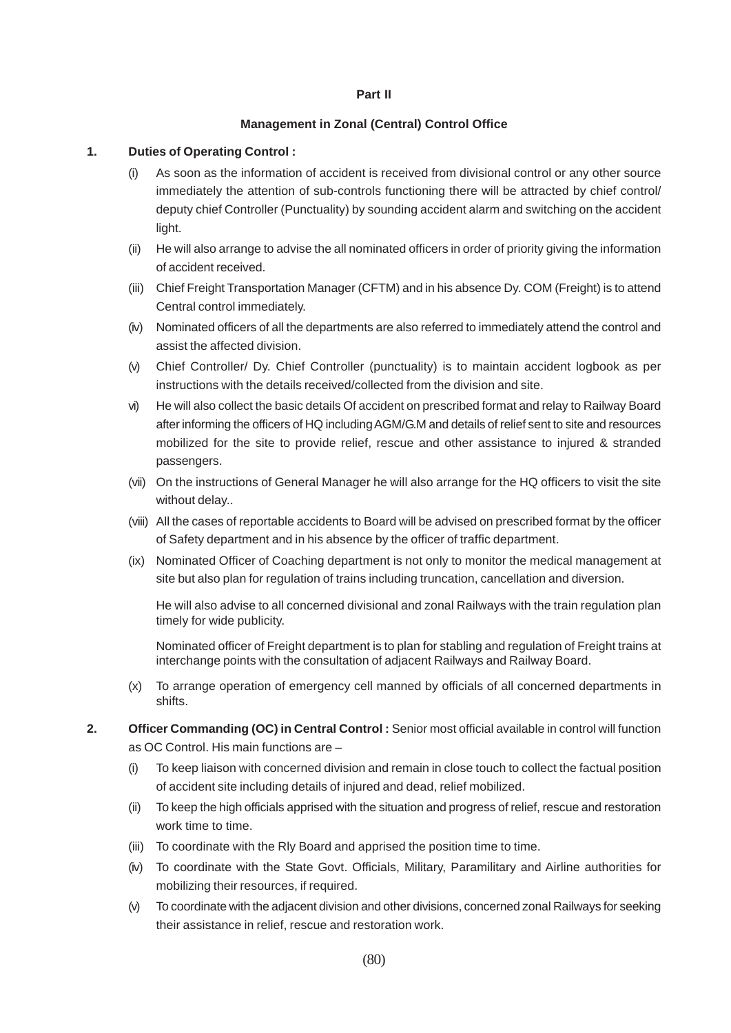**Part II**

**Management in Zonal (Central) Control Office**

**1. Duties of Operating Control :**

(i) As soon as the information of accident is received from divisional control or any other source immediately the attention of sub-controls functioning there will be attracted by chief control/ deputy chief Controller (Punctuality) by sounding accident alarm and switching on the accident light.

(ii) He will also arrange to advise the all nominated officers in order of priority giving the information of accident received.

(iii) Chief Freight Transportation Manager (CFTM) and in his absence Dy. COM (Freight) is to attend Central control immediately.

(iv) Nominated officers of all the departments are also referred to immediately attend the control and assist the affected division.

(v) Chief Controller/ Dy. Chief Controller (punctuality) is to maintain accident logbook as per instructions with the details received/collected from the division and site.

vi) He will also collect the basic details Of accident on prescribed format and relay to Railway Board after informing the officers of HQ including AGM/G.M and details of relief sent to site and resources mobilized for the site to provide relief, rescue and other assistance to injured & stranded passengers.

(vii) On the instructions of General Manager he will also arrange for the HQ officers to visit the site without delay..

(viii) All the cases of reportable accidents to Board will be advised on prescribed format by the officer of Safety department and in his absence by the officer of traffic department.

(ix) Nominated Officer of Coaching department is not only to monitor the medical management at site but also plan for regulation of trains including truncation, cancellation and diversion.

He will also advise to all concerned divisional and zonal Railways with the train regulation plan timely for wide publicity.

Nominated officer of Freight department is to plan for stabling and regulation of Freight trains at interchange points with the consultation of adjacent Railways and Railway Board.

(x) To arrange operation of emergency cell manned by officials of all concerned departments in shifts.

**2. Officer Commanding (OC) in Central Control :** Senior most official available in control will function as OC Control. His main functions are –

(i) To keep liaison with concerned division and remain in close touch to collect the factual position of accident site including details of injured and dead, relief mobilized.

(ii) To keep the high officials apprised with the situation and progress of relief, rescue and restoration work time to time.

(iii) To coordinate with the Rly Board and apprised the position time to time.

(iv) To coordinate with the State Govt. Officials, Military, Paramilitary and Airline authorities for mobilizing their resources, if required.

(v) To coordinate with the adjacent division and other divisions, concerned zonal Railways for seeking their assistance in relief, rescue and restoration work.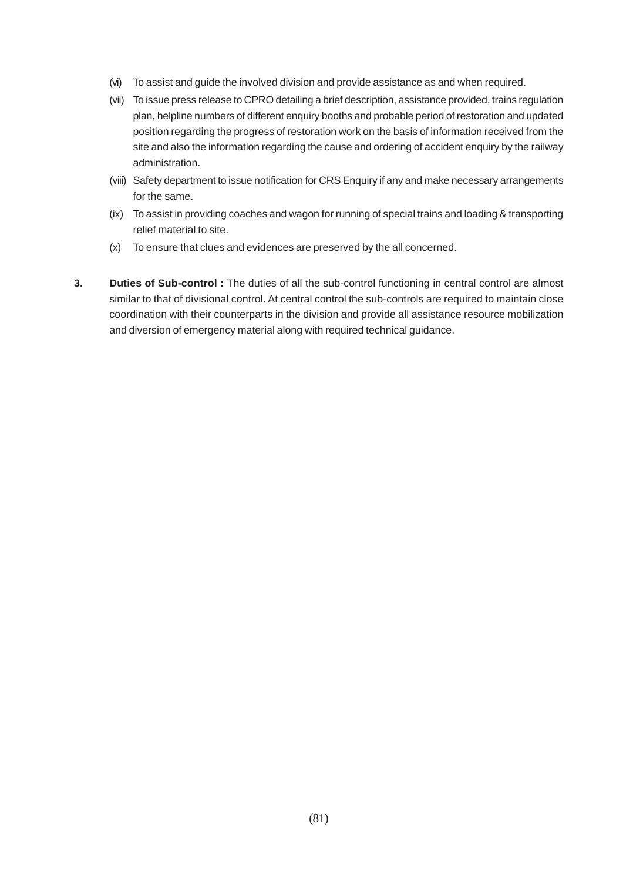(vi) To assist and guide the involved division and provide assistance as and when required.

(vii) To issue press release to CPRO detailing a brief description, assistance provided, trains regulation plan, helpline numbers of different enquiry booths and probable period of restoration and updated position regarding the progress of restoration work on the basis of information received from the site and also the information regarding the cause and ordering of accident enquiry by the railway administration.

(viii) Safety department to issue notification for CRS Enquiry if any and make necessary arrangements for the same.

(ix) To assist in providing coaches and wagon for running of special trains and loading & transporting relief material to site.

(x) To ensure that clues and evidences are preserved by the all concerned.

**3. Duties of Sub-control :** The duties of all the sub-control functioning in central control are almost similar to that of divisional control. At central control the sub-controls are required to maintain close coordination with their counterparts in the division and provide all assistance resource mobilization and diversion of emergency material along with required technical guidance.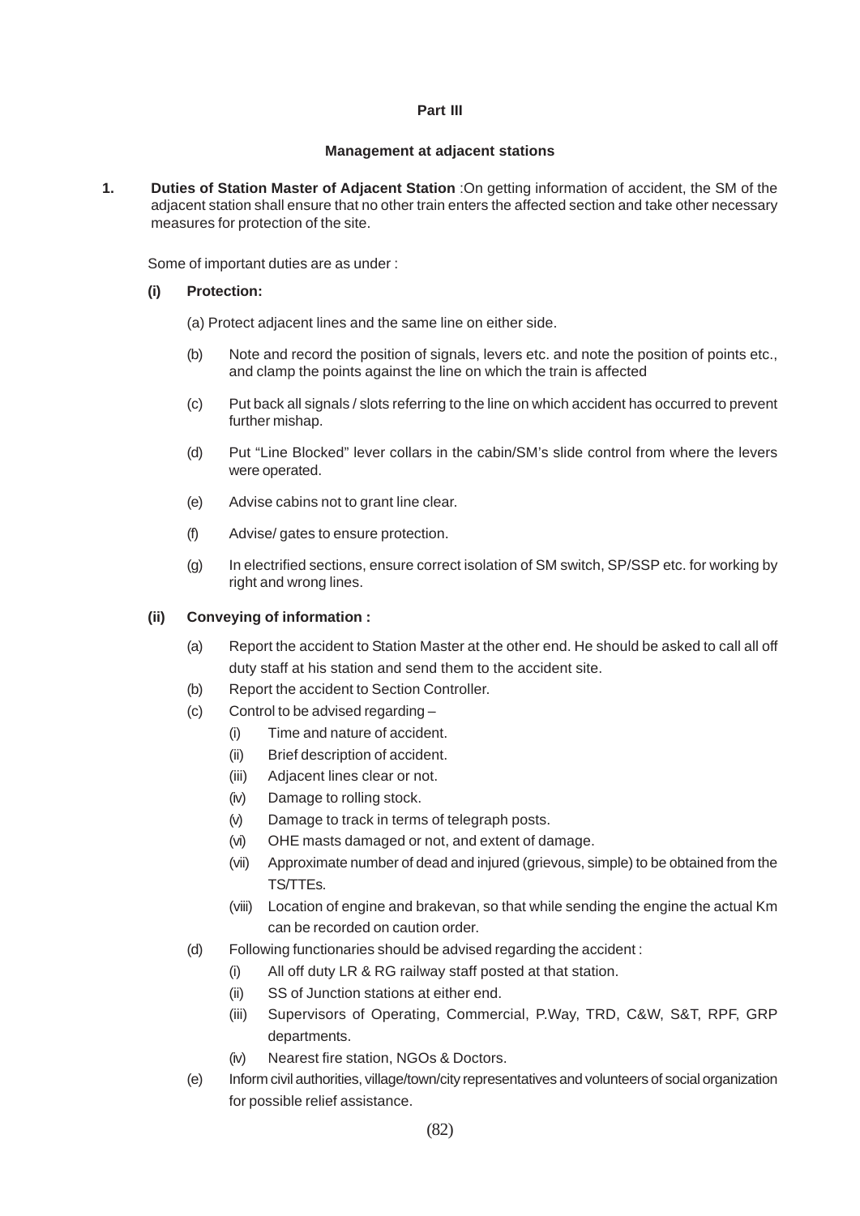## Part III

### Management at adjacent stations

**1. Duties of Station Master of Adjacent Station** :On getting information of accident, the SM of the adjacent station shall ensure that no other train enters the affected section and take other necessary measures for protection of the site.

Some of important duties are as under :

**(i) Protection:**

(a) Protect adjacent lines and the same line on either side.

(b) Note and record the position of signals, levers etc. and note the position of points etc., and clamp the points against the line on which the train is affected

(c) Put back all signals / slots referring to the line on which accident has occurred to prevent further mishap.

(d) Put "Line Blocked" lever collars in the cabin/SM's slide control from where the levers were operated.

(e) Advise cabins not to grant line clear.

(f) Advise/ gates to ensure protection.

(g) In electrified sections, ensure correct isolation of SM switch, SP/SSP etc. for working by right and wrong lines.

**(ii) Conveying of information :**

(a) Report the accident to Station Master at the other end. He should be asked to call all off duty staff at his station and send them to the accident site.

(b) Report the accident to Section Controller.

(c) Control to be advised regarding –

  (i) Time and nature of accident.

  (ii) Brief description of accident.

  (iii) Adjacent lines clear or not.

  (iv) Damage to rolling stock.

  (v) Damage to track in terms of telegraph posts.

  (vi) OHE masts damaged or not, and extent of damage.

  (vii) Approximate number of dead and injured (grievous, simple) to be obtained from the TS/TTEs.

  (viii) Location of engine and brakevan, so that while sending the engine the actual Km can be recorded on caution order.

(d) Following functionaries should be advised regarding the accident :

  (i) All off duty LR & RG railway staff posted at that station.

  (ii) SS of Junction stations at either end.

  (iii) Supervisors of Operating, Commercial, P.Way, TRD, C&W, S&T, RPF, GRP departments.

  (iv) Nearest fire station, NGOs & Doctors.

(e) Inform civil authorities, village/town/city representatives and volunteers of social organization for possible relief assistance.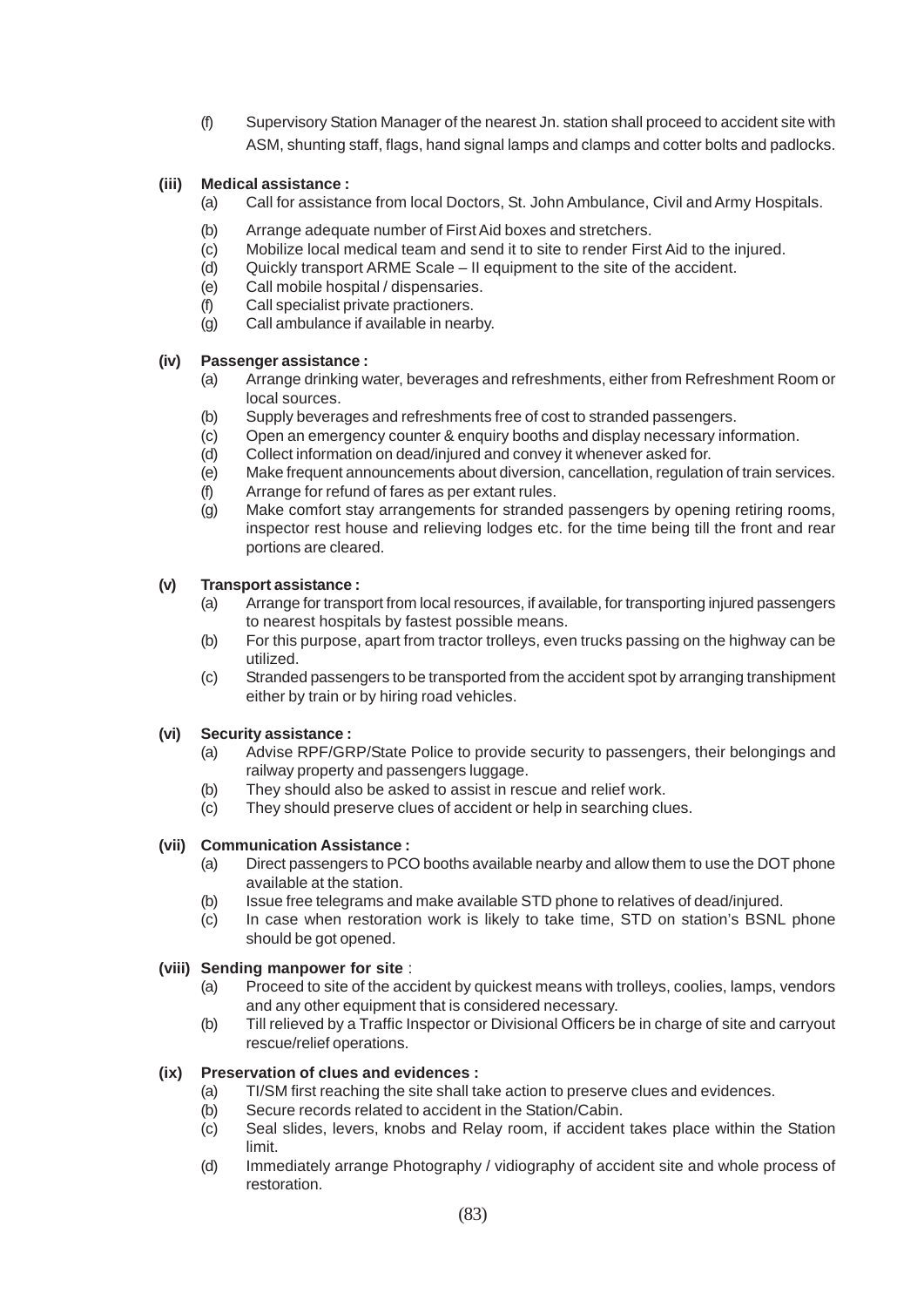(f) Supervisory Station Manager of the nearest Jn. station shall proceed to accident site with ASM, shunting staff, flags, hand signal lamps and clamps and cotter bolts and padlocks.

**(iii) Medical assistance :**

(a) Call for assistance from local Doctors, St. John Ambulance, Civil and Army Hospitals.

(b) Arrange adequate number of First Aid boxes and stretchers.

(c) Mobilize local medical team and send it to site to render First Aid to the injured.

(d) Quickly transport ARME Scale – II equipment to the site of the accident.

(e) Call mobile hospital / dispensaries.

(f) Call specialist private practioners.

(g) Call ambulance if available in nearby.

**(iv) Passenger assistance :**

(a) Arrange drinking water, beverages and refreshments, either from Refreshment Room or local sources.

(b) Supply beverages and refreshments free of cost to stranded passengers.

(c) Open an emergency counter & enquiry booths and display necessary information.

(d) Collect information on dead/injured and convey it whenever asked for.

(e) Make frequent announcements about diversion, cancellation, regulation of train services.

(f) Arrange for refund of fares as per extant rules.

(g) Make comfort stay arrangements for stranded passengers by opening retiring rooms, inspector rest house and relieving lodges etc. for the time being till the front and rear portions are cleared.

**(v) Transport assistance :**

(a) Arrange for transport from local resources, if available, for transporting injured passengers to nearest hospitals by fastest possible means.

(b) For this purpose, apart from tractor trolleys, even trucks passing on the highway can be utilized.

(c) Stranded passengers to be transported from the accident spot by arranging transhipment either by train or by hiring road vehicles.

**(vi) Security assistance :**

(a) Advise RPF/GRP/State Police to provide security to passengers, their belongings and railway property and passengers luggage.

(b) They should also be asked to assist in rescue and relief work.

(c) They should preserve clues of accident or help in searching clues.

**(vii) Communication Assistance :**

(a) Direct passengers to PCO booths available nearby and allow them to use the DOT phone available at the station.

(b) Issue free telegrams and make available STD phone to relatives of dead/injured.

(c) In case when restoration work is likely to take time, STD on station's BSNL phone should be got opened.

**(viii) Sending manpower for site** :

(a) Proceed to site of the accident by quickest means with trolleys, coolies, lamps, vendors and any other equipment that is considered necessary.

(b) Till relieved by a Traffic Inspector or Divisional Officers be in charge of site and carryout rescue/relief operations.

**(ix) Preservation of clues and evidences :**

(a) TI/SM first reaching the site shall take action to preserve clues and evidences.

(b) Secure records related to accident in the Station/Cabin.

(c) Seal slides, levers, knobs and Relay room, if accident takes place within the Station limit.

(d) Immediately arrange Photography / vidiography of accident site and whole process of restoration.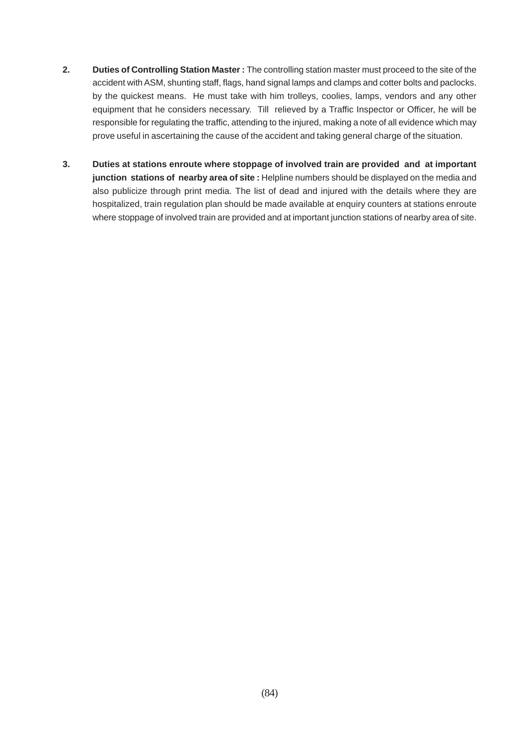2. **Duties of Controlling Station Master :** The controlling station master must proceed to the site of the accident with ASM, shunting staff, flags, hand signal lamps and clamps and cotter bolts and paclocks. by the quickest means. He must take with him trolleys, coolies, lamps, vendors and any other equipment that he considers necessary. Till relieved by a Traffic Inspector or Officer, he will be responsible for regulating the traffic, attending to the injured, making a note of all evidence which may prove useful in ascertaining the cause of the accident and taking general charge of the situation.

3. **Duties at stations enroute where stoppage of involved train are provided and at important junction stations of nearby area of site :** Helpline numbers should be displayed on the media and also publicize through print media. The list of dead and injured with the details where they are hospitalized, train regulation plan should be made available at enquiry counters at stations enroute where stoppage of involved train are provided and at important junction stations of nearby area of site.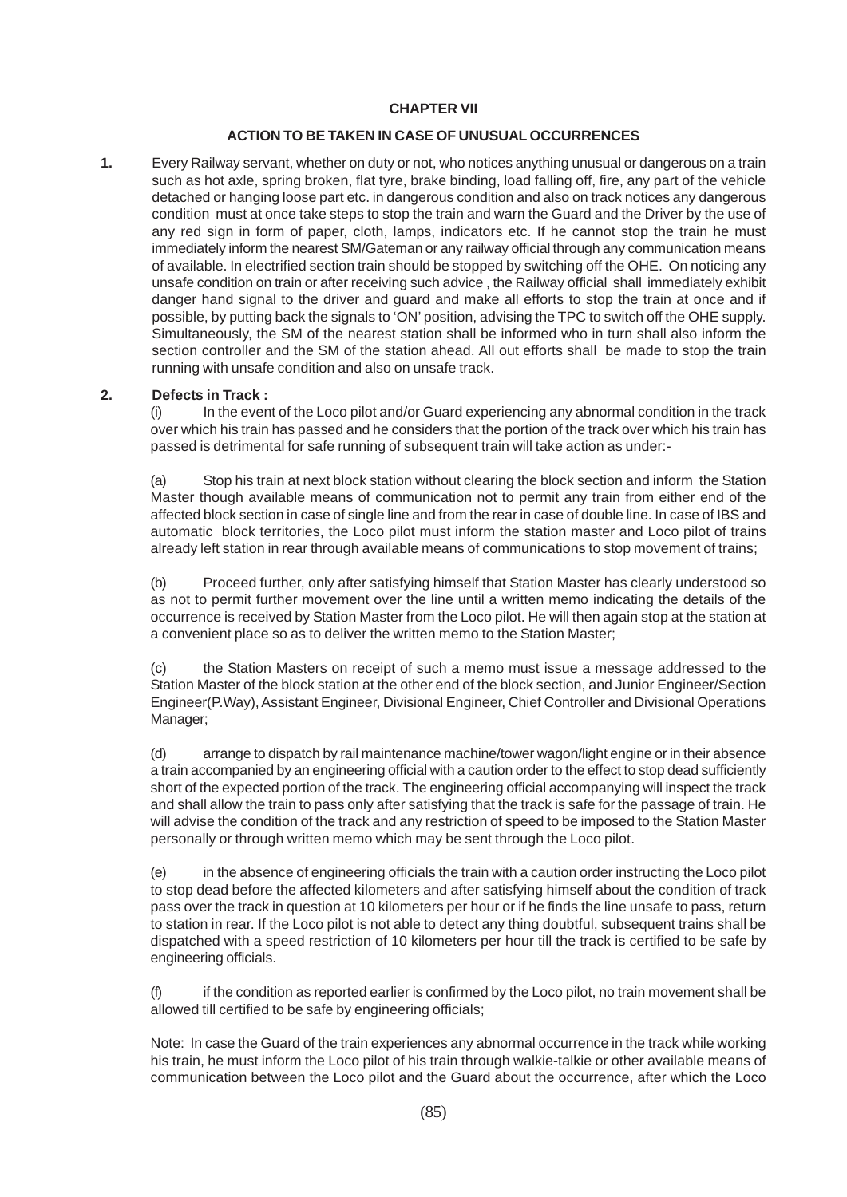# CHAPTER VII

## ACTION TO BE TAKEN IN CASE OF UNUSUAL OCCURRENCES

**1.** Every Railway servant, whether on duty or not, who notices anything unusual or dangerous on a train such as hot axle, spring broken, flat tyre, brake binding, load falling off, fire, any part of the vehicle detached or hanging loose part etc. in dangerous condition and also on track notices any dangerous condition must at once take steps to stop the train and warn the Guard and the Driver by the use of any red sign in form of paper, cloth, lamps, indicators etc. If he cannot stop the train he must immediately inform the nearest SM/Gateman or any railway official through any communication means of available. In electrified section train should be stopped by switching off the OHE. On noticing any unsafe condition on train or after receiving such advice , the Railway official shall immediately exhibit danger hand signal to the driver and guard and make all efforts to stop the train at once and if possible, by putting back the signals to 'ON' position, advising the TPC to switch off the OHE supply. Simultaneously, the SM of the nearest station shall be informed who in turn shall also inform the section controller and the SM of the station ahead. All out efforts shall be made to stop the train running with unsafe condition and also on unsafe track.

**2. Defects in Track :**

(i) In the event of the Loco pilot and/or Guard experiencing any abnormal condition in the track over which his train has passed and he considers that the portion of the track over which his train has passed is detrimental for safe running of subsequent train will take action as under:-

(a) Stop his train at next block station without clearing the block section and inform the Station Master though available means of communication not to permit any train from either end of the affected block section in case of single line and from the rear in case of double line. In case of IBS and automatic block territories, the Loco pilot must inform the station master and Loco pilot of trains already left station in rear through available means of communications to stop movement of trains;

(b) Proceed further, only after satisfying himself that Station Master has clearly understood so as not to permit further movement over the line until a written memo indicating the details of the occurrence is received by Station Master from the Loco pilot. He will then again stop at the station at a convenient place so as to deliver the written memo to the Station Master;

(c) the Station Masters on receipt of such a memo must issue a message addressed to the Station Master of the block station at the other end of the block section, and Junior Engineer/Section Engineer(P.Way), Assistant Engineer, Divisional Engineer, Chief Controller and Divisional Operations Manager;

(d) arrange to dispatch by rail maintenance machine/tower wagon/light engine or in their absence a train accompanied by an engineering official with a caution order to the effect to stop dead sufficiently short of the expected portion of the track. The engineering official accompanying will inspect the track and shall allow the train to pass only after satisfying that the track is safe for the passage of train. He will advise the condition of the track and any restriction of speed to be imposed to the Station Master personally or through written memo which may be sent through the Loco pilot.

(e) in the absence of engineering officials the train with a caution order instructing the Loco pilot to stop dead before the affected kilometers and after satisfying himself about the condition of track pass over the track in question at 10 kilometers per hour or if he finds the line unsafe to pass, return to station in rear. If the Loco pilot is not able to detect any thing doubtful, subsequent trains shall be dispatched with a speed restriction of 10 kilometers per hour till the track is certified to be safe by engineering officials.

(f) if the condition as reported earlier is confirmed by the Loco pilot, no train movement shall be allowed till certified to be safe by engineering officials;

Note: In case the Guard of the train experiences any abnormal occurrence in the track while working his train, he must inform the Loco pilot of his train through walkie-talkie or other available means of communication between the Loco pilot and the Guard about the occurrence, after which the Loco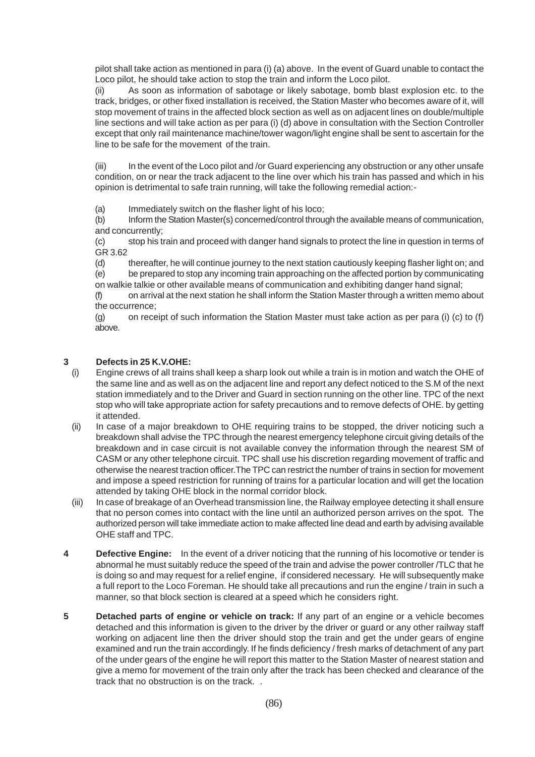pilot shall take action as mentioned in para (i) (a) above. In the event of Guard unable to contact the Loco pilot, he should take action to stop the train and inform the Loco pilot.

(ii) As soon as information of sabotage or likely sabotage, bomb blast explosion etc. to the track, bridges, or other fixed installation is received, the Station Master who becomes aware of it, will stop movement of trains in the affected block section as well as on adjacent lines on double/multiple line sections and will take action as per para (i) (d) above in consultation with the Section Controller except that only rail maintenance machine/tower wagon/light engine shall be sent to ascertain for the line to be safe for the movement of the train.

(iii) In the event of the Loco pilot and /or Guard experiencing any obstruction or any other unsafe condition, on or near the track adjacent to the line over which his train has passed and which in his opinion is detrimental to safe train running, will take the following remedial action:-

(a) Immediately switch on the flasher light of his loco;

(b) Inform the Station Master(s) concerned/control through the available means of communication, and concurrently;

(c) stop his train and proceed with danger hand signals to protect the line in question in terms of GR 3.62

(d) thereafter, he will continue journey to the next station cautiously keeping flasher light on; and

(e) be prepared to stop any incoming train approaching on the affected portion by communicating on walkie talkie or other available means of communication and exhibiting danger hand signal;

(f) on arrival at the next station he shall inform the Station Master through a written memo about the occurrence;

(g) on receipt of such information the Station Master must take action as per para (i) (c) to (f) above.

**3 Defects in 25 K.V.OHE:**

(i) Engine crews of all trains shall keep a sharp look out while a train is in motion and watch the OHE of the same line and as well as on the adjacent line and report any defect noticed to the S.M of the next station immediately and to the Driver and Guard in section running on the other line. TPC of the next stop who will take appropriate action for safety precautions and to remove defects of OHE. by getting it attended.

(ii) In case of a major breakdown to OHE requiring trains to be stopped, the driver noticing such a breakdown shall advise the TPC through the nearest emergency telephone circuit giving details of the breakdown and in case circuit is not available convey the information through the nearest SM of CASM or any other telephone circuit. TPC shall use his discretion regarding movement of traffic and otherwise the nearest traction officer.The TPC can restrict the number of trains in section for movement and impose a speed restriction for running of trains for a particular location and will get the location attended by taking OHE block in the normal corridor block.

(iii) In case of breakage of an Overhead transmission line, the Railway employee detecting it shall ensure that no person comes into contact with the line until an authorized person arrives on the spot. The authorized person will take immediate action to make affected line dead and earth by advising available OHE staff and TPC.

**4 Defective Engine:** In the event of a driver noticing that the running of his locomotive or tender is abnormal he must suitably reduce the speed of the train and advise the power controller /TLC that he is doing so and may request for a relief engine, if considered necessary. He will subsequently make a full report to the Loco Foreman. He should take all precautions and run the engine / train in such a manner, so that block section is cleared at a speed which he considers right.

**5 Detached parts of engine or vehicle on track:** If any part of an engine or a vehicle becomes detached and this information is given to the driver by the driver or guard or any other railway staff working on adjacent line then the driver should stop the train and get the under gears of engine examined and run the train accordingly. If he finds deficiency / fresh marks of detachment of any part of the under gears of the engine he will report this matter to the Station Master of nearest station and give a memo for movement of the train only after the track has been checked and clearance of the track that no obstruction is on the track. .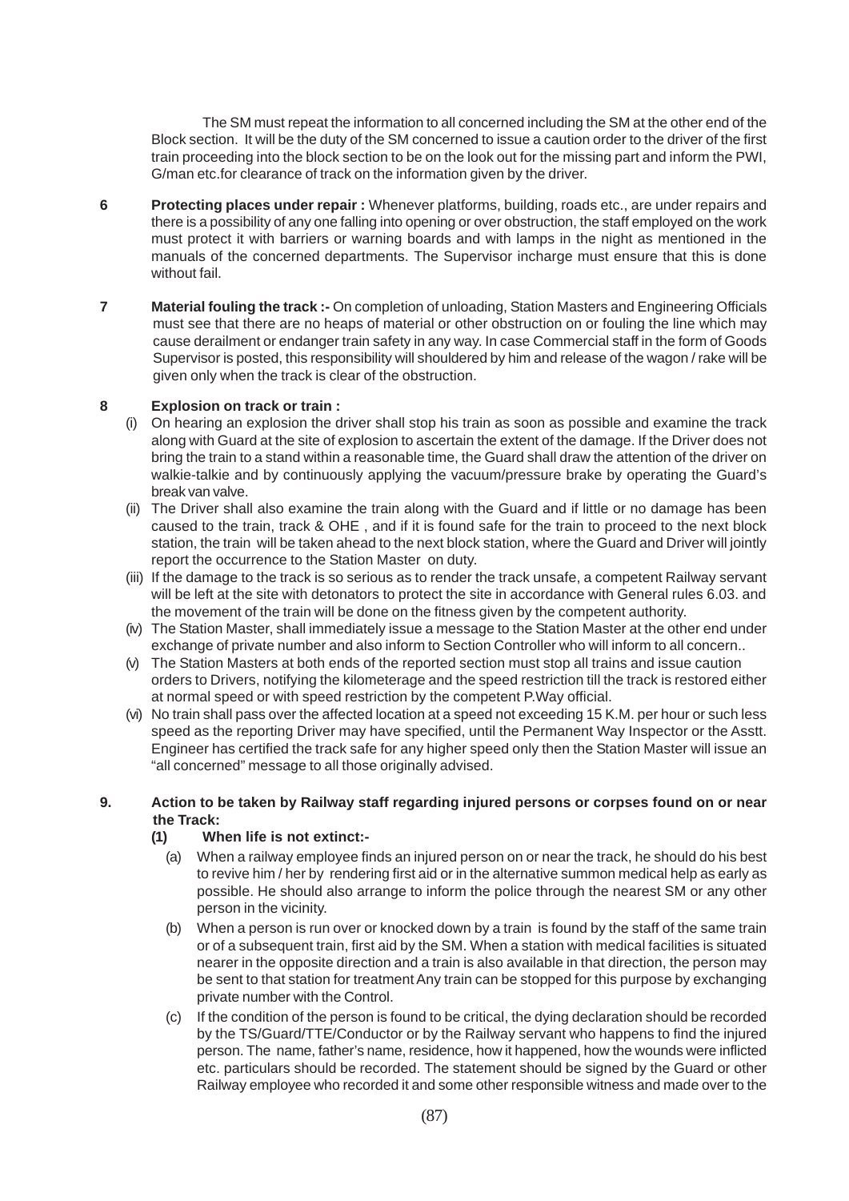The SM must repeat the information to all concerned including the SM at the other end of the Block section. It will be the duty of the SM concerned to issue a caution order to the driver of the first train proceeding into the block section to be on the look out for the missing part and inform the PWI, G/man etc.for clearance of track on the information given by the driver.

**6 Protecting places under repair :** Whenever platforms, building, roads etc., are under repairs and there is a possibility of any one falling into opening or over obstruction, the staff employed on the work must protect it with barriers or warning boards and with lamps in the night as mentioned in the manuals of the concerned departments. The Supervisor incharge must ensure that this is done without fail.

**7 Material fouling the track :-** On completion of unloading, Station Masters and Engineering Officials must see that there are no heaps of material or other obstruction on or fouling the line which may cause derailment or endanger train safety in any way. In case Commercial staff in the form of Goods Supervisor is posted, this responsibility will shouldered by him and release of the wagon / rake will be given only when the track is clear of the obstruction.

**8 Explosion on track or train :**

(i) On hearing an explosion the driver shall stop his train as soon as possible and examine the track along with Guard at the site of explosion to ascertain the extent of the damage. If the Driver does not bring the train to a stand within a reasonable time, the Guard shall draw the attention of the driver on walkie-talkie and by continuously applying the vacuum/pressure brake by operating the Guard's break van valve.

(ii) The Driver shall also examine the train along with the Guard and if little or no damage has been caused to the train, track & OHE , and if it is found safe for the train to proceed to the next block station, the train will be taken ahead to the next block station, where the Guard and Driver will jointly report the occurrence to the Station Master on duty.

(iii) If the damage to the track is so serious as to render the track unsafe, a competent Railway servant will be left at the site with detonators to protect the site in accordance with General rules 6.03. and the movement of the train will be done on the fitness given by the competent authority.

(iv) The Station Master, shall immediately issue a message to the Station Master at the other end under exchange of private number and also inform to Section Controller who will inform to all concern..

(v) The Station Masters at both ends of the reported section must stop all trains and issue caution orders to Drivers, notifying the kilometerage and the speed restriction till the track is restored either at normal speed or with speed restriction by the competent P.Way official.

(vi) No train shall pass over the affected location at a speed not exceeding 15 K.M. per hour or such less speed as the reporting Driver may have specified, until the Permanent Way Inspector or the Asstt. Engineer has certified the track safe for any higher speed only then the Station Master will issue an "all concerned" message to all those originally advised.

**9. Action to be taken by Railway staff regarding injured persons or corpses found on or near the Track:**

**(1) When life is not extinct:-**

(a) When a railway employee finds an injured person on or near the track, he should do his best to revive him / her by rendering first aid or in the alternative summon medical help as early as possible. He should also arrange to inform the police through the nearest SM or any other person in the vicinity.

(b) When a person is run over or knocked down by a train is found by the staff of the same train or of a subsequent train, first aid by the SM. When a station with medical facilities is situated nearer in the opposite direction and a train is also available in that direction, the person may be sent to that station for treatment Any train can be stopped for this purpose by exchanging private number with the Control.

(c) If the condition of the person is found to be critical, the dying declaration should be recorded by the TS/Guard/TTE/Conductor or by the Railway servant who happens to find the injured person. The name, father's name, residence, how it happened, how the wounds were inflicted etc. particulars should be recorded. The statement should be signed by the Guard or other Railway employee who recorded it and some other responsible witness and made over to the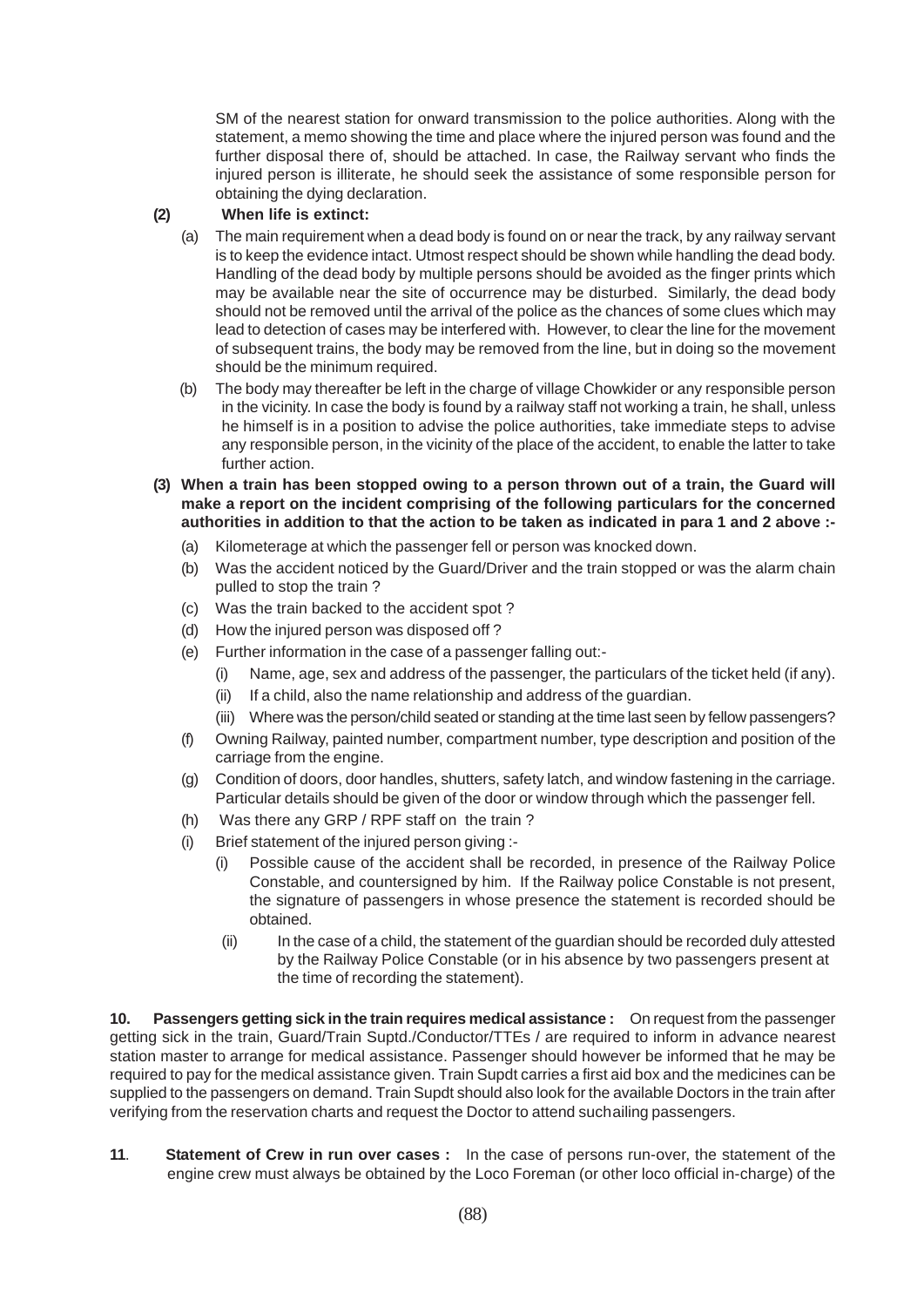SM of the nearest station for onward transmission to the police authorities. Along with the statement, a memo showing the time and place where the injured person was found and the further disposal there of, should be attached. In case, the Railway servant who finds the injured person is illiterate, he should seek the assistance of some responsible person for obtaining the dying declaration.

**(2) When life is extinct:**

(a) The main requirement when a dead body is found on or near the track, by any railway servant is to keep the evidence intact. Utmost respect should be shown while handling the dead body. Handling of the dead body by multiple persons should be avoided as the finger prints which may be available near the site of occurrence may be disturbed. Similarly, the dead body should not be removed until the arrival of the police as the chances of some clues which may lead to detection of cases may be interfered with. However, to clear the line for the movement of subsequent trains, the body may be removed from the line, but in doing so the movement should be the minimum required.

(b) The body may thereafter be left in the charge of village Chowkider or any responsible person in the vicinity. In case the body is found by a railway staff not working a train, he shall, unless he himself is in a position to advise the police authorities, take immediate steps to advise any responsible person, in the vicinity of the place of the accident, to enable the latter to take further action.

**(3) When a train has been stopped owing to a person thrown out of a train, the Guard will make a report on the incident comprising of the following particulars for the concerned authorities in addition to that the action to be taken as indicated in para 1 and 2 above :-**

(a) Kilometerage at which the passenger fell or person was knocked down.

(b) Was the accident noticed by the Guard/Driver and the train stopped or was the alarm chain pulled to stop the train ?

(c) Was the train backed to the accident spot ?

(d) How the injured person was disposed off ?

(e) Further information in the case of a passenger falling out:-

  (i) Name, age, sex and address of the passenger, the particulars of the ticket held (if any).

  (ii) If a child, also the name relationship and address of the guardian.

  (iii) Where was the person/child seated or standing at the time last seen by fellow passengers?

(f) Owning Railway, painted number, compartment number, type description and position of the carriage from the engine.

(g) Condition of doors, door handles, shutters, safety latch, and window fastening in the carriage. Particular details should be given of the door or window through which the passenger fell.

(h) Was there any GRP / RPF staff on the train ?

(i) Brief statement of the injured person giving :-

  (i) Possible cause of the accident shall be recorded, in presence of the Railway Police Constable, and countersigned by him. If the Railway police Constable is not present, the signature of passengers in whose presence the statement is recorded should be obtained.

  (ii) In the case of a child, the statement of the guardian should be recorded duly attested by the Railway Police Constable (or in his absence by two passengers present at the time of recording the statement).

**10. Passengers getting sick in the train requires medical assistance :** On request from the passenger getting sick in the train, Guard/Train Suptd./Conductor/TTEs / are required to inform in advance nearest station master to arrange for medical assistance. Passenger should however be informed that he may be required to pay for the medical assistance given. Train Supdt carries a first aid box and the medicines can be supplied to the passengers on demand. Train Supdt should also look for the available Doctors in the train after verifying from the reservation charts and request the Doctor to attend suchailing passengers.

**11. Statement of Crew in run over cases :** In the case of persons run-over, the statement of the engine crew must always be obtained by the Loco Foreman (or other loco official in-charge) of the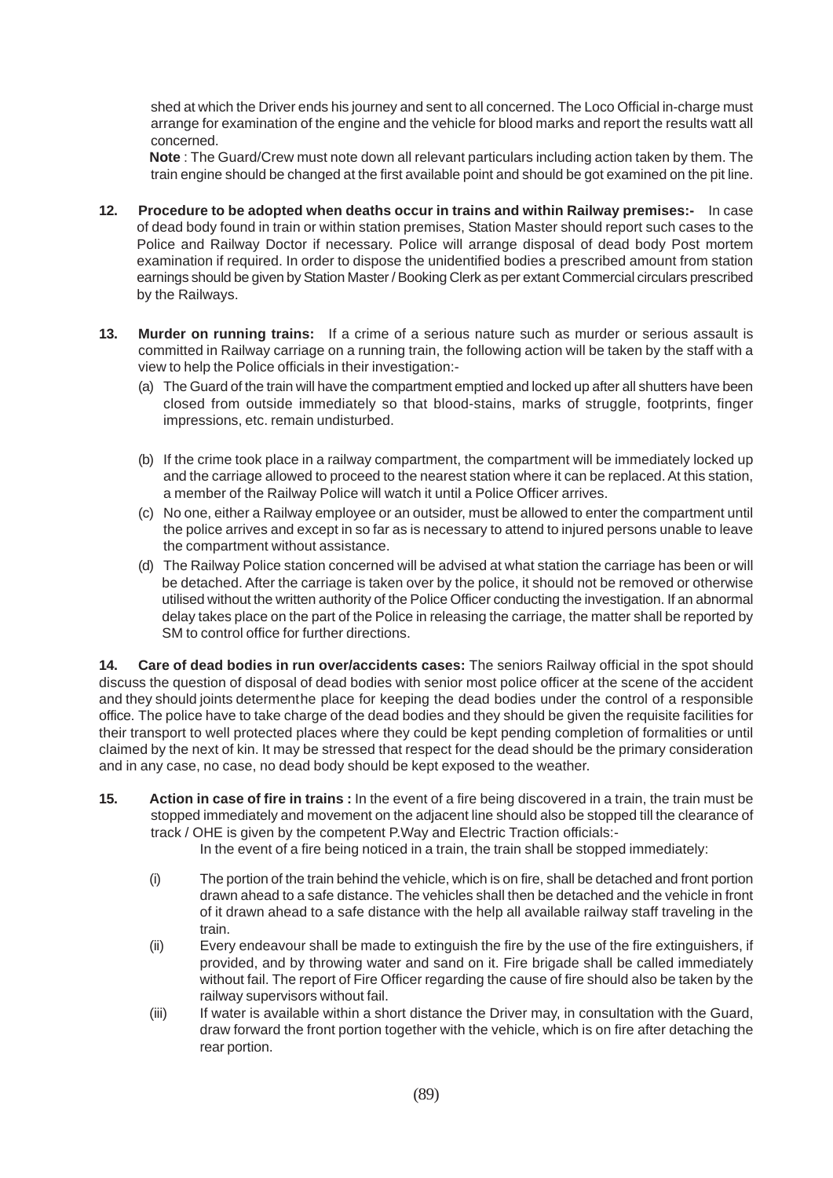shed at which the Driver ends his journey and sent to all concerned. The Loco Official in-charge must arrange for examination of the engine and the vehicle for blood marks and report the results watt all concerned.

**Note** : The Guard/Crew must note down all relevant particulars including action taken by them. The train engine should be changed at the first available point and should be got examined on the pit line.

**12. Procedure to be adopted when deaths occur in trains and within Railway premises:-** In case of dead body found in train or within station premises, Station Master should report such cases to the Police and Railway Doctor if necessary. Police will arrange disposal of dead body Post mortem examination if required. In order to dispose the unidentified bodies a prescribed amount from station earnings should be given by Station Master / Booking Clerk as per extant Commercial circulars prescribed by the Railways.

**13. Murder on running trains:** If a crime of a serious nature such as murder or serious assault is committed in Railway carriage on a running train, the following action will be taken by the staff with a view to help the Police officials in their investigation:-

(a) The Guard of the train will have the compartment emptied and locked up after all shutters have been closed from outside immediately so that blood-stains, marks of struggle, footprints, finger impressions, etc. remain undisturbed.

(b) If the crime took place in a railway compartment, the compartment will be immediately locked up and the carriage allowed to proceed to the nearest station where it can be replaced. At this station, a member of the Railway Police will watch it until a Police Officer arrives.

(c) No one, either a Railway employee or an outsider, must be allowed to enter the compartment until the police arrives and except in so far as is necessary to attend to injured persons unable to leave the compartment without assistance.

(d) The Railway Police station concerned will be advised at what station the carriage has been or will be detached. After the carriage is taken over by the police, it should not be removed or otherwise utilised without the written authority of the Police Officer conducting the investigation. If an abnormal delay takes place on the part of the Police in releasing the carriage, the matter shall be reported by SM to control office for further directions.

**14. Care of dead bodies in run over/accidents cases:** The seniors Railway official in the spot should discuss the question of disposal of dead bodies with senior most police officer at the scene of the accident and they should joints determenthe place for keeping the dead bodies under the control of a responsible office. The police have to take charge of the dead bodies and they should be given the requisite facilities for their transport to well protected places where they could be kept pending completion of formalities or until claimed by the next of kin. It may be stressed that respect for the dead should be the primary consideration and in any case, no case, no dead body should be kept exposed to the weather.

**15. Action in case of fire in trains :** In the event of a fire being discovered in a train, the train must be stopped immediately and movement on the adjacent line should also be stopped till the clearance of track / OHE is given by the competent P.Way and Electric Traction officials:-

In the event of a fire being noticed in a train, the train shall be stopped immediately:

(i) The portion of the train behind the vehicle, which is on fire, shall be detached and front portion drawn ahead to a safe distance. The vehicles shall then be detached and the vehicle in front of it drawn ahead to a safe distance with the help all available railway staff traveling in the train.

(ii) Every endeavour shall be made to extinguish the fire by the use of the fire extinguishers, if provided, and by throwing water and sand on it. Fire brigade shall be called immediately without fail. The report of Fire Officer regarding the cause of fire should also be taken by the railway supervisors without fail.

(iii) If water is available within a short distance the Driver may, in consultation with the Guard, draw forward the front portion together with the vehicle, which is on fire after detaching the rear portion.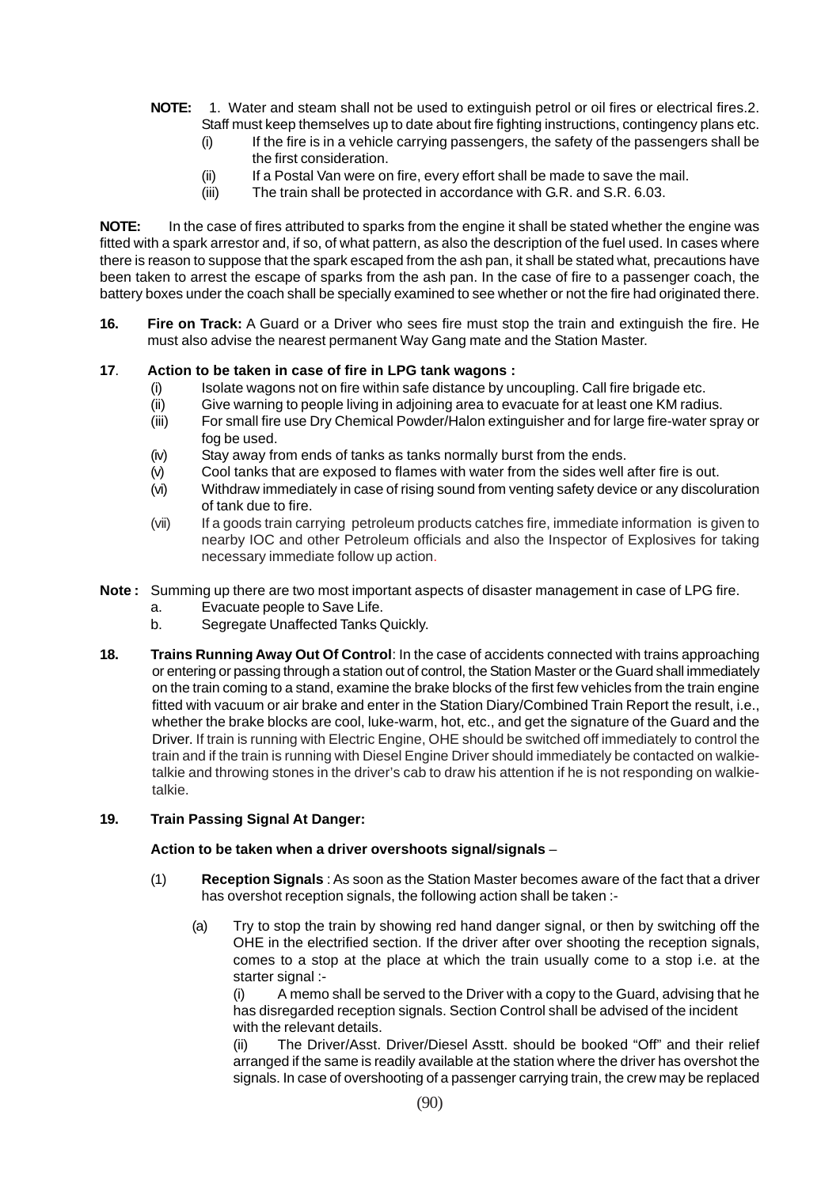**NOTE:** 1. Water and steam shall not be used to extinguish petrol or oil fires or electrical fires.2. Staff must keep themselves up to date about fire fighting instructions, contingency plans etc.

- (i) If the fire is in a vehicle carrying passengers, the safety of the passengers shall be the first consideration.
- (ii) If a Postal Van were on fire, every effort shall be made to save the mail.
- (iii) The train shall be protected in accordance with G.R. and S.R. 6.03.

**NOTE:** In the case of fires attributed to sparks from the engine it shall be stated whether the engine was fitted with a spark arrestor and, if so, of what pattern, as also the description of the fuel used. In cases where there is reason to suppose that the spark escaped from the ash pan, it shall be stated what, precautions have been taken to arrest the escape of sparks from the ash pan. In the case of fire to a passenger coach, the battery boxes under the coach shall be specially examined to see whether or not the fire had originated there.

**16. Fire on Track:** A Guard or a Driver who sees fire must stop the train and extinguish the fire. He must also advise the nearest permanent Way Gang mate and the Station Master.

**17. Action to be taken in case of fire in LPG tank wagons :**

- (i) Isolate wagons not on fire within safe distance by uncoupling. Call fire brigade etc.
- (ii) Give warning to people living in adjoining area to evacuate for at least one KM radius.
- (iii) For small fire use Dry Chemical Powder/Halon extinguisher and for large fire-water spray or fog be used.
- (iv) Stay away from ends of tanks as tanks normally burst from the ends.
- (v) Cool tanks that are exposed to flames with water from the sides well after fire is out.
- (vi) Withdraw immediately in case of rising sound from venting safety device or any discoluration of tank due to fire.
- (vii) If a goods train carrying petroleum products catches fire, immediate information is given to nearby IOC and other Petroleum officials and also the Inspector of Explosives for taking necessary immediate follow up action.

**Note :** Summing up there are two most important aspects of disaster management in case of LPG fire.

- a. Evacuate people to Save Life.
- b. Segregate Unaffected Tanks Quickly.

**18. Trains Running Away Out Of Control**: In the case of accidents connected with trains approaching or entering or passing through a station out of control, the Station Master or the Guard shall immediately on the train coming to a stand, examine the brake blocks of the first few vehicles from the train engine fitted with vacuum or air brake and enter in the Station Diary/Combined Train Report the result, i.e., whether the brake blocks are cool, luke-warm, hot, etc., and get the signature of the Guard and the Driver. If train is running with Electric Engine, OHE should be switched off immediately to control the train and if the train is running with Diesel Engine Driver should immediately be contacted on walkie-talkie and throwing stones in the driver's cab to draw his attention if he is not responding on walkie-talkie.

**19. Train Passing Signal At Danger:**

**Action to be taken when a driver overshoots signal/signals** –

(1) **Reception Signals** : As soon as the Station Master becomes aware of the fact that a driver has overshot reception signals, the following action shall be taken :-

(a) Try to stop the train by showing red hand danger signal, or then by switching off the OHE in the electrified section. If the driver after over shooting the reception signals, comes to a stop at the place at which the train usually come to a stop i.e. at the starter signal :-

(i) A memo shall be served to the Driver with a copy to the Guard, advising that he has disregarded reception signals. Section Control shall be advised of the incident with the relevant details.

(ii) The Driver/Asst. Driver/Diesel Asstt. should be booked "Off" and their relief arranged if the same is readily available at the station where the driver has overshot the signals. In case of overshooting of a passenger carrying train, the crew may be replaced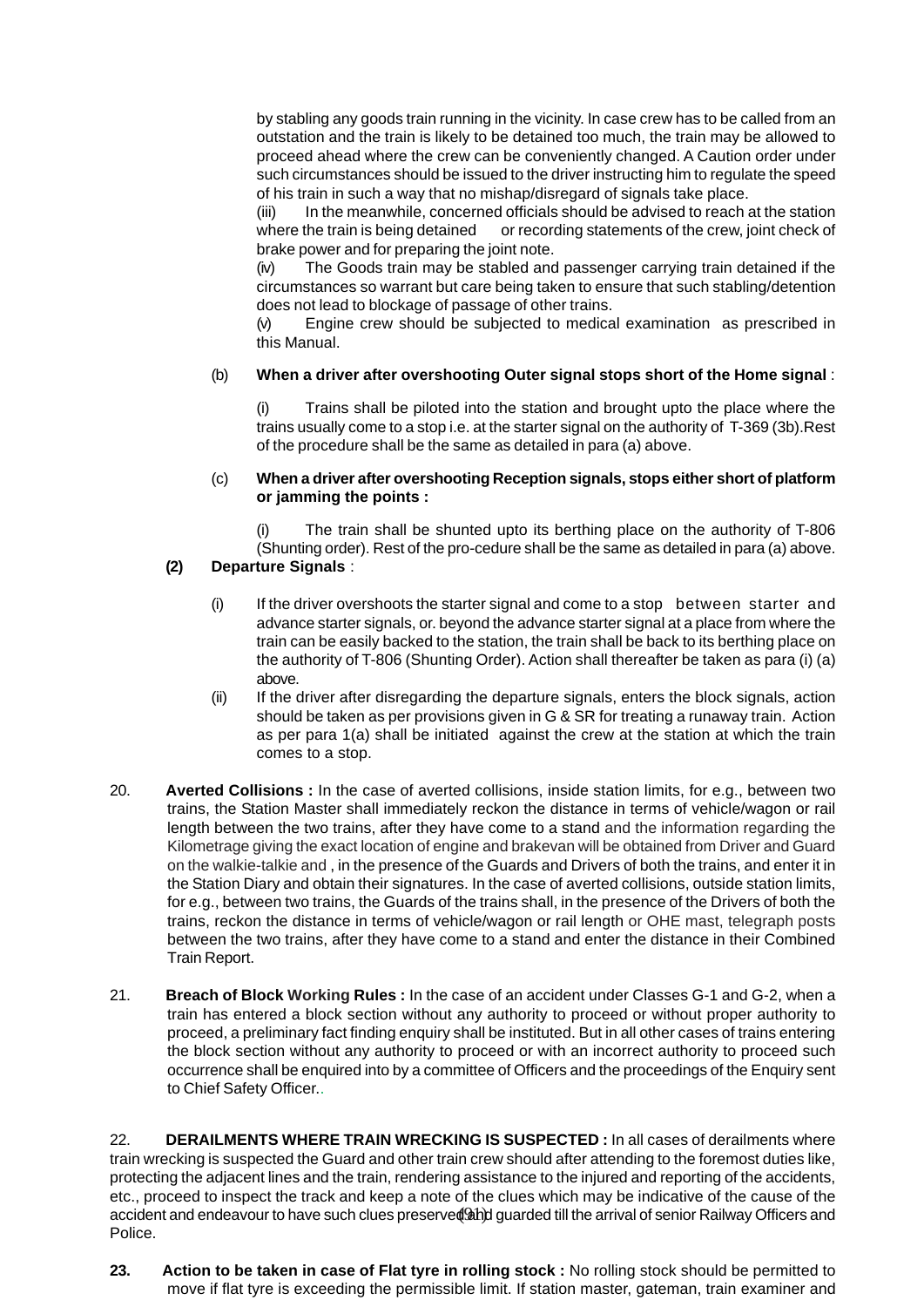by stabling any goods train running in the vicinity. In case crew has to be called from an outstation and the train is likely to be detained too much, the train may be allowed to proceed ahead where the crew can be conveniently changed. A Caution order under such circumstances should be issued to the driver instructing him to regulate the speed of his train in such a way that no mishap/disregard of signals take place.

(iii) In the meanwhile, concerned officials should be advised to reach at the station where the train is being detained or recording statements of the crew, joint check of brake power and for preparing the joint note.

(iv) The Goods train may be stabled and passenger carrying train detained if the circumstances so warrant but care being taken to ensure that such stabling/detention does not lead to blockage of passage of other trains.

(v) Engine crew should be subjected to medical examination as prescribed in this Manual.

(b) **When a driver after overshooting Outer signal stops short of the Home signal** :

(i) Trains shall be piloted into the station and brought upto the place where the trains usually come to a stop i.e. at the starter signal on the authority of T-369 (3b).Rest of the procedure shall be the same as detailed in para (a) above.

(c) **When a driver after overshooting Reception signals, stops either short of platform or jamming the points :**

(i) The train shall be shunted upto its berthing place on the authority of T-806 (Shunting order). Rest of the pro-cedure shall be the same as detailed in para (a) above.

**(2) Departure Signals** :

(i) If the driver overshoots the starter signal and come to a stop between starter and advance starter signals, or. beyond the advance starter signal at a place from where the train can be easily backed to the station, the train shall be back to its berthing place on the authority of T-806 (Shunting Order). Action shall thereafter be taken as para (i) (a) above.

(ii) If the driver after disregarding the departure signals, enters the block signals, action should be taken as per provisions given in G & SR for treating a runaway train. Action as per para 1(a) shall be initiated against the crew at the station at which the train comes to a stop.

20. **Averted Collisions :** In the case of averted collisions, inside station limits, for e.g., between two trains, the Station Master shall immediately reckon the distance in terms of vehicle/wagon or rail length between the two trains, after they have come to a stand and the information regarding the Kilometrage giving the exact location of engine and brakevan will be obtained from Driver and Guard on the walkie-talkie and , in the presence of the Guards and Drivers of both the trains, and enter it in the Station Diary and obtain their signatures. In the case of averted collisions, outside station limits, for e.g., between two trains, the Guards of the trains shall, in the presence of the Drivers of both the trains, reckon the distance in terms of vehicle/wagon or rail length or OHE mast, telegraph posts between the two trains, after they have come to a stand and enter the distance in their Combined Train Report.

21. **Breach of Block Working Rules :** In the case of an accident under Classes G-1 and G-2, when a train has entered a block section without any authority to proceed or without proper authority to proceed, a preliminary fact finding enquiry shall be instituted. But in all other cases of trains entering the block section without any authority to proceed or with an incorrect authority to proceed such occurrence shall be enquired into by a committee of Officers and the proceedings of the Enquiry sent to Chief Safety Officer..

22. **DERAILMENTS WHERE TRAIN WRECKING IS SUSPECTED :** In all cases of derailments where train wrecking is suspected the Guard and other train crew should after attending to the foremost duties like, protecting the adjacent lines and the train, rendering assistance to the injured and reporting of the accidents, etc., proceed to inspect the track and keep a note of the clues which may be indicative of the cause of the accident and endeavour to have such clues preserved and guarded till the arrival of senior Railway Officers and Police.

**23. Action to be taken in case of Flat tyre in rolling stock :** No rolling stock should be permitted to move if flat tyre is exceeding the permissible limit. If station master, gateman, train examiner and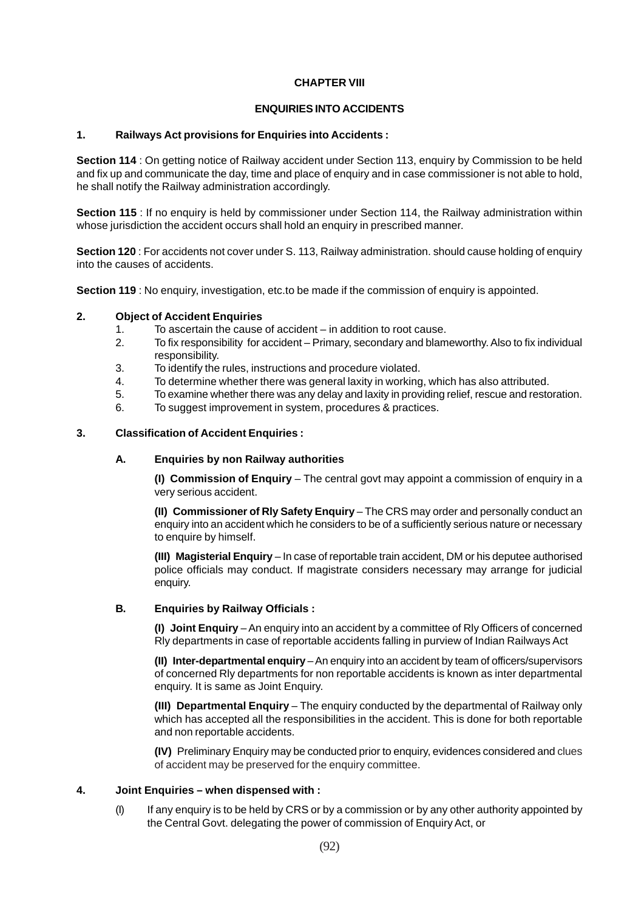# CHAPTER VIII

## ENQUIRIES INTO ACCIDENTS

### 1. Railways Act provisions for Enquiries into Accidents :

**Section 114** : On getting notice of Railway accident under Section 113, enquiry by Commission to be held and fix up and communicate the day, time and place of enquiry and in case commissioner is not able to hold, he shall notify the Railway administration accordingly.

**Section 115** : If no enquiry is held by commissioner under Section 114, the Railway administration within whose jurisdiction the accident occurs shall hold an enquiry in prescribed manner.

**Section 120** : For accidents not cover under S. 113, Railway administration. should cause holding of enquiry into the causes of accidents.

**Section 119** : No enquiry, investigation, etc.to be made if the commission of enquiry is appointed.

### 2. Object of Accident Enquiries

1. To ascertain the cause of accident – in addition to root cause.
2. To fix responsibility for accident – Primary, secondary and blameworthy. Also to fix individual responsibility.
3. To identify the rules, instructions and procedure violated.
4. To determine whether there was general laxity in working, which has also attributed.
5. To examine whether there was any delay and laxity in providing relief, rescue and restoration.
6. To suggest improvement in system, procedures & practices.

### 3. Classification of Accident Enquiries :

#### A. Enquiries by non Railway authorities

**(I) Commission of Enquiry** – The central govt may appoint a commission of enquiry in a very serious accident.

**(II) Commissioner of Rly Safety Enquiry** – The CRS may order and personally conduct an enquiry into an accident which he considers to be of a sufficiently serious nature or necessary to enquire by himself.

**(III) Magisterial Enquiry** – In case of reportable train accident, DM or his deputee authorised police officials may conduct. If magistrate considers necessary may arrange for judicial enquiry.

#### B. Enquiries by Railway Officials :

**(I) Joint Enquiry** – An enquiry into an accident by a committee of Rly Officers of concerned Rly departments in case of reportable accidents falling in purview of Indian Railways Act

**(II) Inter-departmental enquiry** – An enquiry into an accident by team of officers/supervisors of concerned Rly departments for non reportable accidents is known as inter departmental enquiry. It is same as Joint Enquiry.

**(III) Departmental Enquiry** – The enquiry conducted by the departmental of Railway only which has accepted all the responsibilities in the accident. This is done for both reportable and non reportable accidents.

**(IV)** Preliminary Enquiry may be conducted prior to enquiry, evidences considered and clues of accident may be preserved for the enquiry committee.

### 4. Joint Enquiries – when dispensed with :

(I) If any enquiry is to be held by CRS or by a commission or by any other authority appointed by the Central Govt. delegating the power of commission of Enquiry Act, or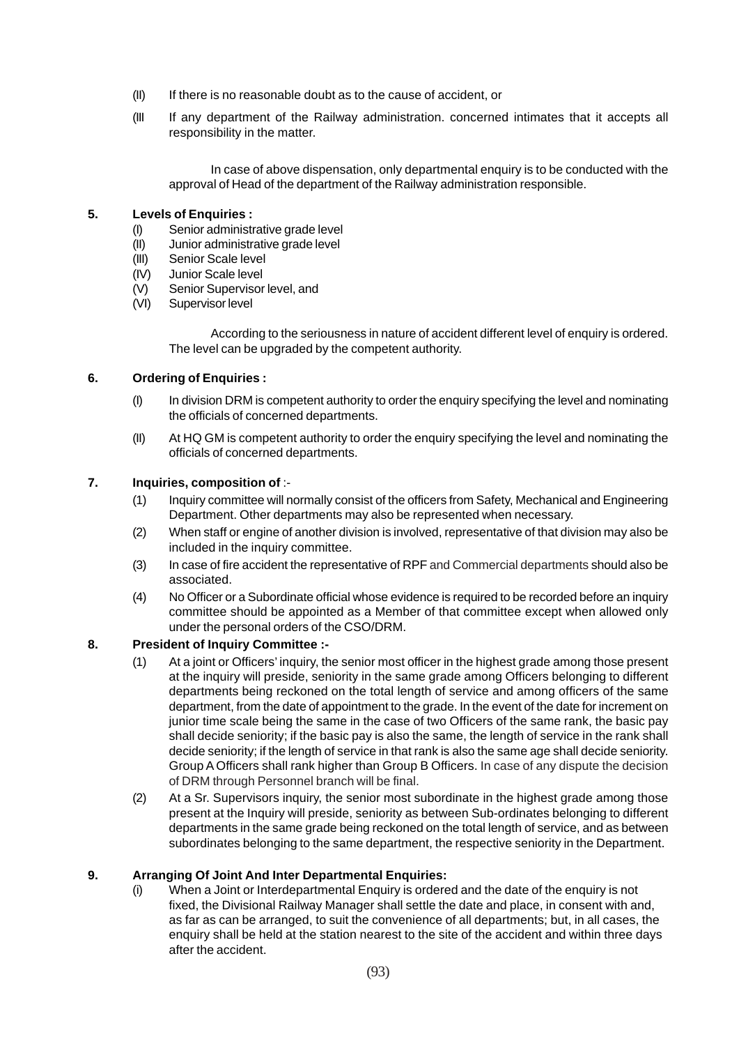(II) If there is no reasonable doubt as to the cause of accident, or

(III If any department of the Railway administration. concerned intimates that it accepts all responsibility in the matter.

In case of above dispensation, only departmental enquiry is to be conducted with the approval of Head of the department of the Railway administration responsible.

**5. Levels of Enquiries :**

(I) Senior administrative grade level
(II) Junior administrative grade level
(III) Senior Scale level
(IV) Junior Scale level
(V) Senior Supervisor level, and
(VI) Supervisor level

According to the seriousness in nature of accident different level of enquiry is ordered. The level can be upgraded by the competent authority.

**6. Ordering of Enquiries :**

(I) In division DRM is competent authority to order the enquiry specifying the level and nominating the officials of concerned departments.

(II) At HQ GM is competent authority to order the enquiry specifying the level and nominating the officials of concerned departments.

**7. Inquiries, composition of** :-

(1) Inquiry committee will normally consist of the officers from Safety, Mechanical and Engineering Department. Other departments may also be represented when necessary.

(2) When staff or engine of another division is involved, representative of that division may also be included in the inquiry committee.

(3) In case of fire accident the representative of RPF and Commercial departments should also be associated.

(4) No Officer or a Subordinate official whose evidence is required to be recorded before an inquiry committee should be appointed as a Member of that committee except when allowed only under the personal orders of the CSO/DRM.

**8. President of Inquiry Committee :-**

(1) At a joint or Officers' inquiry, the senior most officer in the highest grade among those present at the inquiry will preside, seniority in the same grade among Officers belonging to different departments being reckoned on the total length of service and among officers of the same department, from the date of appointment to the grade. In the event of the date for increment on junior time scale being the same in the case of two Officers of the same rank, the basic pay shall decide seniority; if the basic pay is also the same, the length of service in the rank shall decide seniority; if the length of service in that rank is also the same age shall decide seniority. Group A Officers shall rank higher than Group B Officers. In case of any dispute the decision of DRM through Personnel branch will be final.

(2) At a Sr. Supervisors inquiry, the senior most subordinate in the highest grade among those present at the Inquiry will preside, seniority as between Sub-ordinates belonging to different departments in the same grade being reckoned on the total length of service, and as between subordinates belonging to the same department, the respective seniority in the Department.

**9. Arranging Of Joint And Inter Departmental Enquiries:**

(i) When a Joint or Interdepartmental Enquiry is ordered and the date of the enquiry is not fixed, the Divisional Railway Manager shall settle the date and place, in consent with and, as far as can be arranged, to suit the convenience of all departments; but, in all cases, the enquiry shall be held at the station nearest to the site of the accident and within three days after the accident.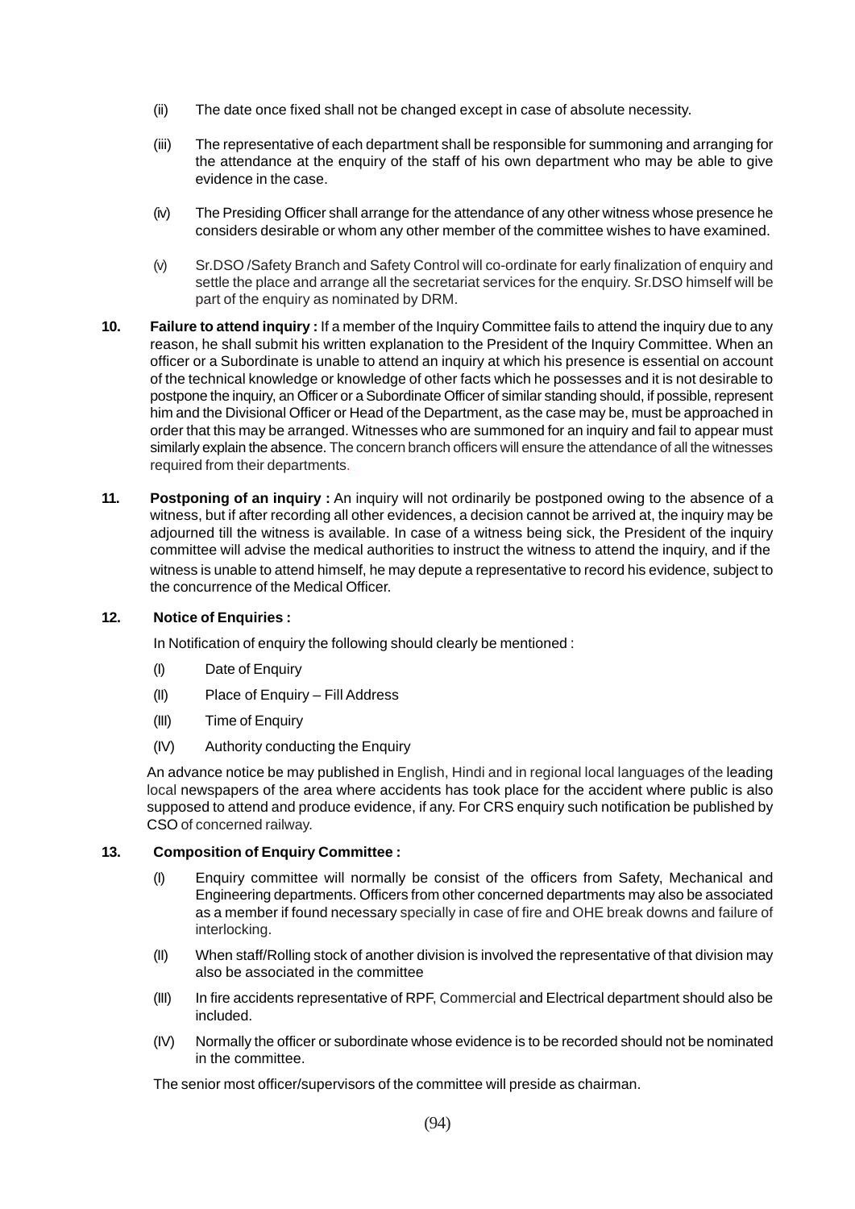(ii) The date once fixed shall not be changed except in case of absolute necessity.

(iii) The representative of each department shall be responsible for summoning and arranging for the attendance at the enquiry of the staff of his own department who may be able to give evidence in the case.

(iv) The Presiding Officer shall arrange for the attendance of any other witness whose presence he considers desirable or whom any other member of the committee wishes to have examined.

(v) Sr.DSO /Safety Branch and Safety Control will co-ordinate for early finalization of enquiry and settle the place and arrange all the secretariat services for the enquiry. Sr.DSO himself will be part of the enquiry as nominated by DRM.

**10. Failure to attend inquiry :** If a member of the Inquiry Committee fails to attend the inquiry due to any reason, he shall submit his written explanation to the President of the Inquiry Committee. When an officer or a Subordinate is unable to attend an inquiry at which his presence is essential on account of the technical knowledge or knowledge of other facts which he possesses and it is not desirable to postpone the inquiry, an Officer or a Subordinate Officer of similar standing should, if possible, represent him and the Divisional Officer or Head of the Department, as the case may be, must be approached in order that this may be arranged. Witnesses who are summoned for an inquiry and fail to appear must similarly explain the absence. The concern branch officers will ensure the attendance of all the witnesses required from their departments.

**11. Postponing of an inquiry :** An inquiry will not ordinarily be postponed owing to the absence of a witness, but if after recording all other evidences, a decision cannot be arrived at, the inquiry may be adjourned till the witness is available. In case of a witness being sick, the President of the inquiry committee will advise the medical authorities to instruct the witness to attend the inquiry, and if the witness is unable to attend himself, he may depute a representative to record his evidence, subject to the concurrence of the Medical Officer.

**12. Notice of Enquiries :**

In Notification of enquiry the following should clearly be mentioned :

(I) Date of Enquiry

(II) Place of Enquiry – Fill Address

(III) Time of Enquiry

(IV) Authority conducting the Enquiry

An advance notice be may published in English, Hindi and in regional local languages of the leading local newspapers of the area where accidents has took place for the accident where public is also supposed to attend and produce evidence, if any. For CRS enquiry such notification be published by CSO of concerned railway.

**13. Composition of Enquiry Committee :**

(I) Enquiry committee will normally be consist of the officers from Safety, Mechanical and Engineering departments. Officers from other concerned departments may also be associated as a member if found necessary specially in case of fire and OHE break downs and failure of interlocking.

(II) When staff/Rolling stock of another division is involved the representative of that division may also be associated in the committee

(III) In fire accidents representative of RPF, Commercial and Electrical department should also be included.

(IV) Normally the officer or subordinate whose evidence is to be recorded should not be nominated in the committee.

The senior most officer/supervisors of the committee will preside as chairman.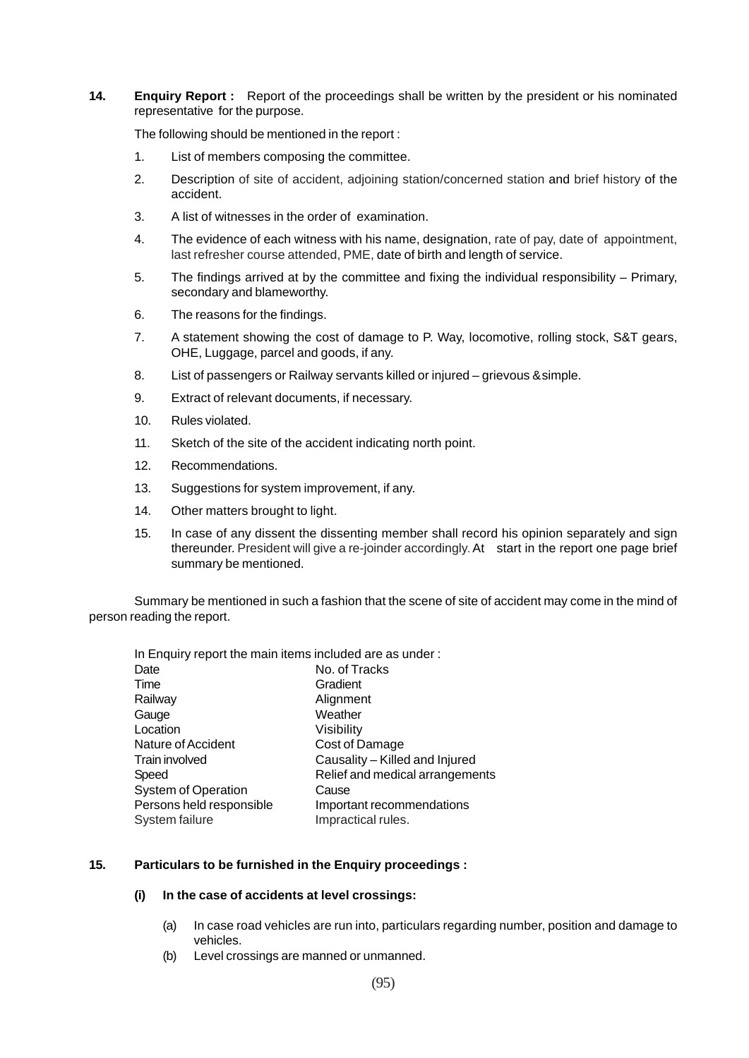**14. Enquiry Report :** Report of the proceedings shall be written by the president or his nominated representative for the purpose.

The following should be mentioned in the report :

1. List of members composing the committee.
2. Description of site of accident, adjoining station/concerned station and brief history of the accident.
3. A list of witnesses in the order of examination.
4. The evidence of each witness with his name, designation, rate of pay, date of appointment, last refresher course attended, PME, date of birth and length of service.
5. The findings arrived at by the committee and fixing the individual responsibility – Primary, secondary and blameworthy.
6. The reasons for the findings.
7. A statement showing the cost of damage to P. Way, locomotive, rolling stock, S&T gears, OHE, Luggage, parcel and goods, if any.
8. List of passengers or Railway servants killed or injured – grievous & simple.
9. Extract of relevant documents, if necessary.
10. Rules violated.
11. Sketch of the site of the accident indicating north point.
12. Recommendations.
13. Suggestions for system improvement, if any.
14. Other matters brought to light.
15. In case of any dissent the dissenting member shall record his opinion separately and sign thereunder. President will give a re-joinder accordingly. At start in the report one page brief summary be mentioned.

Summary be mentioned in such a fashion that the scene of site of accident may come in the mind of person reading the report.

In Enquiry report the main items included are as under :

| | |
|---|---|
| Date | No. of Tracks |
| Time | Gradient |
| Railway | Alignment |
| Gauge | Weather |
| Location | Visibility |
| Nature of Accident | Cost of Damage |
| Train involved | Causality – Killed and Injured |
| Speed | Relief and medical arrangements |
| System of Operation | Cause |
| Persons held responsible | Important recommendations |
| System failure | Impractical rules. |

**15. Particulars to be furnished in the Enquiry proceedings :**

**(i) In the case of accidents at level crossings:**

(a) In case road vehicles are run into, particulars regarding number, position and damage to vehicles.

(b) Level crossings are manned or unmanned.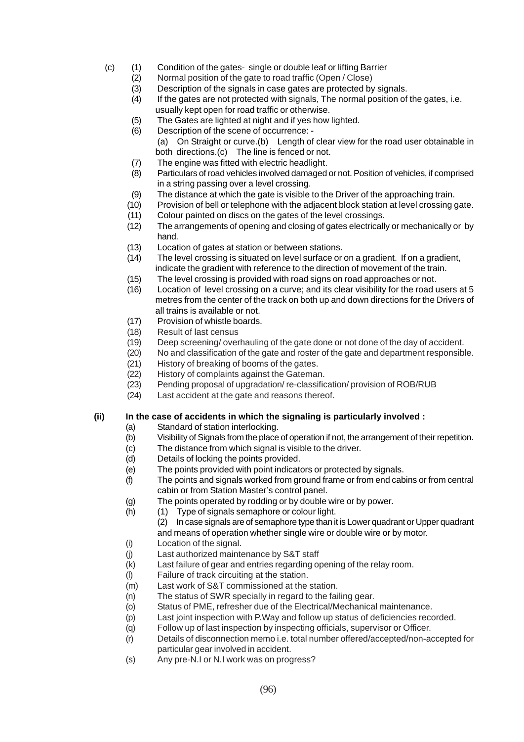(c) (1) Condition of the gates- single or double leaf or lifting Barrier

(2) Normal position of the gate to road traffic (Open / Close)

(3) Description of the signals in case gates are protected by signals.

(4) If the gates are not protected with signals, The normal position of the gates, i.e. usually kept open for road traffic or otherwise.

(5) The Gates are lighted at night and if yes how lighted.

(6) Description of the scene of occurrence: -
(a) On Straight or curve.(b) Length of clear view for the road user obtainable in both directions.(c) The line is fenced or not.

(7) The engine was fitted with electric headlight.

(8) Particulars of road vehicles involved damaged or not. Position of vehicles, if comprised in a string passing over a level crossing.

(9) The distance at which the gate is visible to the Driver of the approaching train.

(10) Provision of bell or telephone with the adjacent block station at level crossing gate.

(11) Colour painted on discs on the gates of the level crossings.

(12) The arrangements of opening and closing of gates electrically or mechanically or by hand.

(13) Location of gates at station or between stations.

(14) The level crossing is situated on level surface or on a gradient. If on a gradient, indicate the gradient with reference to the direction of movement of the train.

(15) The level crossing is provided with road signs on road approaches or not.

(16) Location of level crossing on a curve; and its clear visibility for the road users at 5 metres from the center of the track on both up and down directions for the Drivers of all trains is available or not.

(17) Provision of whistle boards.

(18) Result of last census

(19) Deep screening/ overhauling of the gate done or not done of the day of accident.

(20) No and classification of the gate and roster of the gate and department responsible.

(21) History of breaking of booms of the gates.

(22) History of complaints against the Gateman.

(23) Pending proposal of upgradation/ re-classification/ provision of ROB/RUB

(24) Last accident at the gate and reasons thereof.

**(ii) In the case of accidents in which the signaling is particularly involved :**

(a) Standard of station interlocking.

(b) Visibility of Signals from the place of operation if not, the arrangement of their repetition.

(c) The distance from which signal is visible to the driver.

(d) Details of locking the points provided.

(e) The points provided with point indicators or protected by signals.

(f) The points and signals worked from ground frame or from end cabins or from central cabin or from Station Master's control panel.

(g) The points operated by rodding or by double wire or by power.

(h) (1) Type of signals semaphore or colour light.
(2) In case signals are of semaphore type than it is Lower quadrant or Upper quadrant and means of operation whether single wire or double wire or by motor.

(i) Location of the signal.

(j) Last authorized maintenance by S&T staff

(k) Last failure of gear and entries regarding opening of the relay room.

(l) Failure of track circuiting at the station.

(m) Last work of S&T commissioned at the station.

(n) The status of SWR specially in regard to the failing gear.

(o) Status of PME, refresher due of the Electrical/Mechanical maintenance.

(p) Last joint inspection with P.Way and follow up status of deficiencies recorded.

(q) Follow up of last inspection by inspecting officials, supervisor or Officer.

(r) Details of disconnection memo i.e. total number offered/accepted/non-accepted for particular gear involved in accident.

(s) Any pre-N.I or N.I work was on progress?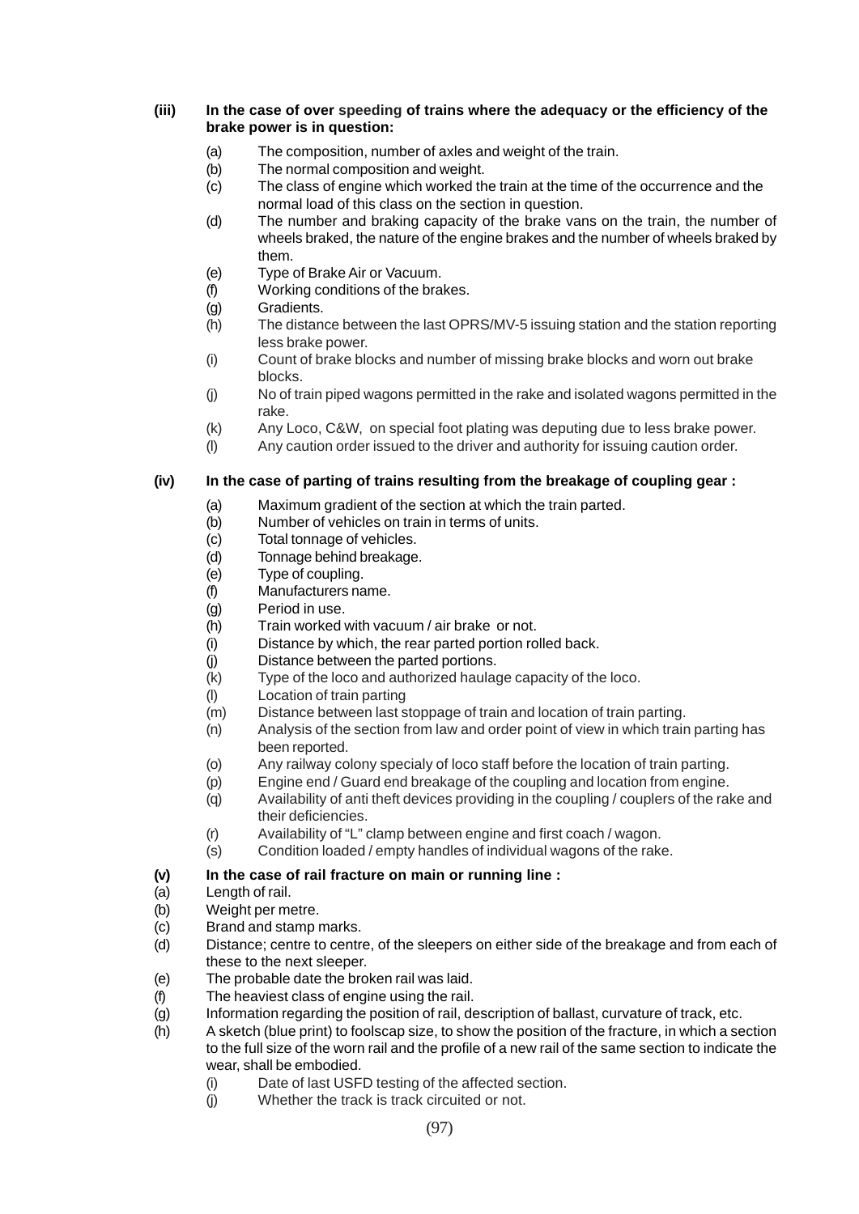**(iii) In the case of over speeding of trains where the adequacy or the efficiency of the brake power is in question:**

- (a) The composition, number of axles and weight of the train.
- (b) The normal composition and weight.
- (c) The class of engine which worked the train at the time of the occurrence and the normal load of this class on the section in question.
- (d) The number and braking capacity of the brake vans on the train, the number of wheels braked, the nature of the engine brakes and the number of wheels braked by them.
- (e) Type of Brake Air or Vacuum.
- (f) Working conditions of the brakes.
- (g) Gradients.
- (h) The distance between the last OPRS/MV-5 issuing station and the station reporting less brake power.
- (i) Count of brake blocks and number of missing brake blocks and worn out brake blocks.
- (j) No of train piped wagons permitted in the rake and isolated wagons permitted in the rake.
- (k) Any Loco, C&W, on special foot plating was deputing due to less brake power.
- (l) Any caution order issued to the driver and authority for issuing caution order.

**(iv) In the case of parting of trains resulting from the breakage of coupling gear :**

- (a) Maximum gradient of the section at which the train parted.
- (b) Number of vehicles on train in terms of units.
- (c) Total tonnage of vehicles.
- (d) Tonnage behind breakage.
- (e) Type of coupling.
- (f) Manufacturers name.
- (g) Period in use.
- (h) Train worked with vacuum / air brake or not.
- (i) Distance by which, the rear parted portion rolled back.
- (j) Distance between the parted portions.
- (k) Type of the loco and authorized haulage capacity of the loco.
- (l) Location of train parting
- (m) Distance between last stoppage of train and location of train parting.
- (n) Analysis of the section from law and order point of view in which train parting has been reported.
- (o) Any railway colony specialy of loco staff before the location of train parting.
- (p) Engine end / Guard end breakage of the coupling and location from engine.
- (q) Availability of anti theft devices providing in the coupling / couplers of the rake and their deficiencies.
- (r) Availability of "L" clamp between engine and first coach / wagon.
- (s) Condition loaded / empty handles of individual wagons of the rake.

**(v) In the case of rail fracture on main or running line :**

- (a) Length of rail.
- (b) Weight per metre.
- (c) Brand and stamp marks.
- (d) Distance; centre to centre, of the sleepers on either side of the breakage and from each of these to the next sleeper.
- (e) The probable date the broken rail was laid.
- (f) The heaviest class of engine using the rail.
- (g) Information regarding the position of rail, description of ballast, curvature of track, etc.
- (h) A sketch (blue print) to foolscap size, to show the position of the fracture, in which a section to the full size of the worn rail and the profile of a new rail of the same section to indicate the wear, shall be embodied.
    - (i) Date of last USFD testing of the affected section.
    - (j) Whether the track is track circuited or not.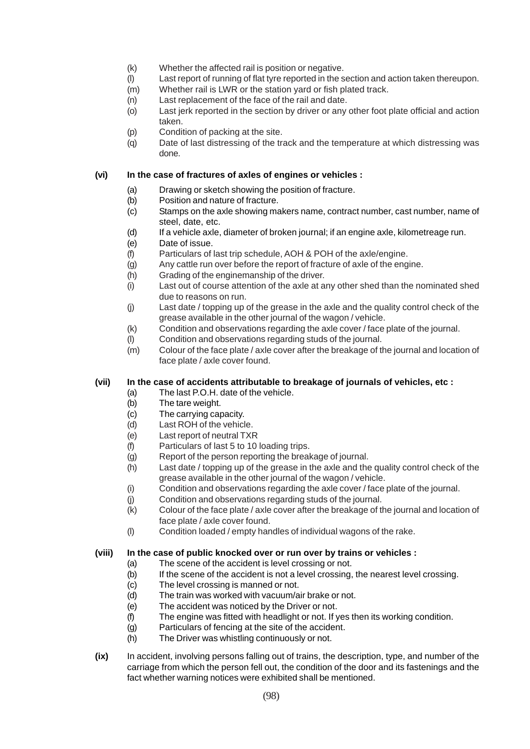(k) Whether the affected rail is position or negative.
(l) Last report of running of flat tyre reported in the section and action taken thereupon.
(m) Whether rail is LWR or the station yard or fish plated track.
(n) Last replacement of the face of the rail and date.
(o) Last jerk reported in the section by driver or any other foot plate official and action taken.
(p) Condition of packing at the site.
(q) Date of last distressing of the track and the temperature at which distressing was done.

**(vi) In the case of fractures of axles of engines or vehicles :**

(a) Drawing or sketch showing the position of fracture.
(b) Position and nature of fracture.
(c) Stamps on the axle showing makers name, contract number, cast number, name of steel, date, etc.
(d) If a vehicle axle, diameter of broken journal; if an engine axle, kilometreage run.
(e) Date of issue.
(f) Particulars of last trip schedule, AOH & POH of the axle/engine.
(g) Any cattle run over before the report of fracture of axle of the engine.
(h) Grading of the enginemanship of the driver.
(i) Last out of course attention of the axle at any other shed than the nominated shed due to reasons on run.
(j) Last date / topping up of the grease in the axle and the quality control check of the grease available in the other journal of the wagon / vehicle.
(k) Condition and observations regarding the axle cover / face plate of the journal.
(l) Condition and observations regarding studs of the journal.
(m) Colour of the face plate / axle cover after the breakage of the journal and location of face plate / axle cover found.

**(vii) In the case of accidents attributable to breakage of journals of vehicles, etc :**

(a) The last P.O.H. date of the vehicle.
(b) The tare weight.
(c) The carrying capacity.
(d) Last ROH of the vehicle.
(e) Last report of neutral TXR
(f) Particulars of last 5 to 10 loading trips.
(g) Report of the person reporting the breakage of journal.
(h) Last date / topping up of the grease in the axle and the quality control check of the grease available in the other journal of the wagon / vehicle.
(i) Condition and observations regarding the axle cover / face plate of the journal.
(j) Condition and observations regarding studs of the journal.
(k) Colour of the face plate / axle cover after the breakage of the journal and location of face plate / axle cover found.
(l) Condition loaded / empty handles of individual wagons of the rake.

**(viii) In the case of public knocked over or run over by trains or vehicles :**

(a) The scene of the accident is level crossing or not.
(b) If the scene of the accident is not a level crossing, the nearest level crossing.
(c) The level crossing is manned or not.
(d) The train was worked with vacuum/air brake or not.
(e) The accident was noticed by the Driver or not.
(f) The engine was fitted with headlight or not. If yes then its working condition.
(g) Particulars of fencing at the site of the accident.
(h) The Driver was whistling continuously or not.

**(ix)** In accident, involving persons falling out of trains, the description, type, and number of the carriage from which the person fell out, the condition of the door and its fastenings and the fact whether warning notices were exhibited shall be mentioned.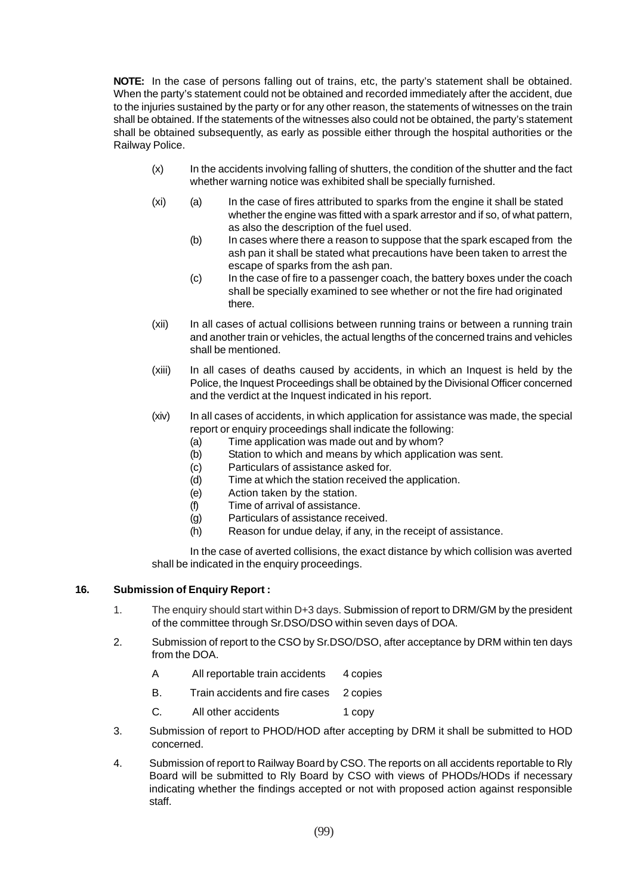**NOTE:** In the case of persons falling out of trains, etc, the party's statement shall be obtained. When the party's statement could not be obtained and recorded immediately after the accident, due to the injuries sustained by the party or for any other reason, the statements of witnesses on the train shall be obtained. If the statements of the witnesses also could not be obtained, the party's statement shall be obtained subsequently, as early as possible either through the hospital authorities or the Railway Police.

(x) In the accidents involving falling of shutters, the condition of the shutter and the fact whether warning notice was exhibited shall be specially furnished.

(xi) (a) In the case of fires attributed to sparks from the engine it shall be stated whether the engine was fitted with a spark arrestor and if so, of what pattern, as also the description of the fuel used.

(b) In cases where there a reason to suppose that the spark escaped from the ash pan it shall be stated what precautions have been taken to arrest the escape of sparks from the ash pan.

(c) In the case of fire to a passenger coach, the battery boxes under the coach shall be specially examined to see whether or not the fire had originated there.

(xii) In all cases of actual collisions between running trains or between a running train and another train or vehicles, the actual lengths of the concerned trains and vehicles shall be mentioned.

(xiii) In all cases of deaths caused by accidents, in which an Inquest is held by the Police, the Inquest Proceedings shall be obtained by the Divisional Officer concerned and the verdict at the Inquest indicated in his report.

(xiv) In all cases of accidents, in which application for assistance was made, the special report or enquiry proceedings shall indicate the following:

(a) Time application was made out and by whom?
(b) Station to which and means by which application was sent.
(c) Particulars of assistance asked for.
(d) Time at which the station received the application.
(e) Action taken by the station.
(f) Time of arrival of assistance.
(g) Particulars of assistance received.
(h) Reason for undue delay, if any, in the receipt of assistance.

In the case of averted collisions, the exact distance by which collision was averted shall be indicated in the enquiry proceedings.

**16. Submission of Enquiry Report :**

1. The enquiry should start within D+3 days. Submission of report to DRM/GM by the president of the committee through Sr.DSO/DSO within seven days of DOA.

2. Submission of report to the CSO by Sr.DSO/DSO, after acceptance by DRM within ten days from the DOA.

   A All reportable train accidents 4 copies

   B. Train accidents and fire cases 2 copies

   C. All other accidents 1 copy

3. Submission of report to PHOD/HOD after accepting by DRM it shall be submitted to HOD concerned.

4. Submission of report to Railway Board by CSO. The reports on all accidents reportable to Rly Board will be submitted to Rly Board by CSO with views of PHODs/HODs if necessary indicating whether the findings accepted or not with proposed action against responsible staff.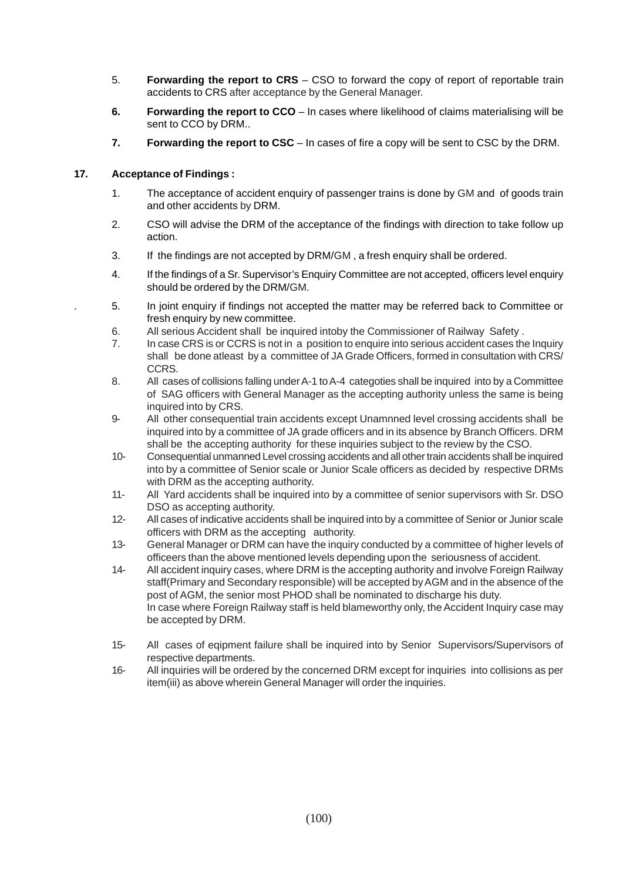5. **Forwarding the report to CRS** – CSO to forward the copy of report of reportable train accidents to CRS after acceptance by the General Manager.

6. **Forwarding the report to CCO** – In cases where likelihood of claims materialising will be sent to CCO by DRM..

7. **Forwarding the report to CSC** – In cases of fire a copy will be sent to CSC by the DRM.

**17. Acceptance of Findings :**

1. The acceptance of accident enquiry of passenger trains is done by GM and of goods train and other accidents by DRM.

2. CSO will advise the DRM of the acceptance of the findings with direction to take follow up action.

3. If the findings are not accepted by DRM/GM , a fresh enquiry shall be ordered.

4. If the findings of a Sr. Supervisor's Enquiry Committee are not accepted, officers level enquiry should be ordered by the DRM/GM.

5. In joint enquiry if findings not accepted the matter may be referred back to Committee or fresh enquiry by new committee.

6. All serious Accident shall be inquired intoby the Commissioner of Railway Safety .

7. In case CRS is or CCRS is not in a position to enquire into serious accident cases the Inquiry shall be done atleast by a committee of JA Grade Officers, formed in consultation with CRS/ CCRS.

8. All cases of collisions falling under A-1 to A-4 categoties shall be inquired into by a Committee of SAG officers with General Manager as the accepting authority unless the same is being inquired into by CRS.

9- All other consequential train accidents except Unamnned level crossing accidents shall be inquired into by a committee of JA grade officers and in its absence by Branch Officers. DRM shall be the accepting authority for these inquiries subject to the review by the CSO.

10- Consequential unmanned Level crossing accidents and all other train accidents shall be inquired into by a committee of Senior scale or Junior Scale officers as decided by respective DRMs with DRM as the accepting authority.

11- All Yard accidents shall be inquired into by a committee of senior supervisors with Sr. DSO DSO as accepting authority.

12- All cases of indicative accidents shall be inquired into by a committee of Senior or Junior scale officers with DRM as the accepting authority.

13- General Manager or DRM can have the inquiry conducted by a committee of higher levels of officeers than the above mentioned levels depending upon the seriousness of accident.

14- All accident inquiry cases, where DRM is the accepting authority and involve Foreign Railway staff(Primary and Secondary responsible) will be accepted by AGM and in the absence of the post of AGM, the senior most PHOD shall be nominated to discharge his duty.
In case where Foreign Railway staff is held blameworthy only, the Accident Inquiry case may be accepted by DRM.

15- All cases of eqipment failure shall be inquired into by Senior Supervisors/Supervisors of respective departments.

16- All inquiries will be ordered by the concerned DRM except for inquiries into collisions as per item(iii) as above wherein General Manager will order the inquiries.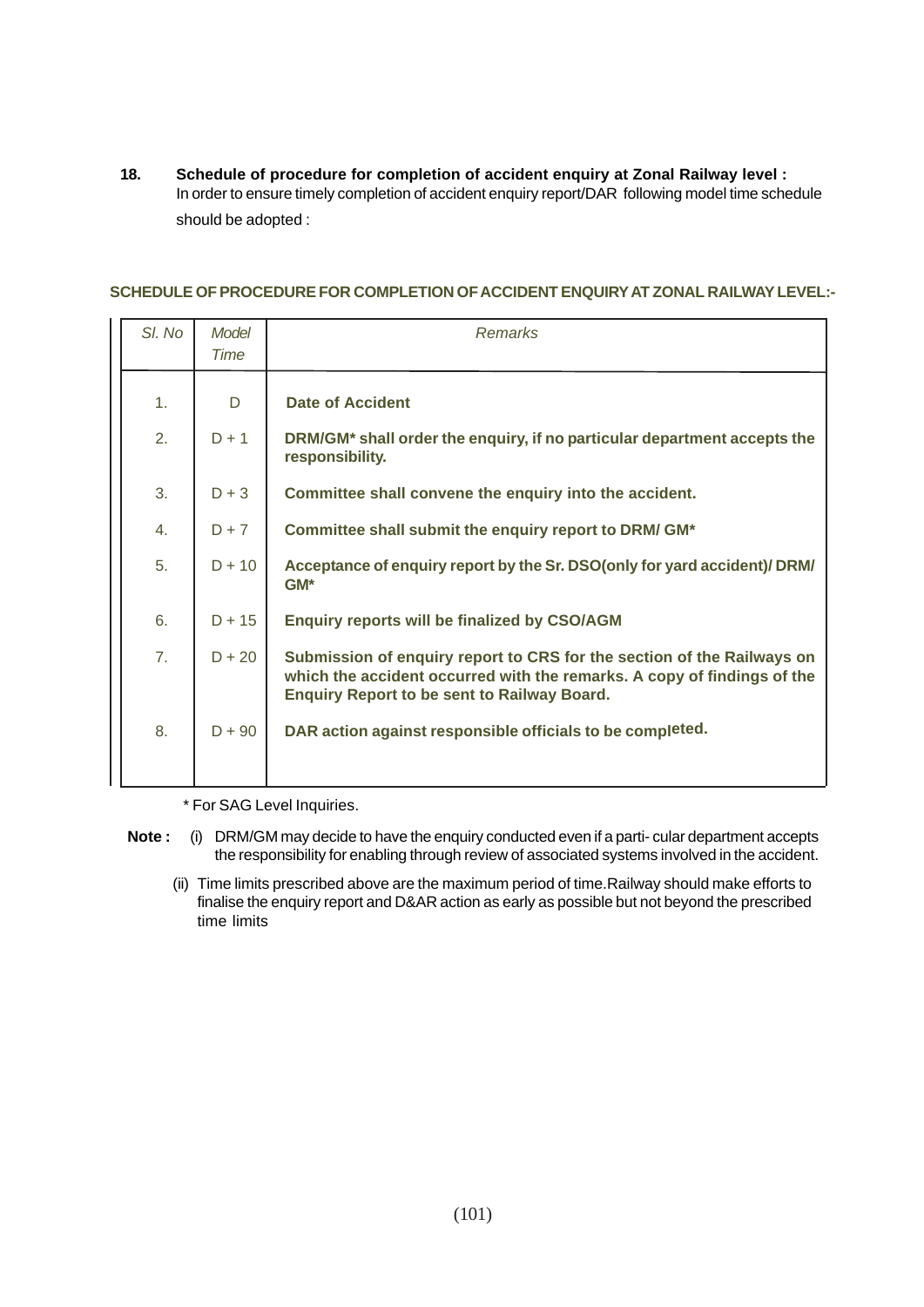**18. Schedule of procedure for completion of accident enquiry at Zonal Railway level :**
In order to ensure timely completion of accident enquiry report/DAR following model time schedule should be adopted :

**SCHEDULE OF PROCEDURE FOR COMPLETION OF ACCIDENT ENQUIRY AT ZONAL RAILWAY LEVEL:-**

| *Sl. No* | *Model Time* | *Remarks* |
|---|---|---|
| 1. | D | **Date of Accident** |
| 2. | D + 1 | **DRM/GM* shall order the enquiry, if no particular department accepts the responsibility.** |
| 3. | D + 3 | **Committee shall convene the enquiry into the accident.** |
| 4. | D + 7 | **Committee shall submit the enquiry report to DRM/ GM*** |
| 5. | D + 10 | **Acceptance of enquiry report by the Sr. DSO(only for yard accident)/ DRM/ GM*** |
| 6. | D + 15 | **Enquiry reports will be finalized by CSO/AGM** |
| 7. | D + 20 | **Submission of enquiry report to CRS for the section of the Railways on which the accident occurred with the remarks. A copy of findings of the Enquiry Report to be sent to Railway Board.** |
| 8. | D + 90 | **DAR action against responsible officials to be completed.** |

\* For SAG Level Inquiries.

**Note :** (i) DRM/GM may decide to have the enquiry conducted even if a parti- cular department accepts the responsibility for enabling through review of associated systems involved in the accident.

(ii) Time limits prescribed above are the maximum period of time.Railway should make efforts to finalise the enquiry report and D&AR action as early as possible but not beyond the prescribed time limits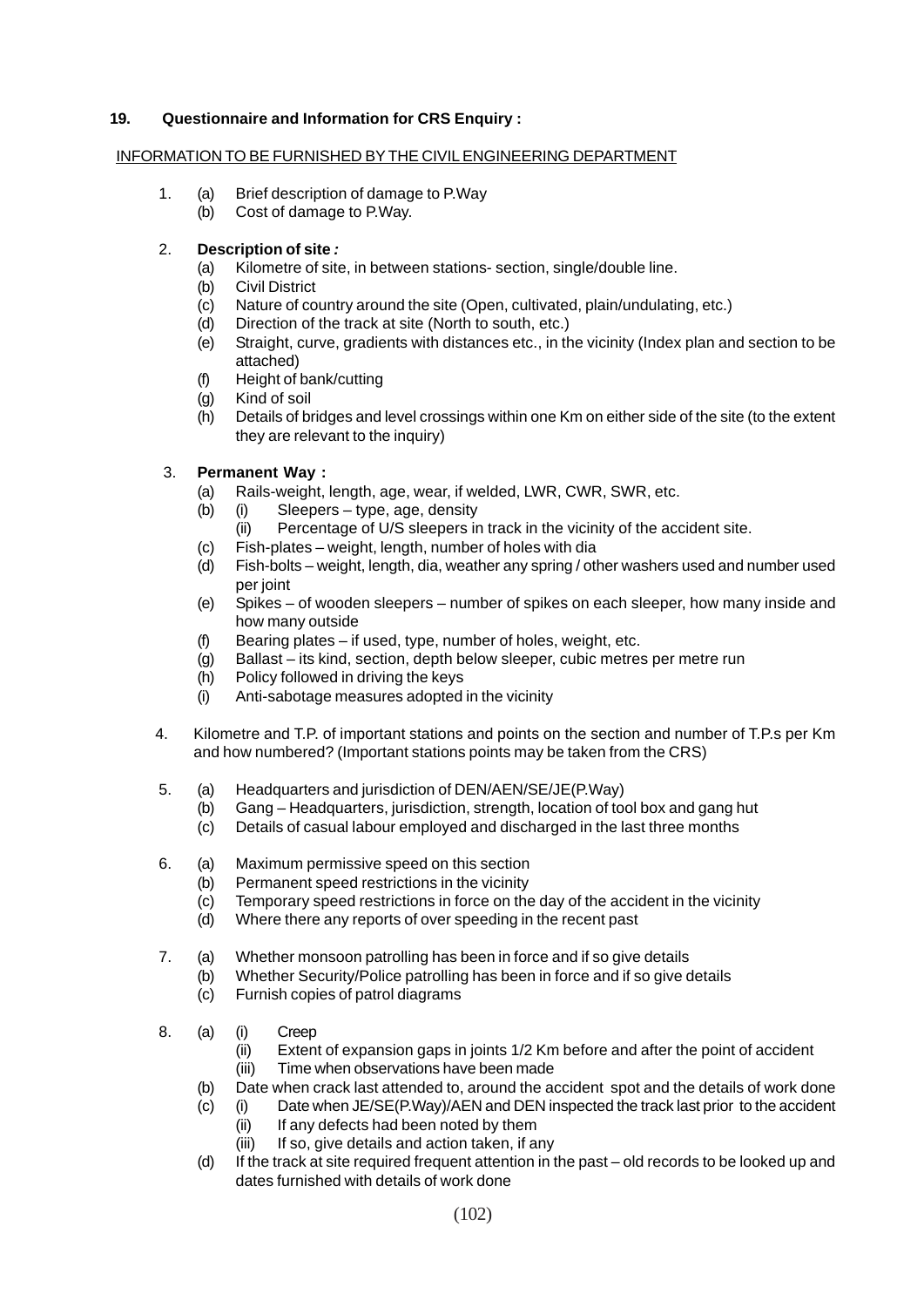**19. Questionnaire and Information for CRS Enquiry :**

INFORMATION TO BE FURNISHED BY THE CIVIL ENGINEERING DEPARTMENT

1. (a) Brief description of damage to P.Way
   (b) Cost of damage to P.Way.

2. **Description of site :**
   (a) Kilometre of site, in between stations- section, single/double line.
   (b) Civil District
   (c) Nature of country around the site (Open, cultivated, plain/undulating, etc.)
   (d) Direction of the track at site (North to south, etc.)
   (e) Straight, curve, gradients with distances etc., in the vicinity (Index plan and section to be attached)
   (f) Height of bank/cutting
   (g) Kind of soil
   (h) Details of bridges and level crossings within one Km on either side of the site (to the extent they are relevant to the inquiry)

3. **Permanent Way :**
   (a) Rails-weight, length, age, wear, if welded, LWR, CWR, SWR, etc.
   (b) (i) Sleepers – type, age, density
       (ii) Percentage of U/S sleepers in track in the vicinity of the accident site.
   (c) Fish-plates – weight, length, number of holes with dia
   (d) Fish-bolts – weight, length, dia, weather any spring / other washers used and number used per joint
   (e) Spikes – of wooden sleepers – number of spikes on each sleeper, how many inside and how many outside
   (f) Bearing plates – if used, type, number of holes, weight, etc.
   (g) Ballast – its kind, section, depth below sleeper, cubic metres per metre run
   (h) Policy followed in driving the keys
   (i) Anti-sabotage measures adopted in the vicinity

4. Kilometre and T.P. of important stations and points on the section and number of T.P.s per Km and how numbered? (Important stations points may be taken from the CRS)

5. (a) Headquarters and jurisdiction of DEN/AEN/SE/JE(P.Way)
   (b) Gang – Headquarters, jurisdiction, strength, location of tool box and gang hut
   (c) Details of casual labour employed and discharged in the last three months

6. (a) Maximum permissive speed on this section
   (b) Permanent speed restrictions in the vicinity
   (c) Temporary speed restrictions in force on the day of the accident in the vicinity
   (d) Where there any reports of over speeding in the recent past

7. (a) Whether monsoon patrolling has been in force and if so give details
   (b) Whether Security/Police patrolling has been in force and if so give details
   (c) Furnish copies of patrol diagrams

8. (a) (i) Creep
       (ii) Extent of expansion gaps in joints 1/2 Km before and after the point of accident
       (iii) Time when observations have been made
   (b) Date when crack last attended to, around the accident spot and the details of work done
   (c) (i) Date when JE/SE(P.Way)/AEN and DEN inspected the track last prior to the accident
       (ii) If any defects had been noted by them
       (iii) If so, give details and action taken, if any
   (d) If the track at site required frequent attention in the past – old records to be looked up and dates furnished with details of work done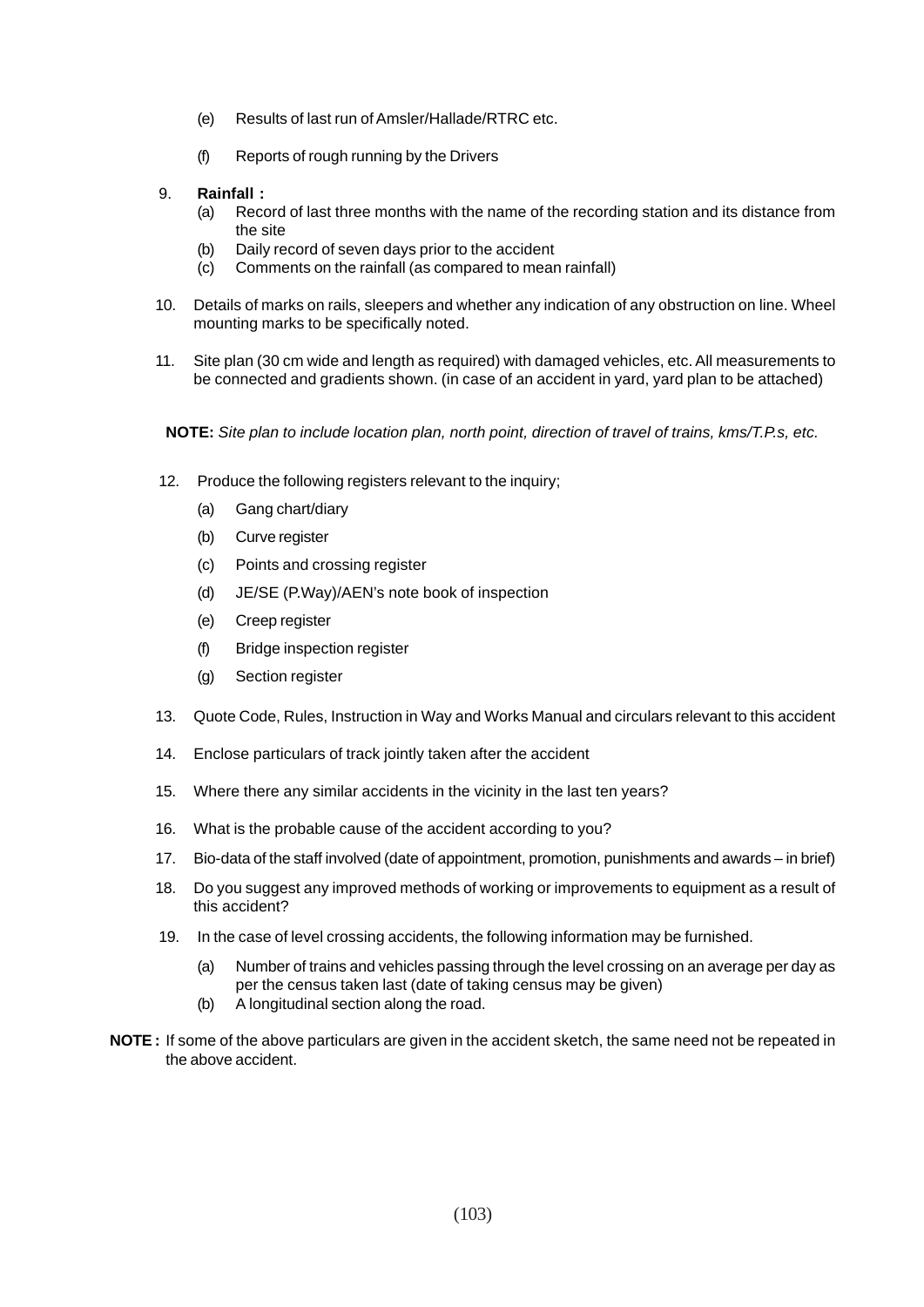(e) Results of last run of Amsler/Hallade/RTRC etc.

(f) Reports of rough running by the Drivers

9. **Rainfall :**
   (a) Record of last three months with the name of the recording station and its distance from the site
   (b) Daily record of seven days prior to the accident
   (c) Comments on the rainfall (as compared to mean rainfall)

10. Details of marks on rails, sleepers and whether any indication of any obstruction on line. Wheel mounting marks to be specifically noted.

11. Site plan (30 cm wide and length as required) with damaged vehicles, etc. All measurements to be connected and gradients shown. (in case of an accident in yard, yard plan to be attached)

**NOTE:** *Site plan to include location plan, north point, direction of travel of trains, kms/T.P.s, etc.*

12. Produce the following registers relevant to the inquiry;
   (a) Gang chart/diary
   (b) Curve register
   (c) Points and crossing register
   (d) JE/SE (P.Way)/AEN's note book of inspection
   (e) Creep register
   (f) Bridge inspection register
   (g) Section register

13. Quote Code, Rules, Instruction in Way and Works Manual and circulars relevant to this accident

14. Enclose particulars of track jointly taken after the accident

15. Where there any similar accidents in the vicinity in the last ten years?

16. What is the probable cause of the accident according to you?

17. Bio-data of the staff involved (date of appointment, promotion, punishments and awards – in brief)

18. Do you suggest any improved methods of working or improvements to equipment as a result of this accident?

19. In the case of level crossing accidents, the following information may be furnished.
   (a) Number of trains and vehicles passing through the level crossing on an average per day as per the census taken last (date of taking census may be given)
   (b) A longitudinal section along the road.

**NOTE :** If some of the above particulars are given in the accident sketch, the same need not be repeated in the above accident.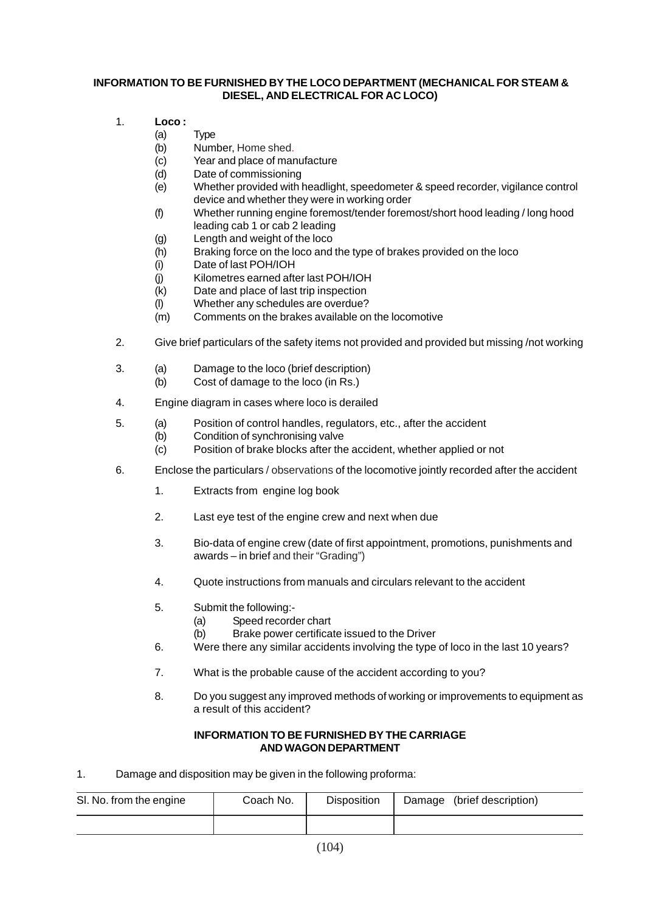## INFORMATION TO BE FURNISHED BY THE LOCO DEPARTMENT (MECHANICAL FOR STEAM & DIESEL, AND ELECTRICAL FOR AC LOCO)

1. **Loco :**
   - (a) Type
   - (b) Number, Home shed.
   - (c) Year and place of manufacture
   - (d) Date of commissioning
   - (e) Whether provided with headlight, speedometer & speed recorder, vigilance control device and whether they were in working order
   - (f) Whether running engine foremost/tender foremost/short hood leading / long hood leading cab 1 or cab 2 leading
   - (g) Length and weight of the loco
   - (h) Braking force on the loco and the type of brakes provided on the loco
   - (i) Date of last POH/IOH
   - (j) Kilometres earned after last POH/IOH
   - (k) Date and place of last trip inspection
   - (l) Whether any schedules are overdue?
   - (m) Comments on the brakes available on the locomotive

2. Give brief particulars of the safety items not provided and provided but missing /not working

3. (a) Damage to the loco (brief description)
   (b) Cost of damage to the loco (in Rs.)

4. Engine diagram in cases where loco is derailed

5. (a) Position of control handles, regulators, etc., after the accident
   (b) Condition of synchronising valve
   (c) Position of brake blocks after the accident, whether applied or not

6. Enclose the particulars / observations of the locomotive jointly recorded after the accident

   1. Extracts from engine log book
   2. Last eye test of the engine crew and next when due
   3. Bio-data of engine crew (date of first appointment, promotions, punishments and awards – in brief and their "Grading")
   4. Quote instructions from manuals and circulars relevant to the accident
   5. Submit the following:-
      - (a) Speed recorder chart
      - (b) Brake power certificate issued to the Driver
   6. Were there any similar accidents involving the type of loco in the last 10 years?
   7. What is the probable cause of the accident according to you?
   8. Do you suggest any improved methods of working or improvements to equipment as a result of this accident?

## INFORMATION TO BE FURNISHED BY THE CARRIAGE AND WAGON DEPARTMENT

1. Damage and disposition may be given in the following proforma:

| Sl. No. from the engine | Coach No. | Disposition | Damage (brief description) |
|---|---|---|---|
| | | | |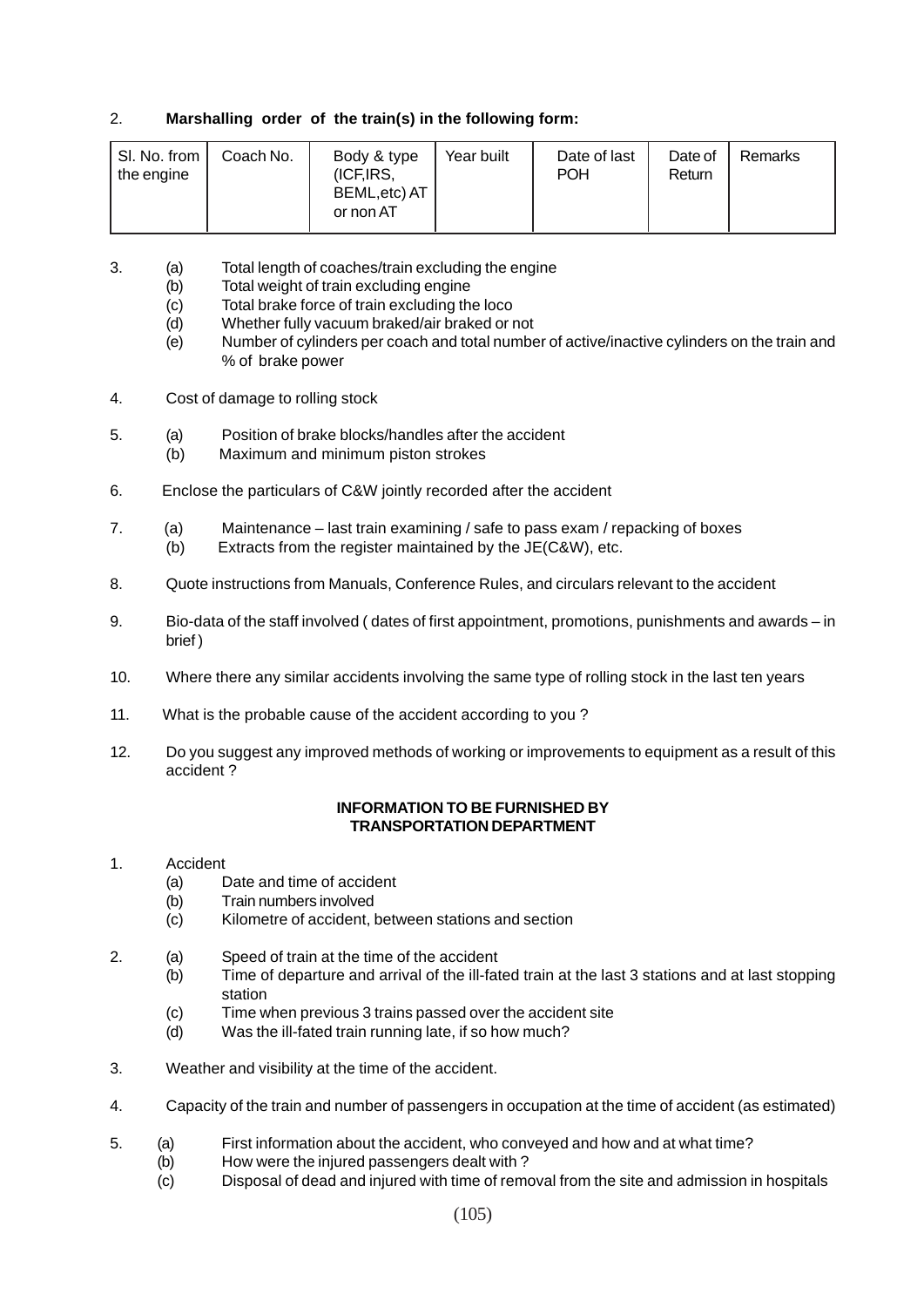2. **Marshalling order of the train(s) in the following form:**

| Sl. No. from the engine | Coach No. | Body & type (ICF,IRS, BEML,etc) AT or non AT | Year built | Date of last POH | Date of Return | Remarks |
|---|---|---|---|---|---|---|
| | | | | | | |

3. (a) Total length of coaches/train excluding the engine
   (b) Total weight of train excluding engine
   (c) Total brake force of train excluding the loco
   (d) Whether fully vacuum braked/air braked or not
   (e) Number of cylinders per coach and total number of active/inactive cylinders on the train and % of brake power

4. Cost of damage to rolling stock

5. (a) Position of brake blocks/handles after the accident
   (b) Maximum and minimum piston strokes

6. Enclose the particulars of C&W jointly recorded after the accident

7. (a) Maintenance – last train examining / safe to pass exam / repacking of boxes
   (b) Extracts from the register maintained by the JE(C&W), etc.

8. Quote instructions from Manuals, Conference Rules, and circulars relevant to the accident

9. Bio-data of the staff involved ( dates of first appointment, promotions, punishments and awards – in brief )

10. Where there any similar accidents involving the same type of rolling stock in the last ten years

11. What is the probable cause of the accident according to you ?

12. Do you suggest any improved methods of working or improvements to equipment as a result of this accident ?

**INFORMATION TO BE FURNISHED BY TRANSPORTATION DEPARTMENT**

1. Accident
   (a) Date and time of accident
   (b) Train numbers involved
   (c) Kilometre of accident, between stations and section

2. (a) Speed of train at the time of the accident
   (b) Time of departure and arrival of the ill-fated train at the last 3 stations and at last stopping station
   (c) Time when previous 3 trains passed over the accident site
   (d) Was the ill-fated train running late, if so how much?

3. Weather and visibility at the time of the accident.

4. Capacity of the train and number of passengers in occupation at the time of accident (as estimated)

5. (a) First information about the accident, who conveyed and how and at what time?
   (b) How were the injured passengers dealt with ?
   (c) Disposal of dead and injured with time of removal from the site and admission in hospitals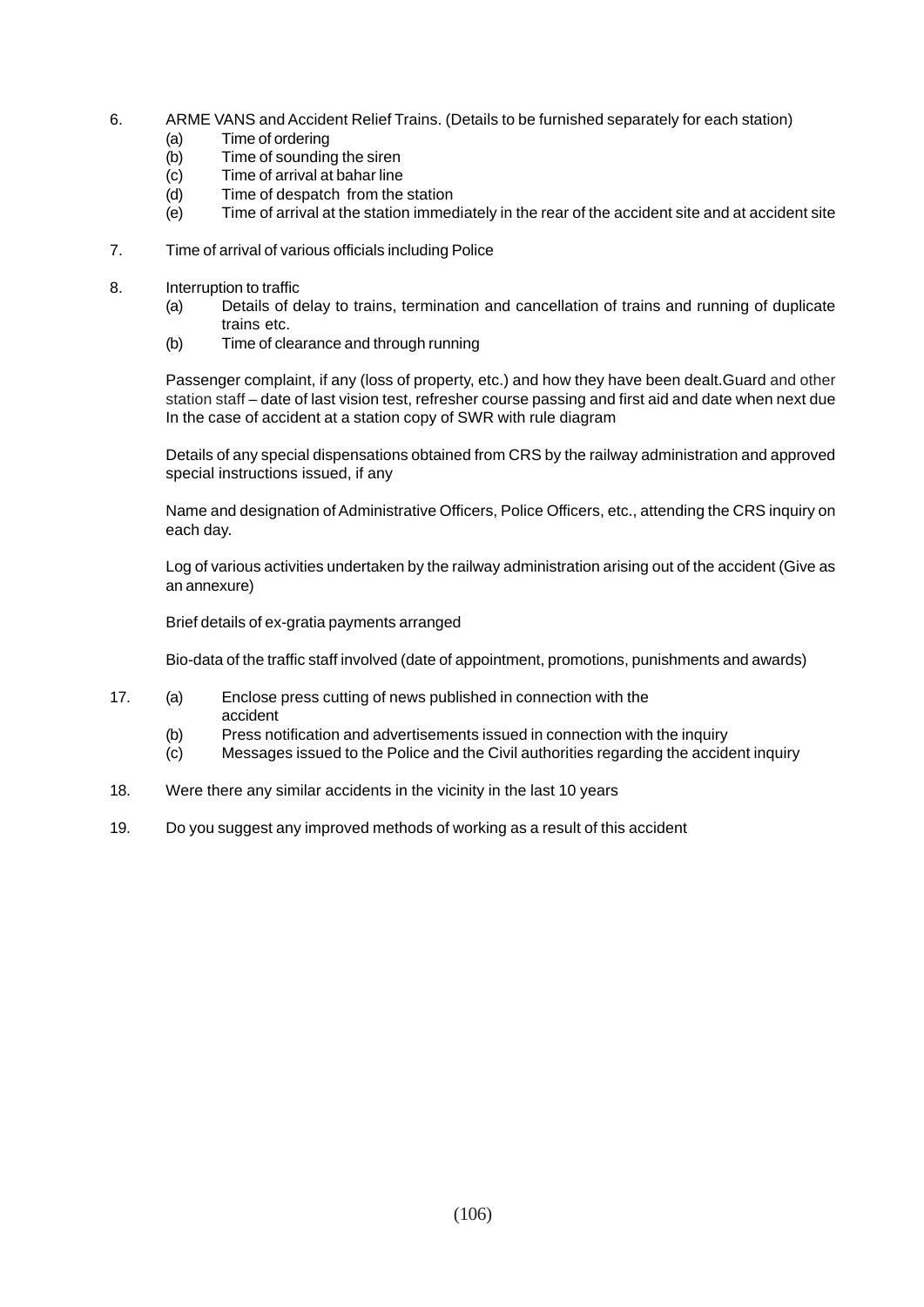6. ARME VANS and Accident Relief Trains. (Details to be furnished separately for each station)
   (a) Time of ordering
   (b) Time of sounding the siren
   (c) Time of arrival at bahar line
   (d) Time of despatch from the station
   (e) Time of arrival at the station immediately in the rear of the accident site and at accident site

7. Time of arrival of various officials including Police

8. Interruption to traffic
   (a) Details of delay to trains, termination and cancellation of trains and running of duplicate trains etc.
   (b) Time of clearance and through running

   Passenger complaint, if any (loss of property, etc.) and how they have been dealt.Guard and other station staff – date of last vision test, refresher course passing and first aid and date when next due In the case of accident at a station copy of SWR with rule diagram

   Details of any special dispensations obtained from CRS by the railway administration and approved special instructions issued, if any

   Name and designation of Administrative Officers, Police Officers, etc., attending the CRS inquiry on each day.

   Log of various activities undertaken by the railway administration arising out of the accident (Give as an annexure)

   Brief details of ex-gratia payments arranged

   Bio-data of the traffic staff involved (date of appointment, promotions, punishments and awards)

17. (a) Enclose press cutting of news published in connection with the accident
    (b) Press notification and advertisements issued in connection with the inquiry
    (c) Messages issued to the Police and the Civil authorities regarding the accident inquiry

18. Were there any similar accidents in the vicinity in the last 10 years

19. Do you suggest any improved methods of working as a result of this accident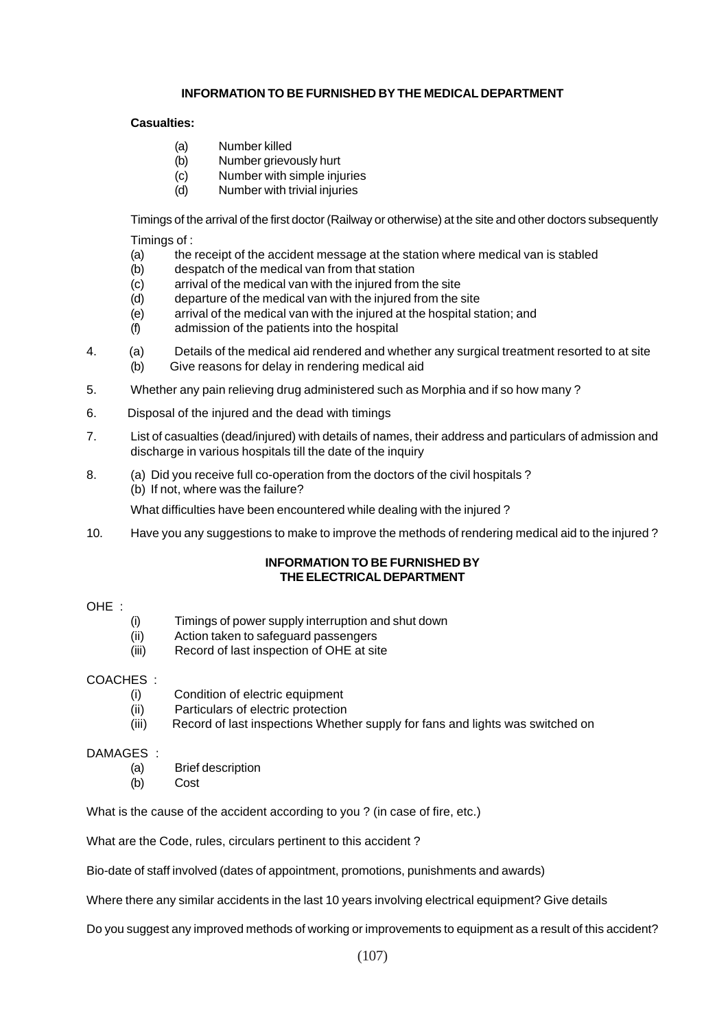## INFORMATION TO BE FURNISHED BY THE MEDICAL DEPARTMENT

**Casualties:**

(a) Number killed
(b) Number grievously hurt
(c) Number with simple injuries
(d) Number with trivial injuries

Timings of the arrival of the first doctor (Railway or otherwise) at the site and other doctors subsequently

Timings of :

(a) the receipt of the accident message at the station where medical van is stabled
(b) despatch of the medical van from that station
(c) arrival of the medical van with the injured from the site
(d) departure of the medical van with the injured from the site
(e) arrival of the medical van with the injured at the hospital station; and
(f) admission of the patients into the hospital

4. (a) Details of the medical aid rendered and whether any surgical treatment resorted to at site
   (b) Give reasons for delay in rendering medical aid

5. Whether any pain relieving drug administered such as Morphia and if so how many ?

6. Disposal of the injured and the dead with timings

7. List of casualties (dead/injured) with details of names, their address and particulars of admission and discharge in various hospitals till the date of the inquiry

8. (a) Did you receive full co-operation from the doctors of the civil hospitals ?
   (b) If not, where was the failure?

What difficulties have been encountered while dealing with the injured ?

10. Have you any suggestions to make to improve the methods of rendering medical aid to the injured ?

## INFORMATION TO BE FURNISHED BY THE ELECTRICAL DEPARTMENT

OHE :

(i) Timings of power supply interruption and shut down
(ii) Action taken to safeguard passengers
(iii) Record of last inspection of OHE at site

COACHES :

(i) Condition of electric equipment
(ii) Particulars of electric protection
(iii) Record of last inspections Whether supply for fans and lights was switched on

DAMAGES :

(a) Brief description
(b) Cost

What is the cause of the accident according to you ? (in case of fire, etc.)

What are the Code, rules, circulars pertinent to this accident ?

Bio-date of staff involved (dates of appointment, promotions, punishments and awards)

Where there any similar accidents in the last 10 years involving electrical equipment? Give details

Do you suggest any improved methods of working or improvements to equipment as a result of this accident?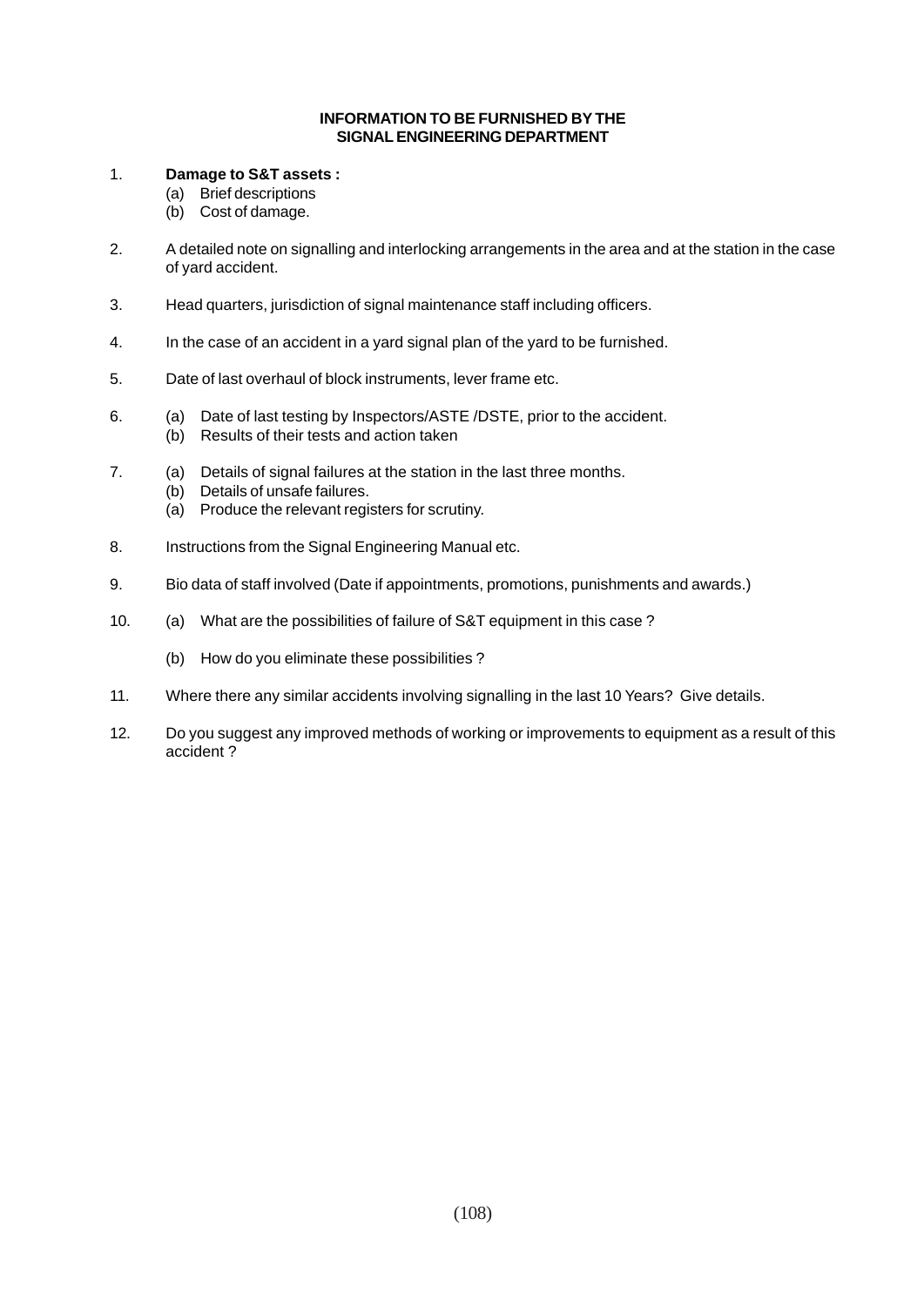## INFORMATION TO BE FURNISHED BY THE SIGNAL ENGINEERING DEPARTMENT

1. **Damage to S&T assets :**
   - (a) Brief descriptions
   - (b) Cost of damage.

2. A detailed note on signalling and interlocking arrangements in the area and at the station in the case of yard accident.

3. Head quarters, jurisdiction of signal maintenance staff including officers.

4. In the case of an accident in a yard signal plan of the yard to be furnished.

5. Date of last overhaul of block instruments, lever frame etc.

6. (a) Date of last testing by Inspectors/ASTE /DSTE, prior to the accident.
   (b) Results of their tests and action taken

7. (a) Details of signal failures at the station in the last three months.
   (b) Details of unsafe failures.
   (a) Produce the relevant registers for scrutiny.

8. Instructions from the Signal Engineering Manual etc.

9. Bio data of staff involved (Date if appointments, promotions, punishments and awards.)

10. (a) What are the possibilities of failure of S&T equipment in this case ?

    (b) How do you eliminate these possibilities ?

11. Where there any similar accidents involving signalling in the last 10 Years? Give details.

12. Do you suggest any improved methods of working or improvements to equipment as a result of this accident ?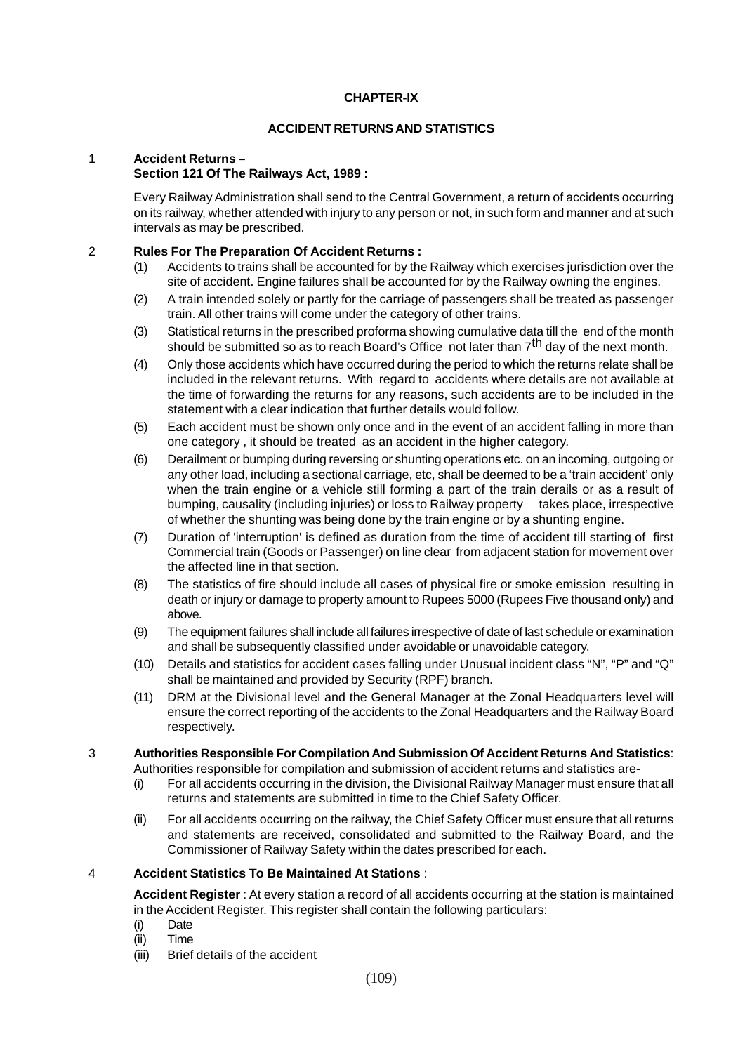# CHAPTER-IX

## ACCIDENT RETURNS AND STATISTICS

### 1 Accident Returns – Section 121 Of The Railways Act, 1989 :

Every Railway Administration shall send to the Central Government, a return of accidents occurring on its railway, whether attended with injury to any person or not, in such form and manner and at such intervals as may be prescribed.

### 2 Rules For The Preparation Of Accident Returns :

(1) Accidents to trains shall be accounted for by the Railway which exercises jurisdiction over the site of accident. Engine failures shall be accounted for by the Railway owning the engines.

(2) A train intended solely or partly for the carriage of passengers shall be treated as passenger train. All other trains will come under the category of other trains.

(3) Statistical returns in the prescribed proforma showing cumulative data till the end of the month should be submitted so as to reach Board's Office not later than 7th day of the next month.

(4) Only those accidents which have occurred during the period to which the returns relate shall be included in the relevant returns. With regard to accidents where details are not available at the time of forwarding the returns for any reasons, such accidents are to be included in the statement with a clear indication that further details would follow.

(5) Each accident must be shown only once and in the event of an accident falling in more than one category , it should be treated as an accident in the higher category.

(6) Derailment or bumping during reversing or shunting operations etc. on an incoming, outgoing or any other load, including a sectional carriage, etc, shall be deemed to be a 'train accident' only when the train engine or a vehicle still forming a part of the train derails or as a result of bumping, causality (including injuries) or loss to Railway property takes place, irrespective of whether the shunting was being done by the train engine or by a shunting engine.

(7) Duration of 'interruption' is defined as duration from the time of accident till starting of first Commercial train (Goods or Passenger) on line clear from adjacent station for movement over the affected line in that section.

(8) The statistics of fire should include all cases of physical fire or smoke emission resulting in death or injury or damage to property amount to Rupees 5000 (Rupees Five thousand only) and above.

(9) The equipment failures shall include all failures irrespective of date of last schedule or examination and shall be subsequently classified under avoidable or unavoidable category.

(10) Details and statistics for accident cases falling under Unusual incident class "N", "P" and "Q" shall be maintained and provided by Security (RPF) branch.

(11) DRM at the Divisional level and the General Manager at the Zonal Headquarters level will ensure the correct reporting of the accidents to the Zonal Headquarters and the Railway Board respectively.

### 3 Authorities Responsible For Compilation And Submission Of Accident Returns And Statistics:

Authorities responsible for compilation and submission of accident returns and statistics are-

(i) For all accidents occurring in the division, the Divisional Railway Manager must ensure that all returns and statements are submitted in time to the Chief Safety Officer.

(ii) For all accidents occurring on the railway, the Chief Safety Officer must ensure that all returns and statements are received, consolidated and submitted to the Railway Board, and the Commissioner of Railway Safety within the dates prescribed for each.

### 4 Accident Statistics To Be Maintained At Stations :

**Accident Register** : At every station a record of all accidents occurring at the station is maintained in the Accident Register. This register shall contain the following particulars:

(i) Date
(ii) Time
(iii) Brief details of the accident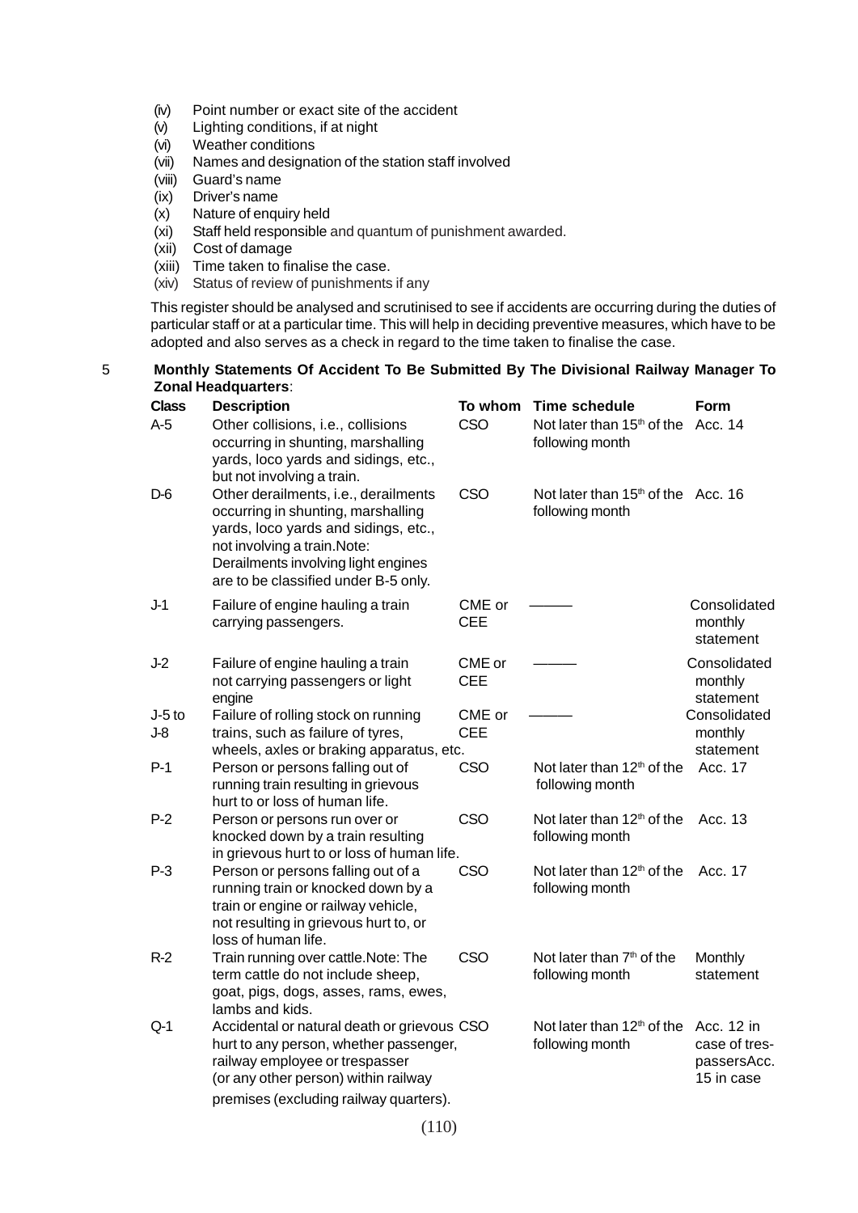(iv) Point number or exact site of the accident
(v) Lighting conditions, if at night
(vi) Weather conditions
(vii) Names and designation of the station staff involved
(viii) Guard's name
(ix) Driver's name
(x) Nature of enquiry held
(xi) Staff held responsible and quantum of punishment awarded.
(xii) Cost of damage
(xiii) Time taken to finalise the case.
(xiv) Status of review of punishments if any

This register should be analysed and scrutinised to see if accidents are occurring during the duties of particular staff or at a particular time. This will help in deciding preventive measures, which have to be adopted and also serves as a check in regard to the time taken to finalise the case.

5 **Monthly Statements Of Accident To Be Submitted By The Divisional Railway Manager To Zonal Headquarters**:

| Class | Description | To whom | Time schedule | Form |
|---|---|---|---|---|
| A-5 | Other collisions, i.e., collisions occurring in shunting, marshalling yards, loco yards and sidings, etc., but not involving a train. | CSO | Not later than 15th of the following month | Acc. 14 |
| D-6 | Other derailments, i.e., derailments occurring in shunting, marshalling yards, loco yards and sidings, etc., not involving a train.Note: Derailments involving light engines are to be classified under B-5 only. | CSO | Not later than 15th of the following month | Acc. 16 |
| J-1 | Failure of engine hauling a train carrying passengers. | CME or CEE | ——— | Consolidated monthly statement |
| J-2 | Failure of engine hauling a train not carrying passengers or light engine | CME or CEE | ——— | Consolidated monthly statement |
| J-5 to J-8 | Failure of rolling stock on running trains, such as failure of tyres, wheels, axles or braking apparatus, etc. | CME or CEE | ——— | Consolidated monthly statement |
| P-1 | Person or persons falling out of running train resulting in grievous hurt to or loss of human life. | CSO | Not later than 12th of the following month | Acc. 17 |
| P-2 | Person or persons run over or knocked down by a train resulting in grievous hurt to or loss of human life. | CSO | Not later than 12th of the following month | Acc. 13 |
| P-3 | Person or persons falling out of a running train or knocked down by a train or engine or railway vehicle, not resulting in grievous hurt to, or loss of human life. | CSO | Not later than 12th of the following month | Acc. 17 |
| R-2 | Train running over cattle.Note: The term cattle do not include sheep, goat, pigs, dogs, asses, rams, ewes, lambs and kids. | CSO | Not later than 7th of the following month | Monthly statement |
| Q-1 | Accidental or natural death or grievous hurt to any person, whether passenger, railway employee or trespasser (or any other person) within railway premises (excluding railway quarters). | CSO | Not later than 12th of the following month | Acc. 12 in case of tres-passersAcc. 15 in case |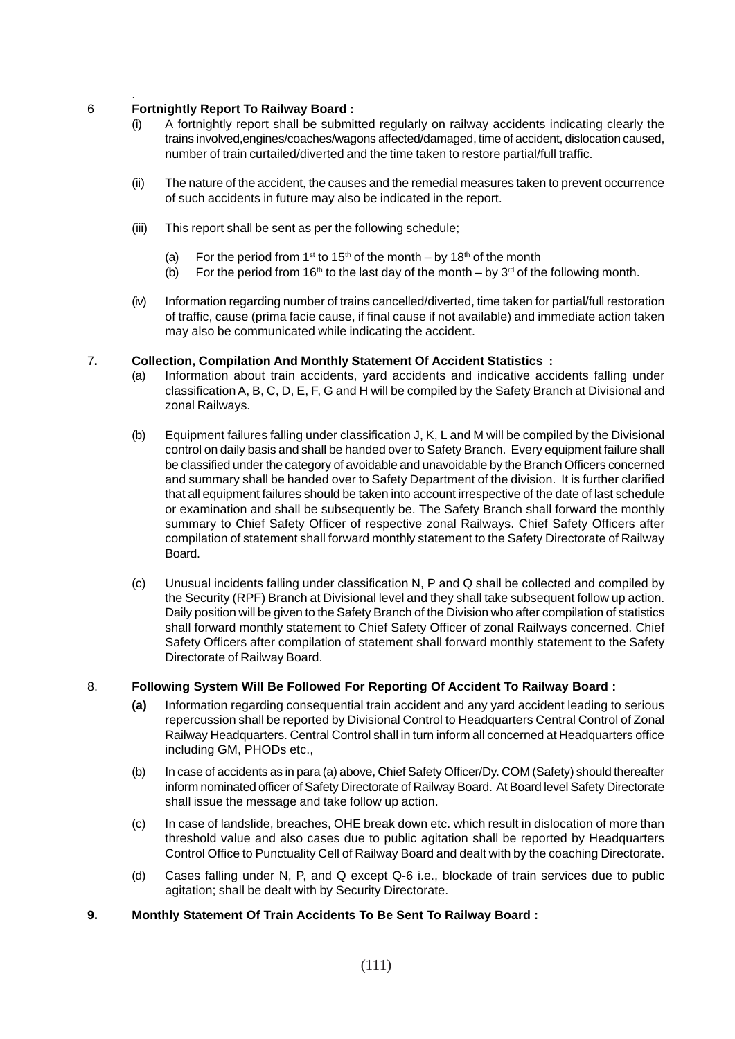## 6 Fortnightly Report To Railway Board :

(i) A fortnightly report shall be submitted regularly on railway accidents indicating clearly the trains involved,engines/coaches/wagons affected/damaged, time of accident, dislocation caused, number of train curtailed/diverted and the time taken to restore partial/full traffic.

(ii) The nature of the accident, the causes and the remedial measures taken to prevent occurrence of such accidents in future may also be indicated in the report.

(iii) This report shall be sent as per the following schedule;

(a) For the period from 1st to 15th of the month – by 18th of the month

(b) For the period from 16th to the last day of the month – by 3rd of the following month.

(iv) Information regarding number of trains cancelled/diverted, time taken for partial/full restoration of traffic, cause (prima facie cause, if final cause if not available) and immediate action taken may also be communicated while indicating the accident.

## 7. Collection, Compilation And Monthly Statement Of Accident Statistics :

(a) Information about train accidents, yard accidents and indicative accidents falling under classification A, B, C, D, E, F, G and H will be compiled by the Safety Branch at Divisional and zonal Railways.

(b) Equipment failures falling under classification J, K, L and M will be compiled by the Divisional control on daily basis and shall be handed over to Safety Branch. Every equipment failure shall be classified under the category of avoidable and unavoidable by the Branch Officers concerned and summary shall be handed over to Safety Department of the division. It is further clarified that all equipment failures should be taken into account irrespective of the date of last schedule or examination and shall be subsequently be. The Safety Branch shall forward the monthly summary to Chief Safety Officer of respective zonal Railways. Chief Safety Officers after compilation of statement shall forward monthly statement to the Safety Directorate of Railway Board.

(c) Unusual incidents falling under classification N, P and Q shall be collected and compiled by the Security (RPF) Branch at Divisional level and they shall take subsequent follow up action. Daily position will be given to the Safety Branch of the Division who after compilation of statistics shall forward monthly statement to Chief Safety Officer of zonal Railways concerned. Chief Safety Officers after compilation of statement shall forward monthly statement to the Safety Directorate of Railway Board.

## 8. Following System Will Be Followed For Reporting Of Accident To Railway Board :

**(a)** Information regarding consequential train accident and any yard accident leading to serious repercussion shall be reported by Divisional Control to Headquarters Central Control of Zonal Railway Headquarters. Central Control shall in turn inform all concerned at Headquarters office including GM, PHODs etc.,

(b) In case of accidents as in para (a) above, Chief Safety Officer/Dy. COM (Safety) should thereafter inform nominated officer of Safety Directorate of Railway Board. At Board level Safety Directorate shall issue the message and take follow up action.

(c) In case of landslide, breaches, OHE break down etc. which result in dislocation of more than threshold value and also cases due to public agitation shall be reported by Headquarters Control Office to Punctuality Cell of Railway Board and dealt with by the coaching Directorate.

(d) Cases falling under N, P, and Q except Q-6 i.e., blockade of train services due to public agitation; shall be dealt with by Security Directorate.

## 9. Monthly Statement Of Train Accidents To Be Sent To Railway Board :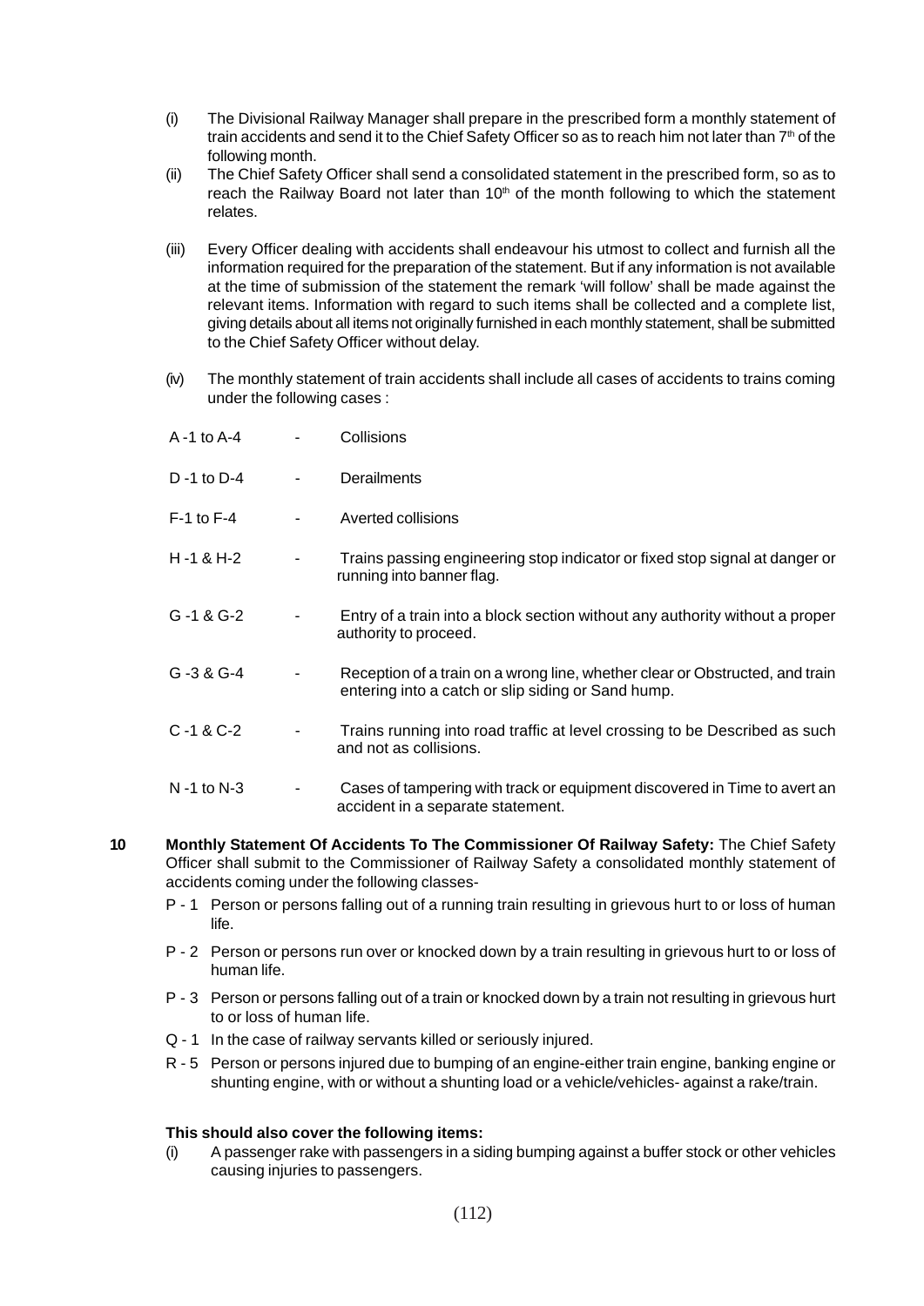(i) The Divisional Railway Manager shall prepare in the prescribed form a monthly statement of train accidents and send it to the Chief Safety Officer so as to reach him not later than 7th of the following month.

(ii) The Chief Safety Officer shall send a consolidated statement in the prescribed form, so as to reach the Railway Board not later than 10th of the month following to which the statement relates.

(iii) Every Officer dealing with accidents shall endeavour his utmost to collect and furnish all the information required for the preparation of the statement. But if any information is not available at the time of submission of the statement the remark 'will follow' shall be made against the relevant items. Information with regard to such items shall be collected and a complete list, giving details about all items not originally furnished in each monthly statement, shall be submitted to the Chief Safety Officer without delay.

(iv) The monthly statement of train accidents shall include all cases of accidents to trains coming under the following cases :

| | | |
|---|---|---|
| A -1 to A-4 | - | Collisions |
| D -1 to D-4 | - | Derailments |
| F-1 to F-4 | - | Averted collisions |
| H -1 & H-2 | - | Trains passing engineering stop indicator or fixed stop signal at danger or running into banner flag. |
| G -1 & G-2 | - | Entry of a train into a block section without any authority without a proper authority to proceed. |
| G -3 & G-4 | - | Reception of a train on a wrong line, whether clear or Obstructed, and train entering into a catch or slip siding or Sand hump. |
| C -1 & C-2 | - | Trains running into road traffic at level crossing to be Described as such and not as collisions. |
| N -1 to N-3 | - | Cases of tampering with track or equipment discovered in Time to avert an accident in a separate statement. |

**10 Monthly Statement Of Accidents To The Commissioner Of Railway Safety:** The Chief Safety Officer shall submit to the Commissioner of Railway Safety a consolidated monthly statement of accidents coming under the following classes-

P - 1 Person or persons falling out of a running train resulting in grievous hurt to or loss of human life.

P - 2 Person or persons run over or knocked down by a train resulting in grievous hurt to or loss of human life.

P - 3 Person or persons falling out of a train or knocked down by a train not resulting in grievous hurt to or loss of human life.

Q - 1 In the case of railway servants killed or seriously injured.

R - 5 Person or persons injured due to bumping of an engine-either train engine, banking engine or shunting engine, with or without a shunting load or a vehicle/vehicles- against a rake/train.

**This should also cover the following items:**

(i) A passenger rake with passengers in a siding bumping against a buffer stock or other vehicles causing injuries to passengers.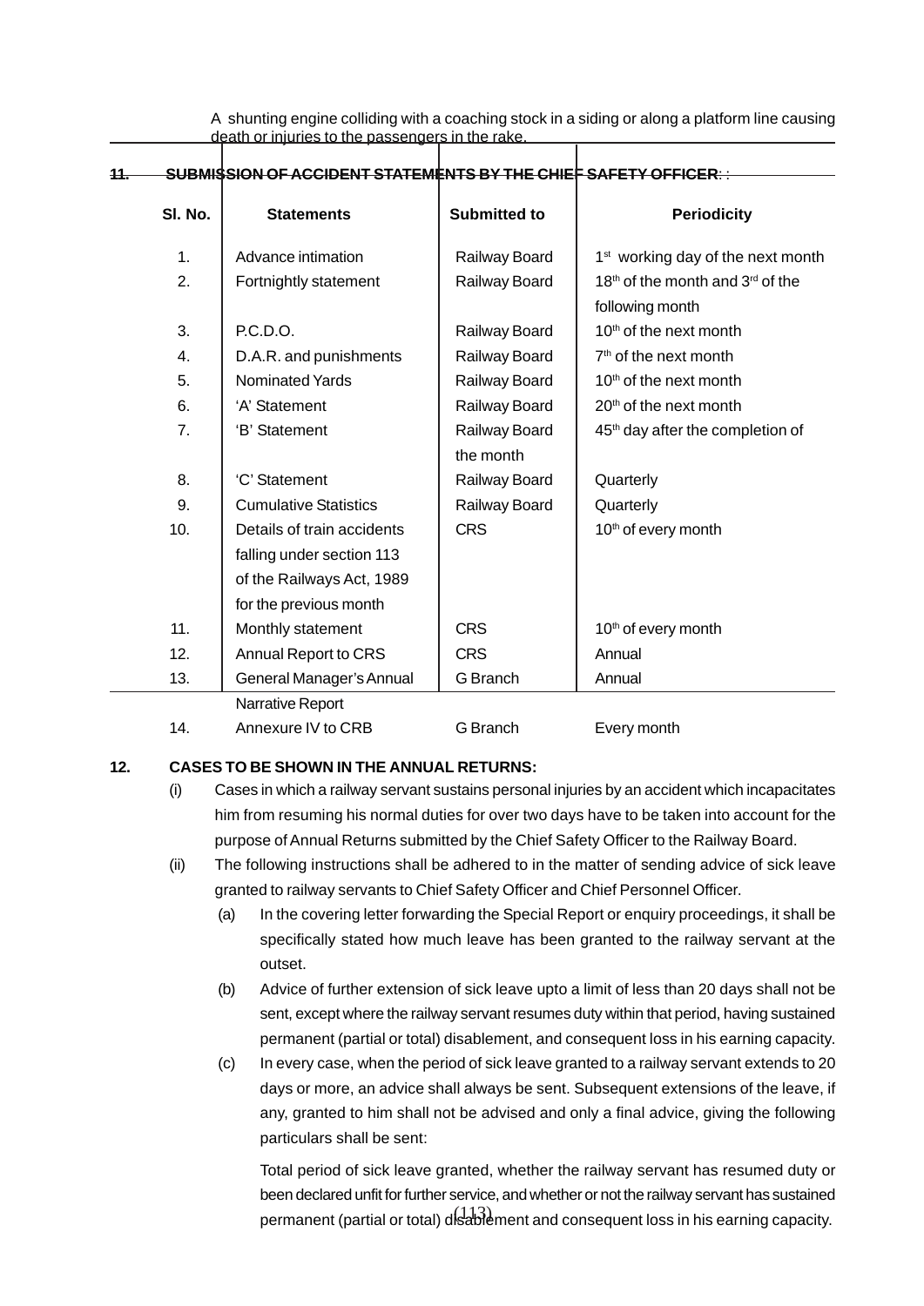A shunting engine colliding with a coaching stock in a siding or along a platform line causing death or injuries to the passengers in the rake.

## 11. SUBMISSION OF ACCIDENT STATEMENTS BY THE CHIEF SAFETY OFFICER: :

| Sl. No. | Statements | Submitted to | Periodicity |
|---|---|---|---|
| 1. | Advance intimation | Railway Board | 1st working day of the next month |
| 2. | Fortnightly statement | Railway Board | 18th of the month and 3rd of the following month |
| 3. | P.C.D.O. | Railway Board | 10th of the next month |
| 4. | D.A.R. and punishments | Railway Board | 7th of the next month |
| 5. | Nominated Yards | Railway Board | 10th of the next month |
| 6. | 'A' Statement | Railway Board | 20th of the next month |
| 7. | 'B' Statement | Railway Board | 45th day after the completion of the month |
| 8. | 'C' Statement | Railway Board | Quarterly |
| 9. | Cumulative Statistics | Railway Board | Quarterly |
| 10. | Details of train accidents falling under section 113 of the Railways Act, 1989 for the previous month | CRS | 10th of every month |
| 11. | Monthly statement | CRS | 10th of every month |
| 12. | Annual Report to CRS | CRS | Annual |
| 13. | General Manager's Annual Narrative Report | G Branch | Annual |
| 14. | Annexure IV to CRB | G Branch | Every month |

## 12. CASES TO BE SHOWN IN THE ANNUAL RETURNS:

(i) Cases in which a railway servant sustains personal injuries by an accident which incapacitates him from resuming his normal duties for over two days have to be taken into account for the purpose of Annual Returns submitted by the Chief Safety Officer to the Railway Board.

(ii) The following instructions shall be adhered to in the matter of sending advice of sick leave granted to railway servants to Chief Safety Officer and Chief Personnel Officer.

(a) In the covering letter forwarding the Special Report or enquiry proceedings, it shall be specifically stated how much leave has been granted to the railway servant at the outset.

(b) Advice of further extension of sick leave upto a limit of less than 20 days shall not be sent, except where the railway servant resumes duty within that period, having sustained permanent (partial or total) disablement, and consequent loss in his earning capacity.

(c) In every case, when the period of sick leave granted to a railway servant extends to 20 days or more, an advice shall always be sent. Subsequent extensions of the leave, if any, granted to him shall not be advised and only a final advice, giving the following particulars shall be sent:

Total period of sick leave granted, whether the railway servant has resumed duty or been declared unfit for further service, and whether or not the railway servant has sustained permanent (partial or total) disablement and consequent loss in his earning capacity.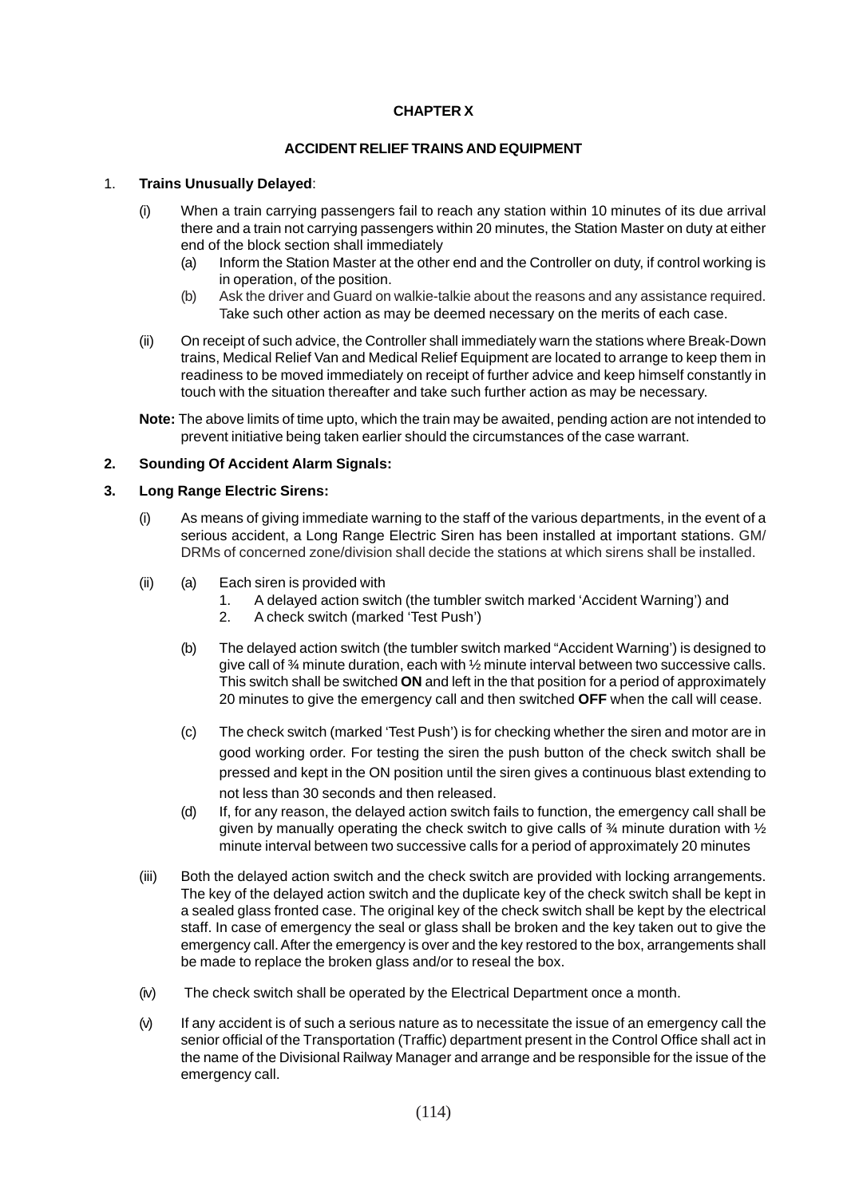**CHAPTER X**

**ACCIDENT RELIEF TRAINS AND EQUIPMENT**

1. **Trains Unusually Delayed**:

   (i) When a train carrying passengers fail to reach any station within 10 minutes of its due arrival there and a train not carrying passengers within 20 minutes, the Station Master on duty at either end of the block section shall immediately

   (a) Inform the Station Master at the other end and the Controller on duty, if control working is in operation, of the position.

   (b) Ask the driver and Guard on walkie-talkie about the reasons and any assistance required. Take such other action as may be deemed necessary on the merits of each case.

   (ii) On receipt of such advice, the Controller shall immediately warn the stations where Break-Down trains, Medical Relief Van and Medical Relief Equipment are located to arrange to keep them in readiness to be moved immediately on receipt of further advice and keep himself constantly in touch with the situation thereafter and take such further action as may be necessary.

   **Note:** The above limits of time upto, which the train may be awaited, pending action are not intended to prevent initiative being taken earlier should the circumstances of the case warrant.

2. **Sounding Of Accident Alarm Signals:**

3. **Long Range Electric Sirens:**

   (i) As means of giving immediate warning to the staff of the various departments, in the event of a serious accident, a Long Range Electric Siren has been installed at important stations. GM/ DRMs of concerned zone/division shall decide the stations at which sirens shall be installed.

   (ii) (a) Each siren is provided with

   1. A delayed action switch (the tumbler switch marked 'Accident Warning') and
   2. A check switch (marked 'Test Push')

   (b) The delayed action switch (the tumbler switch marked "Accident Warning") is designed to give call of ¾ minute duration, each with ½ minute interval between two successive calls. This switch shall be switched **ON** and left in the that position for a period of approximately 20 minutes to give the emergency call and then switched **OFF** when the call will cease.

   (c) The check switch (marked 'Test Push') is for checking whether the siren and motor are in good working order. For testing the siren the push button of the check switch shall be pressed and kept in the ON position until the siren gives a continuous blast extending to not less than 30 seconds and then released.

   (d) If, for any reason, the delayed action switch fails to function, the emergency call shall be given by manually operating the check switch to give calls of ¾ minute duration with ½ minute interval between two successive calls for a period of approximately 20 minutes

   (iii) Both the delayed action switch and the check switch are provided with locking arrangements. The key of the delayed action switch and the duplicate key of the check switch shall be kept in a sealed glass fronted case. The original key of the check switch shall be kept by the electrical staff. In case of emergency the seal or glass shall be broken and the key taken out to give the emergency call. After the emergency is over and the key restored to the box, arrangements shall be made to replace the broken glass and/or to reseal the box.

   (iv) The check switch shall be operated by the Electrical Department once a month.

   (v) If any accident is of such a serious nature as to necessitate the issue of an emergency call the senior official of the Transportation (Traffic) department present in the Control Office shall act in the name of the Divisional Railway Manager and arrange and be responsible for the issue of the emergency call.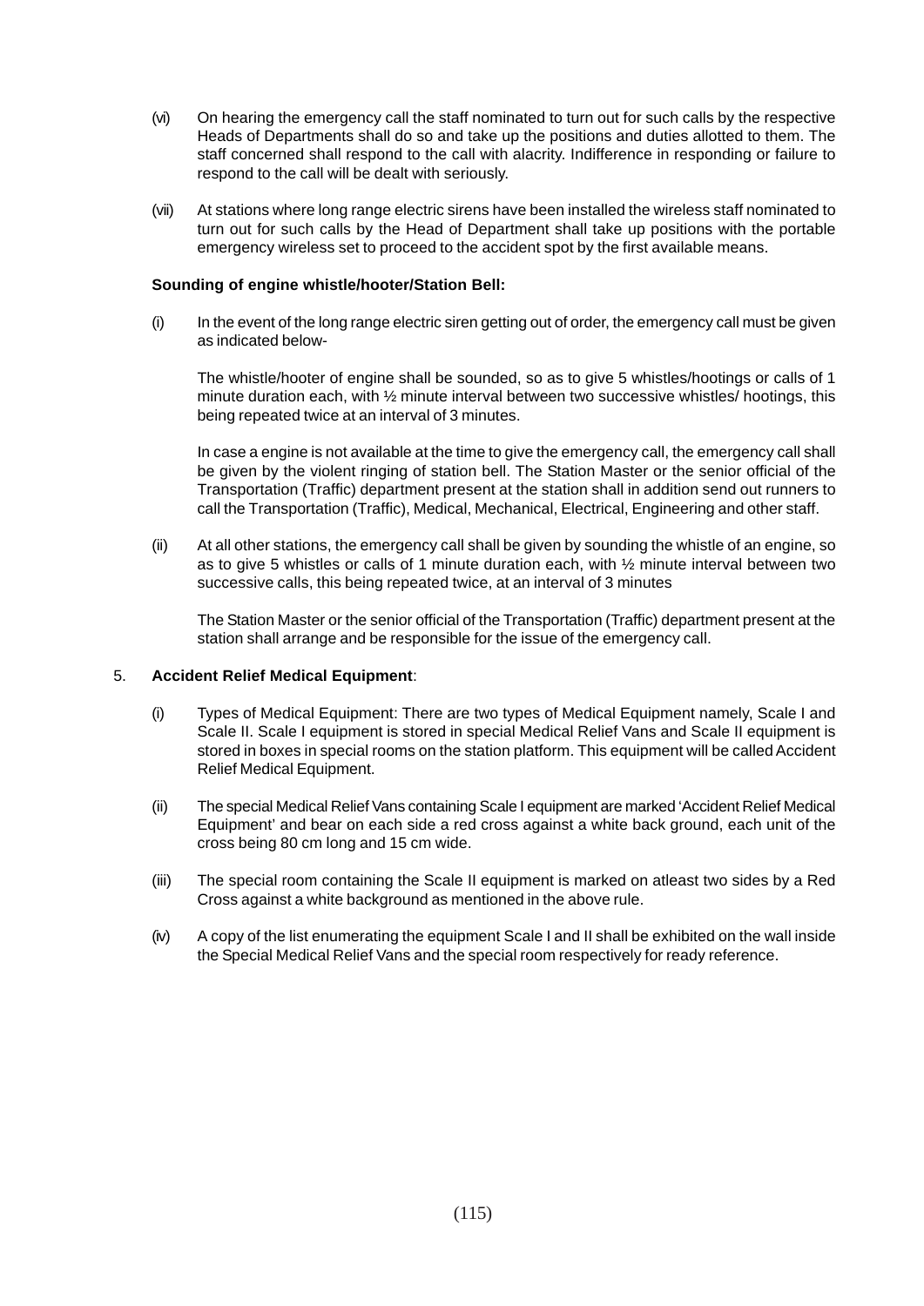(vi) On hearing the emergency call the staff nominated to turn out for such calls by the respective Heads of Departments shall do so and take up the positions and duties allotted to them. The staff concerned shall respond to the call with alacrity. Indifference in responding or failure to respond to the call will be dealt with seriously.

(vii) At stations where long range electric sirens have been installed the wireless staff nominated to turn out for such calls by the Head of Department shall take up positions with the portable emergency wireless set to proceed to the accident spot by the first available means.

**Sounding of engine whistle/hooter/Station Bell:**

(i) In the event of the long range electric siren getting out of order, the emergency call must be given as indicated below-

The whistle/hooter of engine shall be sounded, so as to give 5 whistles/hootings or calls of 1 minute duration each, with ½ minute interval between two successive whistles/ hootings, this being repeated twice at an interval of 3 minutes.

In case a engine is not available at the time to give the emergency call, the emergency call shall be given by the violent ringing of station bell. The Station Master or the senior official of the Transportation (Traffic) department present at the station shall in addition send out runners to call the Transportation (Traffic), Medical, Mechanical, Electrical, Engineering and other staff.

(ii) At all other stations, the emergency call shall be given by sounding the whistle of an engine, so as to give 5 whistles or calls of 1 minute duration each, with ½ minute interval between two successive calls, this being repeated twice, at an interval of 3 minutes

The Station Master or the senior official of the Transportation (Traffic) department present at the station shall arrange and be responsible for the issue of the emergency call.

5. **Accident Relief Medical Equipment**:

(i) Types of Medical Equipment: There are two types of Medical Equipment namely, Scale I and Scale II. Scale I equipment is stored in special Medical Relief Vans and Scale II equipment is stored in boxes in special rooms on the station platform. This equipment will be called Accident Relief Medical Equipment.

(ii) The special Medical Relief Vans containing Scale I equipment are marked 'Accident Relief Medical Equipment' and bear on each side a red cross against a white back ground, each unit of the cross being 80 cm long and 15 cm wide.

(iii) The special room containing the Scale II equipment is marked on atleast two sides by a Red Cross against a white background as mentioned in the above rule.

(iv) A copy of the list enumerating the equipment Scale I and II shall be exhibited on the wall inside the Special Medical Relief Vans and the special room respectively for ready reference.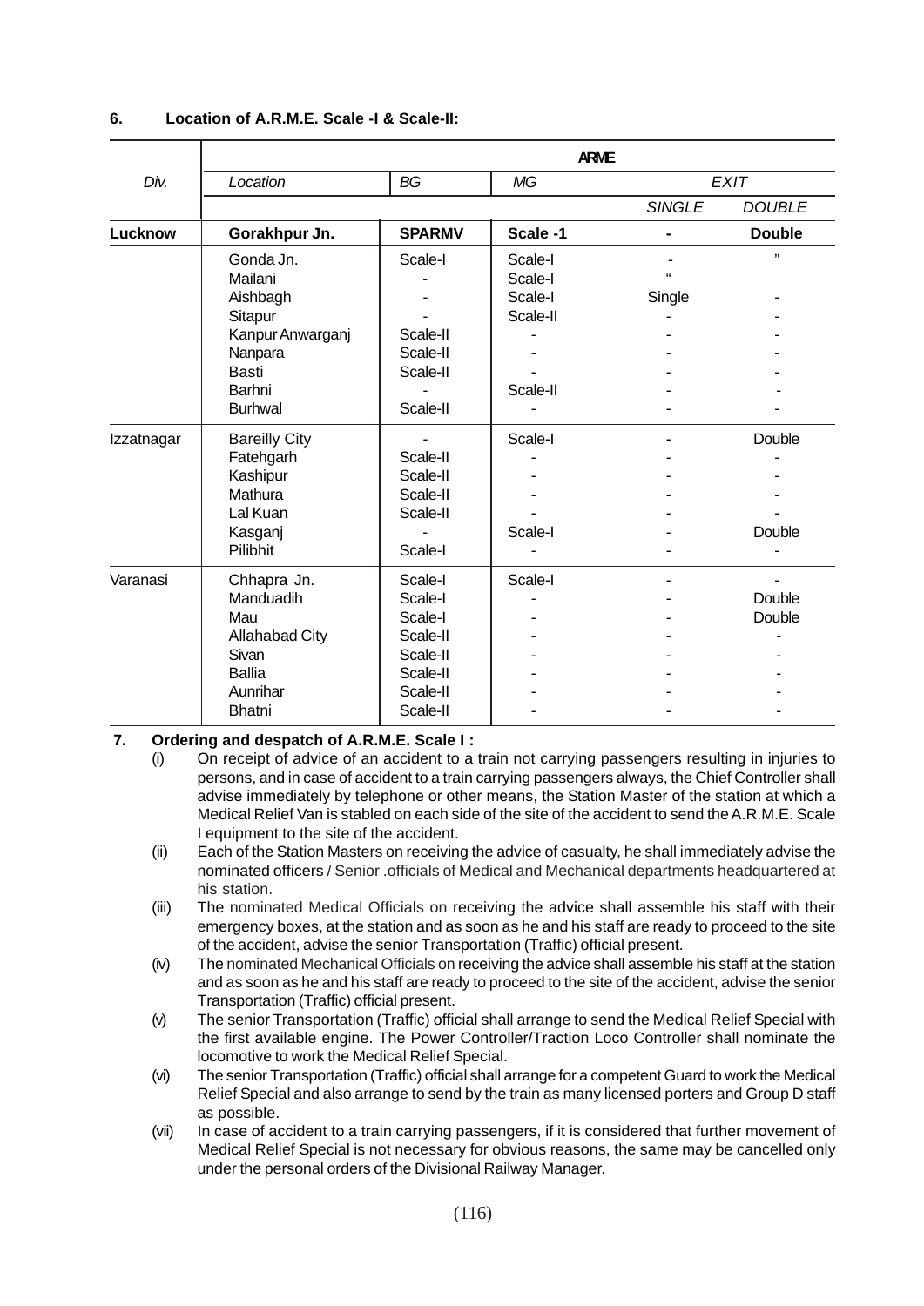**6. Location of A.R.M.E. Scale -I & Scale-II:**

| Div. | ARME | | | | |
|---|---|---|---|---|---|
| | Location | BG | MG | EXIT | |
| | | | | SINGLE | DOUBLE |
| **Lucknow** | **Gorakhpur Jn.** | **SPARMV** | **Scale -1** | **-** | **Double** |
| | Gonda Jn. | Scale-I | Scale-I | - | " |
| | Mailani | - | Scale-I | " | |
| | Aishbagh | - | Scale-I | Single | - |
| | Sitapur | - | Scale-II | - | - |
| | Kanpur Anwarganj | Scale-II | - | - | - |
| | Nanpara | Scale-II | - | - | - |
| | Basti | Scale-II | - | - | - |
| | Barhni | - | Scale-II | - | - |
| | Burhwal | Scale-II | - | - | - |
| Izzatnagar | Bareilly City | - | Scale-I | - | Double |
| | Fatehgarh | Scale-II | - | - | - |
| | Kashipur | Scale-II | - | - | - |
| | Mathura | Scale-II | - | - | - |
| | Lal Kuan | Scale-II | - | - | - |
| | Kasganj | - | Scale-I | - | Double |
| | Pilibhit | Scale-I | - | - | - |
| Varanasi | Chhapra Jn. | Scale-I | Scale-I | - | - |
| | Manduadih | Scale-I | - | - | Double |
| | Mau | Scale-I | - | - | Double |
| | Allahabad City | Scale-II | - | - | - |
| | Sivan | Scale-II | - | - | - |
| | Ballia | Scale-II | - | - | - |
| | Aunrihar | Scale-II | - | - | - |
| | Bhatni | Scale-II | - | - | - |

**7. Ordering and despatch of A.R.M.E. Scale I :**

(i) On receipt of advice of an accident to a train not carrying passengers resulting in injuries to persons, and in case of accident to a train carrying passengers always, the Chief Controller shall advise immediately by telephone or other means, the Station Master of the station at which a Medical Relief Van is stabled on each side of the site of the accident to send the A.R.M.E. Scale I equipment to the site of the accident.

(ii) Each of the Station Masters on receiving the advice of casualty, he shall immediately advise the nominated officers / Senior .officials of Medical and Mechanical departments headquartered at his station.

(iii) The nominated Medical Officials on receiving the advice shall assemble his staff with their emergency boxes, at the station and as soon as he and his staff are ready to proceed to the site of the accident, advise the senior Transportation (Traffic) official present.

(iv) The nominated Mechanical Officials on receiving the advice shall assemble his staff at the station and as soon as he and his staff are ready to proceed to the site of the accident, advise the senior Transportation (Traffic) official present.

(v) The senior Transportation (Traffic) official shall arrange to send the Medical Relief Special with the first available engine. The Power Controller/Traction Loco Controller shall nominate the locomotive to work the Medical Relief Special.

(vi) The senior Transportation (Traffic) official shall arrange for a competent Guard to work the Medical Relief Special and also arrange to send by the train as many licensed porters and Group D staff as possible.

(vii) In case of accident to a train carrying passengers, if it is considered that further movement of Medical Relief Special is not necessary for obvious reasons, the same may be cancelled only under the personal orders of the Divisional Railway Manager.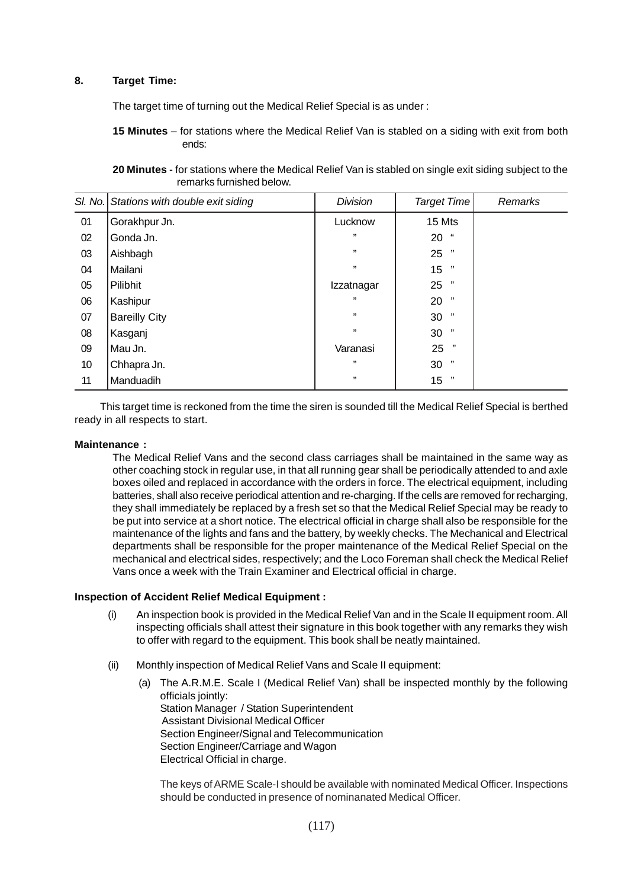**8. Target Time:**

The target time of turning out the Medical Relief Special is as under :

**15 Minutes** – for stations where the Medical Relief Van is stabled on a siding with exit from both ends:

**20 Minutes** - for stations where the Medical Relief Van is stabled on single exit siding subject to the remarks furnished below.

| *Sl. No.* | *Stations with double exit siding* | *Division* | *Target Time* | *Remarks* |
|---|---|---|---|---|
| 01 | Gorakhpur Jn. | Lucknow | 15 Mts | |
| 02 | Gonda Jn. | " | 20 " | |
| 03 | Aishbagh | " | 25 " | |
| 04 | Mailani | " | 15 " | |
| 05 | Pilibhit | Izzatnagar | 25 " | |
| 06 | Kashipur | " | 20 " | |
| 07 | Bareilly City | " | 30 " | |
| 08 | Kasganj | " | 30 " | |
| 09 | Mau Jn. | Varanasi | 25 " | |
| 10 | Chhapra Jn. | " | 30 " | |
| 11 | Manduadih | " | 15 " | |

This target time is reckoned from the time the siren is sounded till the Medical Relief Special is berthed ready in all respects to start.

**Maintenance :**

The Medical Relief Vans and the second class carriages shall be maintained in the same way as other coaching stock in regular use, in that all running gear shall be periodically attended to and axle boxes oiled and replaced in accordance with the orders in force. The electrical equipment, including batteries, shall also receive periodical attention and re-charging. If the cells are removed for recharging, they shall immediately be replaced by a fresh set so that the Medical Relief Special may be ready to be put into service at a short notice. The electrical official in charge shall also be responsible for the maintenance of the lights and fans and the battery, by weekly checks. The Mechanical and Electrical departments shall be responsible for the proper maintenance of the Medical Relief Special on the mechanical and electrical sides, respectively; and the Loco Foreman shall check the Medical Relief Vans once a week with the Train Examiner and Electrical official in charge.

**Inspection of Accident Relief Medical Equipment :**

(i) An inspection book is provided in the Medical Relief Van and in the Scale II equipment room. All inspecting officials shall attest their signature in this book together with any remarks they wish to offer with regard to the equipment. This book shall be neatly maintained.

(ii) Monthly inspection of Medical Relief Vans and Scale II equipment:

(a) The A.R.M.E. Scale I (Medical Relief Van) shall be inspected monthly by the following officials jointly:
Station Manager / Station Superintendent
Assistant Divisional Medical Officer
Section Engineer/Signal and Telecommunication
Section Engineer/Carriage and Wagon
Electrical Official in charge.

The keys of ARME Scale-I should be available with nominated Medical Officer. Inspections should be conducted in presence of nominanated Medical Officer.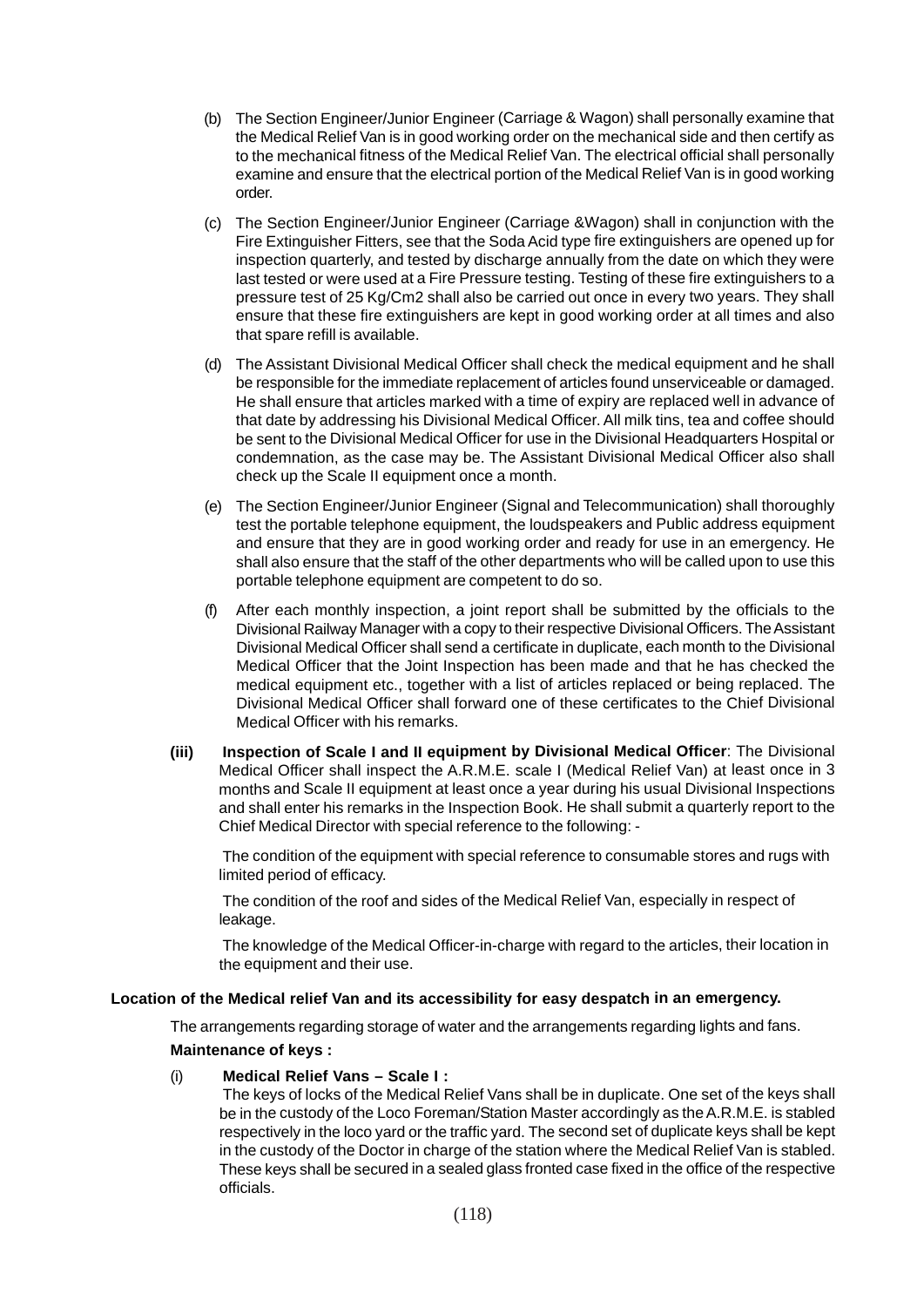(b) The Section Engineer/Junior Engineer (Carriage & Wagon) shall personally examine that the Medical Relief Van is in good working order on the mechanical side and then certify as to the mechanical fitness of the Medical Relief Van. The electrical official shall personally examine and ensure that the electrical portion of the Medical Relief Van is in good working order.

(c) The Section Engineer/Junior Engineer (Carriage &Wagon) shall in conjunction with the Fire Extinguisher Fitters, see that the Soda Acid type fire extinguishers are opened up for inspection quarterly, and tested by discharge annually from the date on which they were last tested or were used at a Fire Pressure testing. Testing of these fire extinguishers to a pressure test of 25 Kg/Cm2 shall also be carried out once in every two years. They shall ensure that these fire extinguishers are kept in good working order at all times and also that spare refill is available.

(d) The Assistant Divisional Medical Officer shall check the medical equipment and he shall be responsible for the immediate replacement of articles found unserviceable or damaged. He shall ensure that articles marked with a time of expiry are replaced well in advance of that date by addressing his Divisional Medical Officer. All milk tins, tea and coffee should be sent to the Divisional Medical Officer for use in the Divisional Headquarters Hospital or condemnation, as the case may be. The Assistant Divisional Medical Officer also shall check up the Scale II equipment once a month.

(e) The Section Engineer/Junior Engineer (Signal and Telecommunication) shall thoroughly test the portable telephone equipment, the loudspeakers and Public address equipment and ensure that they are in good working order and ready for use in an emergency. He shall also ensure that the staff of the other departments who will be called upon to use this portable telephone equipment are competent to do so.

(f) After each monthly inspection, a joint report shall be submitted by the officials to the Divisional Railway Manager with a copy to their respective Divisional Officers. The Assistant Divisional Medical Officer shall send a certificate in duplicate, each month to the Divisional Medical Officer that the Joint Inspection has been made and that he has checked the medical equipment etc., together with a list of articles replaced or being replaced. The Divisional Medical Officer shall forward one of these certificates to the Chief Divisional Medical Officer with his remarks.

**(iii) Inspection of Scale I and II equipment by Divisional Medical Officer**: The Divisional Medical Officer shall inspect the A.R.M.E. scale I (Medical Relief Van) at least once in 3 months and Scale II equipment at least once a year during his usual Divisional Inspections and shall enter his remarks in the Inspection Book. He shall submit a quarterly report to the Chief Medical Director with special reference to the following: -

The condition of the equipment with special reference to consumable stores and rugs with limited period of efficacy.

The condition of the roof and sides of the Medical Relief Van, especially in respect of leakage.

The knowledge of the Medical Officer-in-charge with regard to the articles, their location in the equipment and their use.

**Location of the Medical relief Van and its accessibility for easy despatch in an emergency.**

The arrangements regarding storage of water and the arrangements regarding lights and fans.

**Maintenance of keys :**

(i) **Medical Relief Vans – Scale I :**

The keys of locks of the Medical Relief Vans shall be in duplicate. One set of the keys shall be in the custody of the Loco Foreman/Station Master accordingly as the A.R.M.E. is stabled respectively in the loco yard or the traffic yard. The second set of duplicate keys shall be kept in the custody of the Doctor in charge of the station where the Medical Relief Van is stabled. These keys shall be secured in a sealed glass fronted case fixed in the office of the respective officials.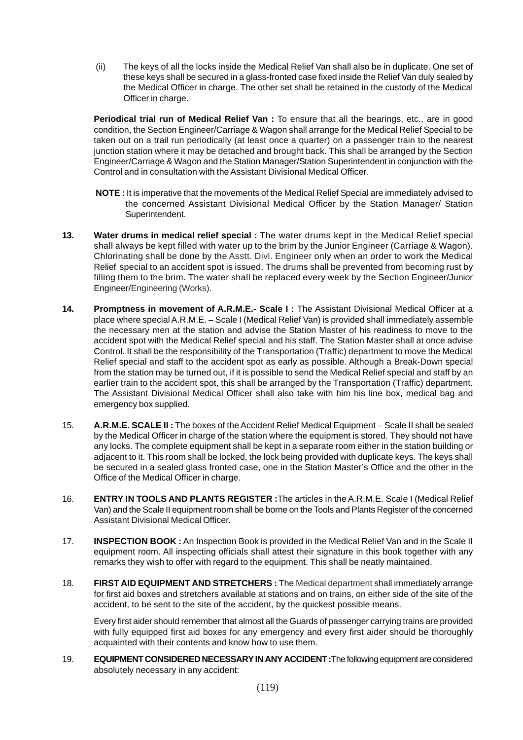(ii) The keys of all the locks inside the Medical Relief Van shall also be in duplicate. One set of these keys shall be secured in a glass-fronted case fixed inside the Relief Van duly sealed by the Medical Officer in charge. The other set shall be retained in the custody of the Medical Officer in charge.

**Periodical trial run of Medical Relief Van :** To ensure that all the bearings, etc., are in good condition, the Section Engineer/Carriage & Wagon shall arrange for the Medical Relief Special to be taken out on a trail run periodically (at least once a quarter) on a passenger train to the nearest junction station where it may be detached and brought back. This shall be arranged by the Section Engineer/Carriage & Wagon and the Station Manager/Station Superintendent in conjunction with the Control and in consultation with the Assistant Divisional Medical Officer.

**NOTE :** It is imperative that the movements of the Medical Relief Special are immediately advised to the concerned Assistant Divisional Medical Officer by the Station Manager/ Station Superintendent.

**13. Water drums in medical relief special :** The water drums kept in the Medical Relief special shall always be kept filled with water up to the brim by the Junior Engineer (Carriage & Wagon). Chlorinating shall be done by the Asstt. Divl. Engineer only when an order to work the Medical Relief special to an accident spot is issued. The drums shall be prevented from becoming rust by filling them to the brim. The water shall be replaced every week by the Section Engineer/Junior Engineer/Engineering (Works).

**14. Promptness in movement of A.R.M.E.- Scale I :** The Assistant Divisional Medical Officer at a place where special A.R.M.E. – Scale I (Medical Relief Van) is provided shall immediately assemble the necessary men at the station and advise the Station Master of his readiness to move to the accident spot with the Medical Relief special and his staff. The Station Master shall at once advise Control. It shall be the responsibility of the Transportation (Traffic) department to move the Medical Relief special and staff to the accident spot as early as possible. Although a Break-Down special from the station may be turned out, if it is possible to send the Medical Relief special and staff by an earlier train to the accident spot, this shall be arranged by the Transportation (Traffic) department. The Assistant Divisional Medical Officer shall also take with him his line box, medical bag and emergency box supplied.

15. **A.R.M.E. SCALE II :** The boxes of the Accident Relief Medical Equipment – Scale II shall be sealed by the Medical Officer in charge of the station where the equipment is stored. They should not have any locks. The complete equipment shall be kept in a separate room either in the station building or adjacent to it. This room shall be locked, the lock being provided with duplicate keys. The keys shall be secured in a sealed glass fronted case, one in the Station Master's Office and the other in the Office of the Medical Officer in charge.

16. **ENTRY IN TOOLS AND PLANTS REGISTER :** The articles in the A.R.M.E. Scale I (Medical Relief Van) and the Scale II equipment room shall be borne on the Tools and Plants Register of the concerned Assistant Divisional Medical Officer.

17. **INSPECTION BOOK :** An Inspection Book is provided in the Medical Relief Van and in the Scale II equipment room. All inspecting officials shall attest their signature in this book together with any remarks they wish to offer with regard to the equipment. This shall be neatly maintained.

18. **FIRST AID EQUIPMENT AND STRETCHERS :** The Medical department shall immediately arrange for first aid boxes and stretchers available at stations and on trains, on either side of the site of the accident, to be sent to the site of the accident, by the quickest possible means.

Every first aider should remember that almost all the Guards of passenger carrying trains are provided with fully equipped first aid boxes for any emergency and every first aider should be thoroughly acquainted with their contents and know how to use them.

19. **EQUIPMENT CONSIDERED NECESSARY IN ANY ACCIDENT :** The following equipment are considered absolutely necessary in any accident: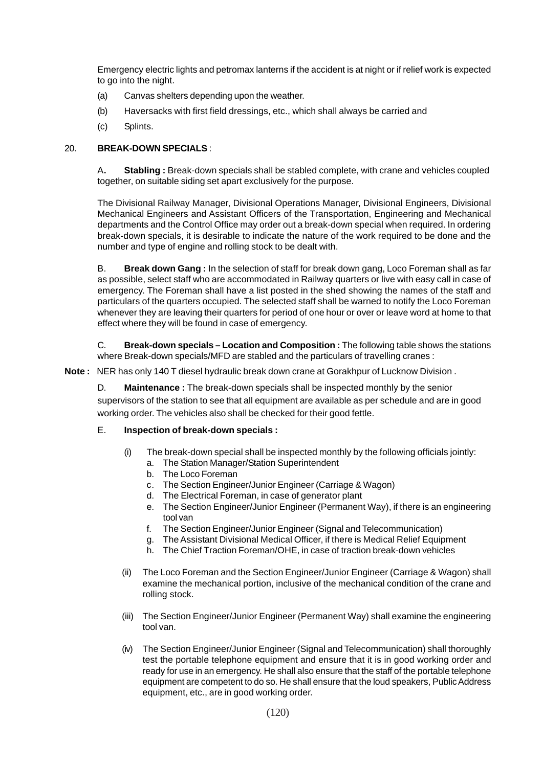Emergency electric lights and petromax lanterns if the accident is at night or if relief work is expected to go into the night.

(a) Canvas shelters depending upon the weather.

(b) Haversacks with first field dressings, etc., which shall always be carried and

(c) Splints.

20. **BREAK-DOWN SPECIALS** :

A**.** **Stabling :** Break-down specials shall be stabled complete, with crane and vehicles coupled together, on suitable siding set apart exclusively for the purpose.

The Divisional Railway Manager, Divisional Operations Manager, Divisional Engineers, Divisional Mechanical Engineers and Assistant Officers of the Transportation, Engineering and Mechanical departments and the Control Office may order out a break-down special when required. In ordering break-down specials, it is desirable to indicate the nature of the work required to be done and the number and type of engine and rolling stock to be dealt with.

B. **Break down Gang :** In the selection of staff for break down gang, Loco Foreman shall as far as possible, select staff who are accommodated in Railway quarters or live with easy call in case of emergency. The Foreman shall have a list posted in the shed showing the names of the staff and particulars of the quarters occupied. The selected staff shall be warned to notify the Loco Foreman whenever they are leaving their quarters for period of one hour or over or leave word at home to that effect where they will be found in case of emergency.

C. **Break-down specials – Location and Composition :** The following table shows the stations where Break-down specials/MFD are stabled and the particulars of travelling cranes :

**Note :** NER has only 140 T diesel hydraulic break down crane at Gorakhpur of Lucknow Division .

D. **Maintenance :** The break-down specials shall be inspected monthly by the senior supervisors of the station to see that all equipment are available as per schedule and are in good working order. The vehicles also shall be checked for their good fettle.

E. **Inspection of break-down specials :**

(i) The break-down special shall be inspected monthly by the following officials jointly:
   a. The Station Manager/Station Superintendent
   b. The Loco Foreman
   c. The Section Engineer/Junior Engineer (Carriage & Wagon)
   d. The Electrical Foreman, in case of generator plant
   e. The Section Engineer/Junior Engineer (Permanent Way), if there is an engineering tool van
   f. The Section Engineer/Junior Engineer (Signal and Telecommunication)
   g. The Assistant Divisional Medical Officer, if there is Medical Relief Equipment
   h. The Chief Traction Foreman/OHE, in case of traction break-down vehicles

(ii) The Loco Foreman and the Section Engineer/Junior Engineer (Carriage & Wagon) shall examine the mechanical portion, inclusive of the mechanical condition of the crane and rolling stock.

(iii) The Section Engineer/Junior Engineer (Permanent Way) shall examine the engineering tool van.

(iv) The Section Engineer/Junior Engineer (Signal and Telecommunication) shall thoroughly test the portable telephone equipment and ensure that it is in good working order and ready for use in an emergency. He shall also ensure that the staff of the portable telephone equipment are competent to do so. He shall ensure that the loud speakers, Public Address equipment, etc., are in good working order.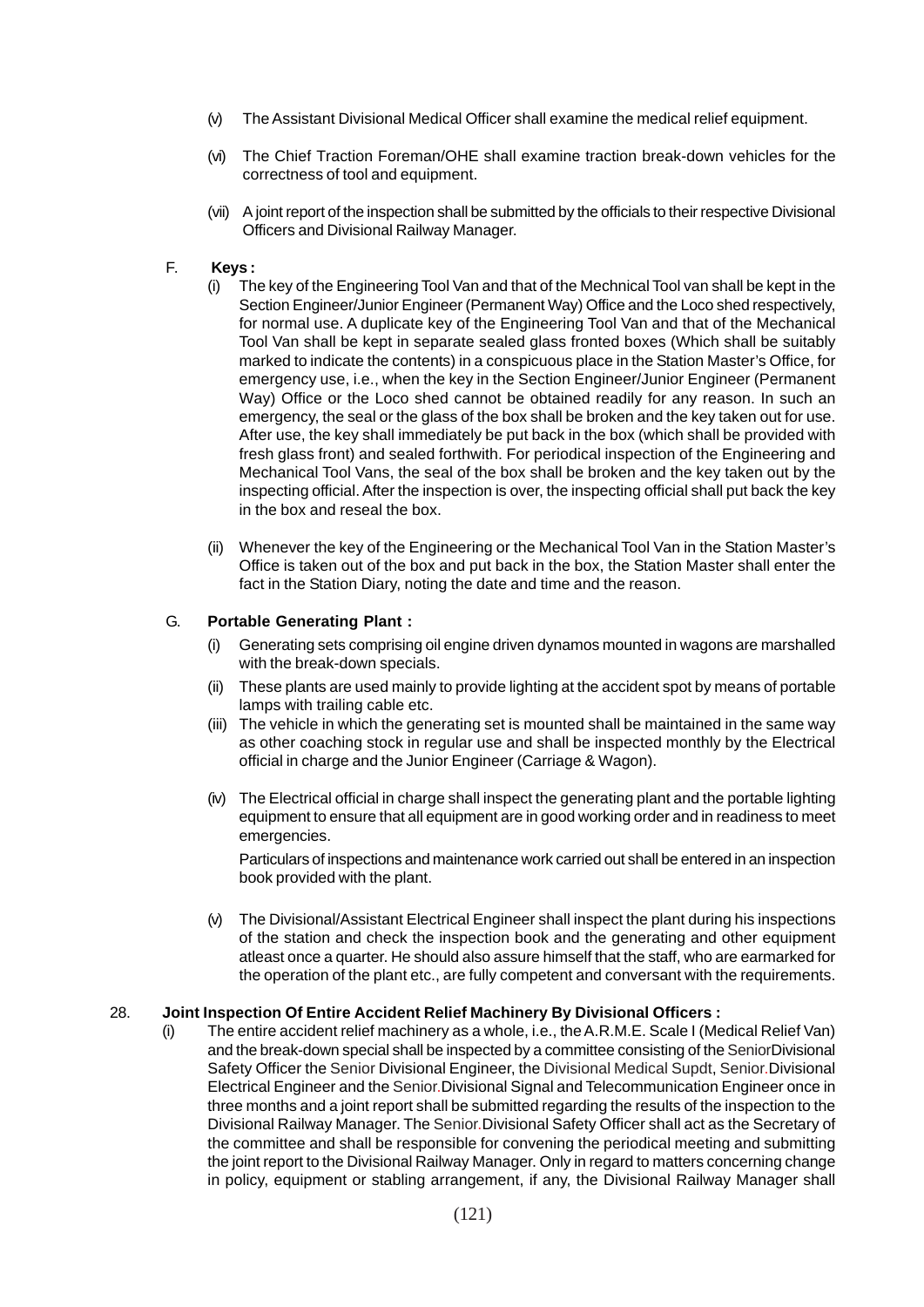(v) The Assistant Divisional Medical Officer shall examine the medical relief equipment.

(vi) The Chief Traction Foreman/OHE shall examine traction break-down vehicles for the correctness of tool and equipment.

(vii) A joint report of the inspection shall be submitted by the officials to their respective Divisional Officers and Divisional Railway Manager.

F. **Keys :**

(i) The key of the Engineering Tool Van and that of the Mechnical Tool van shall be kept in the Section Engineer/Junior Engineer (Permanent Way) Office and the Loco shed respectively, for normal use. A duplicate key of the Engineering Tool Van and that of the Mechanical Tool Van shall be kept in separate sealed glass fronted boxes (Which shall be suitably marked to indicate the contents) in a conspicuous place in the Station Master's Office, for emergency use, i.e., when the key in the Section Engineer/Junior Engineer (Permanent Way) Office or the Loco shed cannot be obtained readily for any reason. In such an emergency, the seal or the glass of the box shall be broken and the key taken out for use. After use, the key shall immediately be put back in the box (which shall be provided with fresh glass front) and sealed forthwith. For periodical inspection of the Engineering and Mechanical Tool Vans, the seal of the box shall be broken and the key taken out by the inspecting official. After the inspection is over, the inspecting official shall put back the key in the box and reseal the box.

(ii) Whenever the key of the Engineering or the Mechanical Tool Van in the Station Master's Office is taken out of the box and put back in the box, the Station Master shall enter the fact in the Station Diary, noting the date and time and the reason.

G. **Portable Generating Plant :**

(i) Generating sets comprising oil engine driven dynamos mounted in wagons are marshalled with the break-down specials.

(ii) These plants are used mainly to provide lighting at the accident spot by means of portable lamps with trailing cable etc.

(iii) The vehicle in which the generating set is mounted shall be maintained in the same way as other coaching stock in regular use and shall be inspected monthly by the Electrical official in charge and the Junior Engineer (Carriage & Wagon).

(iv) The Electrical official in charge shall inspect the generating plant and the portable lighting equipment to ensure that all equipment are in good working order and in readiness to meet emergencies.

Particulars of inspections and maintenance work carried out shall be entered in an inspection book provided with the plant.

(v) The Divisional/Assistant Electrical Engineer shall inspect the plant during his inspections of the station and check the inspection book and the generating and other equipment atleast once a quarter. He should also assure himself that the staff, who are earmarked for the operation of the plant etc., are fully competent and conversant with the requirements.

28. **Joint Inspection Of Entire Accident Relief Machinery By Divisional Officers :**

(i) The entire accident relief machinery as a whole, i.e., the A.R.M.E. Scale I (Medical Relief Van) and the break-down special shall be inspected by a committee consisting of the SeniorDivisional Safety Officer the Senior Divisional Engineer, the Divisional Medical Supdt, Senior.Divisional Electrical Engineer and the Senior.Divisional Signal and Telecommunication Engineer once in three months and a joint report shall be submitted regarding the results of the inspection to the Divisional Railway Manager. The Senior.Divisional Safety Officer shall act as the Secretary of the committee and shall be responsible for convening the periodical meeting and submitting the joint report to the Divisional Railway Manager. Only in regard to matters concerning change in policy, equipment or stabling arrangement, if any, the Divisional Railway Manager shall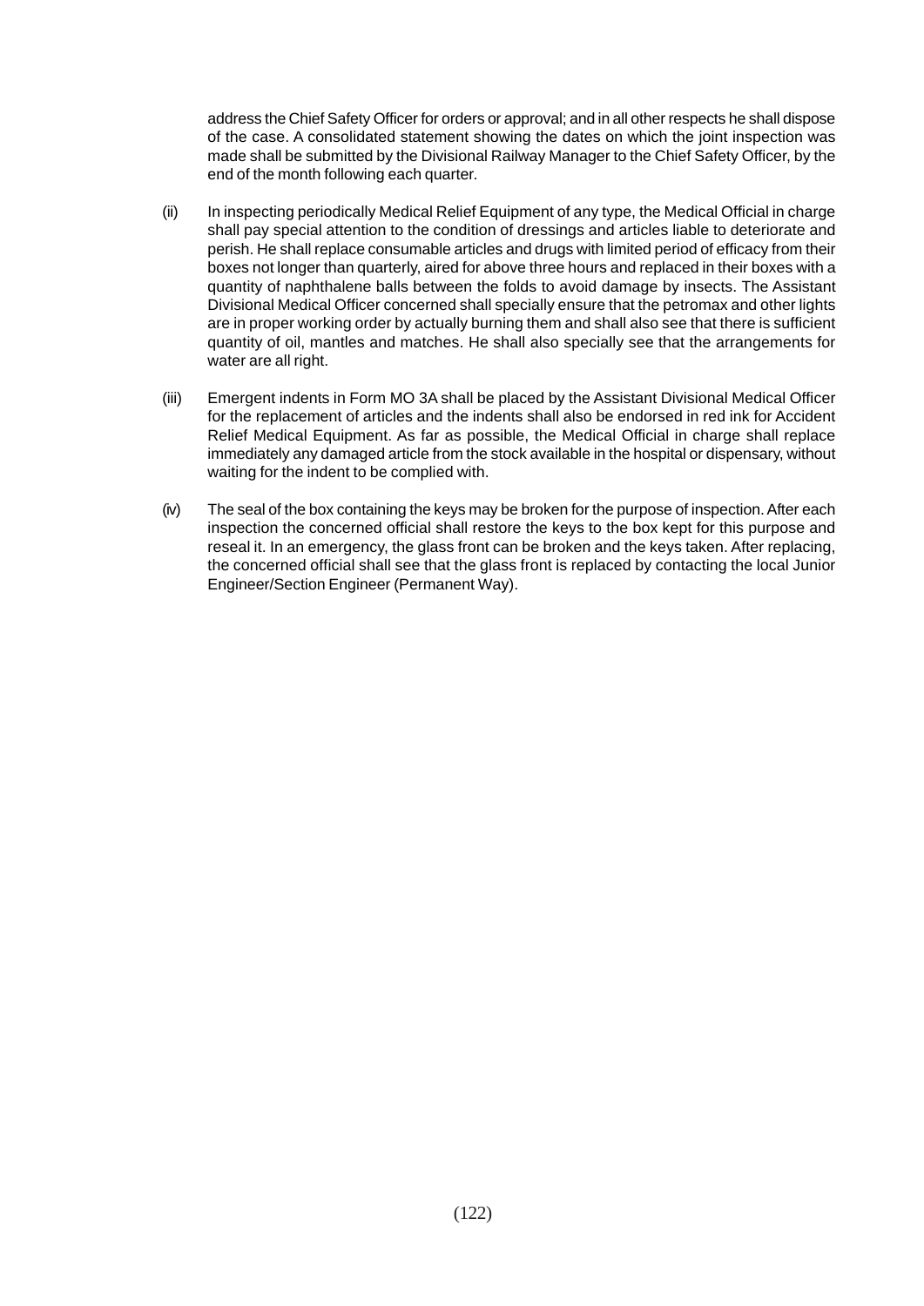address the Chief Safety Officer for orders or approval; and in all other respects he shall dispose of the case. A consolidated statement showing the dates on which the joint inspection was made shall be submitted by the Divisional Railway Manager to the Chief Safety Officer, by the end of the month following each quarter.

(ii) In inspecting periodically Medical Relief Equipment of any type, the Medical Official in charge shall pay special attention to the condition of dressings and articles liable to deteriorate and perish. He shall replace consumable articles and drugs with limited period of efficacy from their boxes not longer than quarterly, aired for above three hours and replaced in their boxes with a quantity of naphthalene balls between the folds to avoid damage by insects. The Assistant Divisional Medical Officer concerned shall specially ensure that the petromax and other lights are in proper working order by actually burning them and shall also see that there is sufficient quantity of oil, mantles and matches. He shall also specially see that the arrangements for water are all right.

(iii) Emergent indents in Form MO 3A shall be placed by the Assistant Divisional Medical Officer for the replacement of articles and the indents shall also be endorsed in red ink for Accident Relief Medical Equipment. As far as possible, the Medical Official in charge shall replace immediately any damaged article from the stock available in the hospital or dispensary, without waiting for the indent to be complied with.

(iv) The seal of the box containing the keys may be broken for the purpose of inspection. After each inspection the concerned official shall restore the keys to the box kept for this purpose and reseal it. In an emergency, the glass front can be broken and the keys taken. After replacing, the concerned official shall see that the glass front is replaced by contacting the local Junior Engineer/Section Engineer (Permanent Way).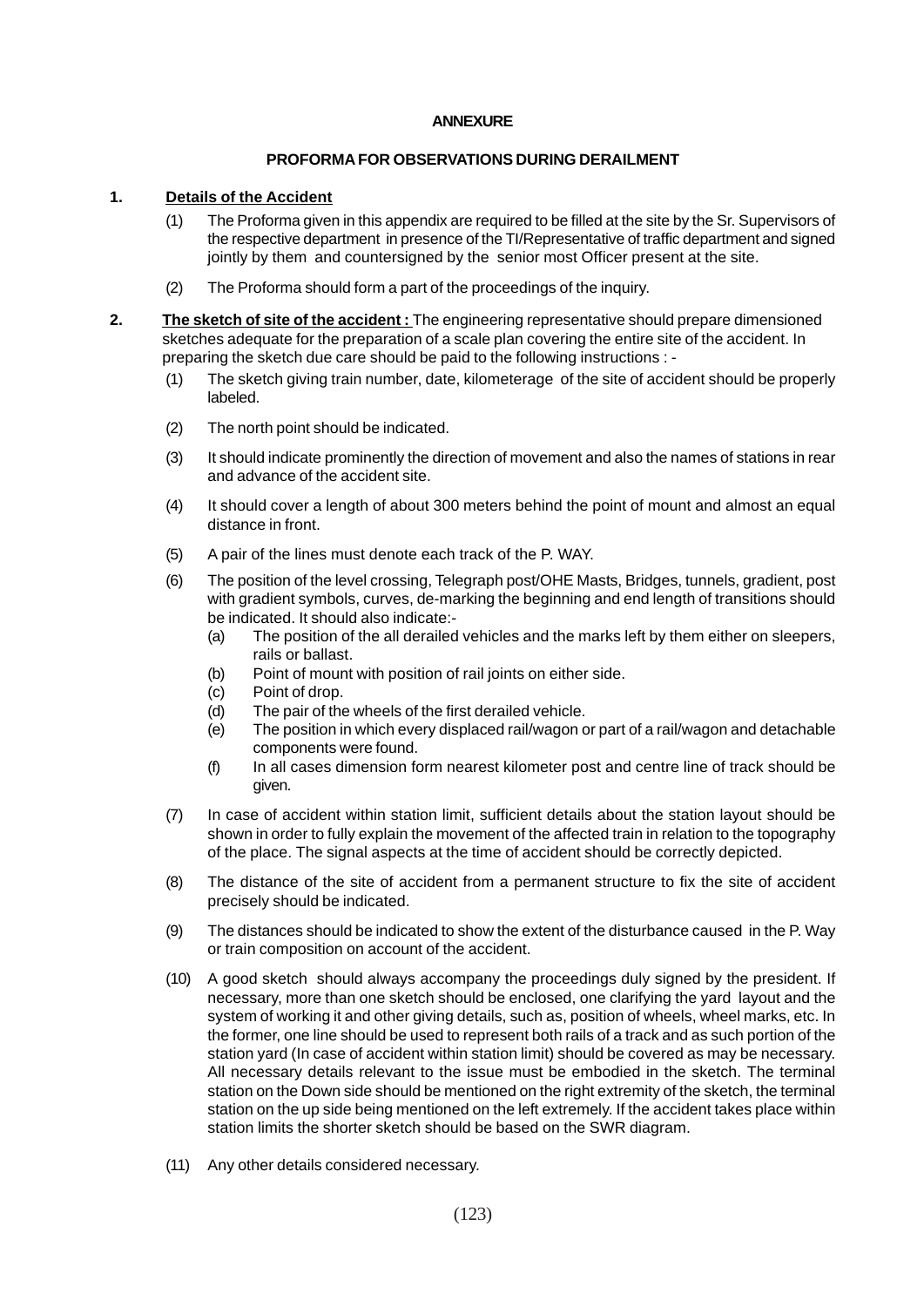**ANNEXURE**

**PROFORMA FOR OBSERVATIONS DURING DERAILMENT**

**1. <u>Details of the Accident</u>**

(1) The Proforma given in this appendix are required to be filled at the site by the Sr. Supervisors of the respective department in presence of the TI/Representative of traffic department and signed jointly by them and countersigned by the senior most Officer present at the site.

(2) The Proforma should form a part of the proceedings of the inquiry.

**2. <u>The sketch of site of the accident :</u>** The engineering representative should prepare dimensioned sketches adequate for the preparation of a scale plan covering the entire site of the accident. In preparing the sketch due care should be paid to the following instructions : -

(1) The sketch giving train number, date, kilometerage of the site of accident should be properly labeled.

(2) The north point should be indicated.

(3) It should indicate prominently the direction of movement and also the names of stations in rear and advance of the accident site.

(4) It should cover a length of about 300 meters behind the point of mount and almost an equal distance in front.

(5) A pair of the lines must denote each track of the P. WAY.

(6) The position of the level crossing, Telegraph post/OHE Masts, Bridges, tunnels, gradient, post with gradient symbols, curves, de-marking the beginning and end length of transitions should be indicated. It should also indicate:-

- (a) The position of the all derailed vehicles and the marks left by them either on sleepers, rails or ballast.
- (b) Point of mount with position of rail joints on either side.
- (c) Point of drop.
- (d) The pair of the wheels of the first derailed vehicle.
- (e) The position in which every displaced rail/wagon or part of a rail/wagon and detachable components were found.
- (f) In all cases dimension form nearest kilometer post and centre line of track should be given.

(7) In case of accident within station limit, sufficient details about the station layout should be shown in order to fully explain the movement of the affected train in relation to the topography of the place. The signal aspects at the time of accident should be correctly depicted.

(8) The distance of the site of accident from a permanent structure to fix the site of accident precisely should be indicated.

(9) The distances should be indicated to show the extent of the disturbance caused in the P. Way or train composition on account of the accident.

(10) A good sketch should always accompany the proceedings duly signed by the president. If necessary, more than one sketch should be enclosed, one clarifying the yard layout and the system of working it and other giving details, such as, position of wheels, wheel marks, etc. In the former, one line should be used to represent both rails of a track and as such portion of the station yard (In case of accident within station limit) should be covered as may be necessary. All necessary details relevant to the issue must be embodied in the sketch. The terminal station on the Down side should be mentioned on the right extremity of the sketch, the terminal station on the up side being mentioned on the left extremely. If the accident takes place within station limits the shorter sketch should be based on the SWR diagram.

(11) Any other details considered necessary.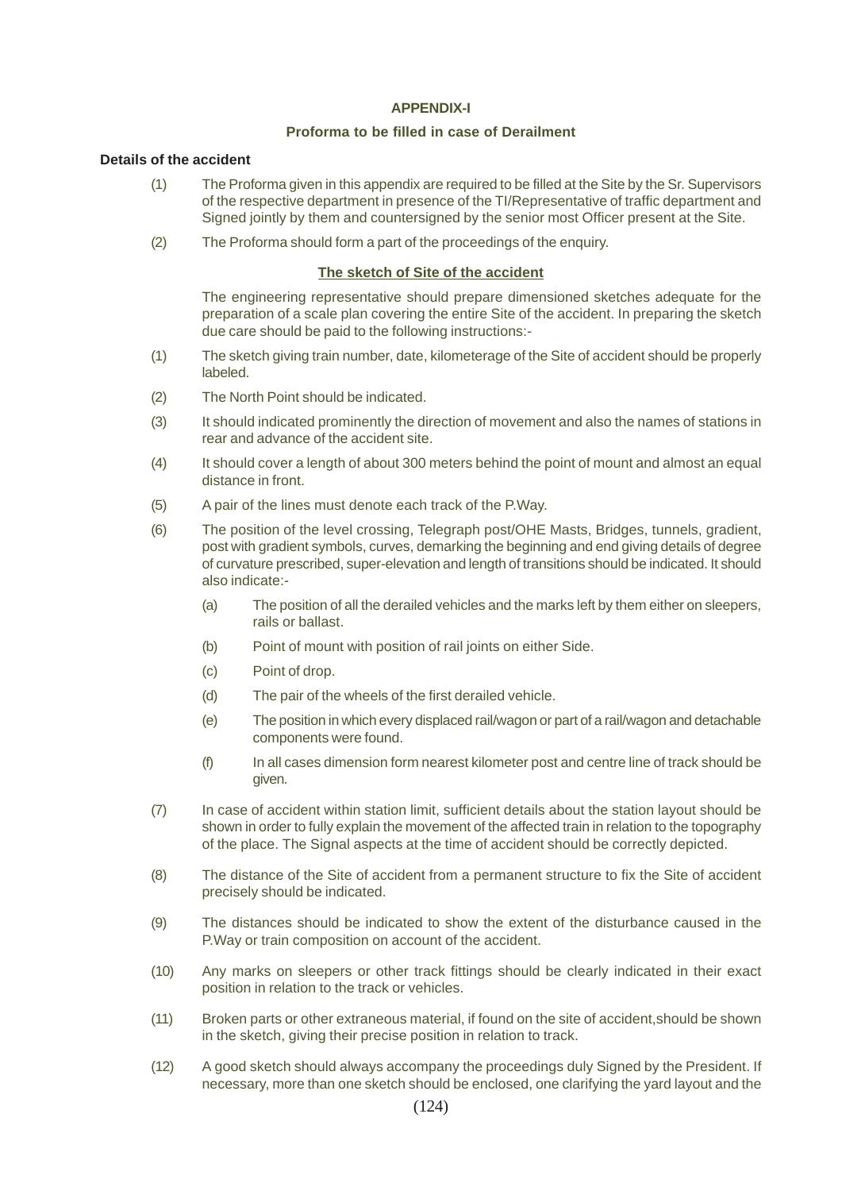## APPENDIX-I

### Proforma to be filled in case of Derailment

**Details of the accident**

(1) The Proforma given in this appendix are required to be filled at the Site by the Sr. Supervisors of the respective department in presence of the TI/Representative of traffic department and Signed jointly by them and countersigned by the senior most Officer present at the Site.

(2) The Proforma should form a part of the proceedings of the enquiry.

**The sketch of Site of the accident**

The engineering representative should prepare dimensioned sketches adequate for the preparation of a scale plan covering the entire Site of the accident. In preparing the sketch due care should be paid to the following instructions:-

(1) The sketch giving train number, date, kilometerage of the Site of accident should be properly labeled.

(2) The North Point should be indicated.

(3) It should indicated prominently the direction of movement and also the names of stations in rear and advance of the accident site.

(4) It should cover a length of about 300 meters behind the point of mount and almost an equal distance in front.

(5) A pair of the lines must denote each track of the P.Way.

(6) The position of the level crossing, Telegraph post/OHE Masts, Bridges, tunnels, gradient, post with gradient symbols, curves, demarking the beginning and end giving details of degree of curvature prescribed, super-elevation and length of transitions should be indicated. It should also indicate:-

   (a) The position of all the derailed vehicles and the marks left by them either on sleepers, rails or ballast.

   (b) Point of mount with position of rail joints on either Side.

   (c) Point of drop.

   (d) The pair of the wheels of the first derailed vehicle.

   (e) The position in which every displaced rail/wagon or part of a rail/wagon and detachable components were found.

   (f) In all cases dimension form nearest kilometer post and centre line of track should be given.

(7) In case of accident within station limit, sufficient details about the station layout should be shown in order to fully explain the movement of the affected train in relation to the topography of the place. The Signal aspects at the time of accident should be correctly depicted.

(8) The distance of the Site of accident from a permanent structure to fix the Site of accident precisely should be indicated.

(9) The distances should be indicated to show the extent of the disturbance caused in the P.Way or train composition on account of the accident.

(10) Any marks on sleepers or other track fittings should be clearly indicated in their exact position in relation to the track or vehicles.

(11) Broken parts or other extraneous material, if found on the site of accident,should be shown in the sketch, giving their precise position in relation to track.

(12) A good sketch should always accompany the proceedings duly Signed by the President. If necessary, more than one sketch should be enclosed, one clarifying the yard layout and the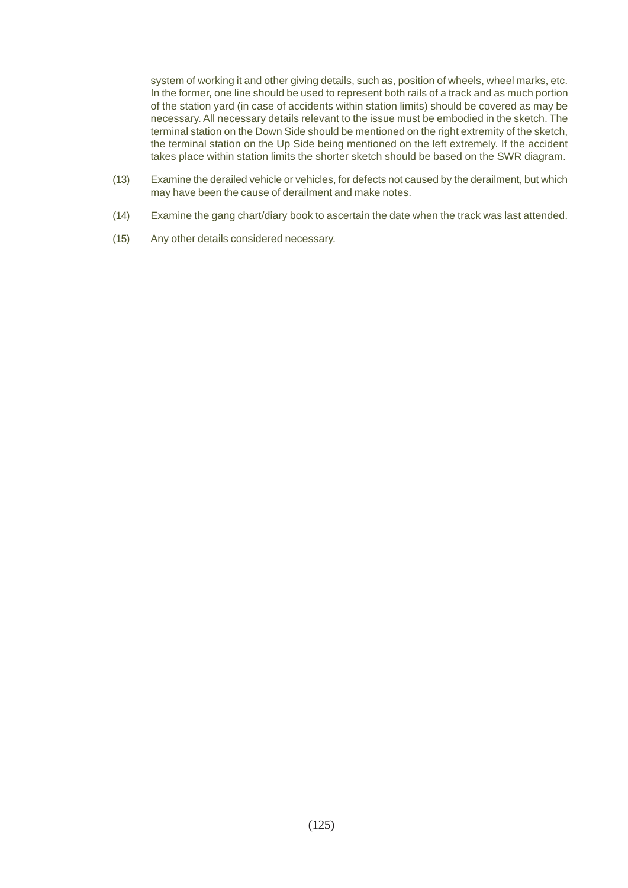system of working it and other giving details, such as, position of wheels, wheel marks, etc. In the former, one line should be used to represent both rails of a track and as much portion of the station yard (in case of accidents within station limits) should be covered as may be necessary. All necessary details relevant to the issue must be embodied in the sketch. The terminal station on the Down Side should be mentioned on the right extremity of the sketch, the terminal station on the Up Side being mentioned on the left extremely. If the accident takes place within station limits the shorter sketch should be based on the SWR diagram.

(13) Examine the derailed vehicle or vehicles, for defects not caused by the derailment, but which may have been the cause of derailment and make notes.

(14) Examine the gang chart/diary book to ascertain the date when the track was last attended.

(15) Any other details considered necessary.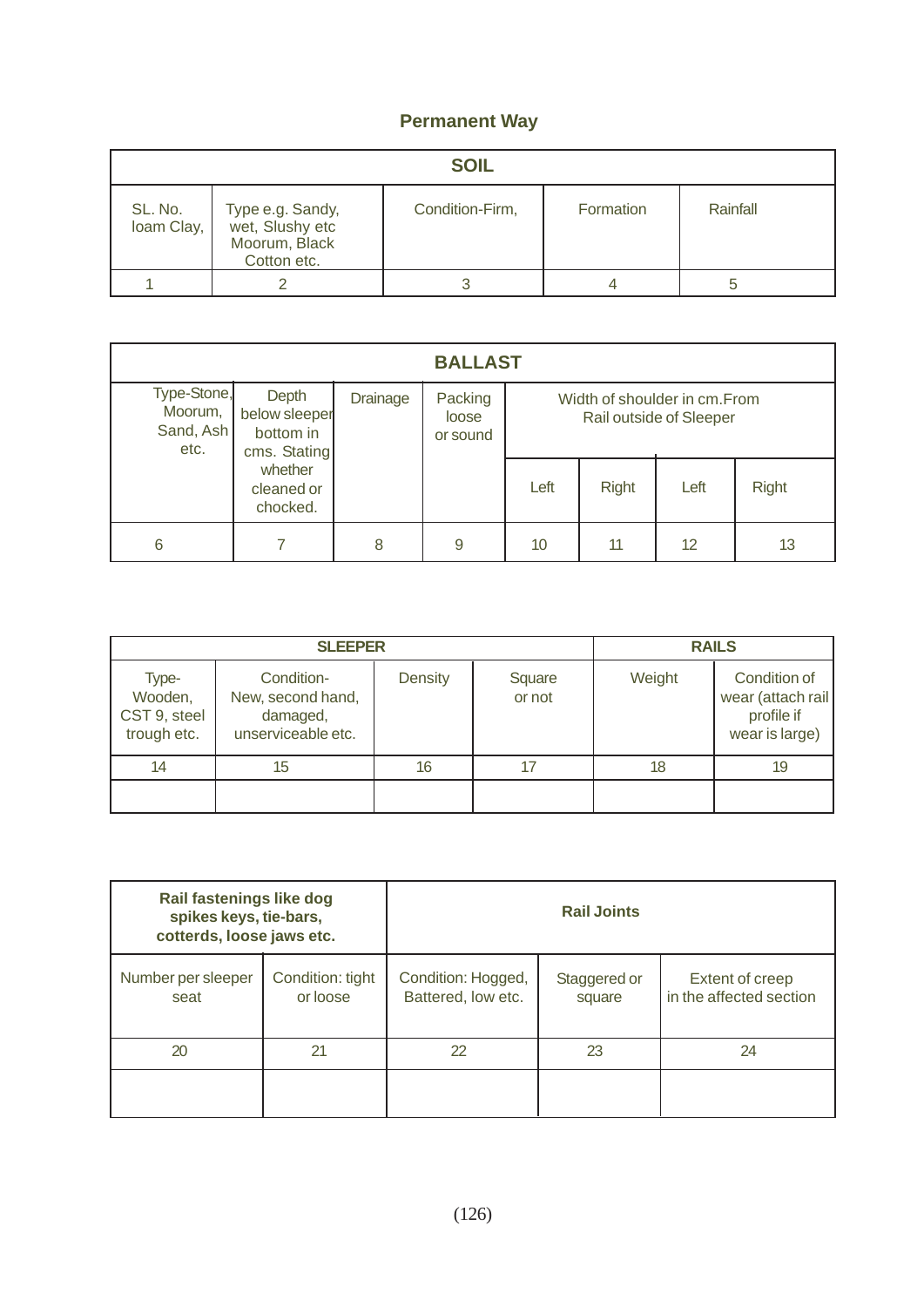## Permanent Way

| SOIL | | | | |
|---|---|---|---|---|
| SL. No. loam Clay, | Type e.g. Sandy, wet, Slushy etc Moorum, Black Cotton etc. | Condition-Firm, | Formation | Rainfall |
| 1 | 2 | 3 | 4 | 5 |

| BALLAST | | | | | | | |
|---|---|---|---|---|---|---|---|
| Type-Stone, Moorum, Sand, Ash etc. | Depth below sleeper bottom in cms. Stating whether cleaned or chocked. | Drainage | Packing loose or sound | Width of shoulder in cm.From Rail outside of Sleeper | | | |
| | | | | Left | Right | Left | Right |
| 6 | 7 | 8 | 9 | 10 | 11 | 12 | 13 |

| SLEEPER | | | | RAILS | |
|---|---|---|---|---|---|
| Type- Wooden, CST 9, steel trough etc. | Condition- New, second hand, damaged, unserviceable etc. | Density | Square or not | Weight | Condition of wear (attach rail profile if wear is large) |
| 14 | 15 | 16 | 17 | 18 | 19 |
| | | | | | |

| **Rail fastenings like dog spikes keys, tie-bars, cotterds, loose jaws etc.** | | **Rail Joints** | | |
|---|---|---|---|---|
| Number per sleeper seat | Condition: tight or loose | Condition: Hogged, Battered, low etc. | Staggered or square | Extent of creep in the affected section |
| 20 | 21 | 22 | 23 | 24 |
| | | | | |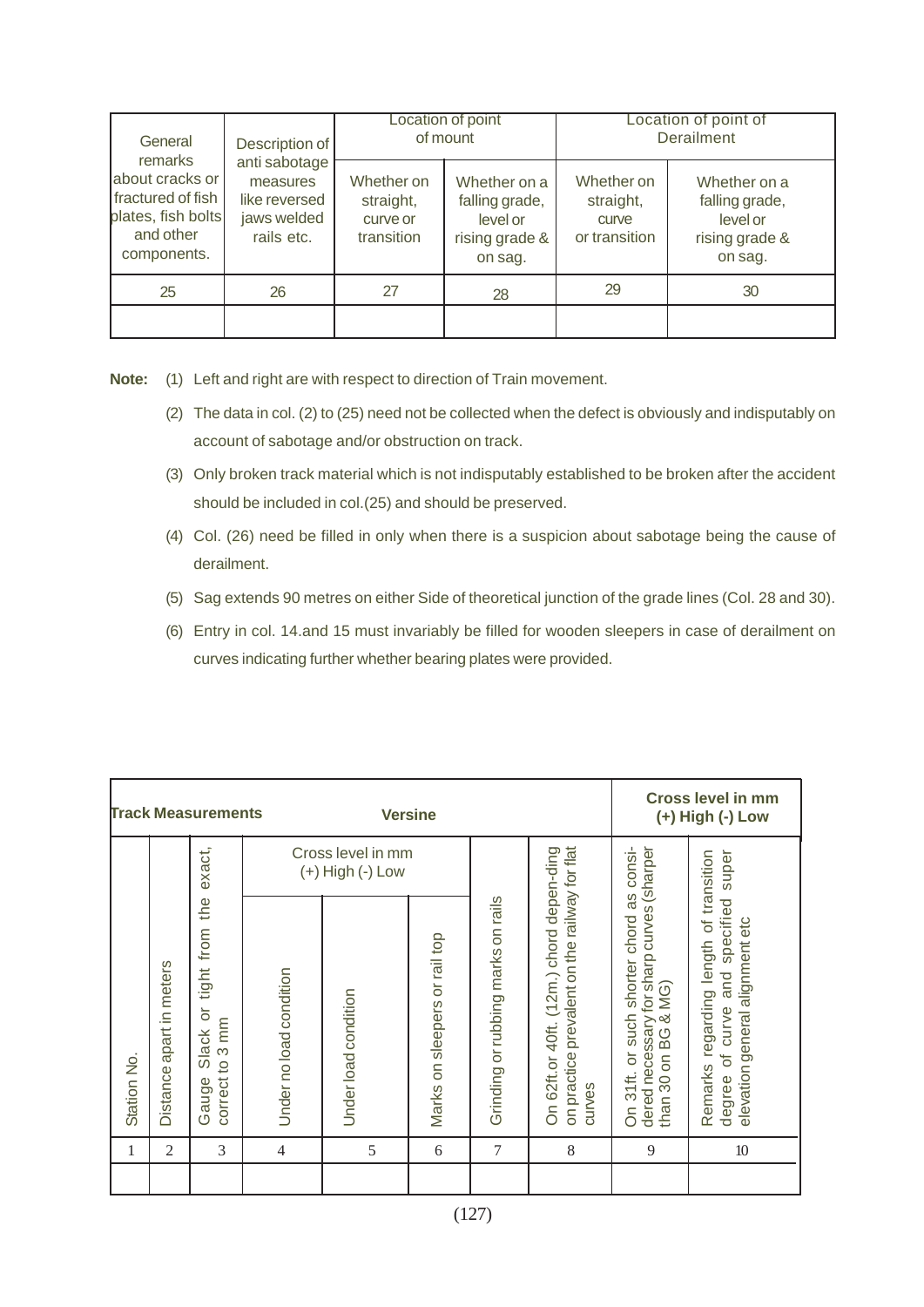| General remarks about cracks or fractured of fish plates, fish bolts and other components. | Description of anti sabotage measures like reversed jaws welded rails etc. | Location of point of mount | | Location of point of Derailment | |
|---|---|---|---|---|---|
| | | Whether on straight, curve or transition | Whether on a falling grade, level or rising grade & on sag. | Whether on straight, curve or transition | Whether on a falling grade, level or rising grade & on sag. |
| 25 | 26 | 27 | 28 | 29 | 30 |
| | | | | | |

**Note:**

(1) Left and right are with respect to direction of Train movement.

(2) The data in col. (2) to (25) need not be collected when the defect is obviously and indisputably on account of sabotage and/or obstruction on track.

(3) Only broken track material which is not indisputably established to be broken after the accident should be included in col.(25) and should be preserved.

(4) Col. (26) need be filled in only when there is a suspicion about sabotage being the cause of derailment.

(5) Sag extends 90 metres on either Side of theoretical junction of the grade lines (Col. 28 and 30).

(6) Entry in col. 14.and 15 must invariably be filled for wooden sleepers in case of derailment on curves indicating further whether bearing plates were provided.

| **Track Measurements** | | | | | | | **Versine** | | **Cross level in mm (+) High (-) Low** |
|---|---|---|---|---|---|---|---|---|---|
| Station No. | Distance apart in meters | Gauge Slack or tight from the exact, correct to 3 mm | Cross level in mm (+) High (-) Low | | | Grinding or rubbing marks on rails | On 62ft.or 40ft. (12m.) chord depen-ding on practice prevalent on the railway for flat curves | On 31ft. or such shorter chord as consi-dered necessary for sharp curves (sharper than 30 on BG & MG) | Remarks regarding length of transition degree of curve and specified super elevation general alignment etc |
| | | | Under no load condition | Under load condition | Marks on sleepers or rail top | | | | |
| 1 | 2 | 3 | 4 | 5 | 6 | 7 | 8 | 9 | 10 |
| | | | | | | | | | |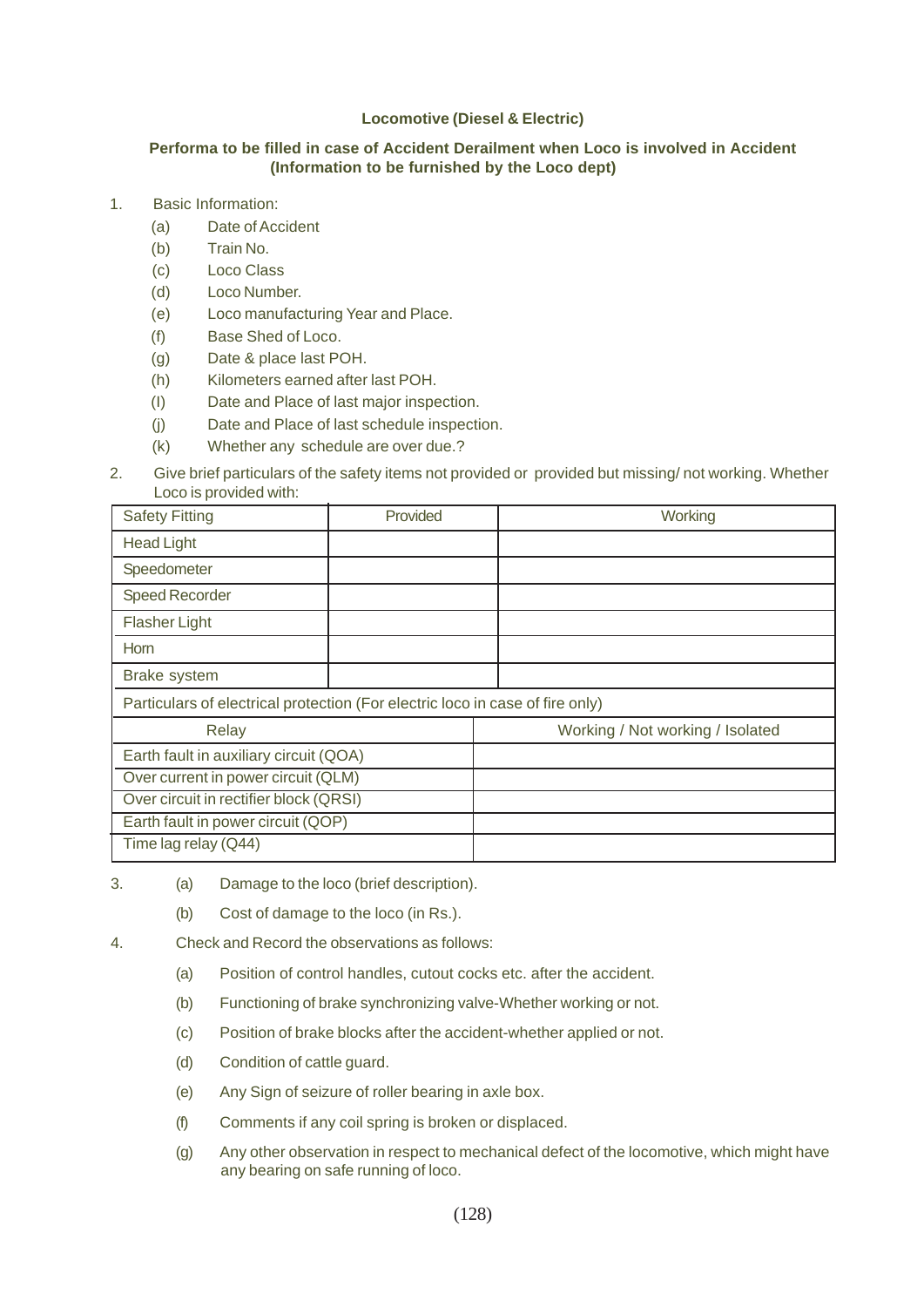**Locomotive (Diesel & Electric)**

**Performa to be filled in case of Accident Derailment when Loco is involved in Accident (Information to be furnished by the Loco dept)**

1. Basic Information:
   - (a) Date of Accident
   - (b) Train No.
   - (c) Loco Class
   - (d) Loco Number.
   - (e) Loco manufacturing Year and Place.
   - (f) Base Shed of Loco.
   - (g) Date & place last POH.
   - (h) Kilometers earned after last POH.
   - (I) Date and Place of last major inspection.
   - (j) Date and Place of last schedule inspection.
   - (k) Whether any schedule are over due.?

2. Give brief particulars of the safety items not provided or provided but missing/ not working. Whether Loco is provided with:

| Safety Fitting | Provided | Working |
|---|---|---|
| Head Light | | |
| Speedometer | | |
| Speed Recorder | | |
| Flasher Light | | |
| Horn | | |
| Brake system | | |
| Particulars of electrical protection (For electric loco in case of fire only) | | |

| Relay | Working / Not working / Isolated |
|---|---|
| Earth fault in auxiliary circuit (QOA) | |
| Over current in power circuit (QLM) | |
| Over circuit in rectifier block (QRSI) | |
| Earth fault in power circuit (QOP) | |
| Time lag relay (Q44) | |

3. (a) Damage to the loco (brief description).

   (b) Cost of damage to the loco (in Rs.).

4. Check and Record the observations as follows:
   - (a) Position of control handles, cutout cocks etc. after the accident.
   - (b) Functioning of brake synchronizing valve-Whether working or not.
   - (c) Position of brake blocks after the accident-whether applied or not.
   - (d) Condition of cattle guard.
   - (e) Any Sign of seizure of roller bearing in axle box.
   - (f) Comments if any coil spring is broken or displaced.
   - (g) Any other observation in respect to mechanical defect of the locomotive, which might have any bearing on safe running of loco.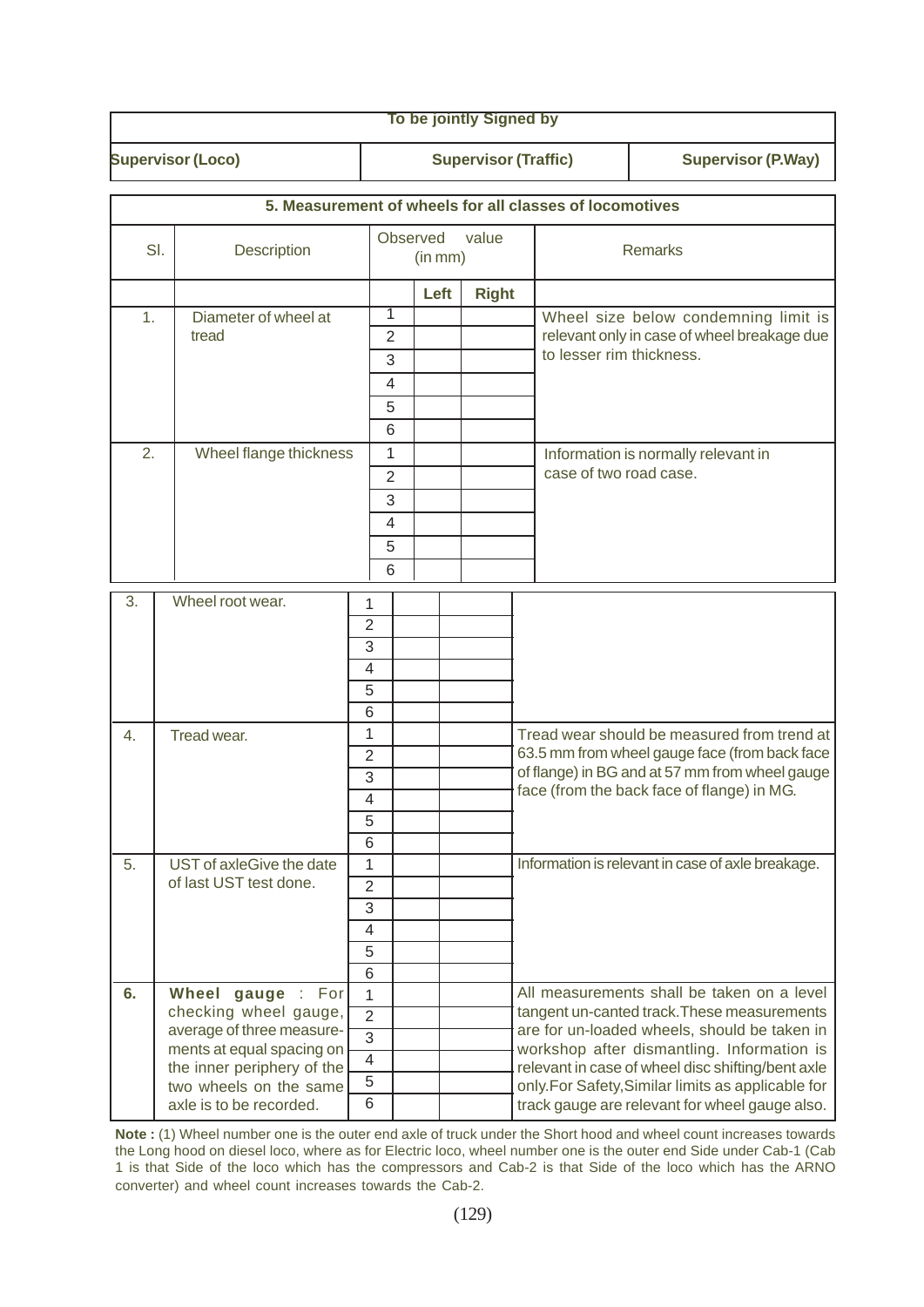| To be jointly Signed by | | |
|---|---|---|
| **Supervisor (Loco)** | **Supervisor (Traffic)** | **Supervisor (P.Way)** |

**5. Measurement of wheels for all classes of locomotives**

| Sl. | Description | Observed value (in mm) | | | Remarks |
|---|---|---|---|---|---|
| | | | **Left** | **Right** | |
| 1. | Diameter of wheel at tread | 1 | | | Wheel size below condemning limit is relevant only in case of wheel breakage due to lesser rim thickness. |
| | | 2 | | | |
| | | 3 | | | |
| | | 4 | | | |
| | | 5 | | | |
| | | 6 | | | |
| 2. | Wheel flange thickness | 1 | | | Information is normally relevant in case of two road case. |
| | | 2 | | | |
| | | 3 | | | |
| | | 4 | | | |
| | | 5 | | | |
| | | 6 | | | |
| 3. | Wheel root wear. | 1 | | | |
| | | 2 | | | |
| | | 3 | | | |
| | | 4 | | | |
| | | 5 | | | |
| | | 6 | | | |
| 4. | Tread wear. | 1 | | | Tread wear should be measured from trend at 63.5 mm from wheel gauge face (from back face of flange) in BG and at 57 mm from wheel gauge face (from the back face of flange) in MG. |
| | | 2 | | | |
| | | 3 | | | |
| | | 4 | | | |
| | | 5 | | | |
| | | 6 | | | |
| 5. | UST of axleGive the date of last UST test done. | 1 | | | Information is relevant in case of axle breakage. |
| | | 2 | | | |
| | | 3 | | | |
| | | 4 | | | |
| | | 5 | | | |
| | | 6 | | | |
| **6.** | **Wheel gauge** : For checking wheel gauge, average of three measurements at equal spacing on the inner periphery of the two wheels on the same axle is to be recorded. | 1 | | | All measurements shall be taken on a level tangent un-canted track.These measurements are for un-loaded wheels, should be taken in workshop after dismantling. Information is relevant in case of wheel disc shifting/bent axle only.For Safety,Similar limits as applicable for track gauge are relevant for wheel gauge also. |
| | | 2 | | | |
| | | 3 | | | |
| | | 4 | | | |
| | | 5 | | | |
| | | 6 | | | |

**Note :** (1) Wheel number one is the outer end axle of truck under the Short hood and wheel count increases towards the Long hood on diesel loco, where as for Electric loco, wheel number one is the outer end Side under Cab-1 (Cab 1 is that Side of the loco which has the compressors and Cab-2 is that Side of the loco which has the ARNO converter) and wheel count increases towards the Cab-2.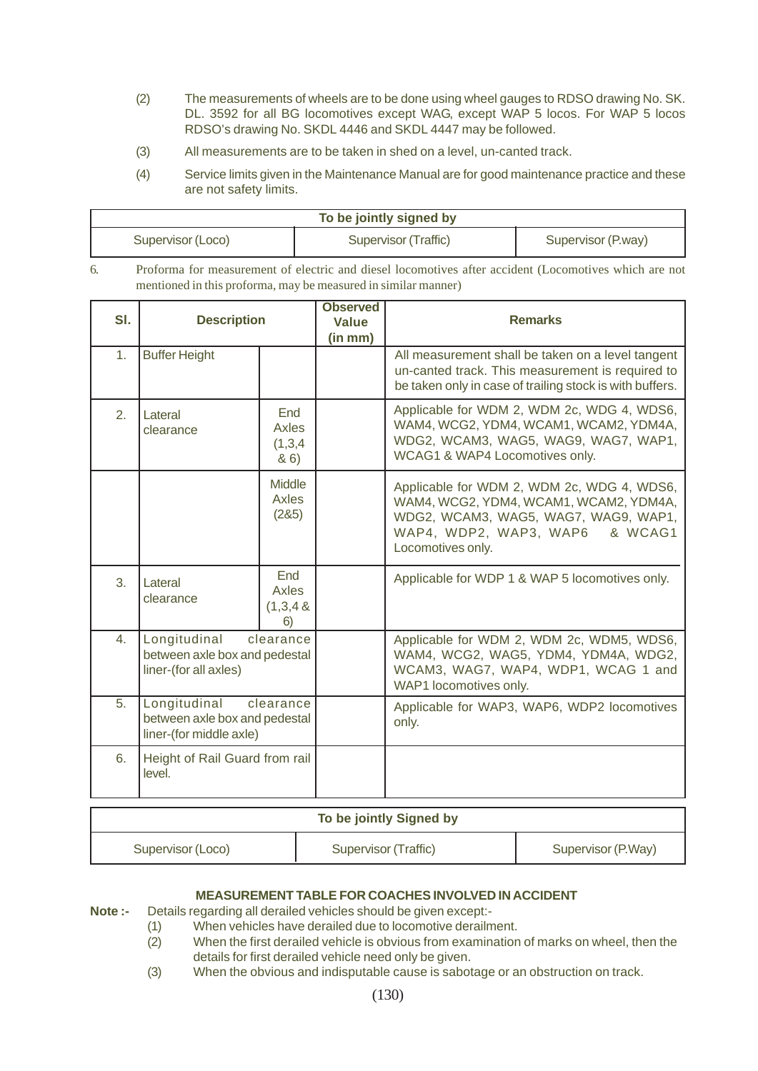(2) The measurements of wheels are to be done using wheel gauges to RDSO drawing No. SK. DL. 3592 for all BG locomotives except WAG, except WAP 5 locos. For WAP 5 locos RDSO's drawing No. SKDL 4446 and SKDL 4447 may be followed.

(3) All measurements are to be taken in shed on a level, un-canted track.

(4) Service limits given in the Maintenance Manual are for good maintenance practice and these are not safety limits.

| To be jointly signed by | | |
|---|---|---|
| Supervisor (Loco) | Supervisor (Traffic) | Supervisor (P.way) |

6. Proforma for measurement of electric and diesel locomotives after accident (Locomotives which are not mentioned in this proforma, may be measured in similar manner)

| Sl. | Description | | Observed Value (in mm) | Remarks |
|---|---|---|---|---|
| 1. | Buffer Height | | | All measurement shall be taken on a level tangent un-canted track. This measurement is required to be taken only in case of trailing stock is with buffers. |
| 2. | Lateral clearance | End Axles (1,3,4 & 6) | | Applicable for WDM 2, WDM 2c, WDG 4, WDS6, WAM4, WCG2, YDM4, WCAM1, WCAM2, YDM4A, WDG2, WCAM3, WAG5, WAG9, WAG7, WAP1, WCAG1 & WAP4 Locomotives only. |
| | | Middle Axles (2&5) | | Applicable for WDM 2, WDM 2c, WDG 4, WDS6, WAM4, WCG2, YDM4, WCAM1, WCAM2, YDM4A, WDG2, WCAM3, WAG5, WAG7, WAG9, WAP1, WAP4, WDP2, WAP3, WAP6 & WCAG1 Locomotives only. |
| 3. | Lateral clearance | End Axles (1,3,4 & 6) | | Applicable for WDP 1 & WAP 5 locomotives only. |
| 4. | Longitudinal clearance between axle box and pedestal liner-(for all axles) | | | Applicable for WDM 2, WDM 2c, WDM5, WDS6, WAM4, WCG2, WAG5, YDM4, YDM4A, WDG2, WCAM3, WAG7, WAP4, WDP1, WCAG 1 and WAP1 locomotives only. |
| 5. | Longitudinal clearance between axle box and pedestal liner-(for middle axle) | | | Applicable for WAP3, WAP6, WDP2 locomotives only. |
| 6. | Height of Rail Guard from rail level. | | | |

| To be jointly Signed by | | |
|---|---|---|
| Supervisor (Loco) | Supervisor (Traffic) | Supervisor (P.Way) |

**MEASUREMENT TABLE FOR COACHES INVOLVED IN ACCIDENT**

**Note :-** Details regarding all derailed vehicles should be given except:-

(1) When vehicles have derailed due to locomotive derailment.

(2) When the first derailed vehicle is obvious from examination of marks on wheel, then the details for first derailed vehicle need only be given.

(3) When the obvious and indisputable cause is sabotage or an obstruction on track.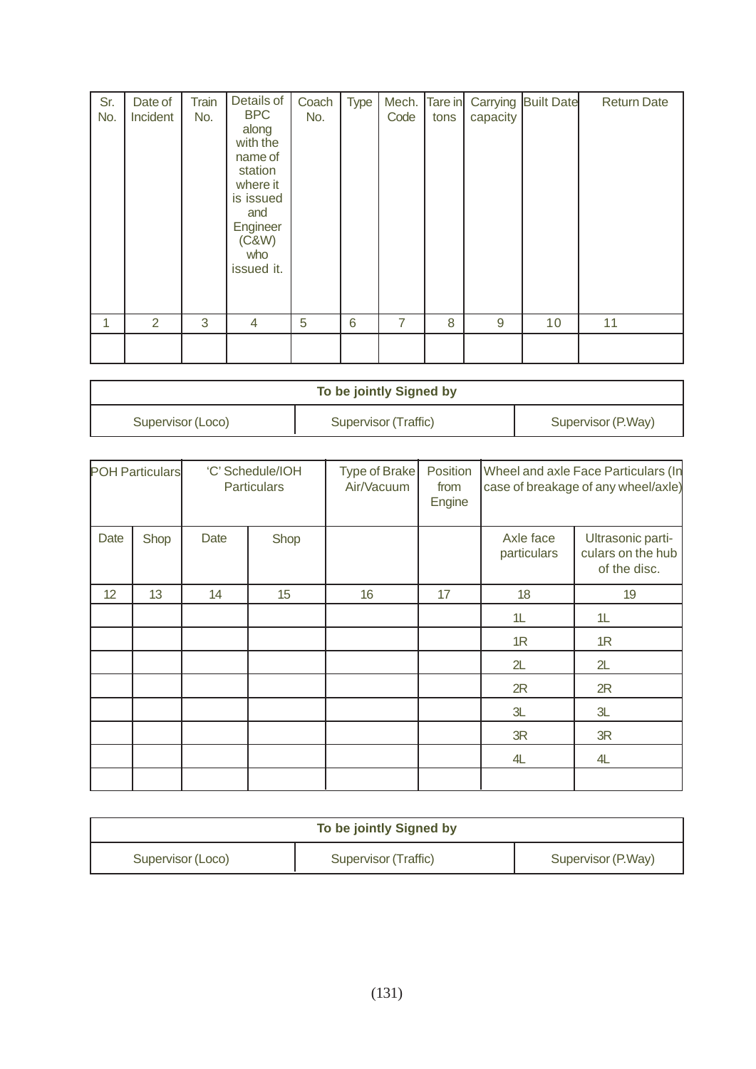| Sr. No. | Date of Incident | Train No. | Details of BPC along with the name of station where it is issued and Engineer (C&W) who issued it. | Coach No. | Type | Mech. Code | Tare in tons | Carrying capacity | Built Date | Return Date |
|---|---|---|---|---|---|---|---|---|---|---|
| 1 | 2 | 3 | 4 | 5 | 6 | 7 | 8 | 9 | 10 | 11 |
| | | | | | | | | | | |

| To be jointly Signed by | | |
|---|---|---|
| Supervisor (Loco) | Supervisor (Traffic) | Supervisor (P.Way) |

| POH Particulars | | 'C' Schedule/IOH Particulars | | Type of Brake Air/Vacuum | Position from Engine | Wheel and axle Face Particulars (In case of breakage of any wheel/axle) | |
|---|---|---|---|---|---|---|---|
| Date | Shop | Date | Shop | | | Axle face particulars | Ultrasonic particulars on the hub of the disc. |
| 12 | 13 | 14 | 15 | 16 | 17 | 18 | 19 |
| | | | | | | 1L | 1L |
| | | | | | | 1R | 1R |
| | | | | | | 2L | 2L |
| | | | | | | 2R | 2R |
| | | | | | | 3L | 3L |
| | | | | | | 3R | 3R |
| | | | | | | 4L | 4L |
| | | | | | | | |

| To be jointly Signed by | | |
|---|---|---|
| Supervisor (Loco) | Supervisor (Traffic) | Supervisor (P.Way) |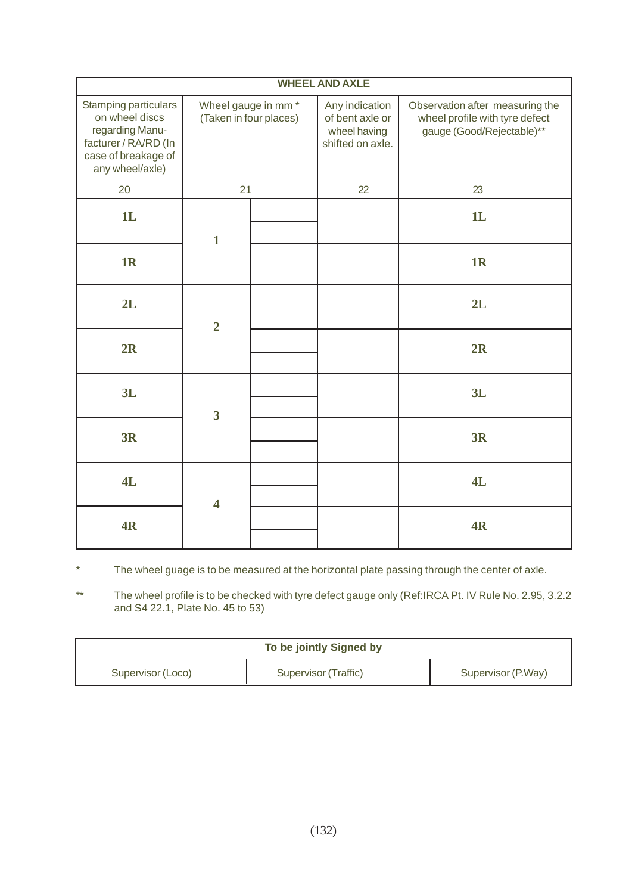| WHEEL AND AXLE | | | | |
|---|---|---|---|---|
| Stamping particulars on wheel discs regarding Manu-facturer / RA/RD (In case of breakage of any wheel/axle) | Wheel gauge in mm * (Taken in four places) | | Any indication of bent axle or wheel having shifted on axle. | Observation after measuring the wheel profile with tyre defect gauge (Good/Rejectable)** |
| 20 | 21 | | 22 | 23 |
| **1L** | **1** | | | **1L** |
| **1R** | | | | **1R** |
| **2L** | **2** | | | **2L** |
| **2R** | | | | **2R** |
| **3L** | **3** | | | **3L** |
| **3R** | | | | **3R** |
| **4L** | **4** | | | **4L** |
| **4R** | | | | **4R** |

\* The wheel guage is to be measured at the horizontal plate passing through the center of axle.

\** The wheel profile is to be checked with tyre defect gauge only (Ref:IRCA Pt. IV Rule No. 2.95, 3.2.2 and S4 22.1, Plate No. 45 to 53)

| To be jointly Signed by | | |
|---|---|---|
| Supervisor (Loco) | Supervisor (Traffic) | Supervisor (P.Way) |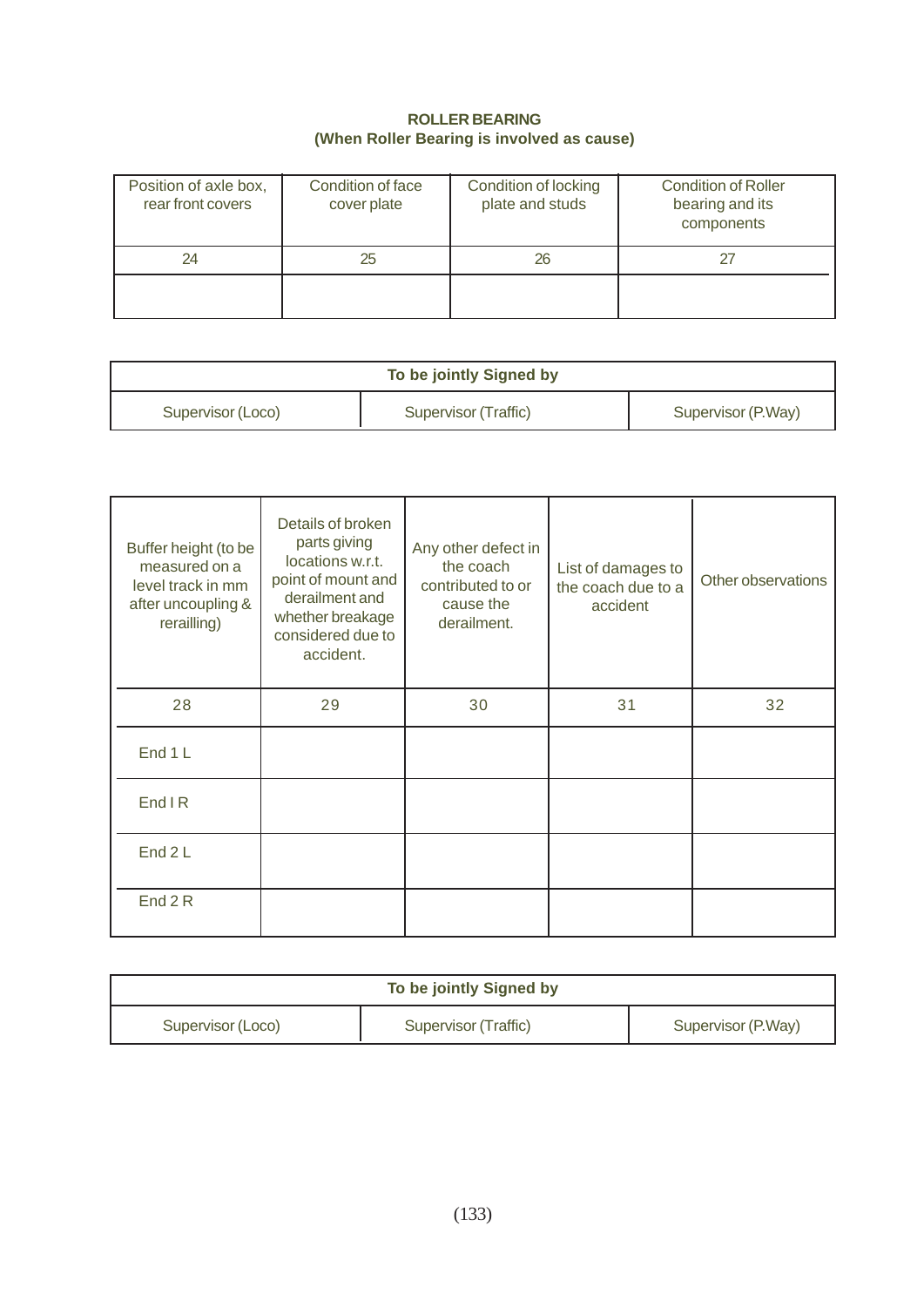**ROLLER BEARING**
**(When Roller Bearing is involved as cause)**

| Position of axle box, rear front covers | Condition of face cover plate | Condition of locking plate and studs | Condition of Roller bearing and its components |
|---|---|---|---|
| 24 | 25 | 26 | 27 |
| | | | |

| To be jointly Signed by | | |
|---|---|---|
| Supervisor (Loco) | Supervisor (Traffic) | Supervisor (P.Way) |

| Buffer height (to be measured on a level track in mm after uncoupling & rerailling) | Details of broken parts giving locations w.r.t. point of mount and derailment and whether breakage considered due to accident. | Any other defect in the coach contributed to or cause the derailment. | List of damages to the coach due to a accident | Other observations |
|---|---|---|---|---|
| 28 | 29 | 30 | 31 | 32 |
| End 1 L | | | | |
| End I R | | | | |
| End 2 L | | | | |
| End 2 R | | | | |

| To be jointly Signed by | | |
|---|---|---|
| Supervisor (Loco) | Supervisor (Traffic) | Supervisor (P.Way) |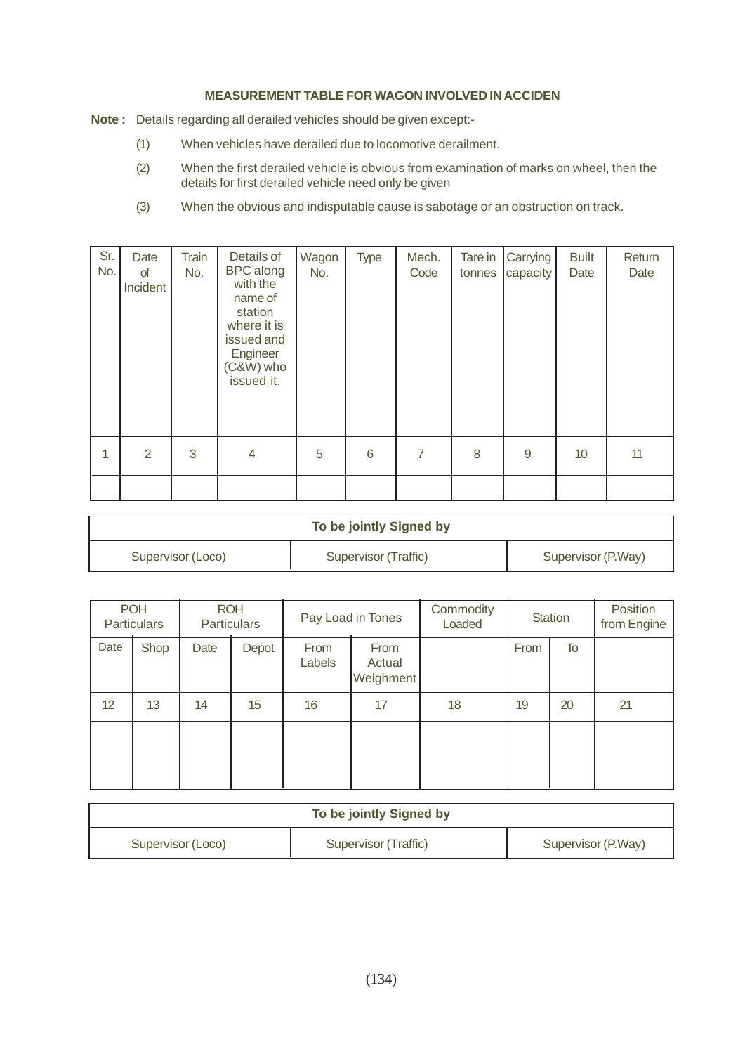### MEASUREMENT TABLE FOR WAGON INVOLVED IN ACCIDEN

**Note :** Details regarding all derailed vehicles should be given except:-

(1) When vehicles have derailed due to locomotive derailment.

(2) When the first derailed vehicle is obvious from examination of marks on wheel, then the details for first derailed vehicle need only be given

(3) When the obvious and indisputable cause is sabotage or an obstruction on track.

| Sr. No. | Date of Incident | Train No. | Details of BPC along with the name of station where it is issued and Engineer (C&W) who issued it. | Wagon No. | Type | Mech. Code | Tare in tonnes | Carrying capacity | Built Date | Return Date |
|---|---|---|---|---|---|---|---|---|---|---|
| 1 | 2 | 3 | 4 | 5 | 6 | 7 | 8 | 9 | 10 | 11 |
| | | | | | | | | | | |

| To be jointly Signed by | | |
|---|---|---|
| Supervisor (Loco) | Supervisor (Traffic) | Supervisor (P.Way) |

| POH Particulars | | ROH Particulars | | Pay Load in Tones | | Commodity Loaded | Station | | Position from Engine |
|---|---|---|---|---|---|---|---|---|---|
| Date | Shop | Date | Depot | From Labels | From Actual Weighment | | From | To | |
| 12 | 13 | 14 | 15 | 16 | 17 | 18 | 19 | 20 | 21 |
| | | | | | | | | | |

| To be jointly Signed by | | |
|---|---|---|
| Supervisor (Loco) | Supervisor (Traffic) | Supervisor (P.Way) |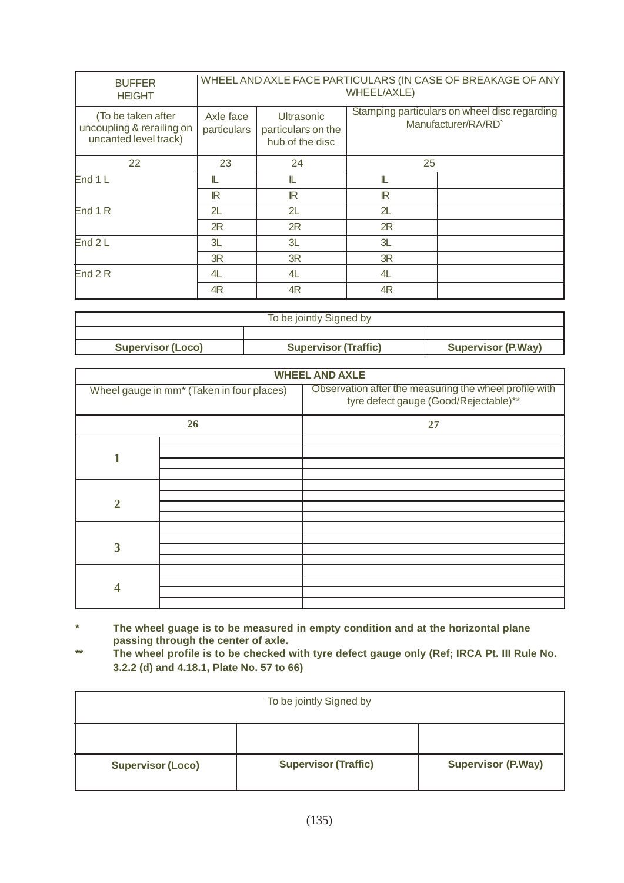| BUFFER HEIGHT | WHEEL AND AXLE FACE PARTICULARS (IN CASE OF BREAKAGE OF ANY WHEEL/AXLE) | | | |
|---|---|---|---|---|
| (To be taken after uncoupling & rerailing on uncanted level track) | Axle face particulars | Ultrasonic particulars on the hub of the disc | Stamping particulars on wheel disc regarding Manufacturer/RA/RD` | |
| 22 | 23 | 24 | 25 | |
| End 1 L | IL | IL | IL | |
| | IR | IR | IR | |
| End 1 R | 2L | 2L | 2L | |
| | 2R | 2R | 2R | |
| End 2 L | 3L | 3L | 3L | |
| | 3R | 3R | 3R | |
| End 2 R | 4L | 4L | 4L | |
| | 4R | 4R | 4R | |

| To be jointly Signed by | | |
|---|---|---|
| | | |
| **Supervisor (Loco)** | **Supervisor (Traffic)** | **Supervisor (P.Way)** |

| **WHEEL AND AXLE** | | |
|---|---|---|
| Wheel gauge in mm* (Taken in four places) | | Observation after the measuring the wheel profile with tyre defect gauge (Good/Rejectable)** |
| 26 | | 27 |
| **1** | | |
| | | |
| | | |
| | | |
| **2** | | |
| | | |
| | | |
| | | |
| **3** | | |
| | | |
| | | |
| | | |
| **4** | | |
| | | |
| | | |
| | | |

\* **The wheel guage is to be measured in empty condition and at the horizontal plane passing through the center of axle.**

\*\* **The wheel profile is to be checked with tyre defect gauge only (Ref; IRCA Pt. III Rule No. 3.2.2 (d) and 4.18.1, Plate No. 57 to 66)**

| To be jointly Signed by | | |
|---|---|---|
| | | |
| **Supervisor (Loco)** | **Supervisor (Traffic)** | **Supervisor (P.Way)** |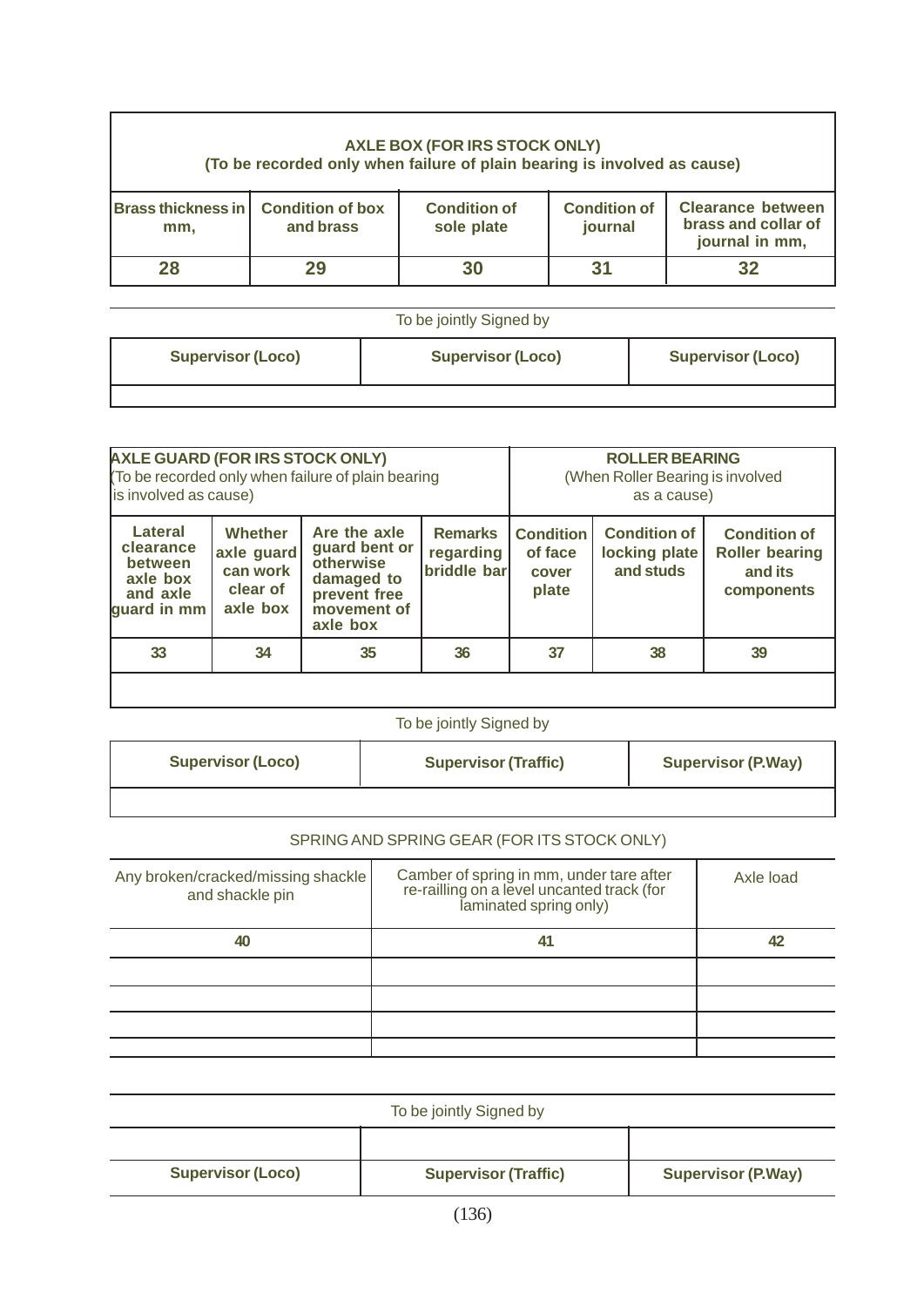| AXLE BOX (FOR IRS STOCK ONLY) (To be recorded only when failure of plain bearing is involved as cause) | | | | |
|---|---|---|---|---|
| Brass thickness in mm, | Condition of box and brass | Condition of sole plate | Condition of journal | Clearance between brass and collar of journal in mm, |
| 28 | 29 | 30 | 31 | 32 |

To be jointly Signed by

| Supervisor (Loco) | Supervisor (Loco) | Supervisor (Loco) |
|---|---|---|
| | | |

| AXLE GUARD (FOR IRS STOCK ONLY) (To be recorded only when failure of plain bearing is involved as cause) | | | | ROLLER BEARING (When Roller Bearing is involved as a cause) | | |
|---|---|---|---|---|---|---|
| Lateral clearance between axle box and axle guard in mm | Whether axle guard can work clear of axle box | Are the axle guard bent or otherwise damaged to prevent free movement of axle box | Remarks regarding briddle bar | Condition of face cover plate | Condition of locking plate and studs | Condition of Roller bearing and its components |
| 33 | 34 | 35 | 36 | 37 | 38 | 39 |
| | | | | | | |

To be jointly Signed by

| Supervisor (Loco) | Supervisor (Traffic) | Supervisor (P.Way) |
|---|---|---|
| | | |

SPRING AND SPRING GEAR (FOR ITS STOCK ONLY)

| Any broken/cracked/missing shackle and shackle pin | Camber of spring in mm, under tare after re-railling on a level uncanted track (for laminated spring only) | Axle load |
|---|---|---|
| 40 | 41 | 42 |
| | | |
| | | |
| | | |
| | | |

To be jointly Signed by

| | | |
|---|---|---|
| | | |
| Supervisor (Loco) | Supervisor (Traffic) | Supervisor (P.Way) |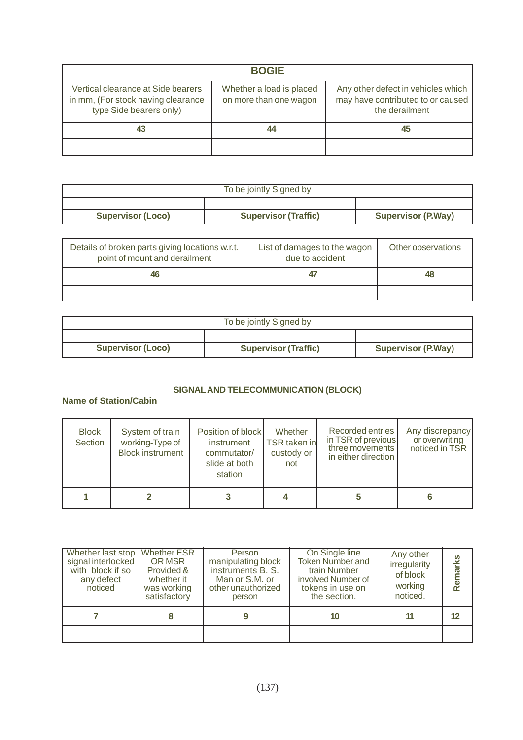| BOGIE | | |
|---|---|---|
| Vertical clearance at Side bearers in mm, (For stock having clearance type Side bearers only) | Whether a load is placed on more than one wagon | Any other defect in vehicles which may have contributed to or caused the derailment |
| 43 | 44 | 45 |
| | | |

| To be jointly Signed by | | |
|---|---|---|
| | | |
| **Supervisor (Loco)** | **Supervisor (Traffic)** | **Supervisor (P.Way)** |

| Details of broken parts giving locations w.r.t. point of mount and derailment | List of damages to the wagon due to accident | Other observations |
|---|---|---|
| 46 | 47 | 48 |
| | | |

| To be jointly Signed by | | |
|---|---|---|
| | | |
| **Supervisor (Loco)** | **Supervisor (Traffic)** | **Supervisor (P.Way)** |

**SIGNAL AND TELECOMMUNICATION (BLOCK)**

**Name of Station/Cabin**

| Block Section | System of train working-Type of Block instrument | Position of block instrument commutator/ slide at both station | Whether TSR taken in custody or not | Recorded entries in TSR of previous three movements in either direction | Any discrepancy or overwriting noticed in TSR |
|---|---|---|---|---|---|
| 1 | 2 | 3 | 4 | 5 | 6 |

| Whether last stop signal interlocked with block if so any defect noticed | Whether ESR OR MSR Provided & whether it was working satisfactory | Person manipulating block instruments B. S. Man or S.M. or other unauthorized person | On Single line Token Number and train Number involved Number of tokens in use on the section. | Any other irregularity of block working noticed. | Remarks |
|---|---|---|---|---|---|
| 7 | 8 | 9 | 10 | 11 | 12 |
| | | | | | |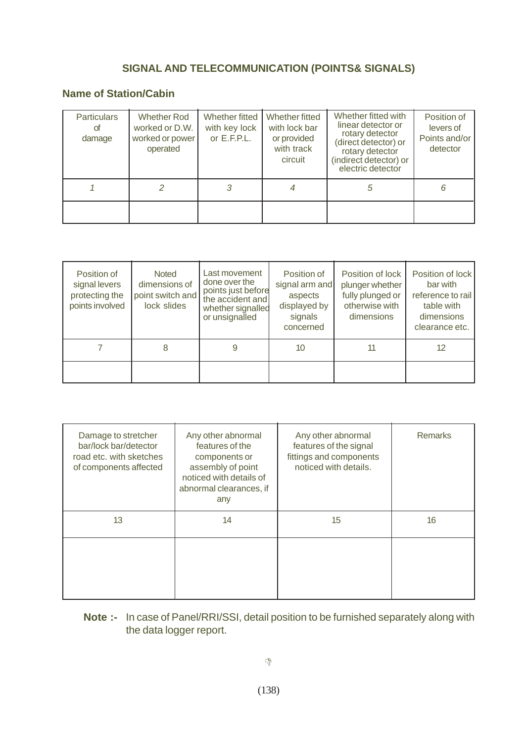## SIGNAL AND TELECOMMUNICATION (POINTS& SIGNALS)

### Name of Station/Cabin

| Particulars of damage | Whether Rod worked or D.W. worked or power operated | Whether fitted with key lock or E.F.P.L. | Whether fitted with lock bar or provided with track circuit | Whether fitted with linear detector or rotary detector (direct detector) or rotary detector (indirect detector) or electric detector | Position of levers of Points and/or detector |
|---|---|---|---|---|---|
| *1* | *2* | *3* | *4* | *5* | *6* |
| | | | | | |

| Position of signal levers protecting the points involved | Noted dimensions of point switch and lock slides | Last movement done over the points just before the accident and whether signalled or unsignalled | Position of signal arm and aspects displayed by signals concerned | Position of lock plunger whether fully plunged or otherwise with dimensions | Position of lock bar with reference to rail table with dimensions clearance etc. |
|---|---|---|---|---|---|
| 7 | 8 | 9 | 10 | 11 | 12 |
| | | | | | |

| Damage to stretcher bar/lock bar/detector road etc. with sketches of components affected | Any other abnormal features of the components or assembly of point noticed with details of abnormal clearances, if any | Any other abnormal features of the signal fittings and components noticed with details. | Remarks |
|---|---|---|---|
| 13 | 14 | 15 | 16 |
| | | | |

**Note :-** In case of Panel/RRI/SSI, detail position to be furnished separately along with the data logger report.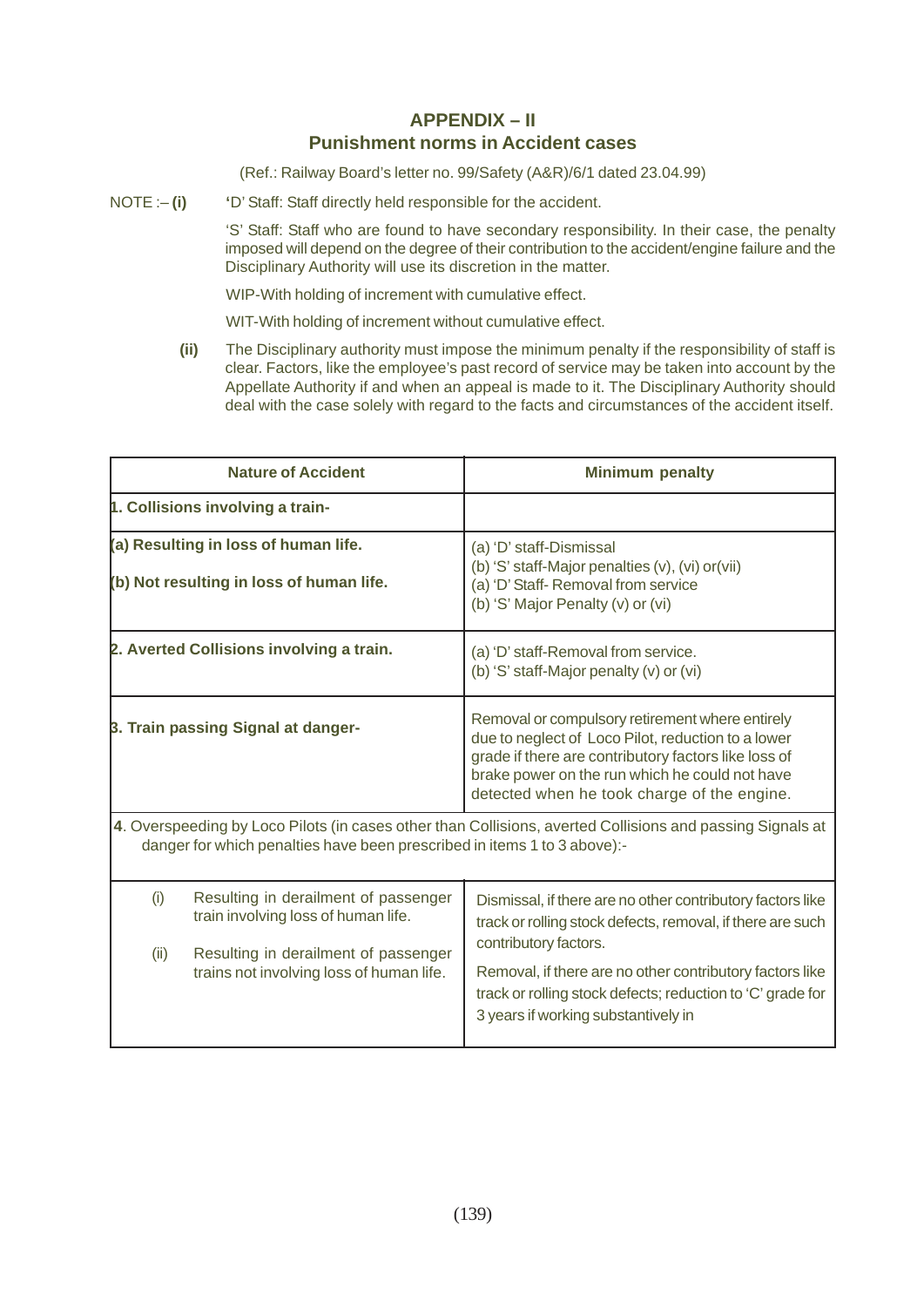# APPENDIX – II
## Punishment norms in Accident cases

(Ref.: Railway Board's letter no. 99/Safety (A&R)/6/1 dated 23.04.99)

NOTE :– **(i)** 'D' Staff: Staff directly held responsible for the accident.

'S' Staff: Staff who are found to have secondary responsibility. In their case, the penalty imposed will depend on the degree of their contribution to the accident/engine failure and the Disciplinary Authority will use its discretion in the matter.

WIP-With holding of increment with cumulative effect.

WIT-With holding of increment without cumulative effect.

**(ii)** The Disciplinary authority must impose the minimum penalty if the responsibility of staff is clear. Factors, like the employee's past record of service may be taken into account by the Appellate Authority if and when an appeal is made to it. The Disciplinary Authority should deal with the case solely with regard to the facts and circumstances of the accident itself.

| Nature of Accident | Minimum penalty |
|---|---|
| **1. Collisions involving a train-** | |
| **(a) Resulting in loss of human life.**<br>**(b) Not resulting in loss of human life.** | (a) 'D' staff-Dismissal<br>(b) 'S' staff-Major penalties (v), (vi) or(vii)<br>(a) 'D' Staff- Removal from service<br>(b) 'S' Major Penalty (v) or (vi) |
| **2. Averted Collisions involving a train.** | (a) 'D' staff-Removal from service.<br>(b) 'S' staff-Major penalty (v) or (vi) |
| **3. Train passing Signal at danger-** | Removal or compulsory retirement where entirely due to neglect of Loco Pilot, reduction to a lower grade if there are contributory factors like loss of brake power on the run which he could not have detected when he took charge of the engine. |
| **4**. Overspeeding by Loco Pilots (in cases other than Collisions, averted Collisions and passing Signals at danger for which penalties have been prescribed in items 1 to 3 above):- | |
| (i) Resulting in derailment of passenger train involving loss of human life. | Dismissal, if there are no other contributory factors like track or rolling stock defects, removal, if there are such contributory factors. |
| (ii) Resulting in derailment of passenger trains not involving loss of human life. | Removal, if there are no other contributory factors like track or rolling stock defects; reduction to 'C' grade for 3 years if working substantively in |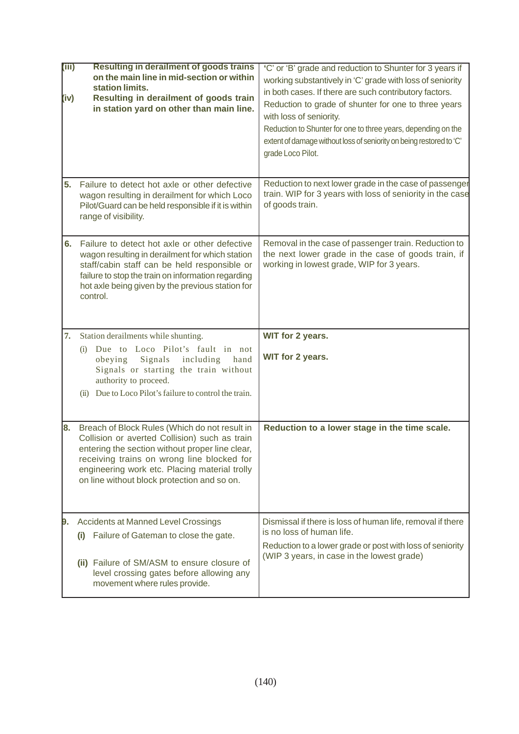| | | |
|---|---|---|
| (iii) (iv) | **Resulting in derailment of goods trains on the main line in mid-section or within station limits.** **Resulting in derailment of goods train in station yard on other than main line.** | 'C' or 'B' grade and reduction to Shunter for 3 years if working substantively in 'C' grade with loss of seniority in both cases. If there are such contributory factors. Reduction to grade of shunter for one to three years with loss of seniority. Reduction to Shunter for one to three years, depending on the extent of damage without loss of seniority on being restored to 'C' grade Loco Pilot. |
| **5.** | Failure to detect hot axle or other defective wagon resulting in derailment for which Loco Pilot/Guard can be held responsible if it is within range of visibility. | Reduction to next lower grade in the case of passenger train. WIP for 3 years with loss of seniority in the case of goods train. |
| **6.** | Failure to detect hot axle or other defective wagon resulting in derailment for which station staff/cabin staff can be held responsible or failure to stop the train on information regarding hot axle being given by the previous station for control. | Removal in the case of passenger train. Reduction to the next lower grade in the case of goods train, if working in lowest grade, WIP for 3 years. |
| **7.** | Station derailments while shunting. (i) Due to Loco Pilot's fault in not obeying Signals including hand Signals or starting the train without authority to proceed. (ii) Due to Loco Pilot's failure to control the train. | **WIT for 2 years.** **WIT for 2 years.** |
| **8.** | Breach of Block Rules (Which do not result in Collision or averted Collision) such as train entering the section without proper line clear, receiving trains on wrong line blocked for engineering work etc. Placing material trolly on line without block protection and so on. | **Reduction to a lower stage in the time scale.** |
| **9.** | Accidents at Manned Level Crossings **(i)** Failure of Gateman to close the gate. **(ii)** Failure of SM/ASM to ensure closure of level crossing gates before allowing any movement where rules provide. | Dismissal if there is loss of human life, removal if there is no loss of human life. Reduction to a lower grade or post with loss of seniority (WIP 3 years, in case in the lowest grade) |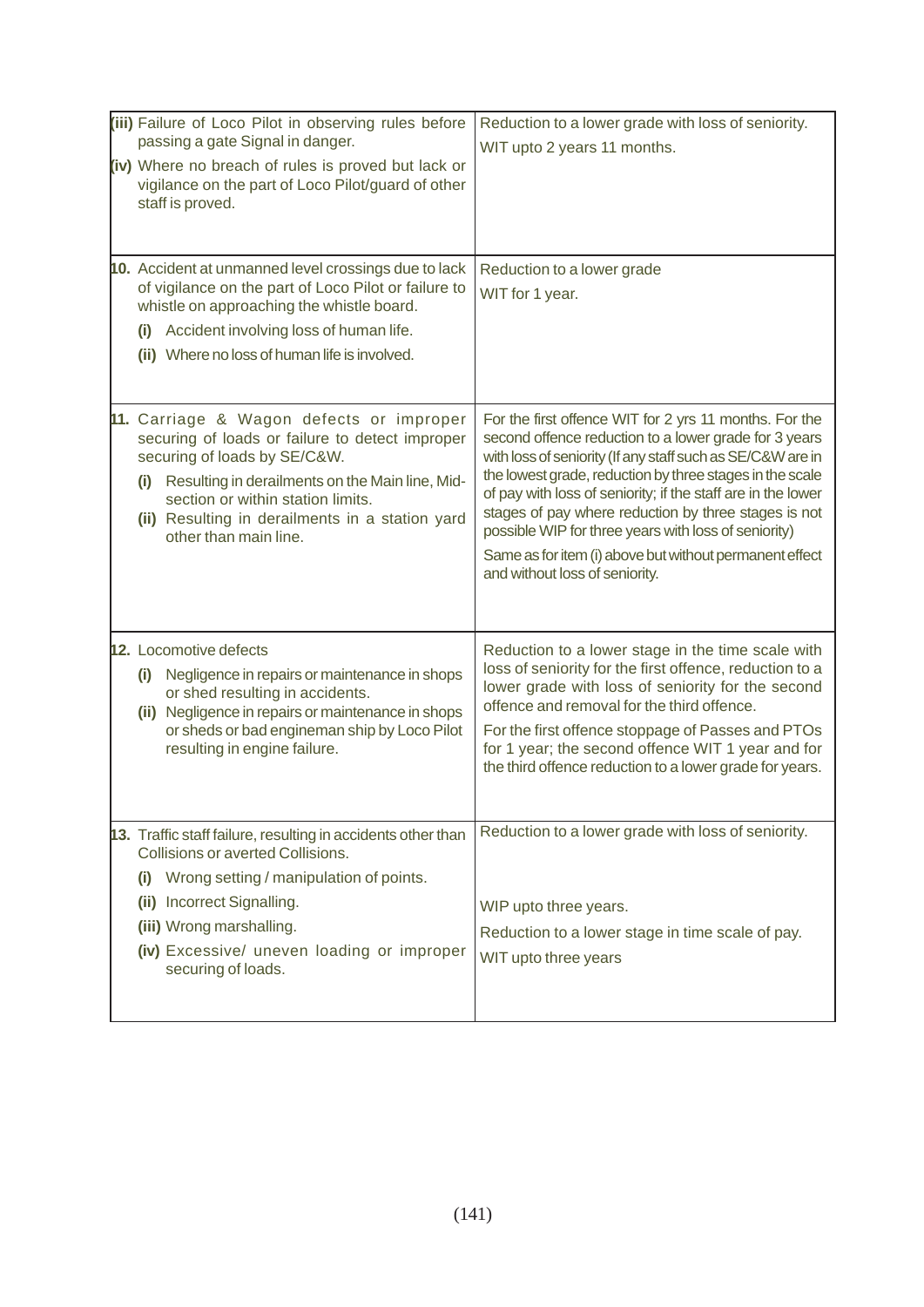| | |
|---|---|
| **(iii)** Failure of Loco Pilot in observing rules before passing a gate Signal in danger.<br>**(iv)** Where no breach of rules is proved but lack or vigilance on the part of Loco Pilot/guard of other staff is proved. | Reduction to a lower grade with loss of seniority.<br>WIT upto 2 years 11 months. |
| **10.** Accident at unmanned level crossings due to lack of vigilance on the part of Loco Pilot or failure to whistle on approaching the whistle board.<br>**(i)** Accident involving loss of human life.<br>**(ii)** Where no loss of human life is involved. | Reduction to a lower grade<br>WIT for 1 year. |
| **11.** Carriage & Wagon defects or improper securing of loads or failure to detect improper securing of loads by SE/C&W.<br>**(i)** Resulting in derailments on the Main line, Mid-section or within station limits.<br>**(ii)** Resulting in derailments in a station yard other than main line. | For the first offence WIT for 2 yrs 11 months. For the second offence reduction to a lower grade for 3 years with loss of seniority (If any staff such as SE/C&W are in the lowest grade, reduction by three stages in the scale of pay with loss of seniority; if the staff are in the lower stages of pay where reduction by three stages is not possible WIP for three years with loss of seniority)<br>Same as for item (i) above but without permanent effect and without loss of seniority. |
| **12.** Locomotive defects<br>**(i)** Negligence in repairs or maintenance in shops or shed resulting in accidents.<br>**(ii)** Negligence in repairs or maintenance in shops or sheds or bad engineman ship by Loco Pilot resulting in engine failure. | Reduction to a lower stage in the time scale with loss of seniority for the first offence, reduction to a lower grade with loss of seniority for the second offence and removal for the third offence.<br>For the first offence stoppage of Passes and PTOs for 1 year; the second offence WIT 1 year and for the third offence reduction to a lower grade for years. |
| **13.** Traffic staff failure, resulting in accidents other than Collisions or averted Collisions.<br>**(i)** Wrong setting / manipulation of points.<br>**(ii)** Incorrect Signalling.<br>**(iii)** Wrong marshalling.<br>**(iv)** Excessive/ uneven loading or improper securing of loads. | Reduction to a lower grade with loss of seniority.<br>WIP upto three years.<br>Reduction to a lower stage in time scale of pay.<br>WIT upto three years |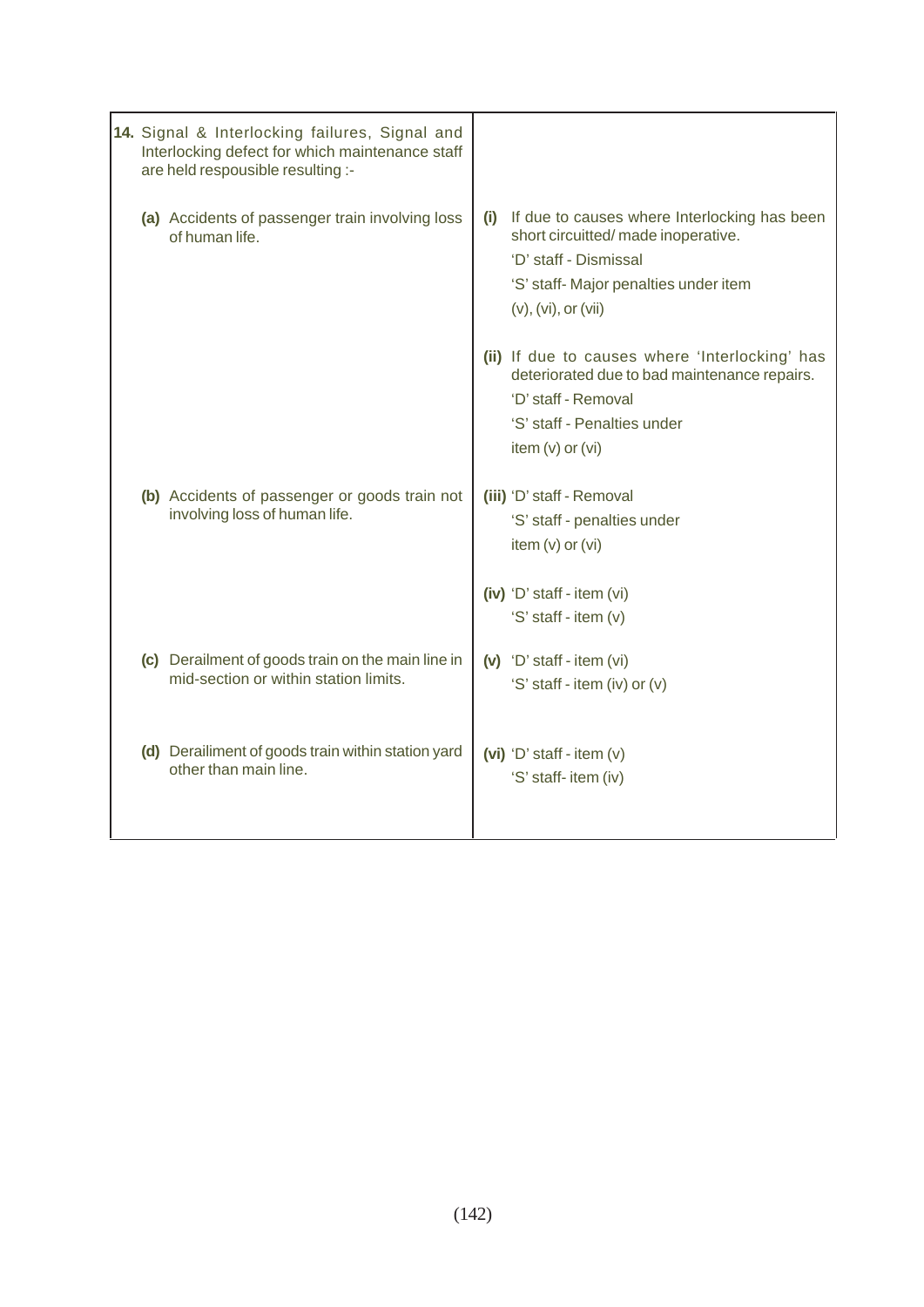| | |
|---|---|
| **14.** Signal & Interlocking failures, Signal and Interlocking defect for which maintenance staff are held respousible resulting :- | |
| **(a)** Accidents of passenger train involving loss of human life. | **(i)** If due to causes where Interlocking has been short circuitted/ made inoperative.<br>'D' staff - Dismissal<br>'S' staff- Major penalties under item (v), (vi), or (vii)<br><br>**(ii)** If due to causes where 'Interlocking' has deteriorated due to bad maintenance repairs.<br>'D' staff - Removal<br>'S' staff - Penalties under item (v) or (vi) |
| **(b)** Accidents of passenger or goods train not involving loss of human life. | **(iii)** 'D' staff - Removal<br>'S' staff - penalties under item (v) or (vi)<br><br>**(iv)** 'D' staff - item (vi)<br>'S' staff - item (v) |
| **(c)** Derailment of goods train on the main line in mid-section or within station limits. | **(v)** 'D' staff - item (vi)<br>'S' staff - item (iv) or (v) |
| **(d)** Derailiment of goods train within station yard other than main line. | **(vi)** 'D' staff - item (v)<br>'S' staff- item (iv) |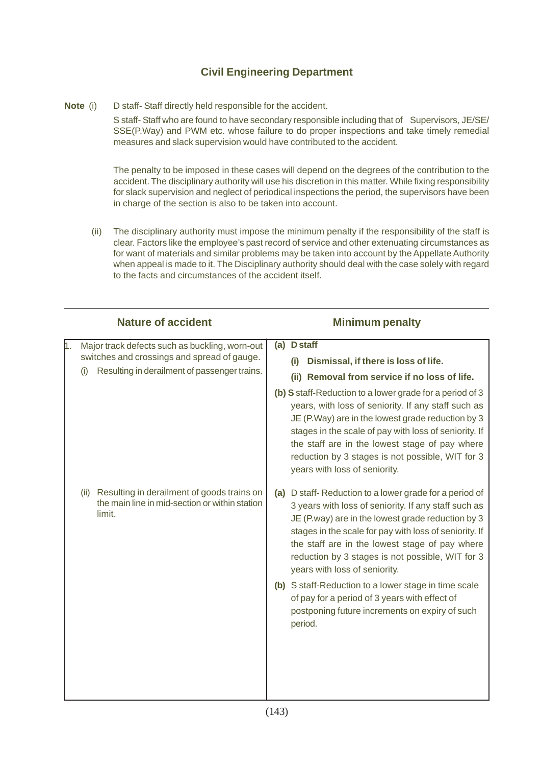## Civil Engineering Department

**Note** (i) D staff- Staff directly held responsible for the accident.

S staff- Staff who are found to have secondary responsible including that of Supervisors, JE/SE/ SSE(P.Way) and PWM etc. whose failure to do proper inspections and take timely remedial measures and slack supervision would have contributed to the accident.

The penalty to be imposed in these cases will depend on the degrees of the contribution to the accident. The disciplinary authority will use his discretion in this matter. While fixing responsibility for slack supervision and neglect of periodical inspections the period, the supervisors have been in charge of the section is also to be taken into account.

(ii) The disciplinary authority must impose the minimum penalty if the responsibility of the staff is clear. Factors like the employee's past record of service and other extenuating circumstances as for want of materials and similar problems may be taken into account by the Appellate Authority when appeal is made to it. The Disciplinary authority should deal with the case solely with regard to the facts and circumstances of the accident itself.

| Nature of accident | Minimum penalty |
|---|---|
| 1. Major track defects such as buckling, worn-out switches and crossings and spread of gauge.<br>(i) Resulting in derailment of passenger trains. | **(a) D staff**<br>**(i) Dismissal, if there is loss of life.**<br>**(ii) Removal from service if no loss of life.**<br>**(b) S** staff-Reduction to a lower grade for a period of 3 years, with loss of seniority. If any staff such as JE (P.Way) are in the lowest grade reduction by 3 stages in the scale of pay with loss of seniority. If the staff are in the lowest stage of pay where reduction by 3 stages is not possible, WIT for 3 years with loss of seniority. |
| (ii) Resulting in derailment of goods trains on the main line in mid-section or within station limit. | **(a)** D staff- Reduction to a lower grade for a period of 3 years with loss of seniority. If any staff such as JE (P.way) are in the lowest grade reduction by 3 stages in the scale for pay with loss of seniority. If the staff are in the lowest stage of pay where reduction by 3 stages is not possible, WIT for 3 years with loss of seniority.<br>**(b)** S staff-Reduction to a lower stage in time scale of pay for a period of 3 years with effect of postponing future increments on expiry of such period. |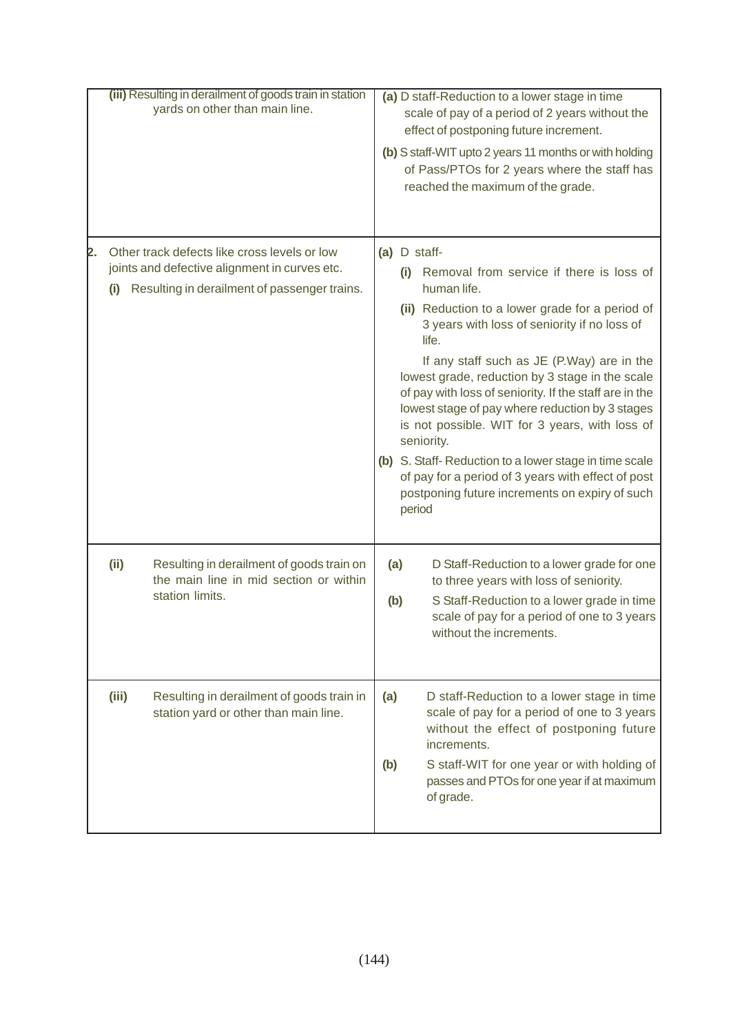| | |
|---|---|
| **(iii)** Resulting in derailment of goods train in station yards on other than main line. | **(a)** D staff-Reduction to a lower stage in time scale of pay of a period of 2 years without the effect of postponing future increment.<br>**(b)** S staff-WIT upto 2 years 11 months or with holding of Pass/PTOs for 2 years where the staff has reached the maximum of the grade. |
| **2.** Other track defects like cross levels or low joints and defective alignment in curves etc.<br>**(i)** Resulting in derailment of passenger trains. | **(a)** D staff-<br>**(i)** Removal from service if there is loss of human life.<br>**(ii)** Reduction to a lower grade for a period of 3 years with loss of seniority if no loss of life.<br>If any staff such as JE (P.Way) are in the lowest grade, reduction by 3 stage in the scale of pay with loss of seniority. If the staff are in the lowest stage of pay where reduction by 3 stages is not possible. WIT for 3 years, with loss of seniority.<br>**(b)** S. Staff- Reduction to a lower stage in time scale of pay for a period of 3 years with effect of post postponing future increments on expiry of such period |
| **(ii)** Resulting in derailment of goods train on the main line in mid section or within station limits. | **(a)** D Staff-Reduction to a lower grade for one to three years with loss of seniority.<br>**(b)** S Staff-Reduction to a lower grade in time scale of pay for a period of one to 3 years without the increments. |
| **(iii)** Resulting in derailment of goods train in station yard or other than main line. | **(a)** D staff-Reduction to a lower stage in time scale of pay for a period of one to 3 years without the effect of postponing future increments.<br>**(b)** S staff-WIT for one year or with holding of passes and PTOs for one year if at maximum of grade. |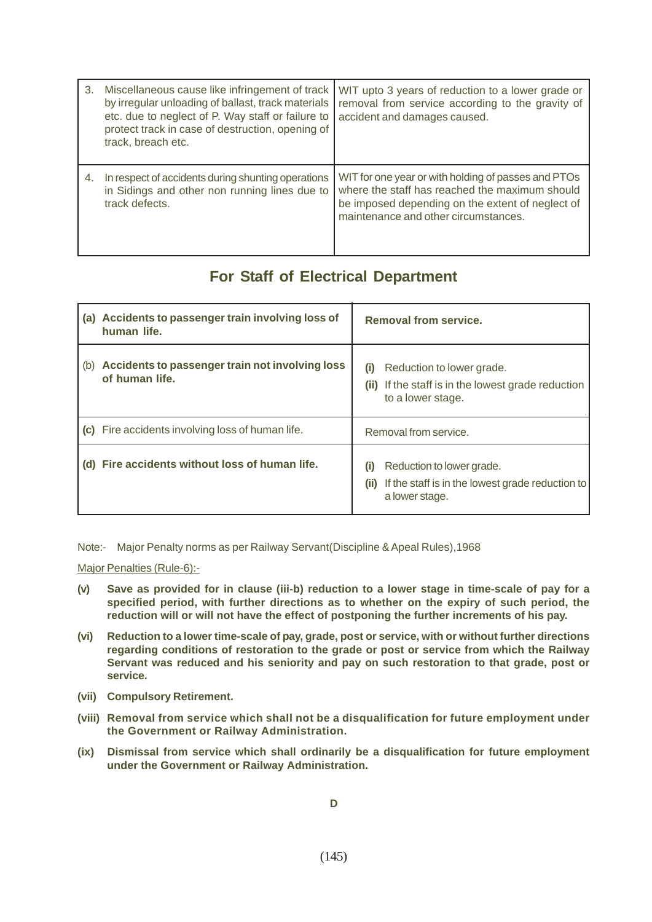| | |
|---|---|
| 3. Miscellaneous cause like infringement of track by irregular unloading of ballast, track materials etc. due to neglect of P. Way staff or failure to protect track in case of destruction, opening of track, breach etc. | WIT upto 3 years of reduction to a lower grade or removal from service according to the gravity of accident and damages caused. |
| 4. In respect of accidents during shunting operations in Sidings and other non running lines due to track defects. | WIT for one year or with holding of passes and PTOs where the staff has reached the maximum should be imposed depending on the extent of neglect of maintenance and other circumstances. |

## For Staff of Electrical Department

| | |
|---|---|
| **(a) Accidents to passenger train involving loss of human life.** | **Removal from service.** |
| (b) **Accidents to passenger train not involving loss of human life.** | **(i)** Reduction to lower grade.<br>**(ii)** If the staff is in the lowest grade reduction to a lower stage. |
| **(c)** Fire accidents involving loss of human life. | Removal from service. |
| **(d) Fire accidents without loss of human life.** | **(i)** Reduction to lower grade.<br>**(ii)** If the staff is in the lowest grade reduction to a lower stage. |

Note:- Major Penalty norms as per Railway Servant(Discipline & Apeal Rules),1968

Major Penalties (Rule-6):-

**(v) Save as provided for in clause (iii-b) reduction to a lower stage in time-scale of pay for a specified period, with further directions as to whether on the expiry of such period, the reduction will or will not have the effect of postponing the further increments of his pay.**

**(vi) Reduction to a lower time-scale of pay, grade, post or service, with or without further directions regarding conditions of restoration to the grade or post or service from which the Railway Servant was reduced and his seniority and pay on such restoration to that grade, post or service.**

**(vii) Compulsory Retirement.**

**(viii) Removal from service which shall not be a disqualification for future employment under the Government or Railway Administration.**

**(ix) Dismissal from service which shall ordinarily be a disqualification for future employment under the Government or Railway Administration.**

**D**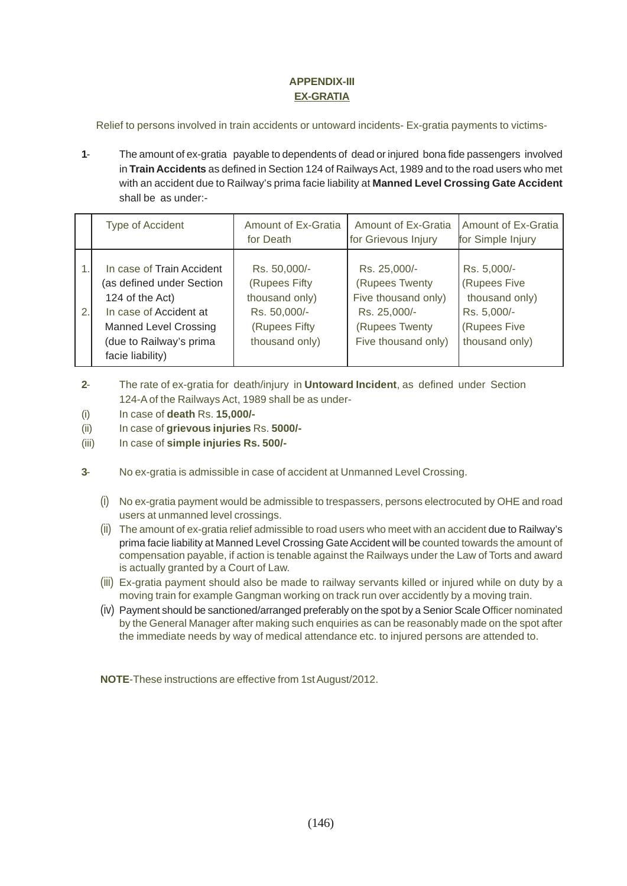# APPENDIX-III

## EX-GRATIA

Relief to persons involved in train accidents or untoward incidents- Ex-gratia payments to victims-

**1**- The amount of ex-gratia payable to dependents of dead or injured bona fide passengers involved in **Train Accidents** as defined in Section 124 of Railways Act, 1989 and to the road users who met with an accident due to Railway's prima facie liability at **Manned Level Crossing Gate Accident** shall be as under:-

| | Type of Accident | Amount of Ex-Gratia for Death | Amount of Ex-Gratia for Grievous Injury | Amount of Ex-Gratia for Simple Injury |
|---|---|---|---|---|
| 1. | In case of Train Accident (as defined under Section 124 of the Act) | Rs. 50,000/- (Rupees Fifty thousand only) | Rs. 25,000/- (Rupees Twenty Five thousand only) | Rs. 5,000/- (Rupees Five thousand only) |
| 2. | In case of Accident at Manned Level Crossing (due to Railway's prima facie liability) | Rs. 50,000/- (Rupees Fifty thousand only) | Rs. 25,000/- (Rupees Twenty Five thousand only) | Rs. 5,000/- (Rupees Five thousand only) |

**2**- The rate of ex-gratia for death/injury in **Untoward Incident**, as defined under Section 124-A of the Railways Act, 1989 shall be as under-

(i) In case of **death** Rs. **15,000/-**

(ii) In case of **grievous injuries** Rs. **5000/-**

(iii) In case of **simple injuries Rs. 500/-**

**3**- No ex-gratia is admissible in case of accident at Unmanned Level Crossing.

(i) No ex-gratia payment would be admissible to trespassers, persons electrocuted by OHE and road users at unmanned level crossings.

(ii) The amount of ex-gratia relief admissible to road users who meet with an accident due to Railway's prima facie liability at Manned Level Crossing Gate Accident will be counted towards the amount of compensation payable, if action is tenable against the Railways under the Law of Torts and award is actually granted by a Court of Law.

(iii) Ex-gratia payment should also be made to railway servants killed or injured while on duty by a moving train for example Gangman working on track run over accidently by a moving train.

(iv) Payment should be sanctioned/arranged preferably on the spot by a Senior Scale Officer nominated by the General Manager after making such enquiries as can be reasonably made on the spot after the immediate needs by way of medical attendance etc. to injured persons are attended to.

**NOTE**-These instructions are effective from 1st August/2012.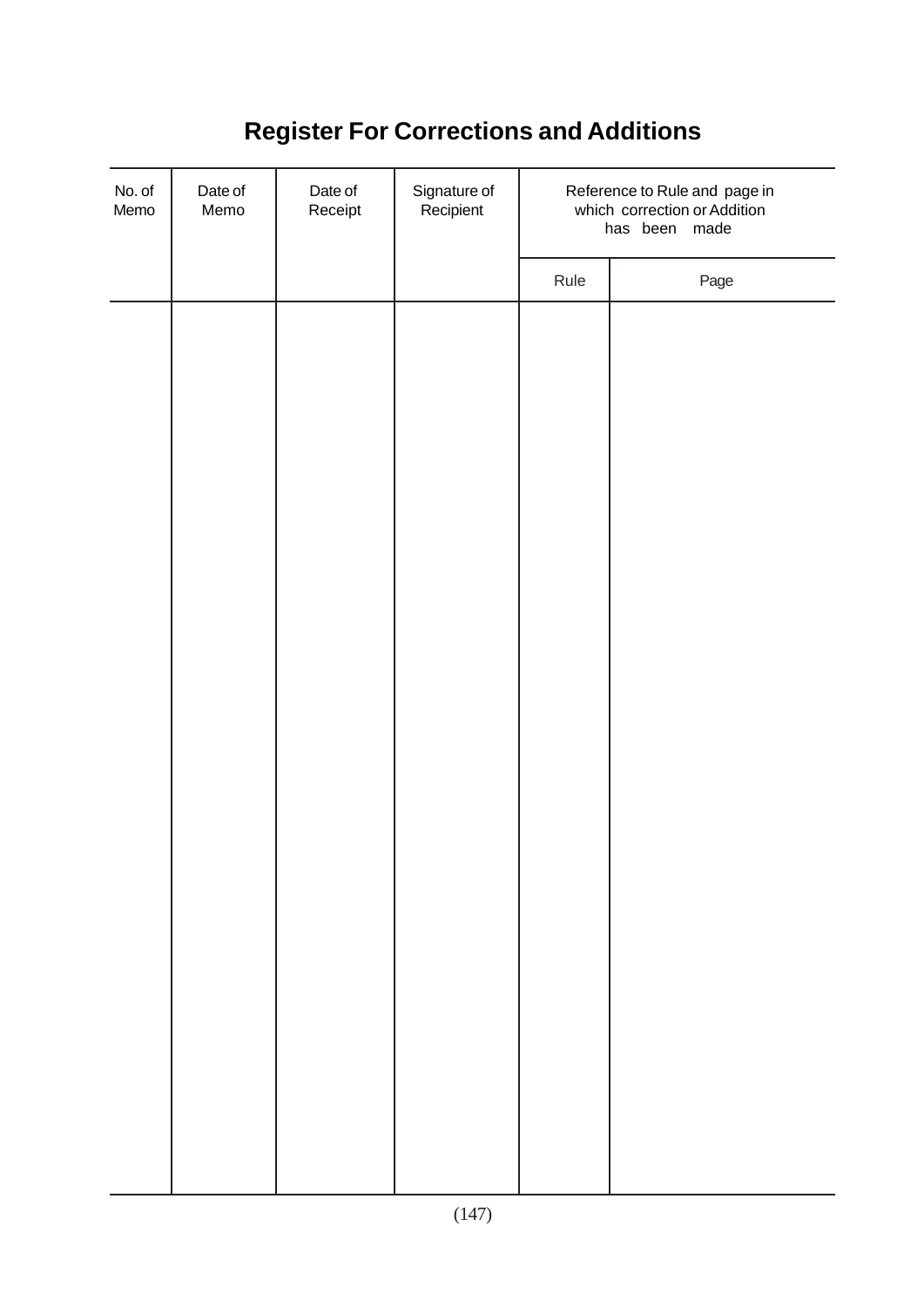# Register For Corrections and Additions

| No. of Memo | Date of Memo | Date of Receipt | Signature of Recipient | Reference to Rule and page in which correction or Addition has been made | |
|---|---|---|---|---|---|
| | | | | Rule | Page |
| | | | | | |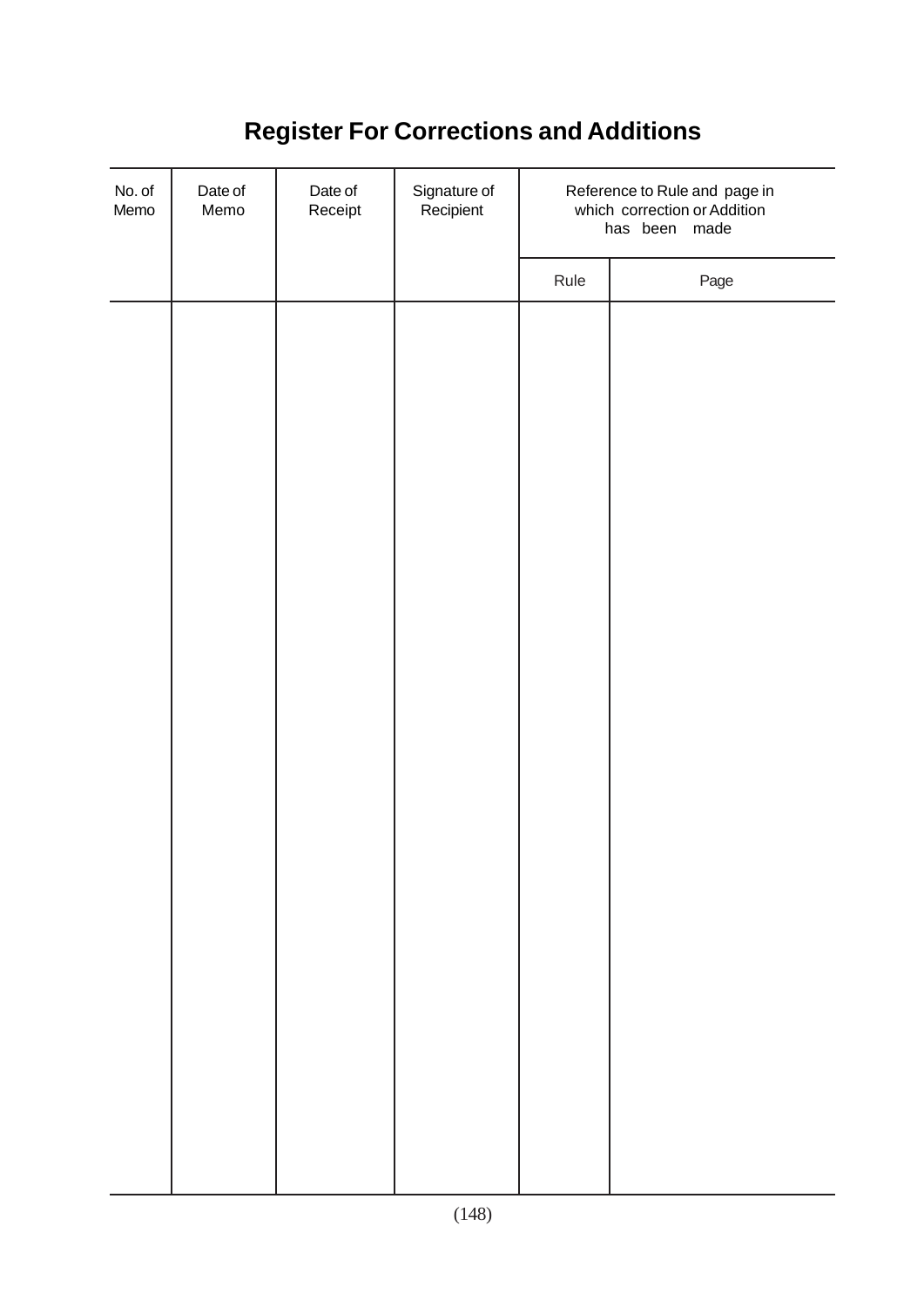# Register For Corrections and Additions

| No. of Memo | Date of Memo | Date of Receipt | Signature of Recipient | Reference to Rule and page in which correction or Addition has been made | |
|---|---|---|---|---|---|
| | | | | Rule | Page |
| | | | | | |